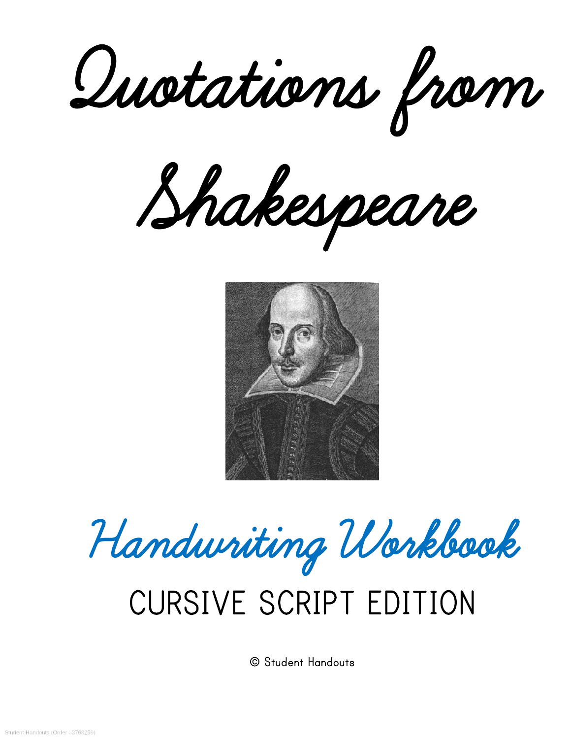# Quotations from Shakespeare

## Handwriting Workbook

### CURSIVE SCRIPT EDITION

© Student Handouts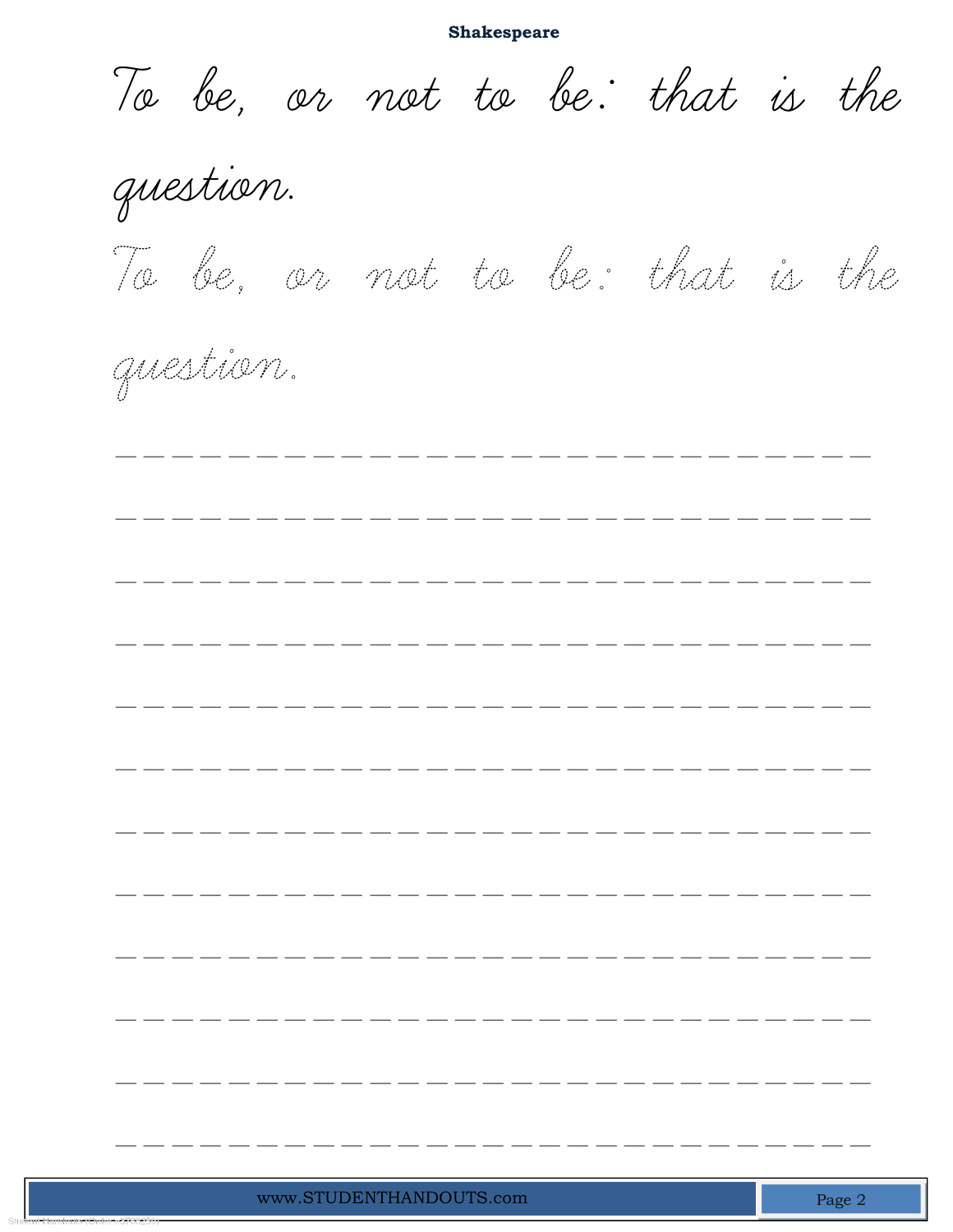**Shakespeare**

To be, or not to be: that is the question.

To be, or not to be: that is the question.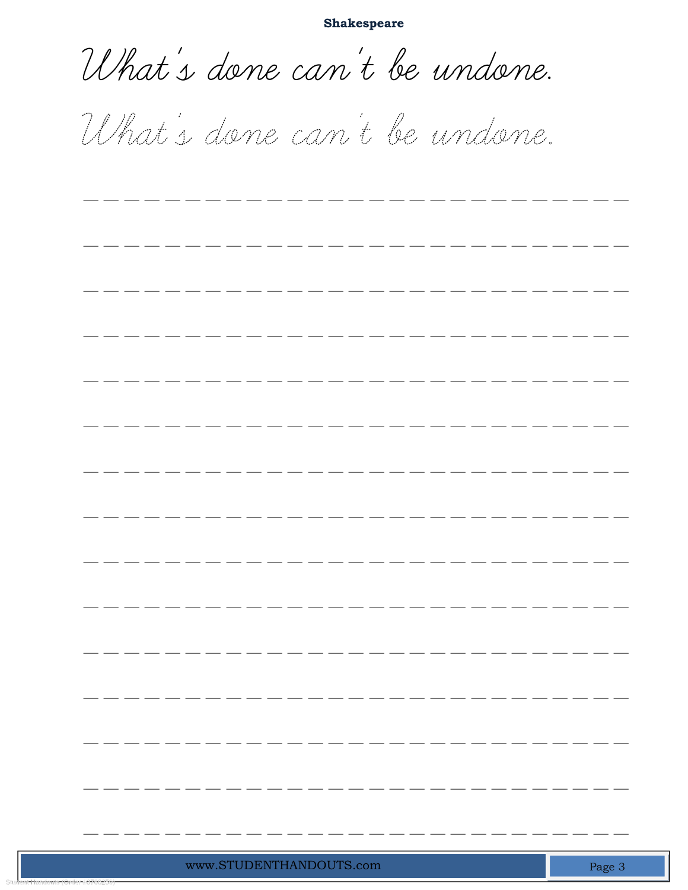**Shakespeare**

What's done can't be undone.

What's done can't be undone.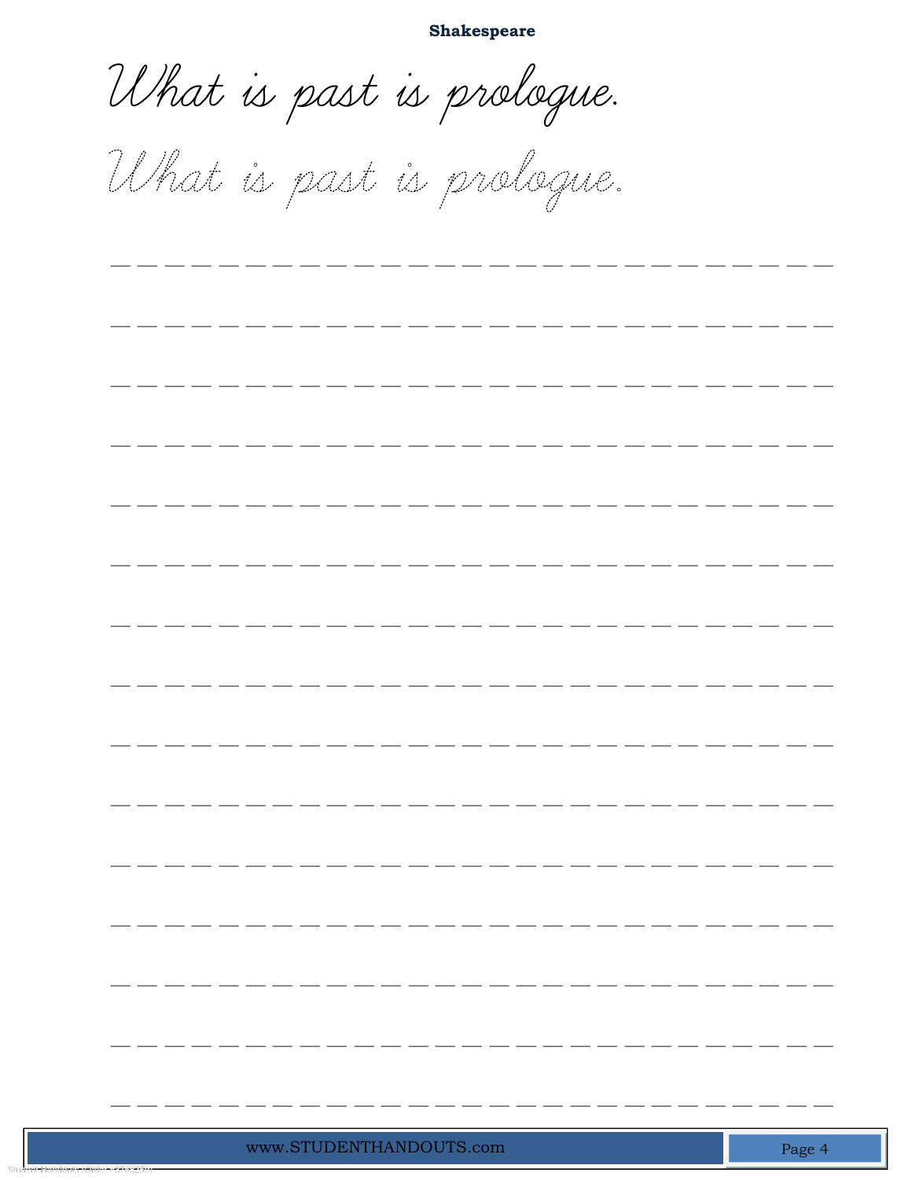**Shakespeare**

What is past is prologue.

What is past is prologue.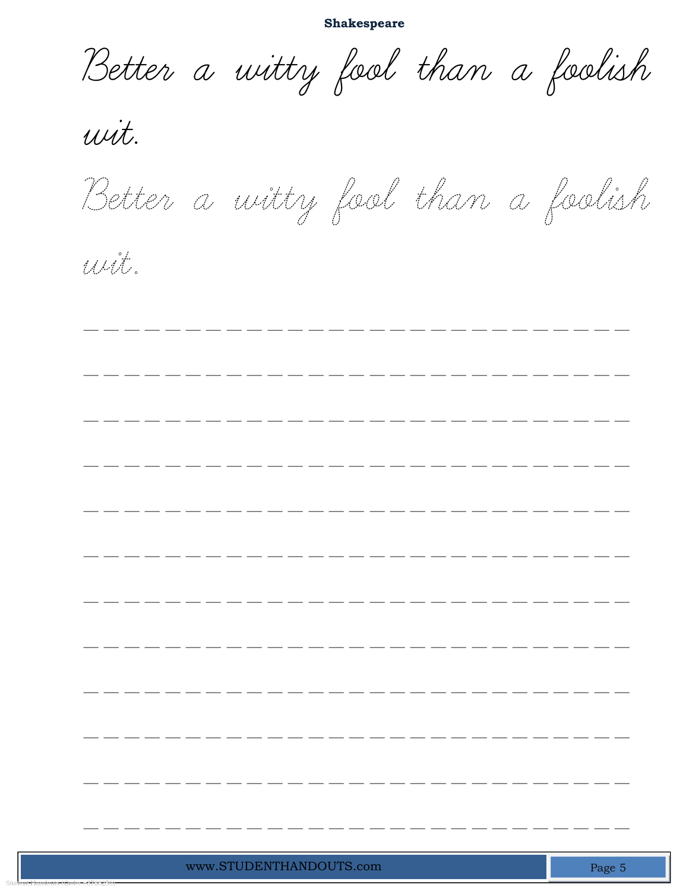**Shakespeare**

Better a witty fool than a foolish wit.

Better a witty fool than a foolish wit.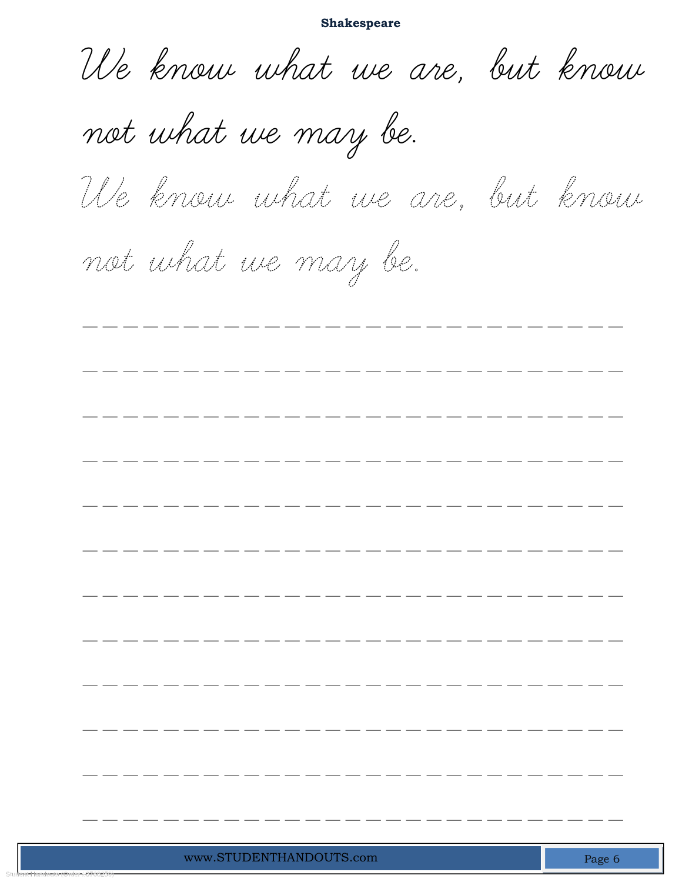**Shakespeare**

We know what we are, but know not what we may be.

We know what we are, but know not what we may be.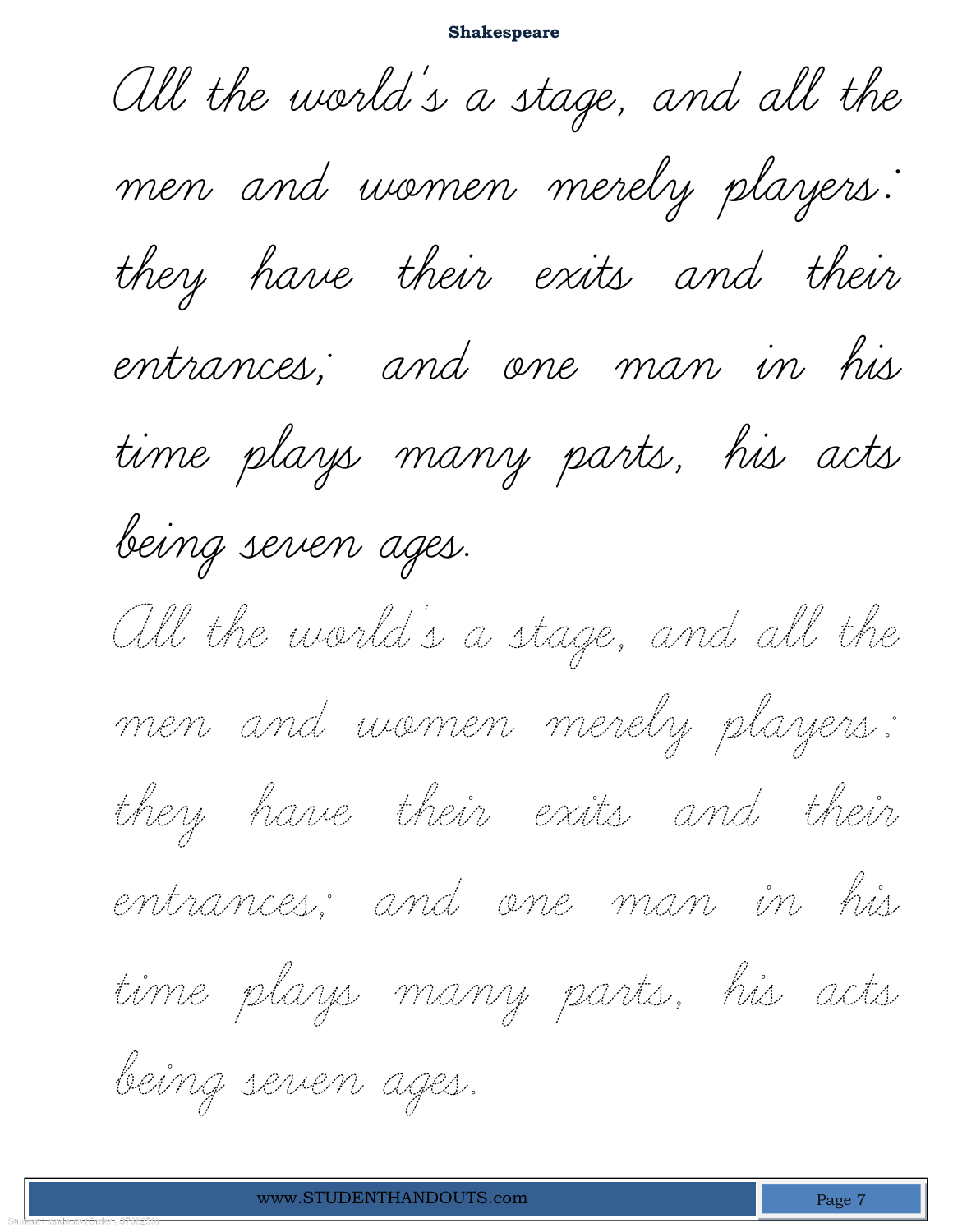**Shakespeare**

All the world's a stage, and all the men and women merely players: they have their exits and their entrances; and one man in his time plays many parts, his acts being seven ages.

All the world's a stage, and all the men and women merely players: they have their exits and their entrances; and one man in his time plays many parts, his acts being seven ages.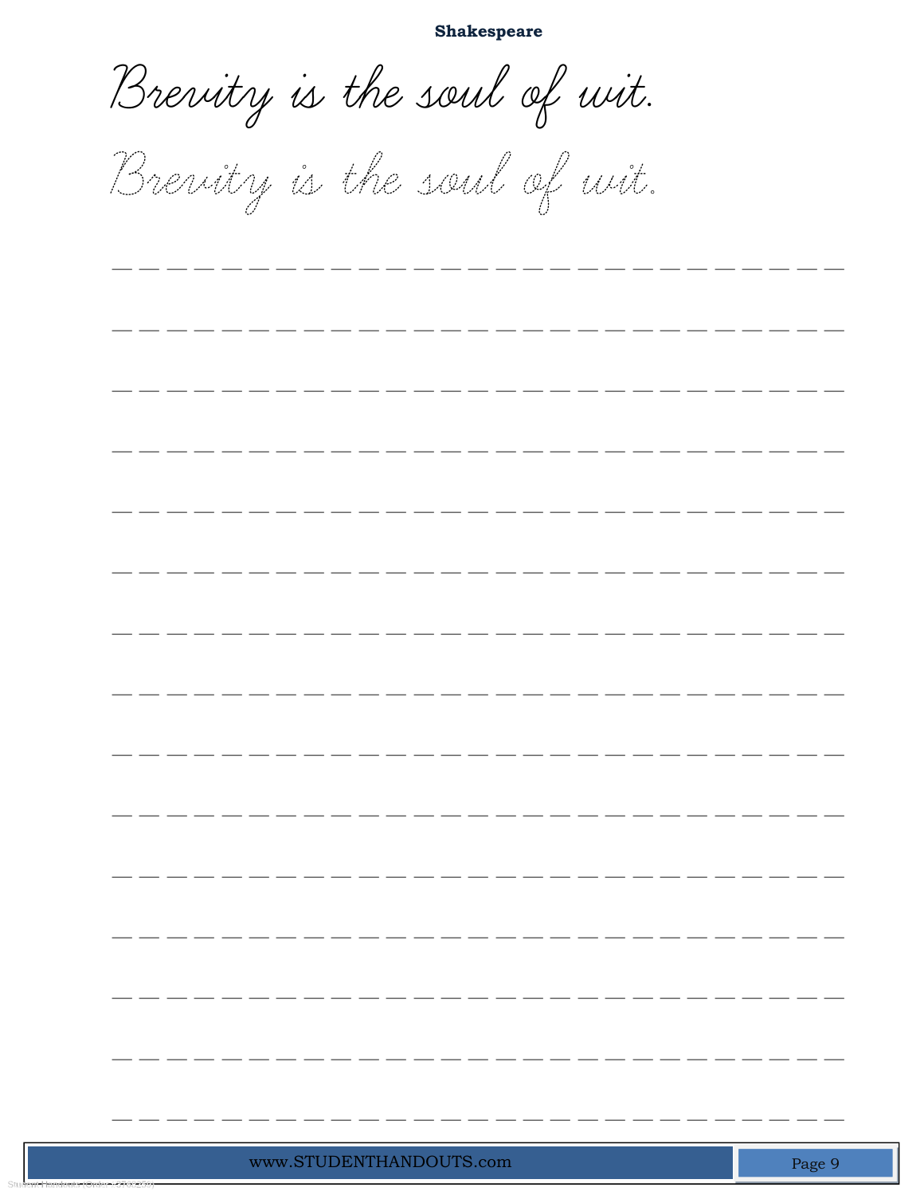**Shakespeare**

Brevity is the soul of wit.

Brevity is the soul of wit.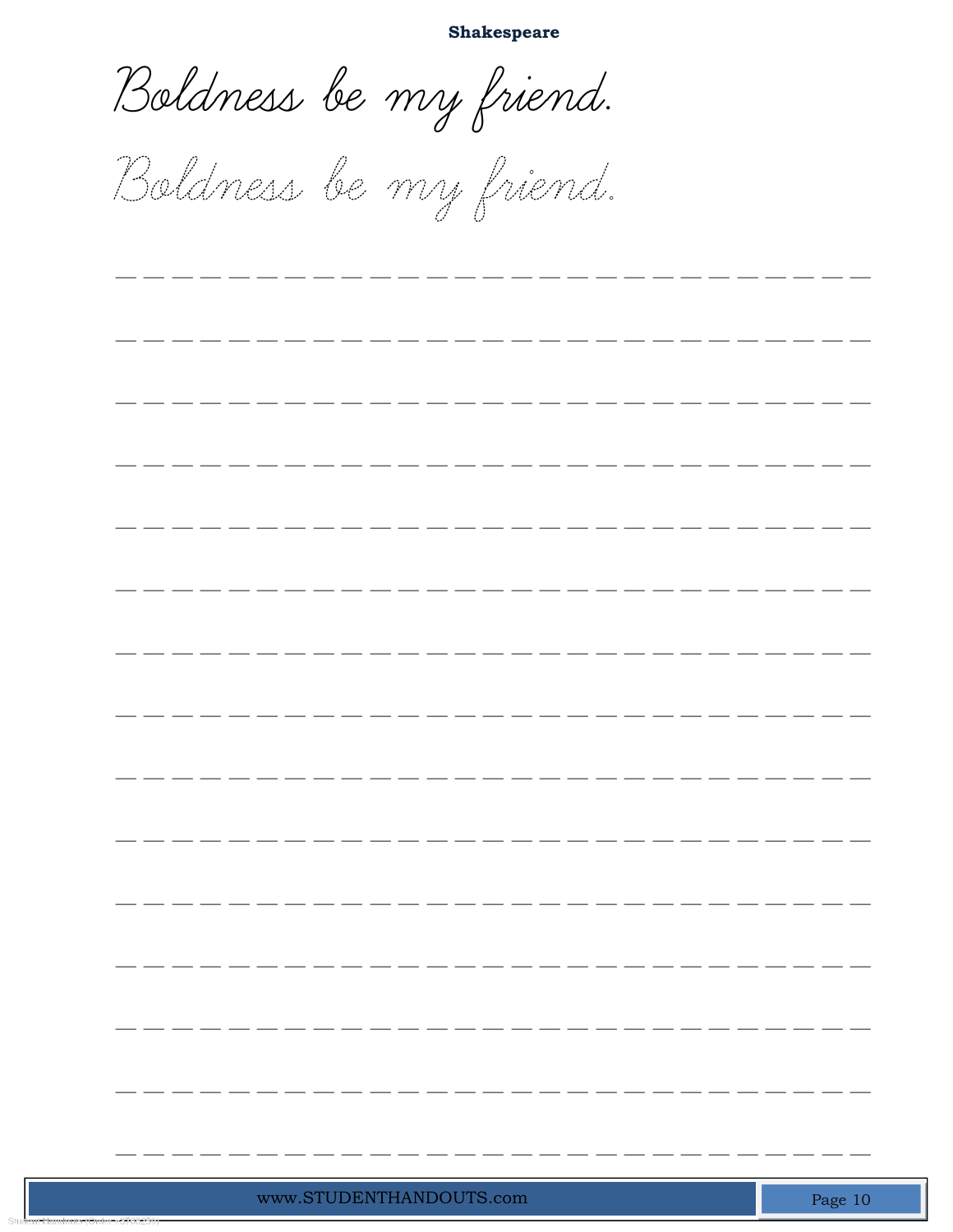**Shakespeare**

Boldness be my friend.

Boldness be my friend.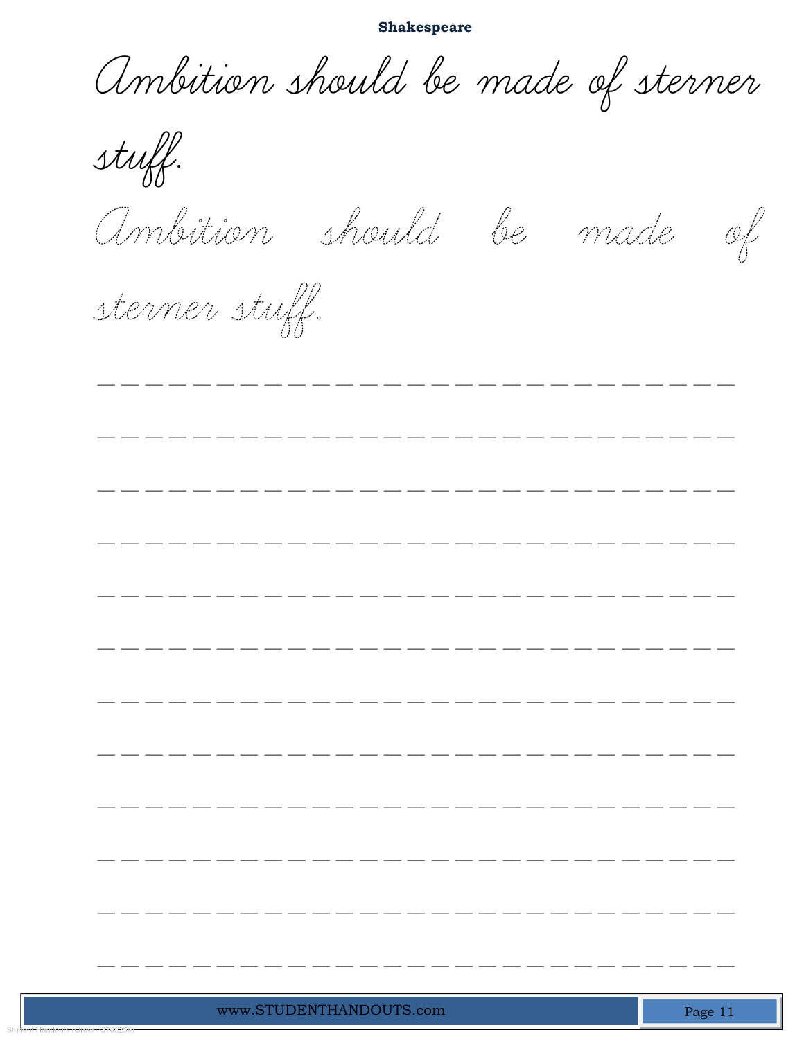**Shakespeare**

Ambition should be made of sterner stuff.

Ambition should be made of sterner stuff.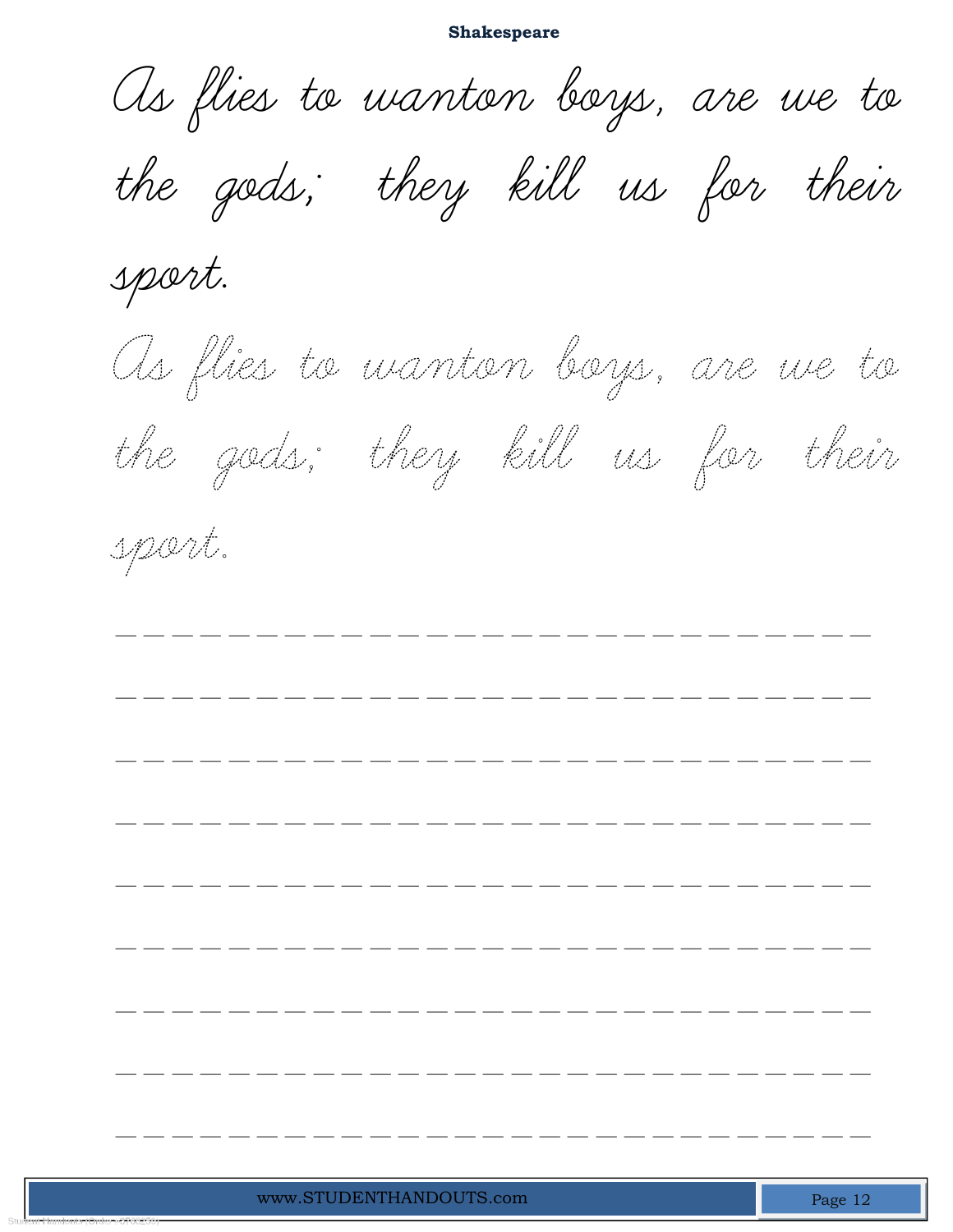**Shakespeare**

As flies to wanton boys, are we to the gods; they kill us for their sport.

As flies to wanton boys, are we to the gods; they kill us for their sport.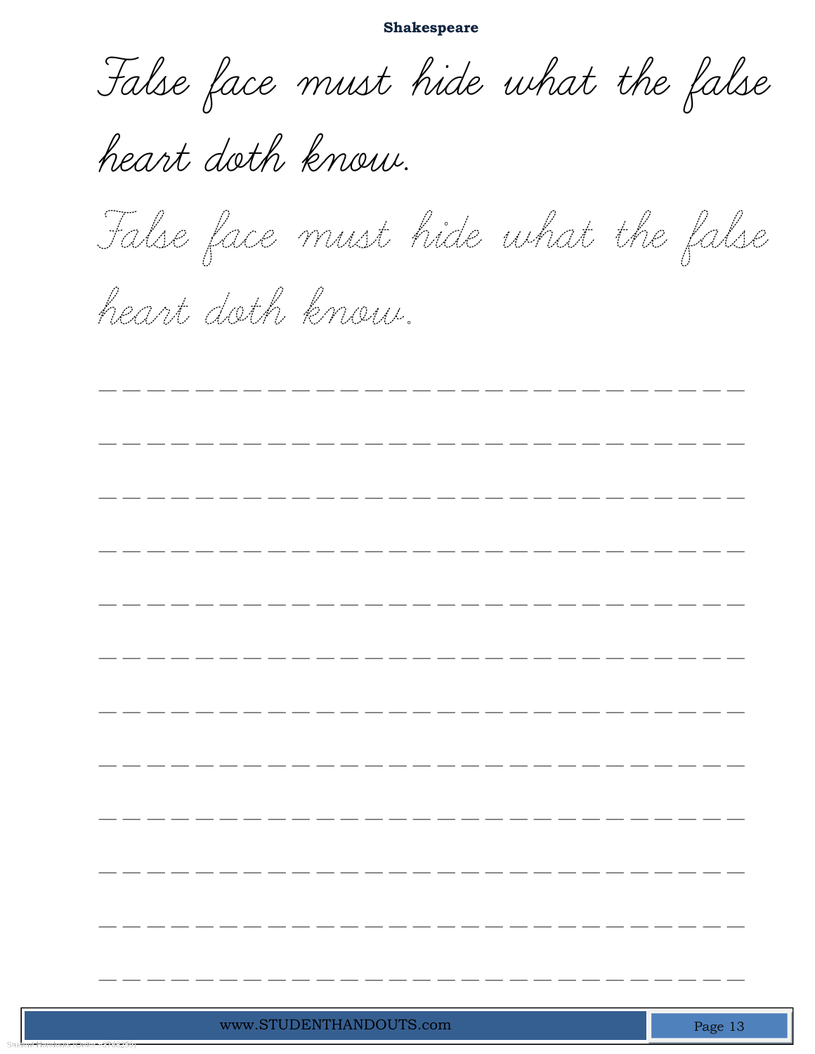**Shakespeare**

False face must hide what the false heart doth know.

False face must hide what the false heart doth know.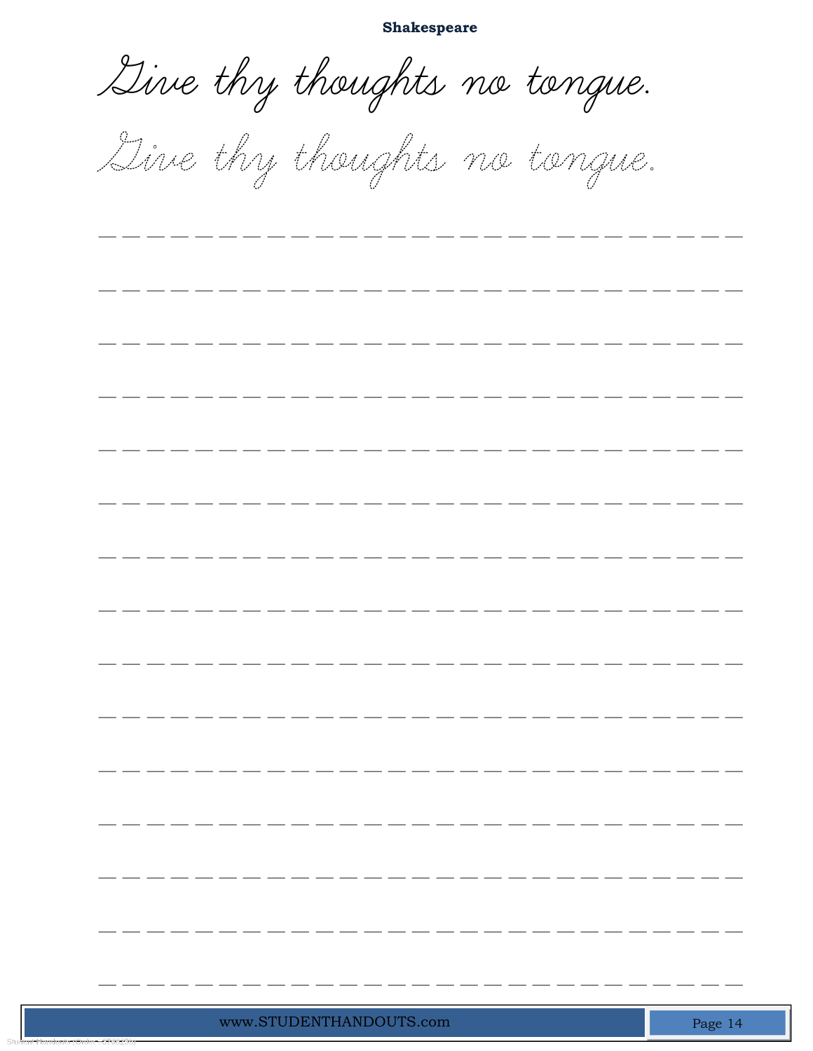**Shakespeare**

Give thy thoughts no tongue.

Give thy thoughts no tongue.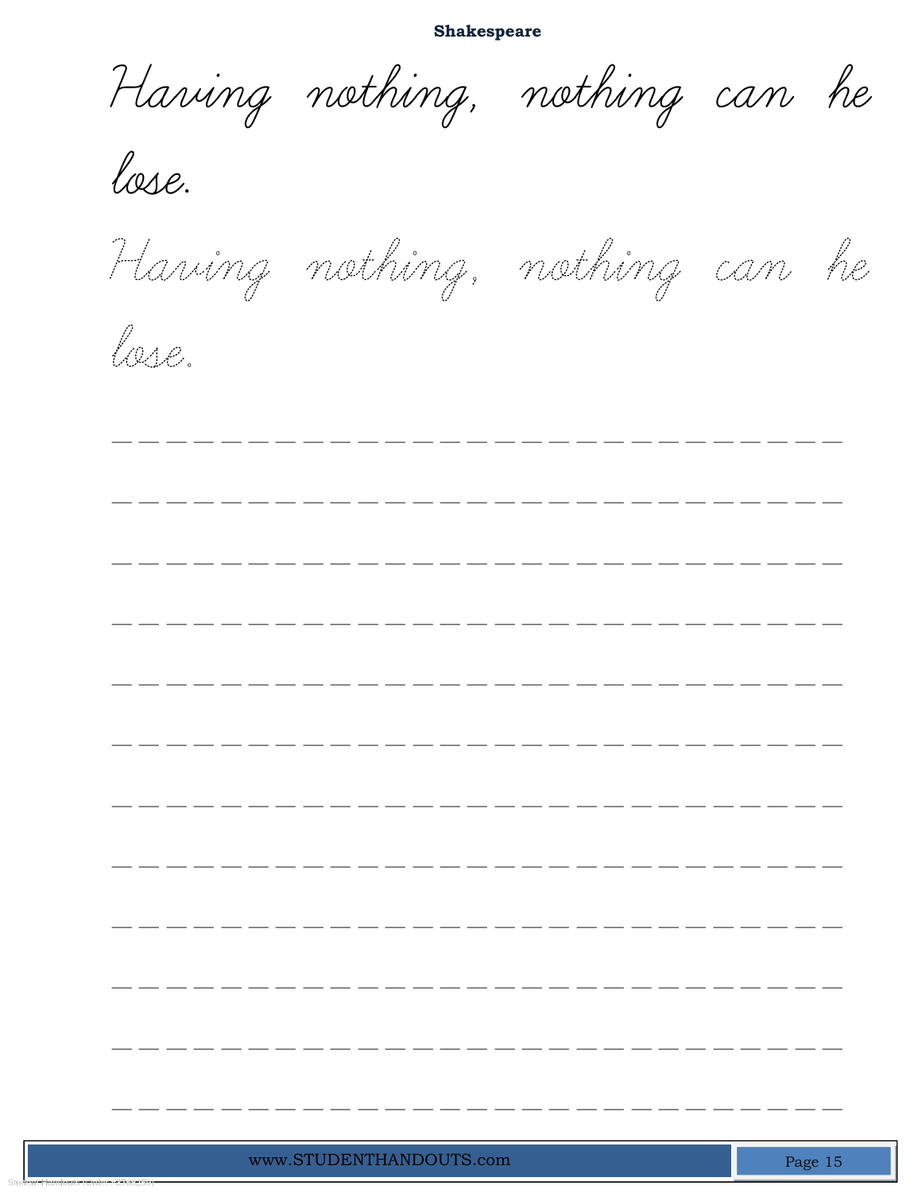**Shakespeare**

*Having nothing, nothing can he lose.*

*Having nothing, nothing can he lose.*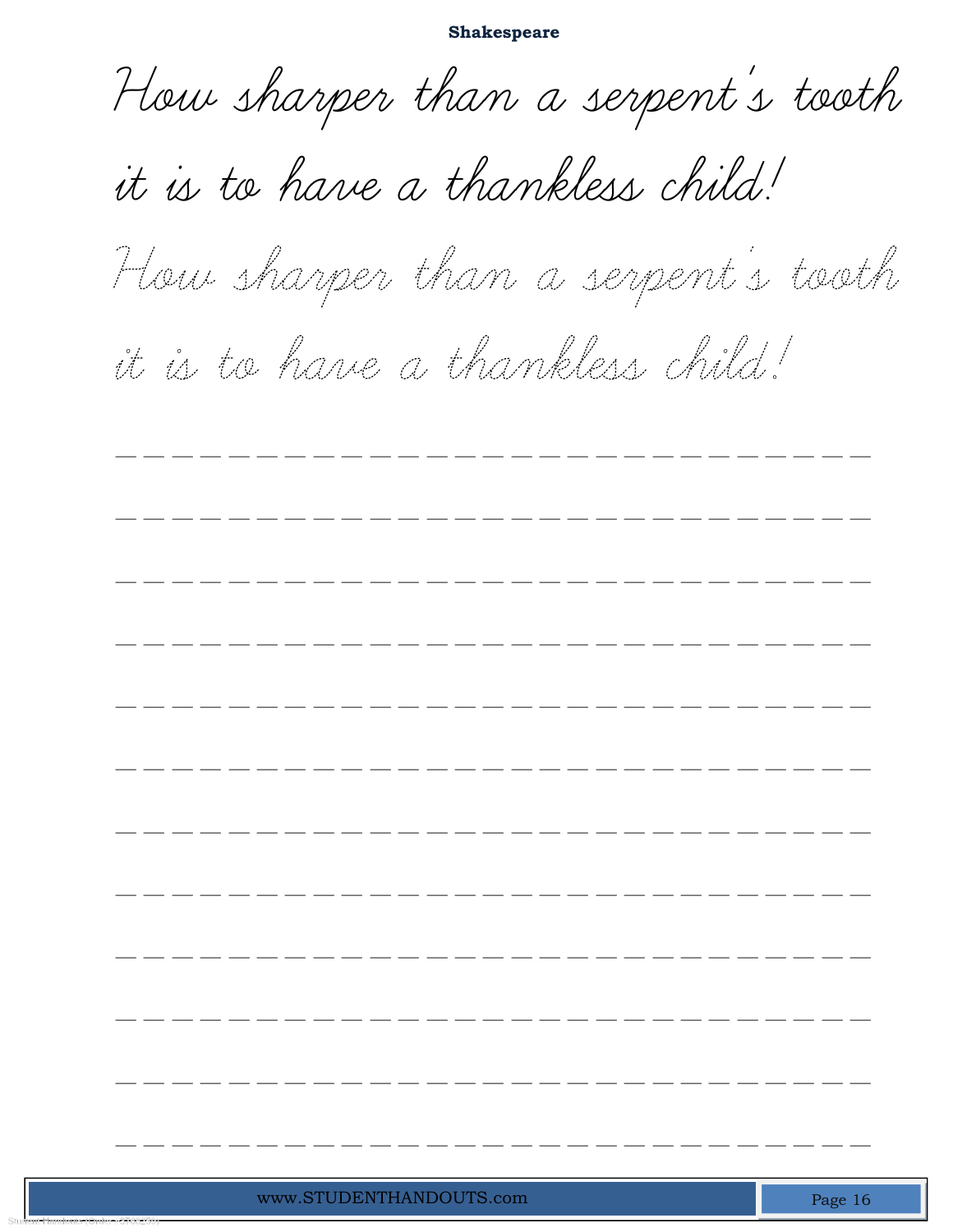**Shakespeare**

How sharper than a serpent's tooth
it is to have a thankless child!

How sharper than a serpent's tooth
it is to have a thankless child!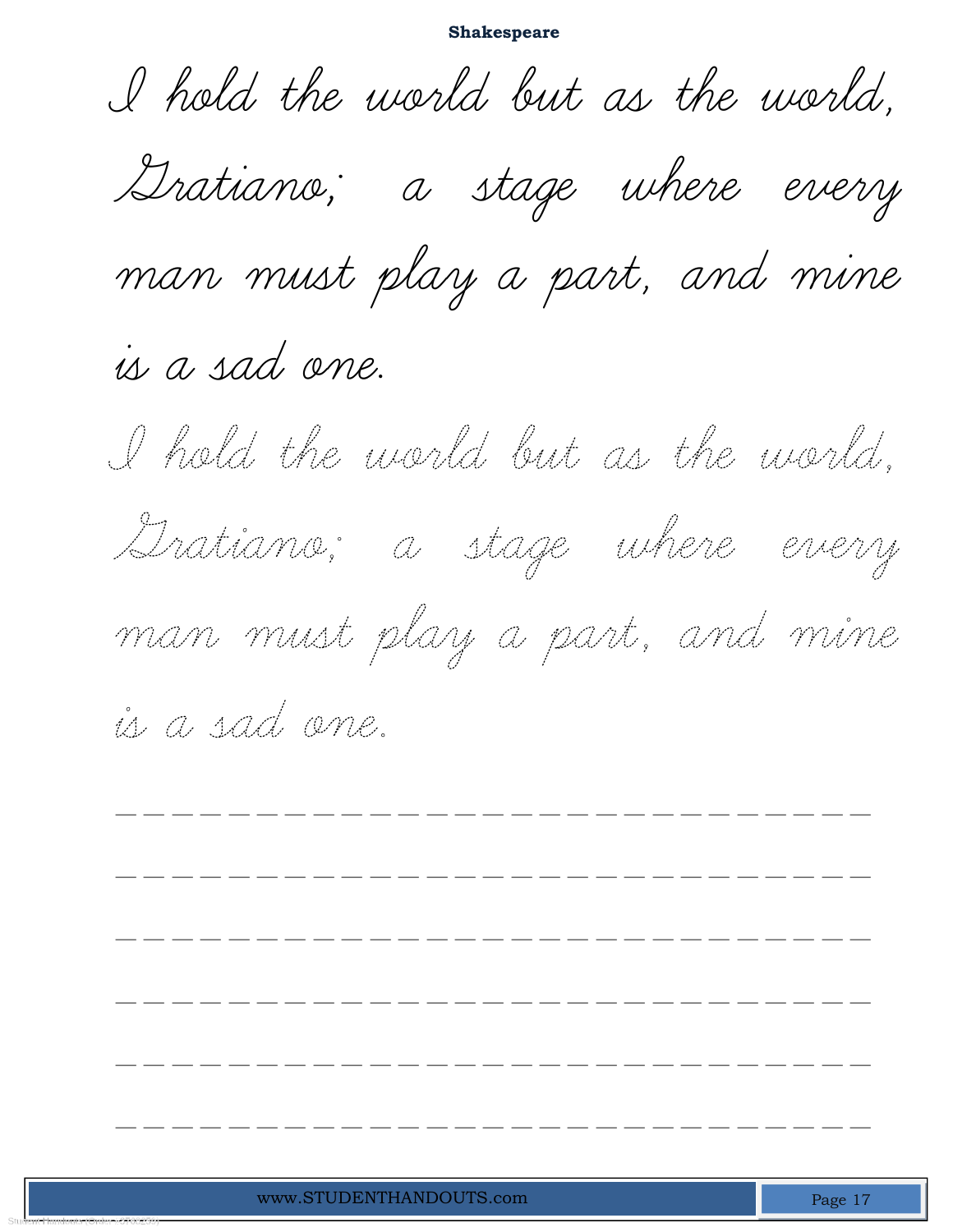I hold the world but as the world, Gratiano; a stage where every man must play a part, and mine is a sad one.

I hold the world but as the world, Gratiano; a stage where every man must play a part, and mine is a sad one.

\_\_\_\_\_\_\_\_\_\_\_\_\_\_\_\_\_\_\_\_\_\_\_\_\_\_\_\_\_\_\_\_\_\_\_\_\_\_\_\_\_\_\_\_\_\_\_\_\_\_\_\_\_\_\_\_\_\_\_\_\_\_\_\_\_\_

\_\_\_\_\_\_\_\_\_\_\_\_\_\_\_\_\_\_\_\_\_\_\_\_\_\_\_\_\_\_\_\_\_\_\_\_\_\_\_\_\_\_\_\_\_\_\_\_\_\_\_\_\_\_\_\_\_\_\_\_\_\_\_\_\_\_

\_\_\_\_\_\_\_\_\_\_\_\_\_\_\_\_\_\_\_\_\_\_\_\_\_\_\_\_\_\_\_\_\_\_\_\_\_\_\_\_\_\_\_\_\_\_\_\_\_\_\_\_\_\_\_\_\_\_\_\_\_\_\_\_\_\_

\_\_\_\_\_\_\_\_\_\_\_\_\_\_\_\_\_\_\_\_\_\_\_\_\_\_\_\_\_\_\_\_\_\_\_\_\_\_\_\_\_\_\_\_\_\_\_\_\_\_\_\_\_\_\_\_\_\_\_\_\_\_\_\_\_\_

\_\_\_\_\_\_\_\_\_\_\_\_\_\_\_\_\_\_\_\_\_\_\_\_\_\_\_\_\_\_\_\_\_\_\_\_\_\_\_\_\_\_\_\_\_\_\_\_\_\_\_\_\_\_\_\_\_\_\_\_\_\_\_\_\_\_

\_\_\_\_\_\_\_\_\_\_\_\_\_\_\_\_\_\_\_\_\_\_\_\_\_\_\_\_\_\_\_\_\_\_\_\_\_\_\_\_\_\_\_\_\_\_\_\_\_\_\_\_\_\_\_\_\_\_\_\_\_\_\_\_\_\_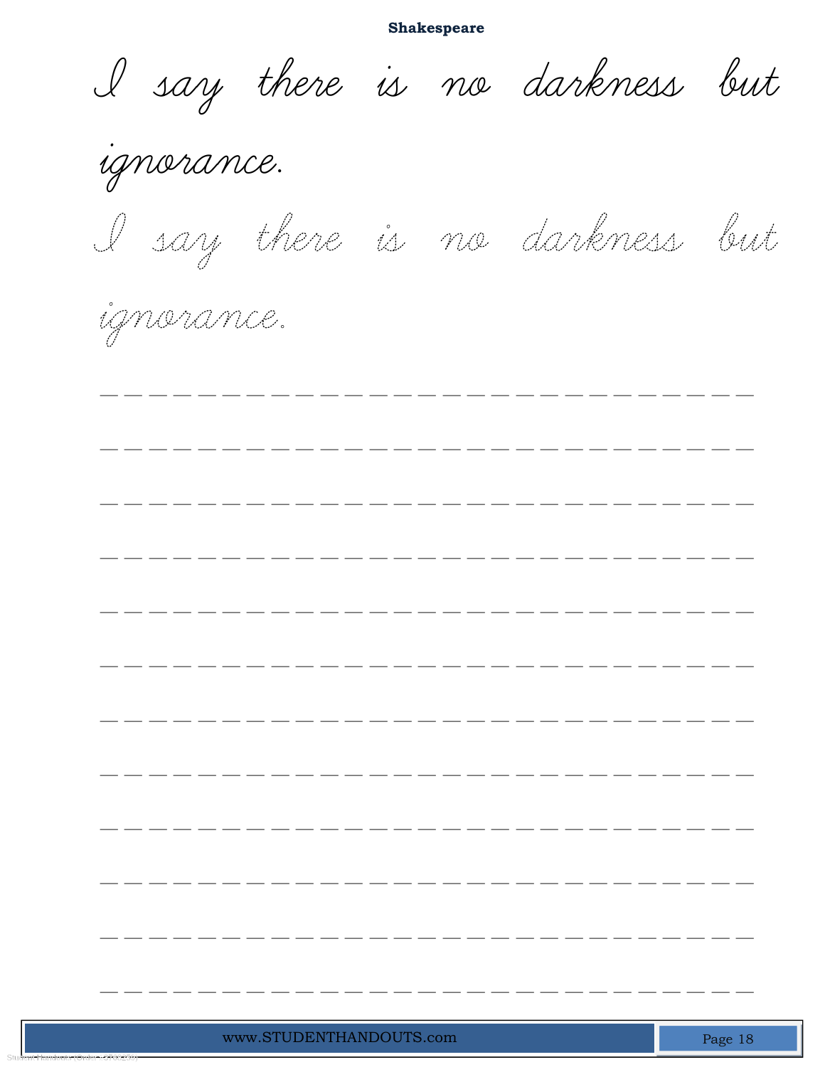**Shakespeare**

*I say there is no darkness but ignorance.*

*I say there is no darkness but ignorance.*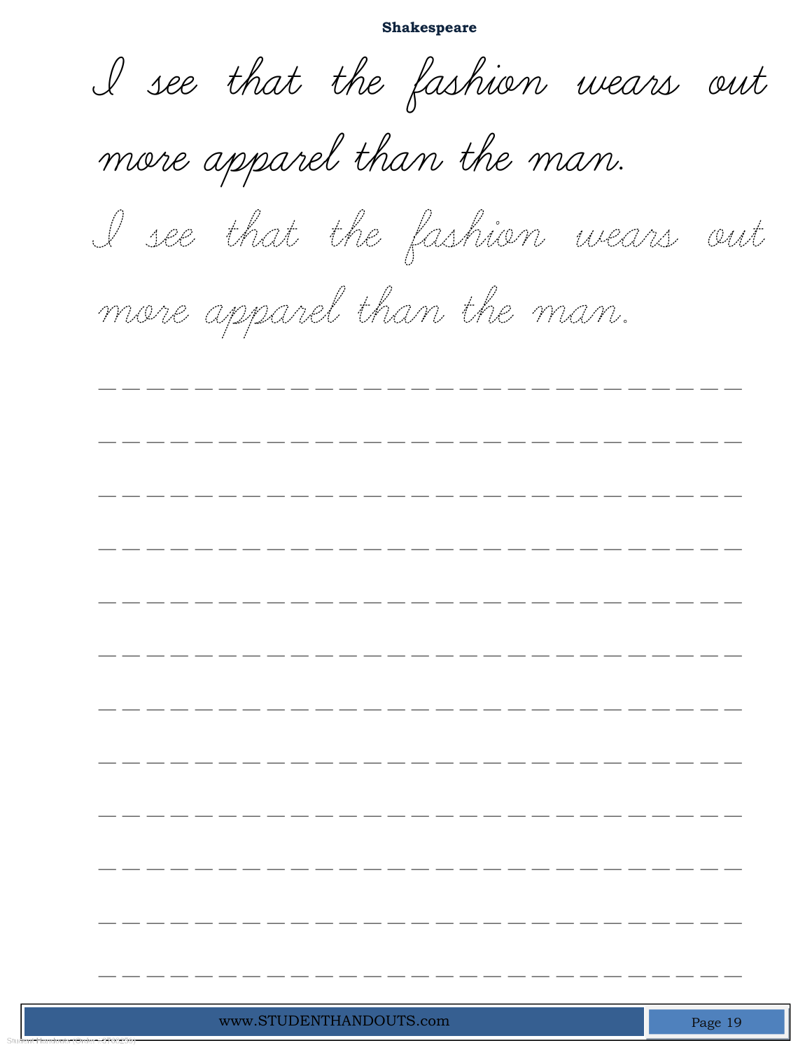**Shakespeare**

I see that the fashion wears out more apparel than the man.

I see that the fashion wears out more apparel than the man.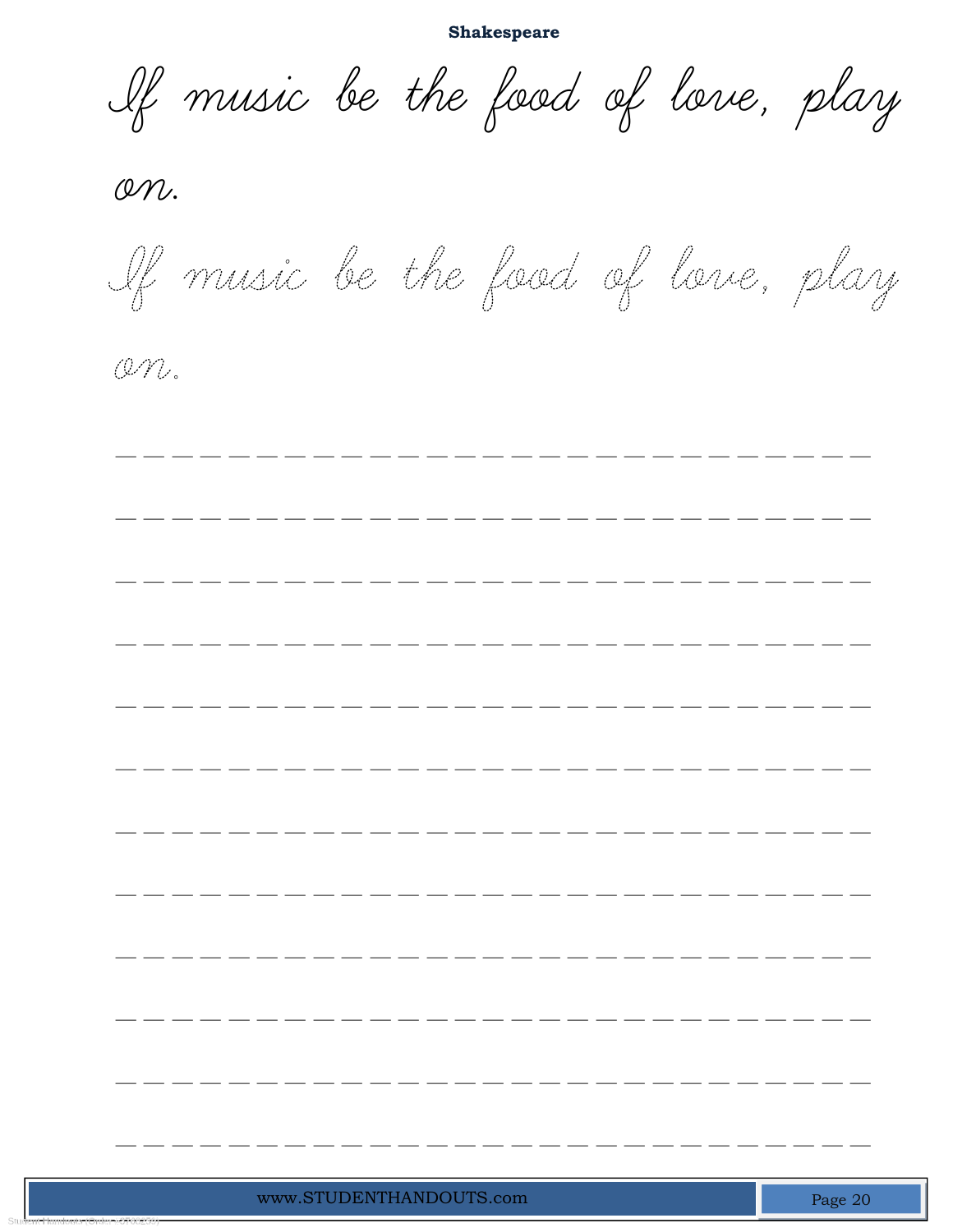**Shakespeare**

If music be the food of love, play on.

If music be the food of love, play on.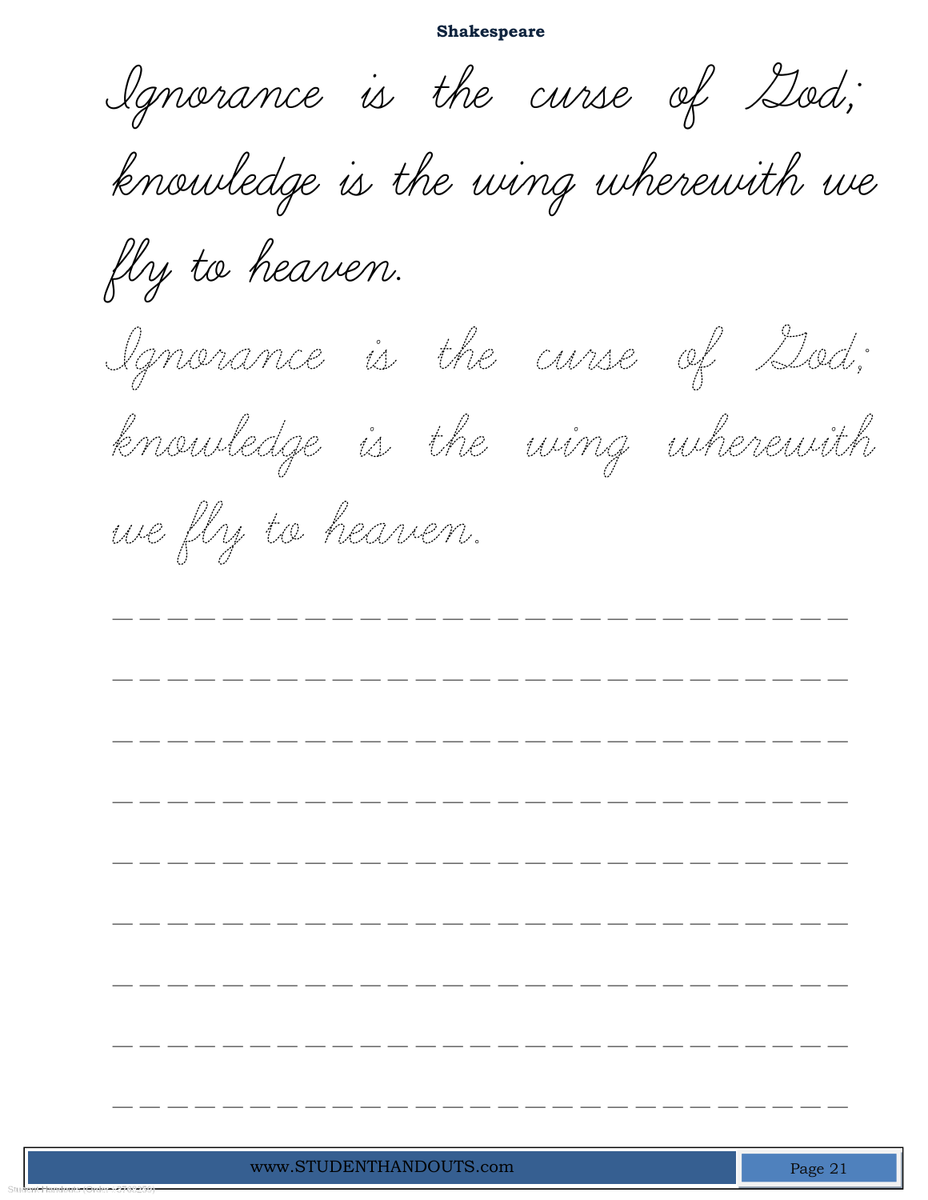# Shakespeare

Ignorance is the curse of God; knowledge is the wing wherewith we fly to heaven.

Ignorance is the curse of God; knowledge is the wing wherewith we fly to heaven.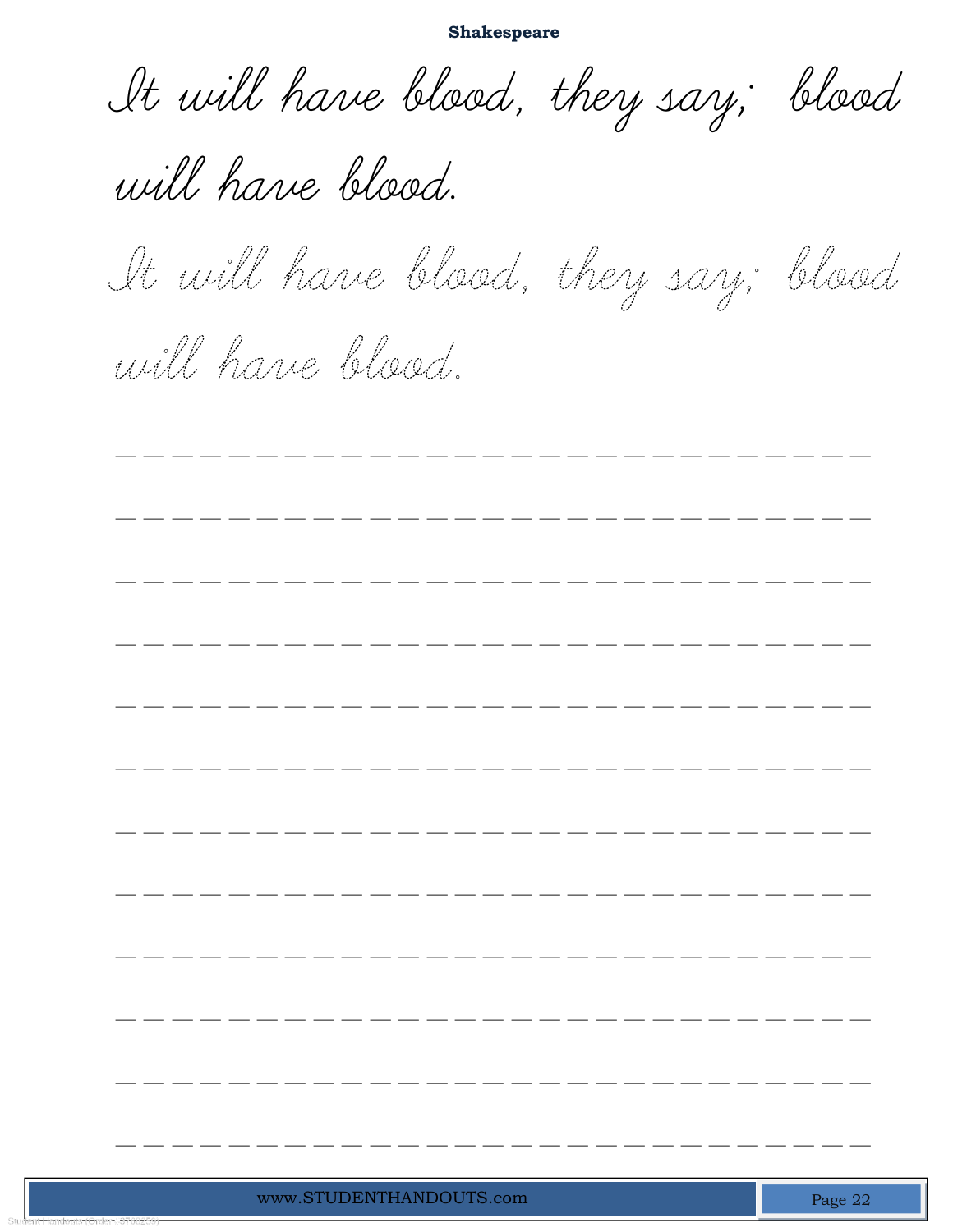It will have blood, they say; blood will have blood.

It will have blood, they say; blood will have blood.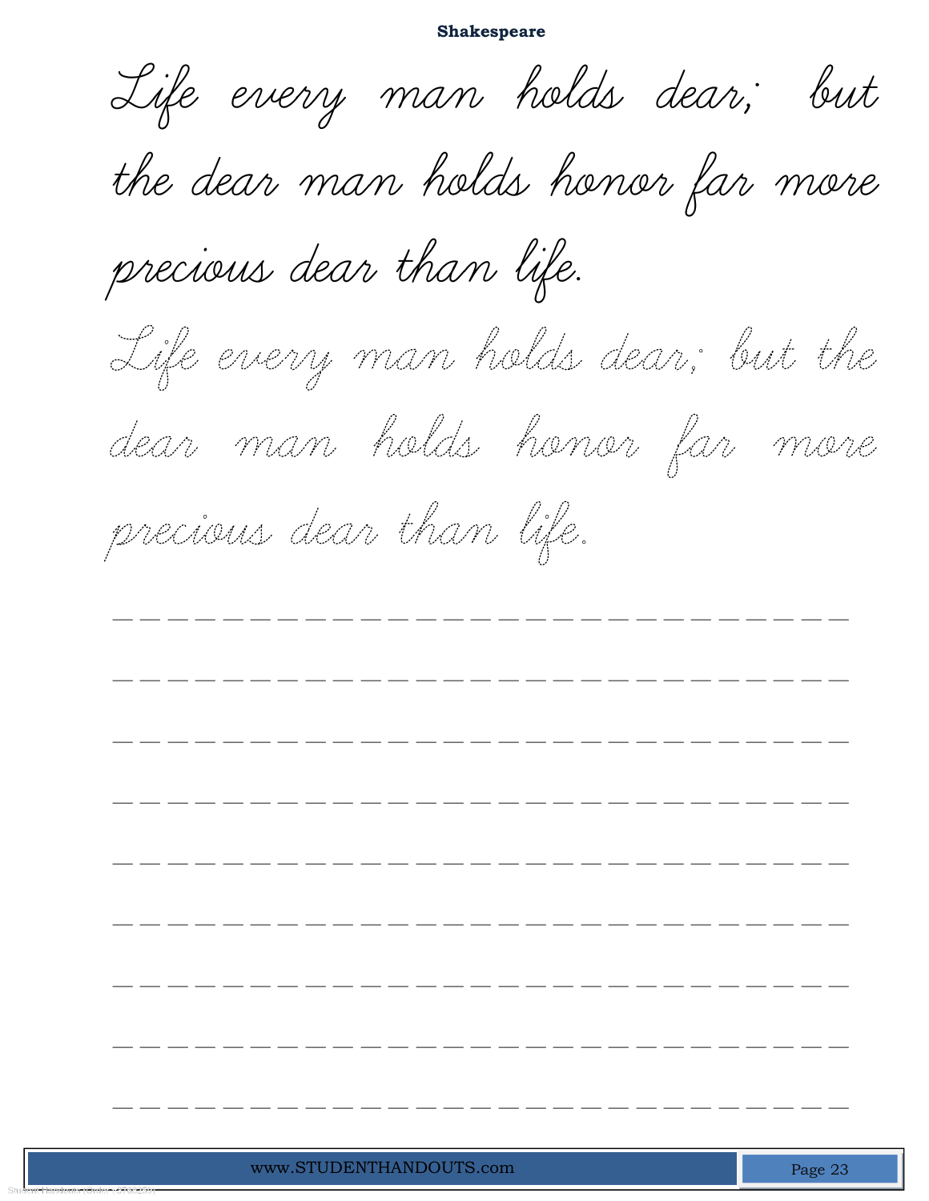**Shakespeare**

Life every man holds dear; but the dear man holds honor far more precious dear than life.

Life every man holds dear; but the dear man holds honor far more precious dear than life.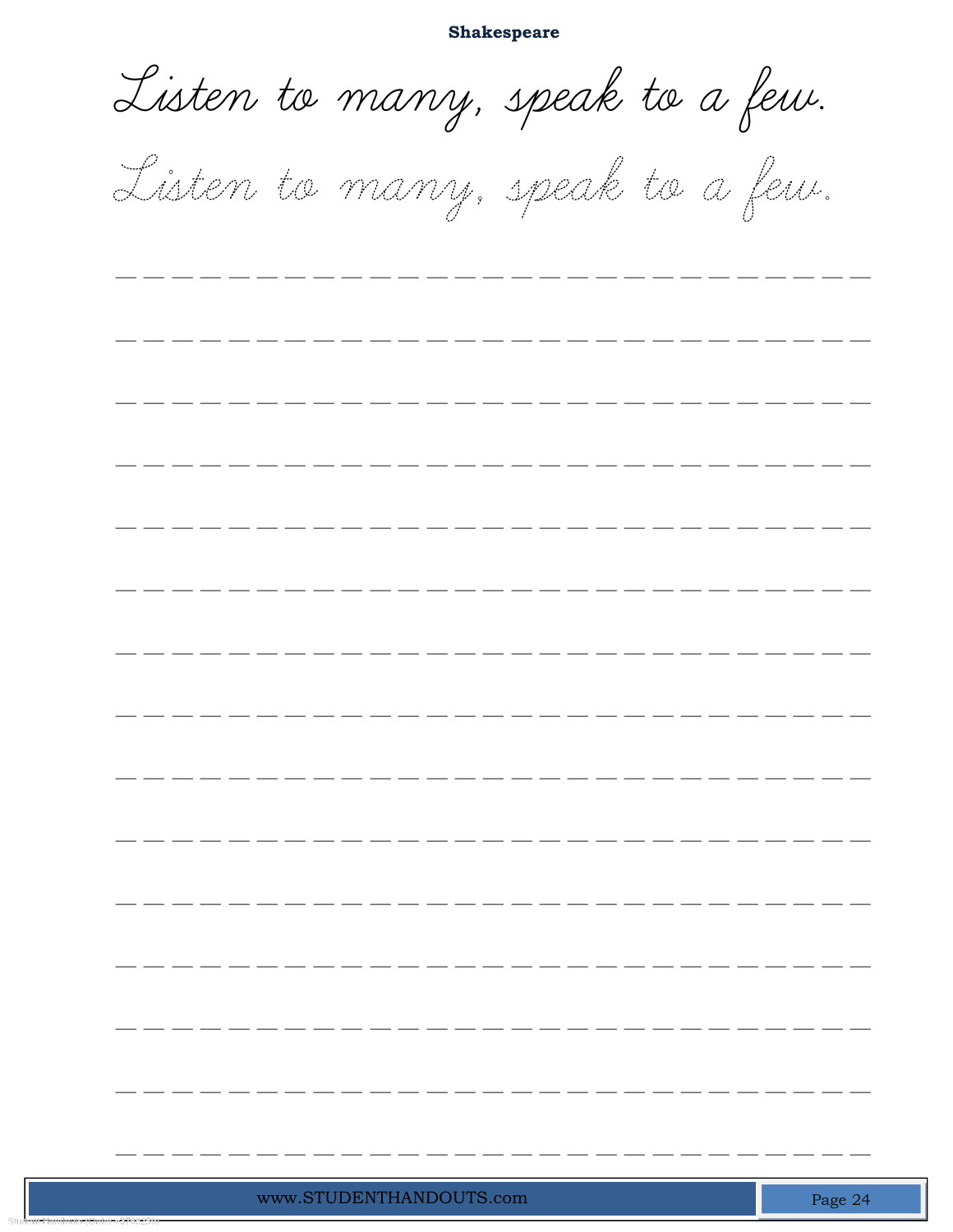**Shakespeare**

Listen to many, speak to a few.

Listen to many, speak to a few.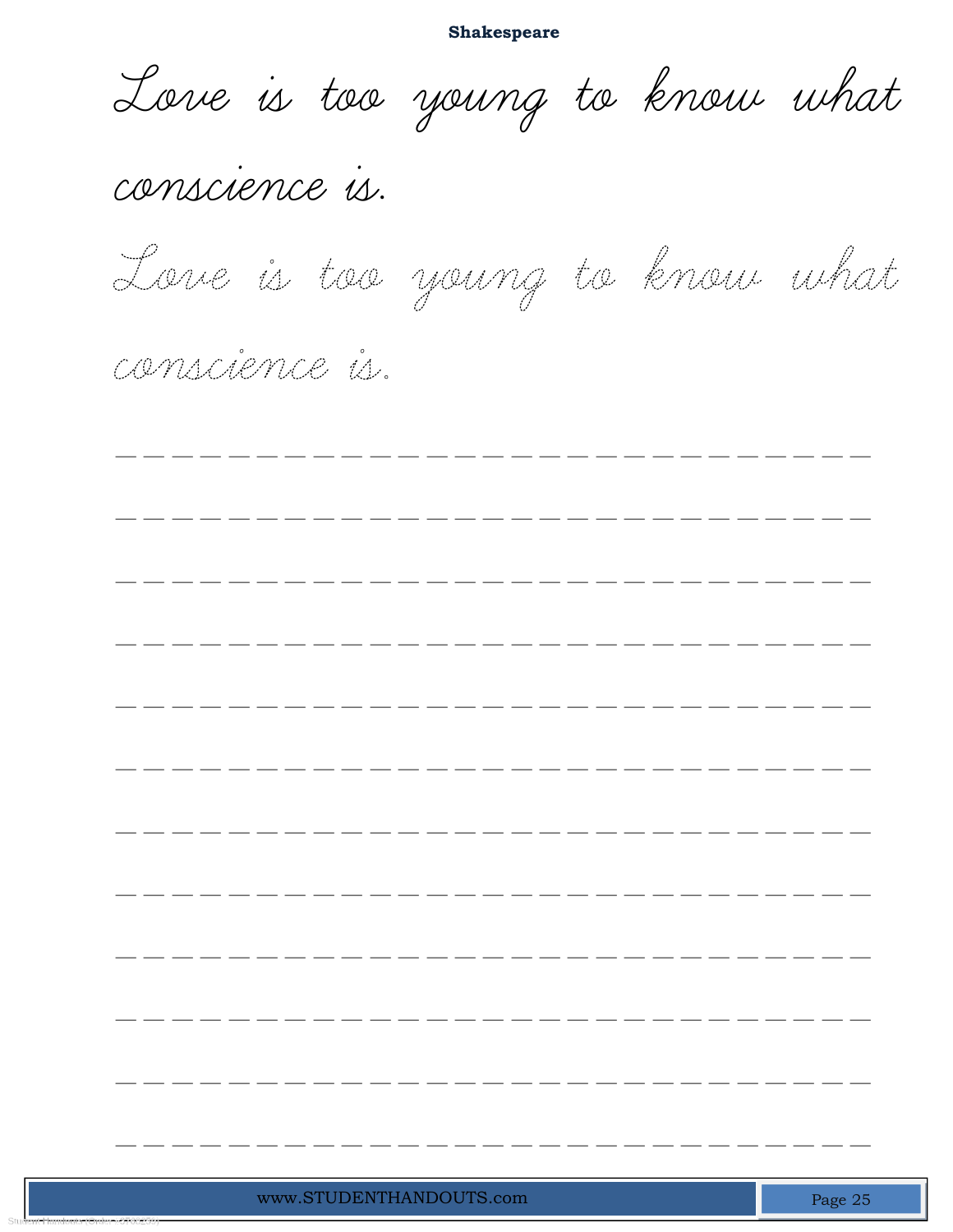**Shakespeare**

Love is too young to know what conscience is.

Love is too young to know what conscience is.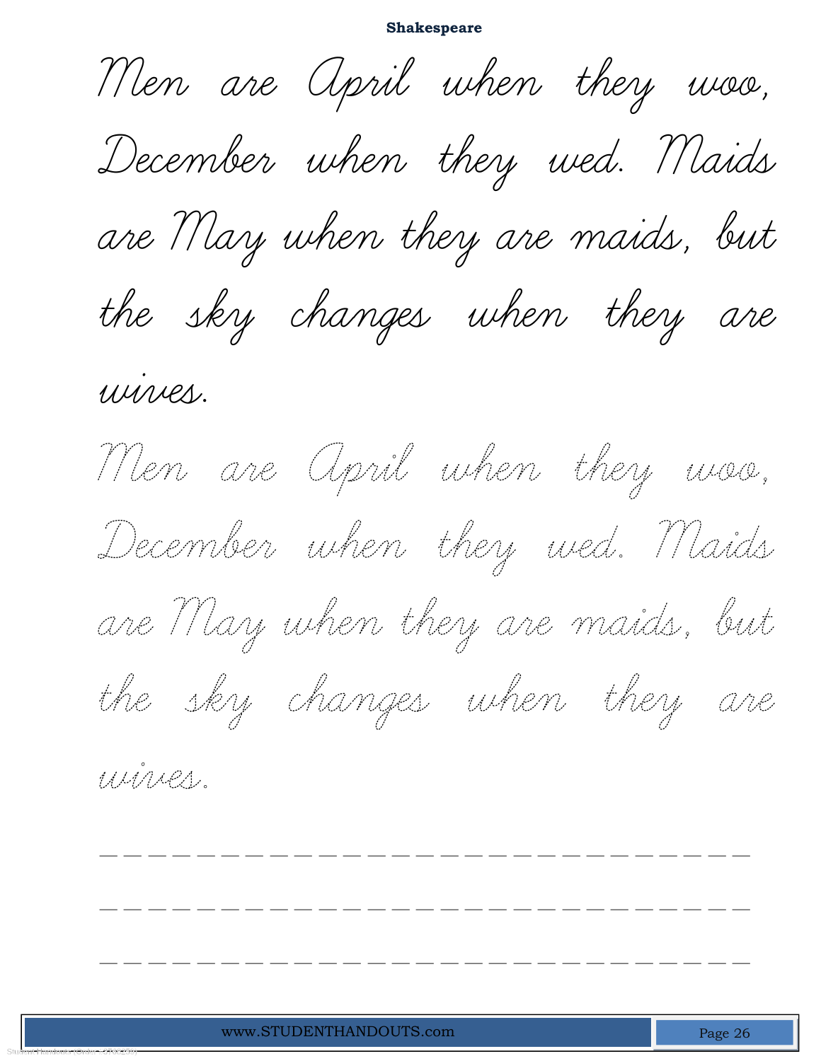# Shakespeare

Men are April when they woo, December when they wed. Maids are May when they are maids, but the sky changes when they are wives.

Men are April when they woo, December when they wed. Maids are May when they are maids, but the sky changes when they are wives.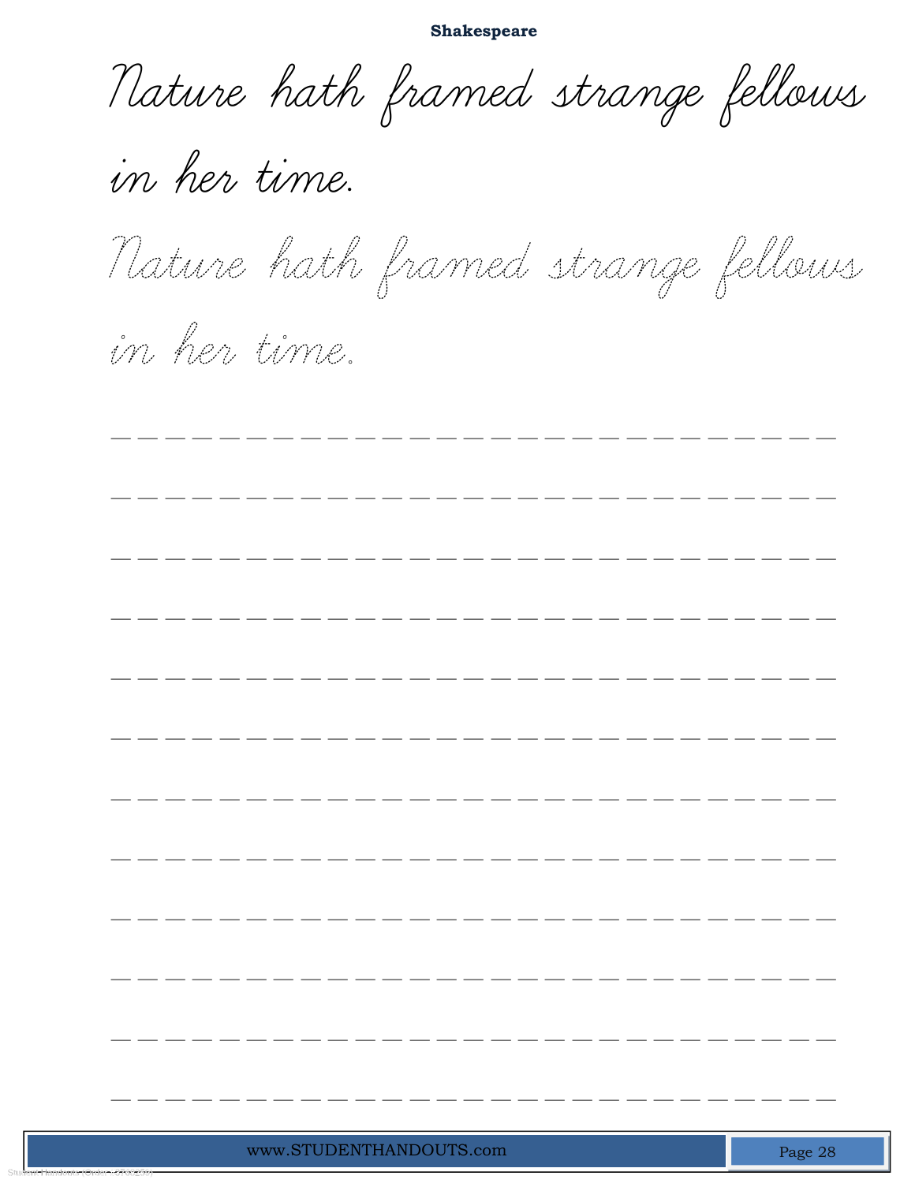Nature hath framed strange fellows in her time.

Nature hath framed strange fellows in her time.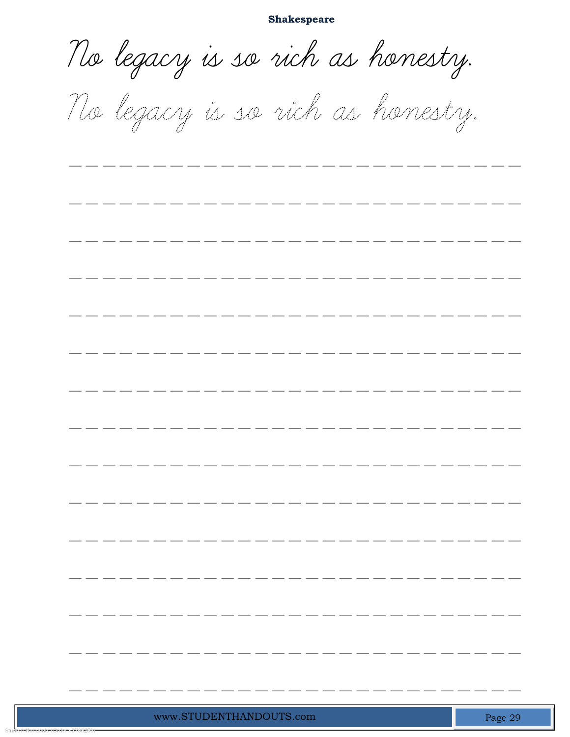**Shakespeare**

No legacy is so rich as honesty.

No legacy is so rich as honesty.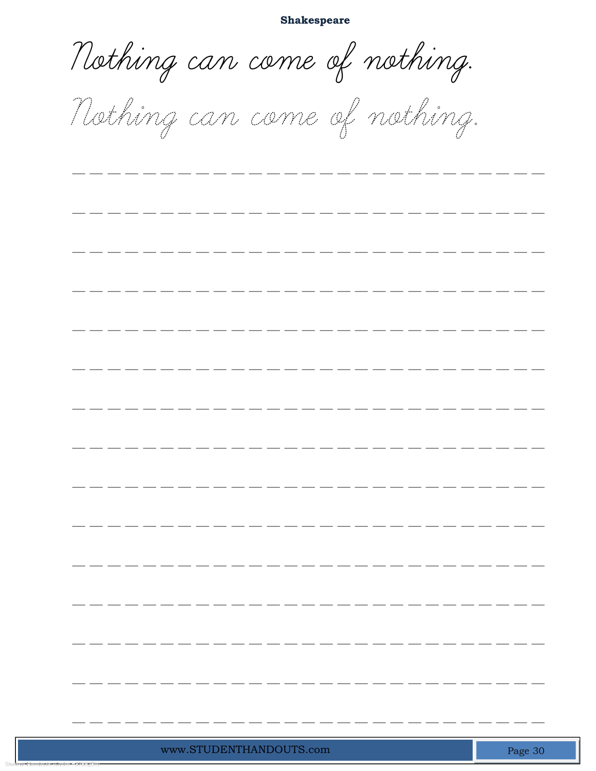**Shakespeare**

Nothing can come of nothing.

Nothing can come of nothing.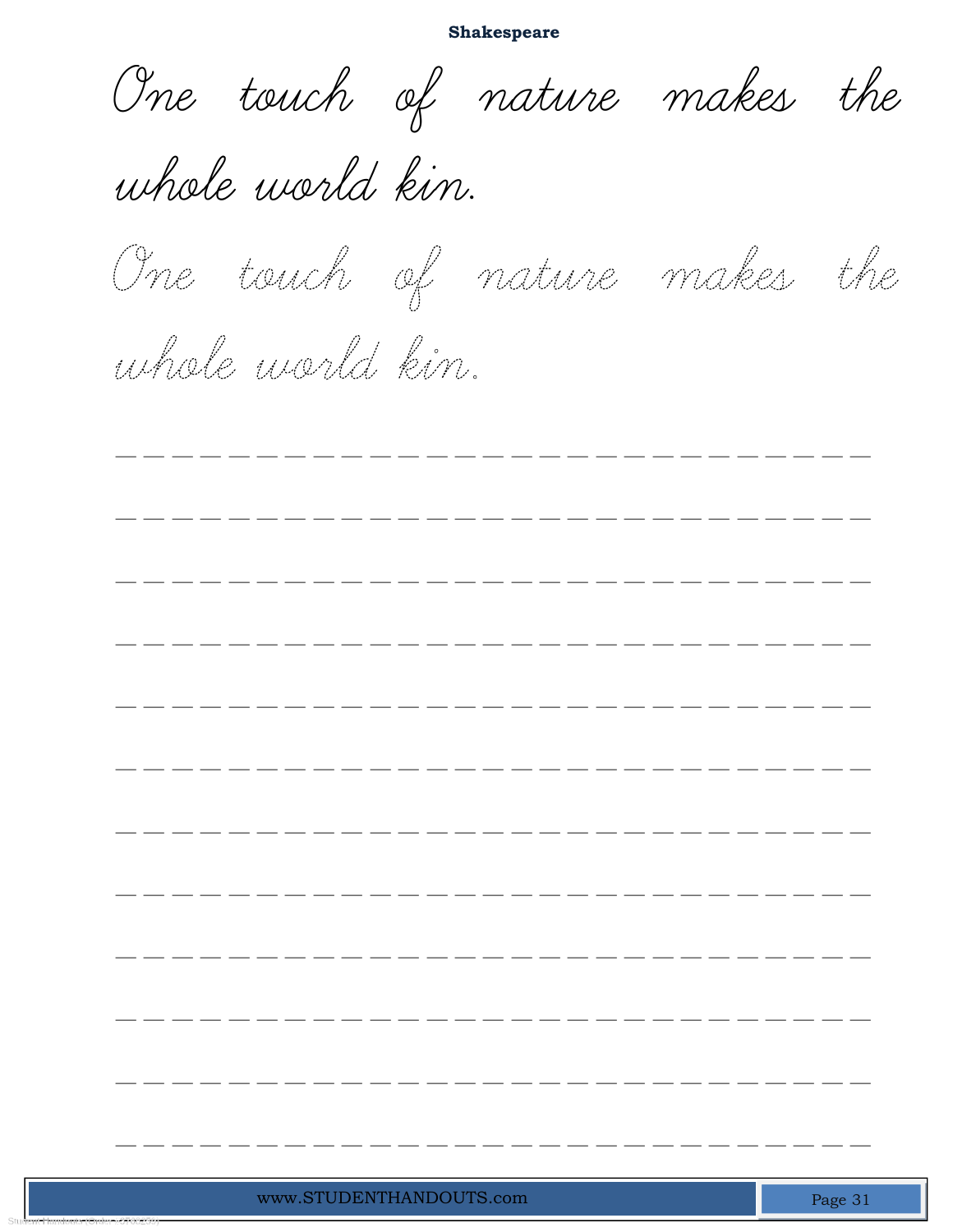## Shakespeare

One touch of nature makes the whole world kin.

One touch of nature makes the whole world kin.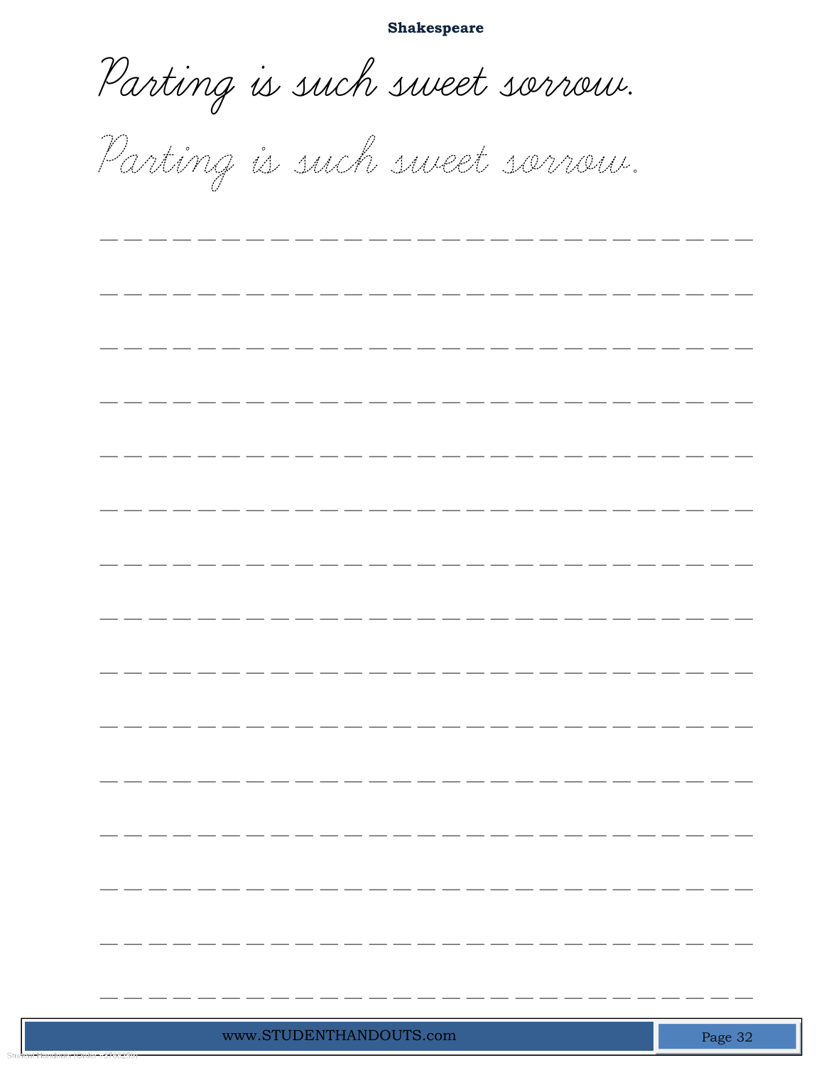**Shakespeare**

Parting is such sweet sorrow.

Parting is such sweet sorrow.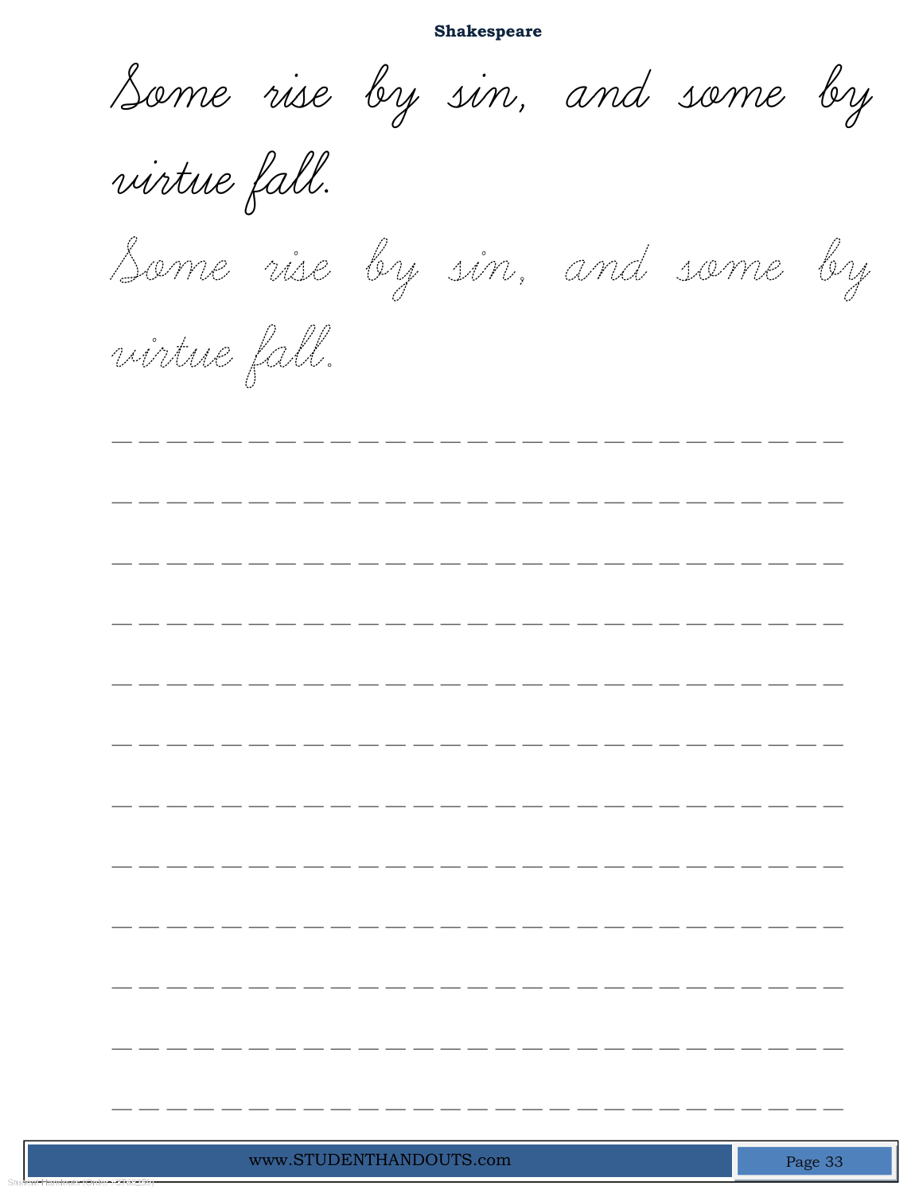**Shakespeare**

Some rise by sin, and some by virtue fall.

Some rise by sin, and some by virtue fall.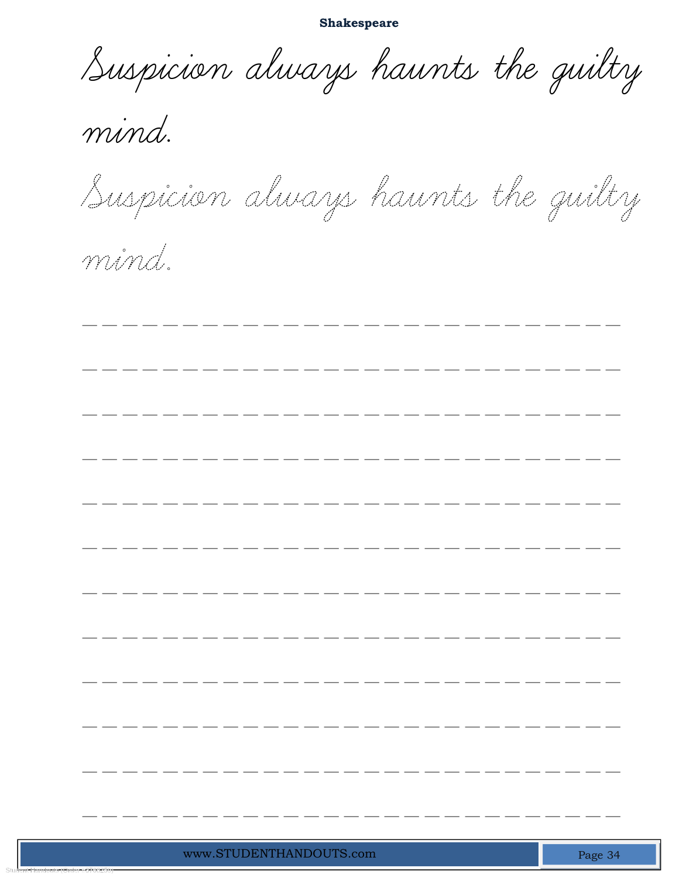**Shakespeare**

Suspicion always haunts the guilty mind.

Suspicion always haunts the guilty mind.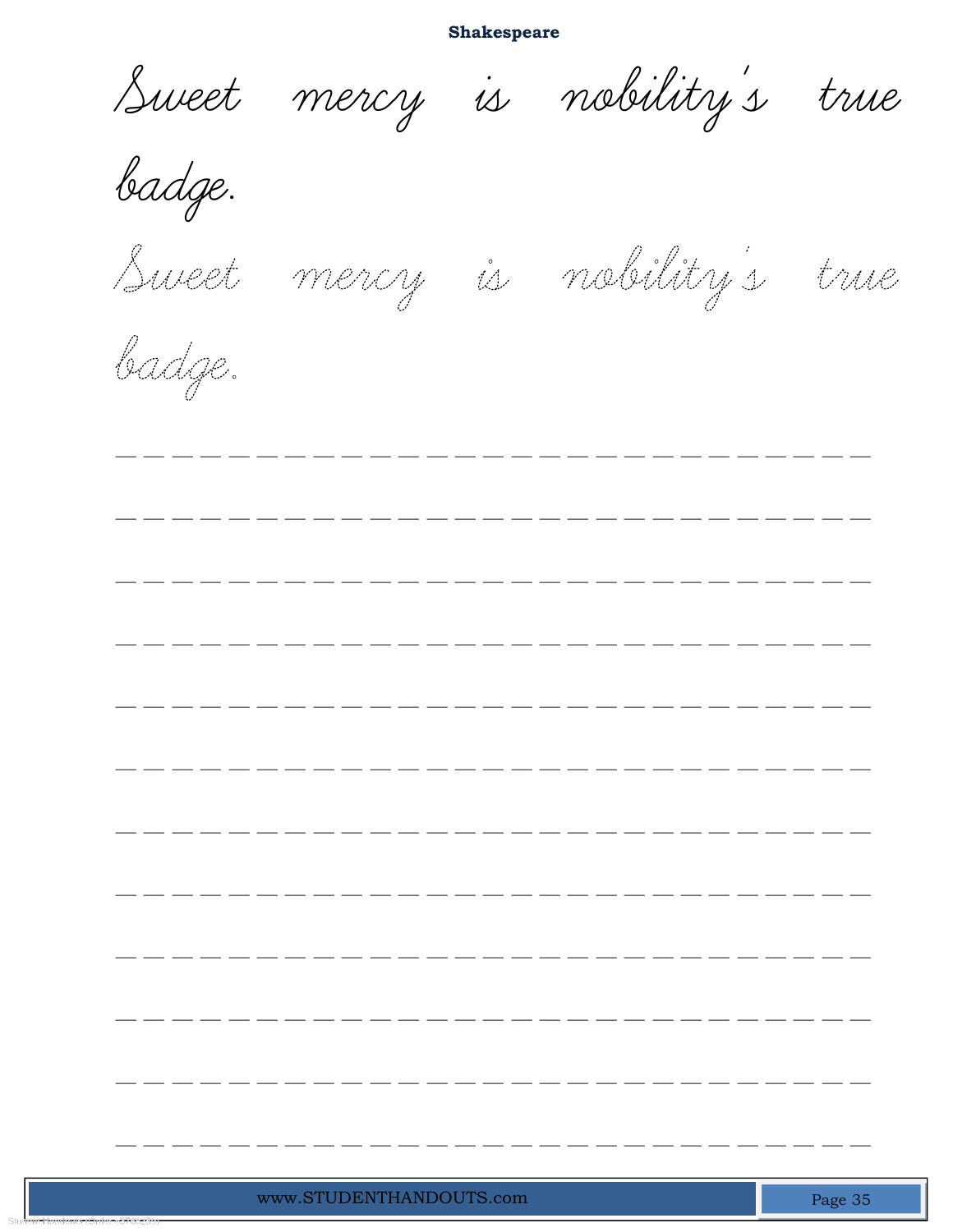**Shakespeare**

Sweet mercy is nobility's true badge.

Sweet mercy is nobility's true badge.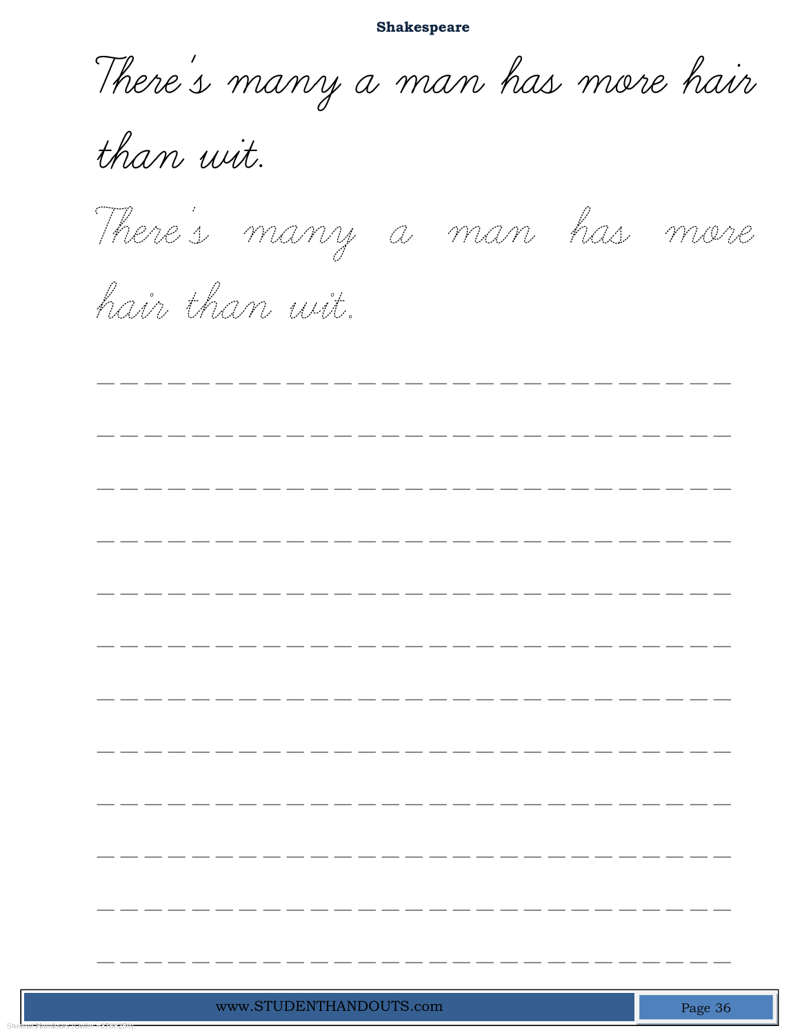**Shakespeare**

There's many a man has more hair than wit.

There's many a man has more hair than wit.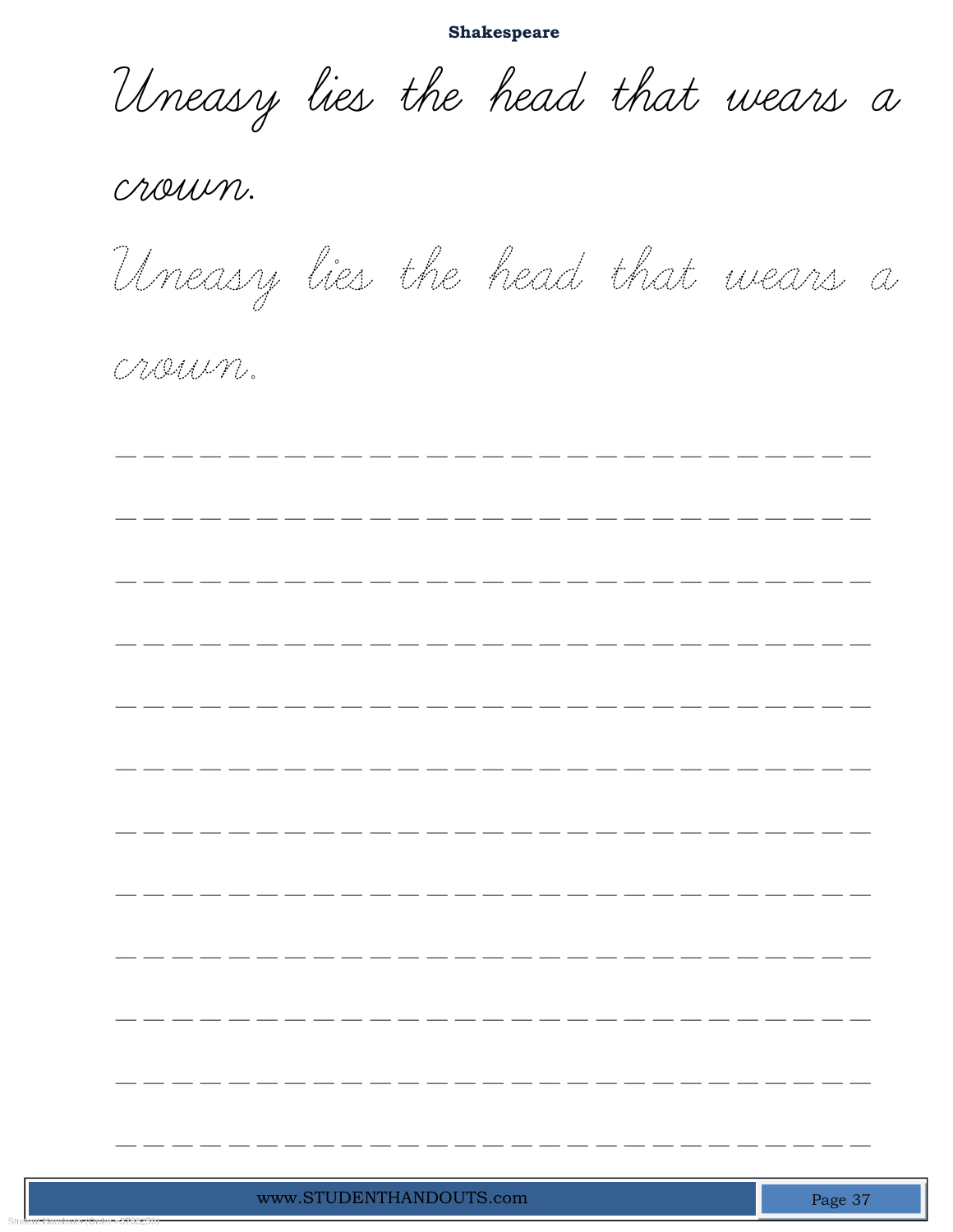**Shakespeare**

Uneasy lies the head that wears a crown.

Uneasy lies the head that wears a crown.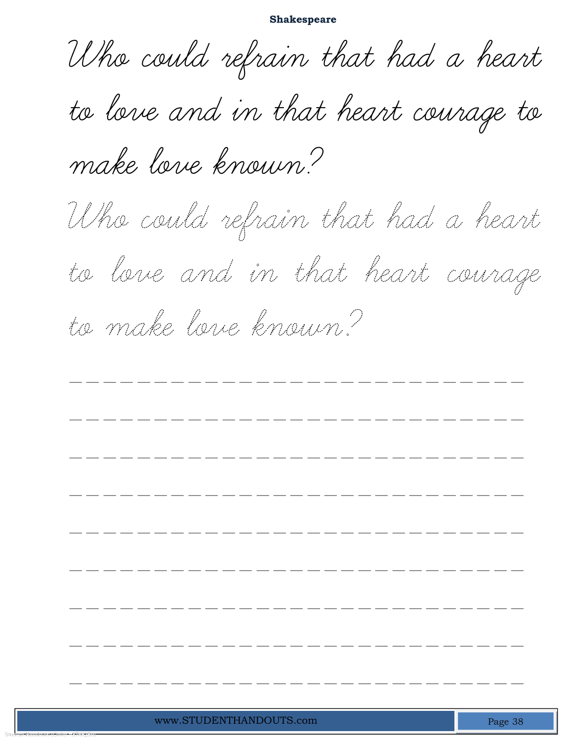Who could refrain that had a heart to love and in that heart courage to make love known?

Who could refrain that had a heart to love and in that heart courage to make love known?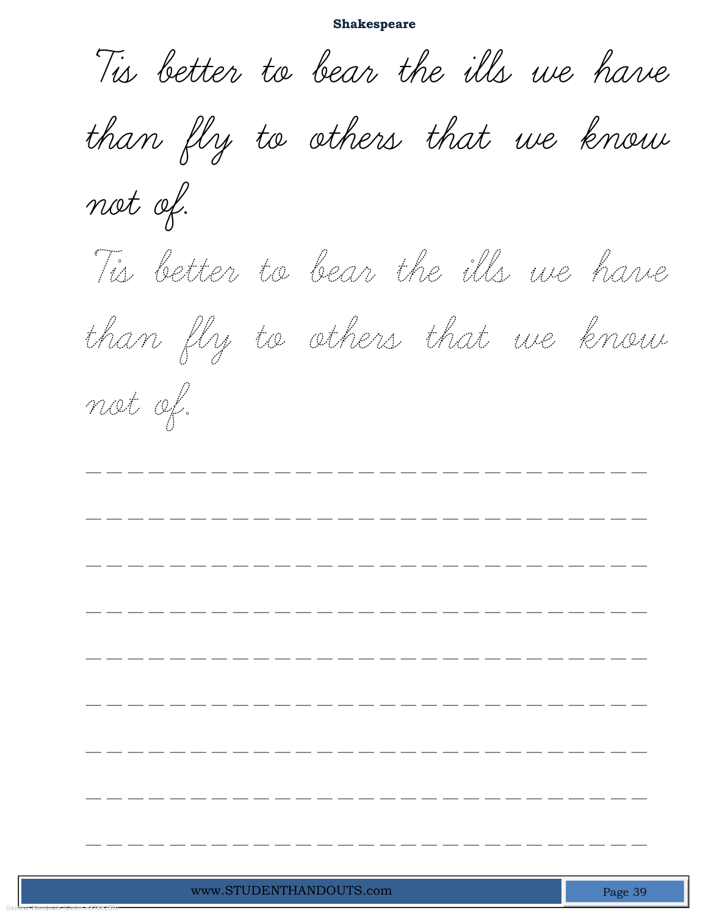**Shakespeare**

Tis better to bear the ills we have than fly to others that we know not of.

Tis better to bear the ills we have than fly to others that we know not of.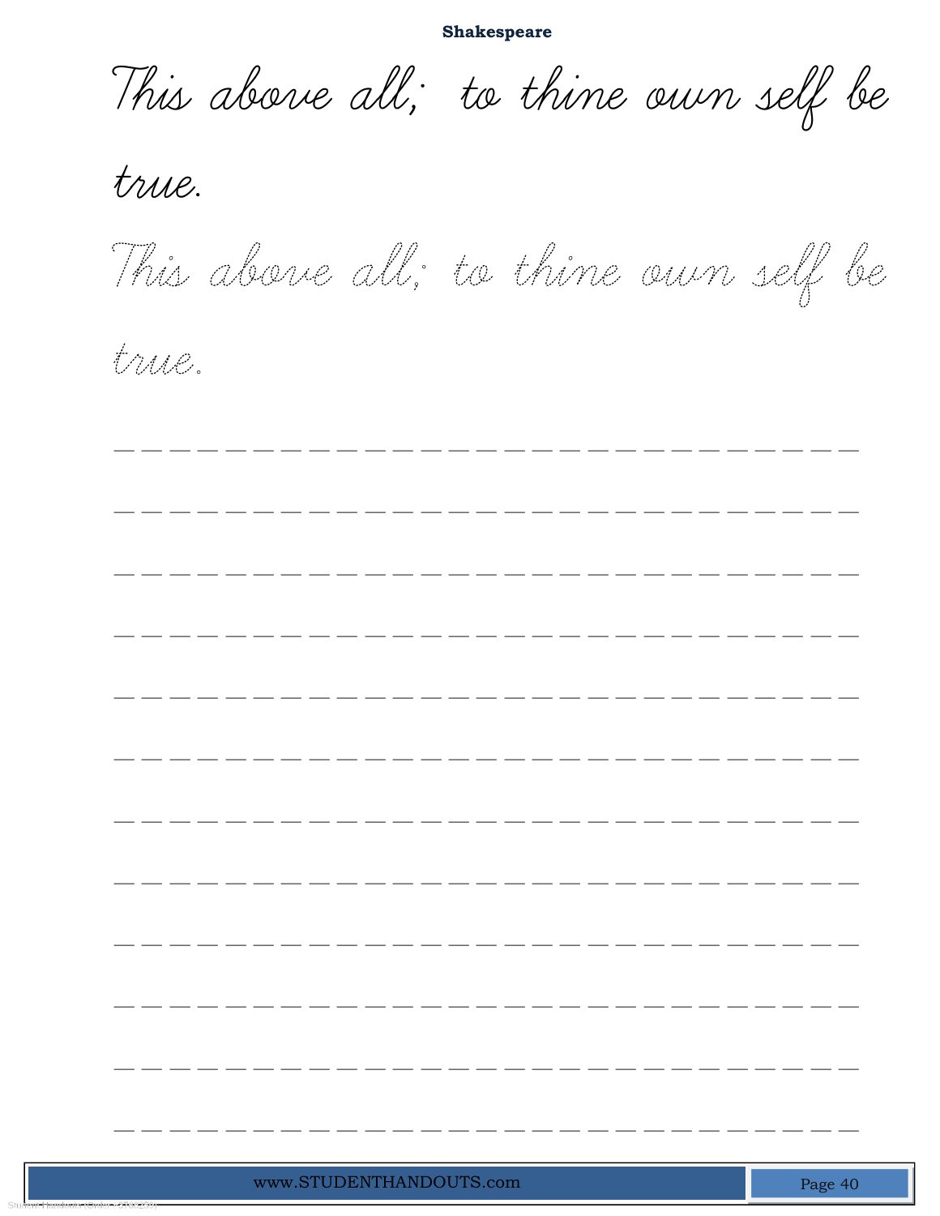**Shakespeare**

*This above all; to thine own self be true.*

*This above all; to thine own self be true.*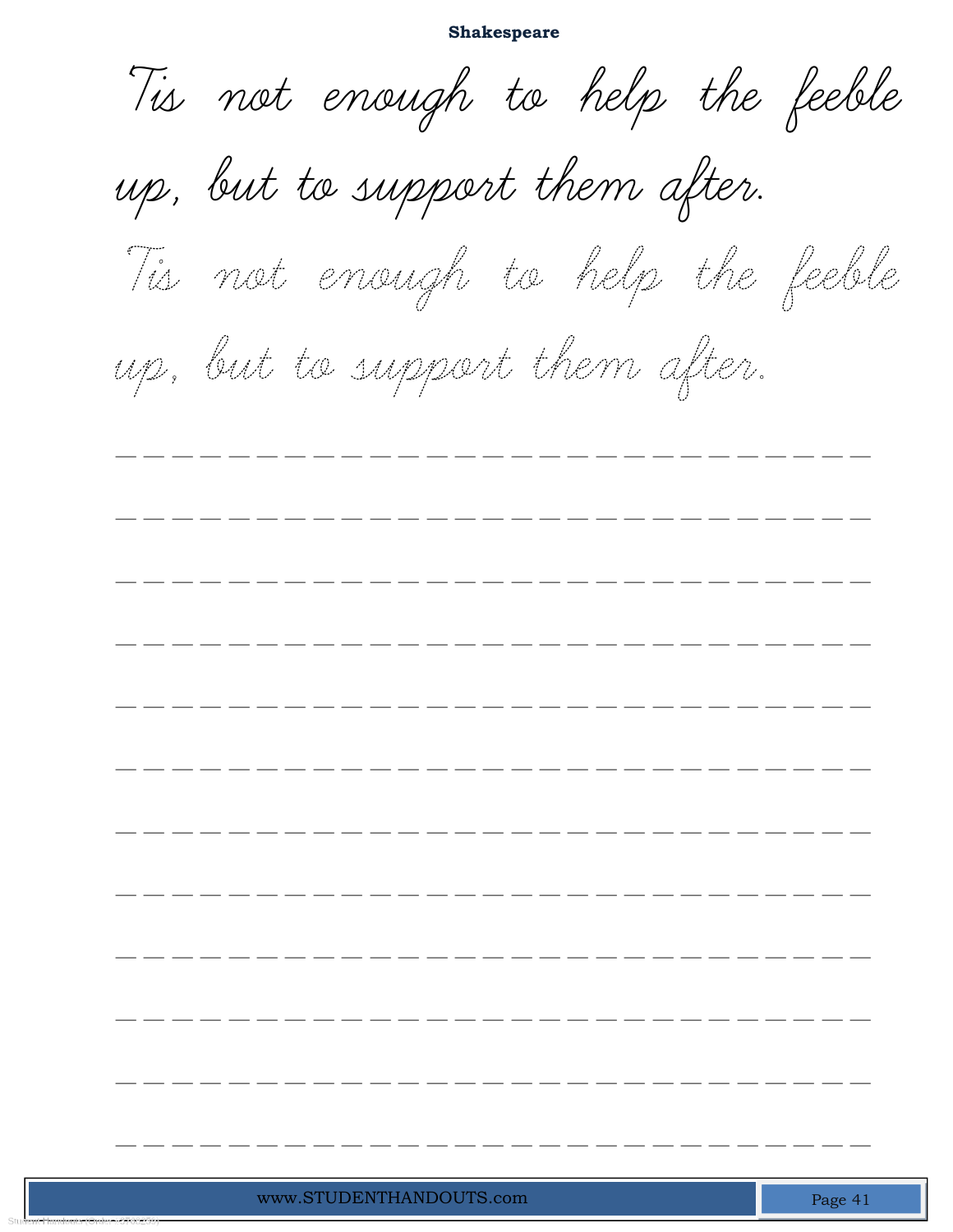**Shakespeare**

Tis not enough to help the feeble up, but to support them after.

Tis not enough to help the feeble up, but to support them after.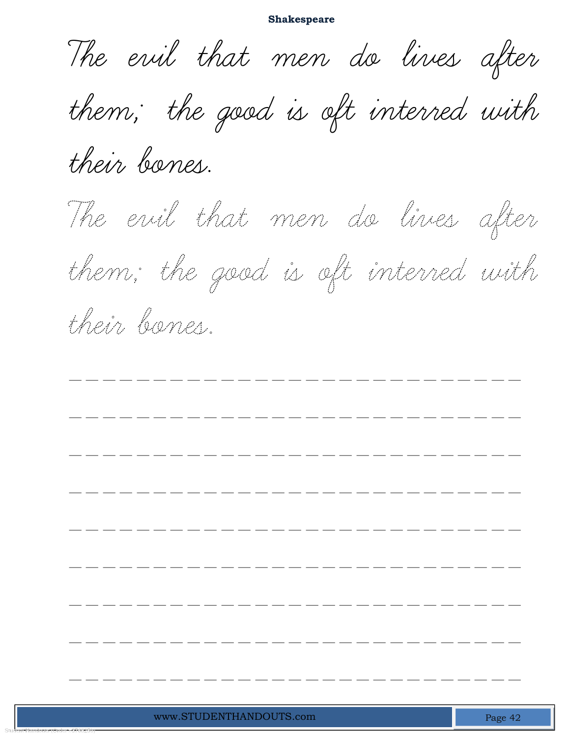The evil that men do lives after them; the good is oft interred with their bones.

The evil that men do lives after them; the good is oft interred with their bones.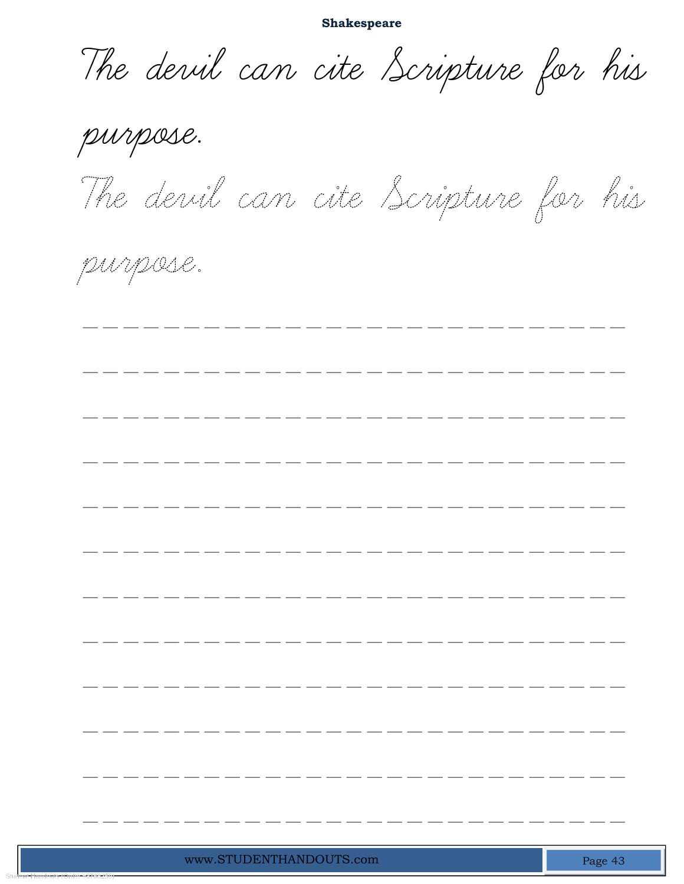**Shakespeare**

The devil can cite Scripture for his purpose.

The devil can cite Scripture for his purpose.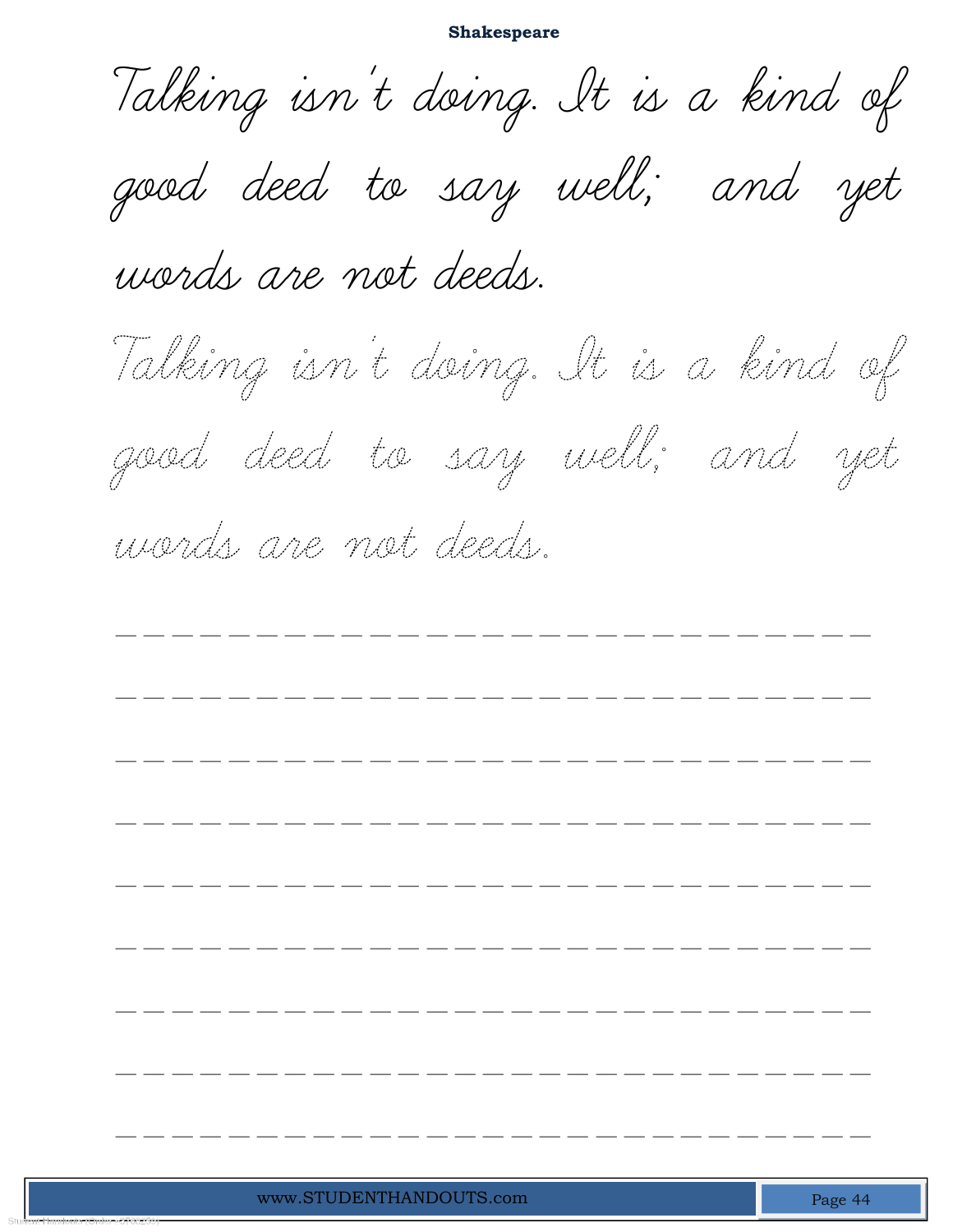# Shakespeare

Talking isn't doing. It is a kind of good deed to say well; and yet words are not deeds.

Talking isn't doing. It is a kind of good deed to say well; and yet words are not deeds.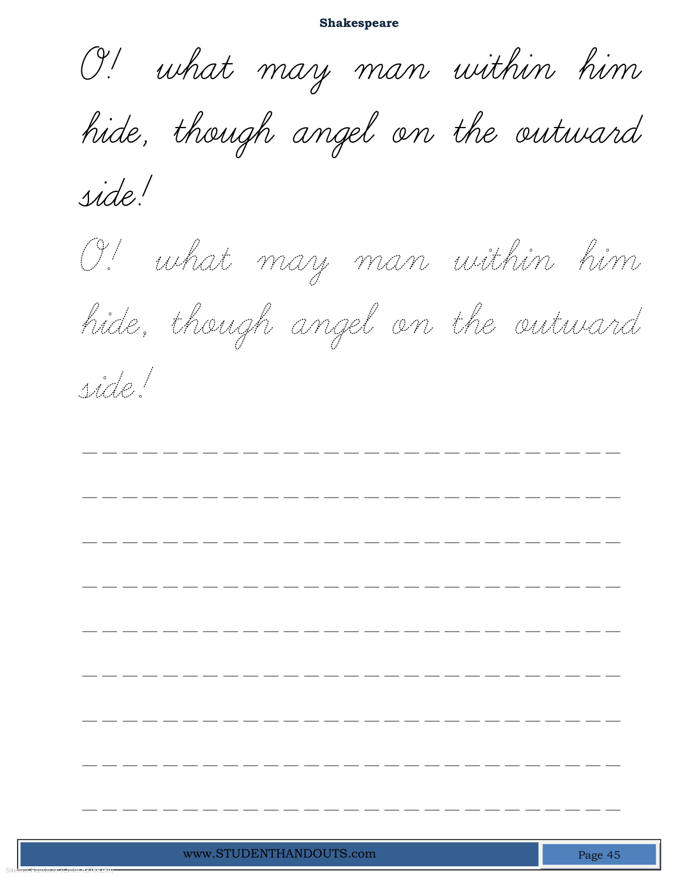# Shakespeare

O! what may man within him hide, though angel on the outward side!

O! what may man within him hide, though angel on the outward side!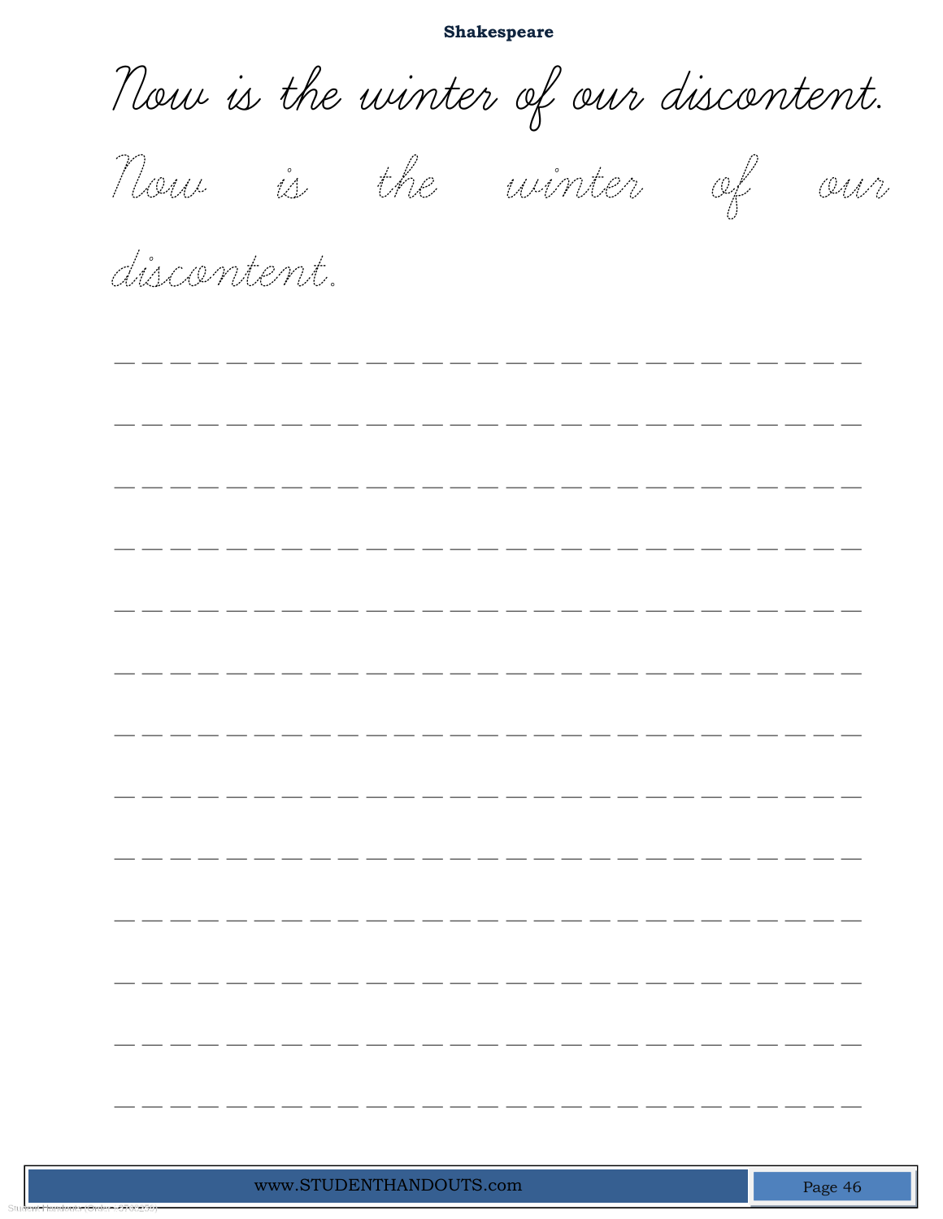**Shakespeare**

Now is the winter of our discontent.

Now is the winter of our discontent.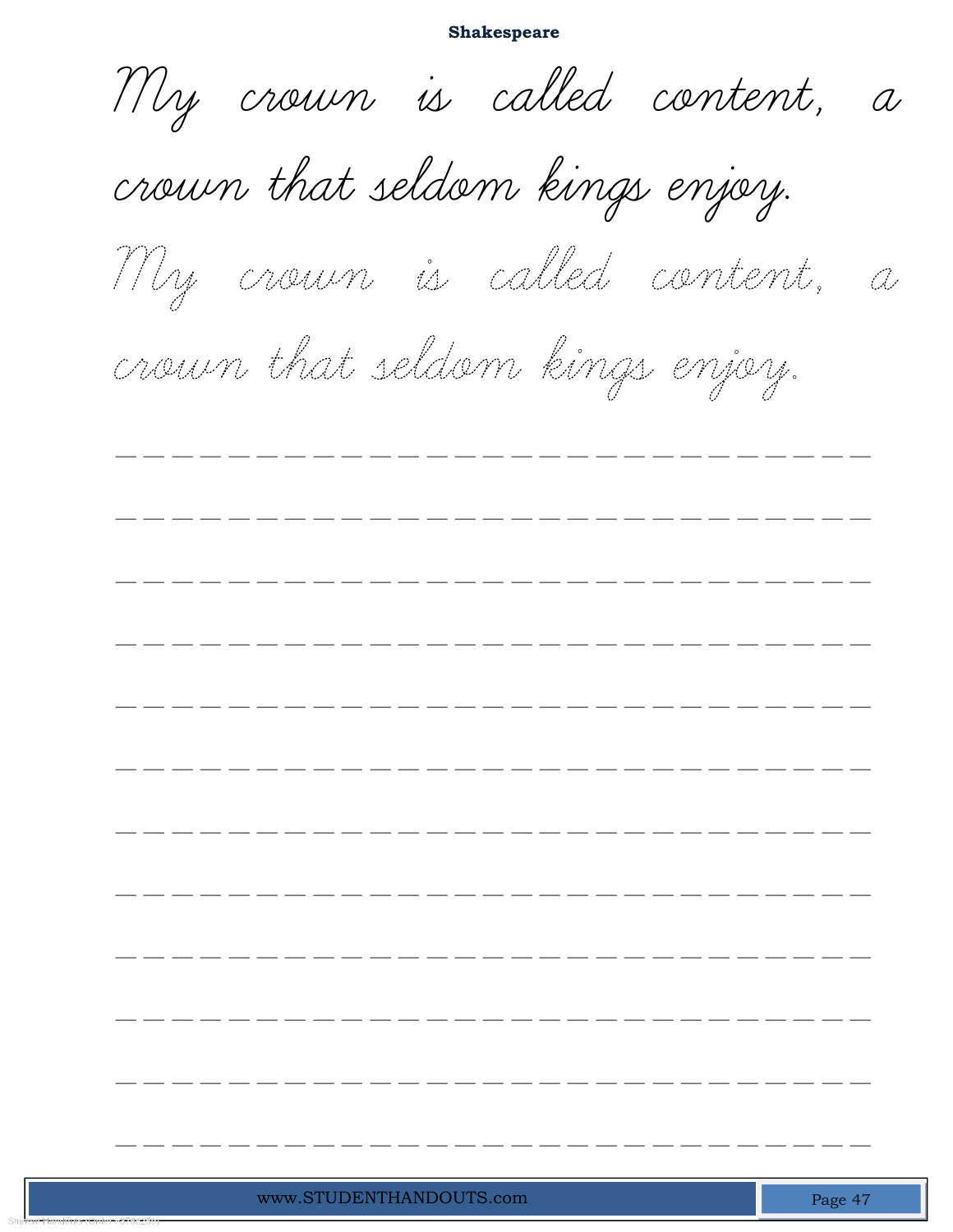# Shakespeare

My crown is called content, a crown that seldom kings enjoy.

My crown is called content, a crown that seldom kings enjoy.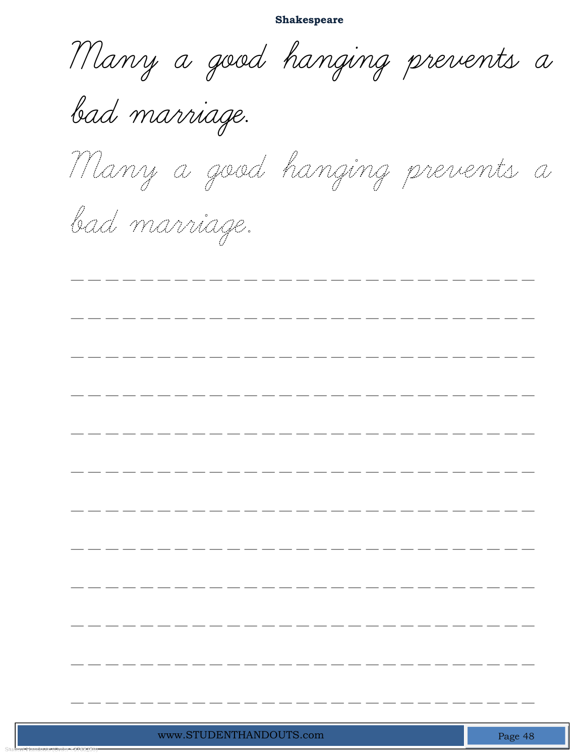# Shakespeare

Many a good hanging prevents a bad marriage.

Many a good hanging prevents a bad marriage.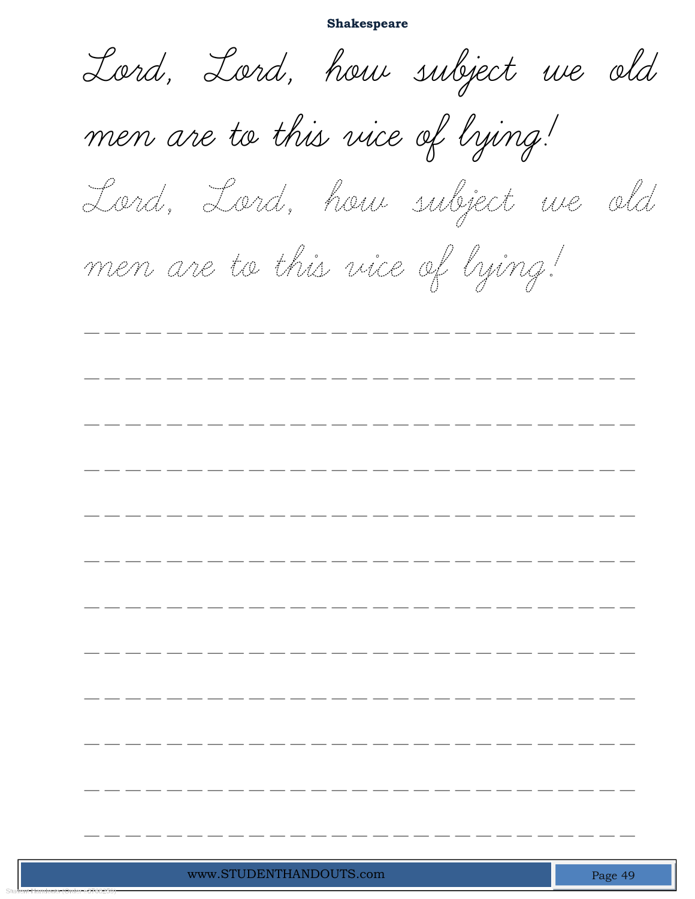Lord, Lord, how subject we old men are to this vice of lying!

Lord, Lord, how subject we old men are to this vice of lying!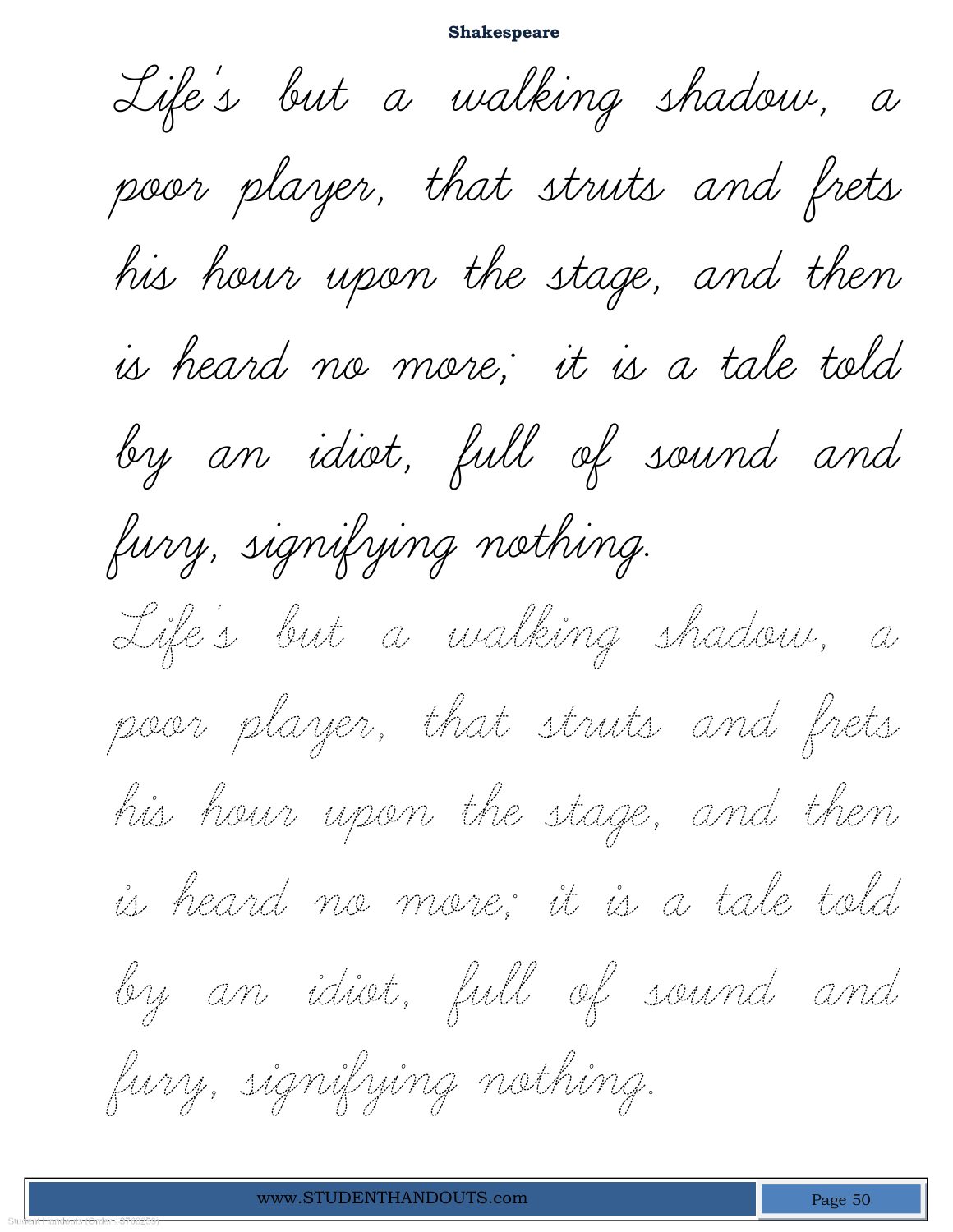# Shakespeare

Life's but a walking shadow, a poor player, that struts and frets his hour upon the stage, and then is heard no more; it is a tale told by an idiot, full of sound and fury, signifying nothing.

Life's but a walking shadow, a poor player, that struts and frets his hour upon the stage, and then is heard no more; it is a tale told by an idiot, full of sound and fury, signifying nothing.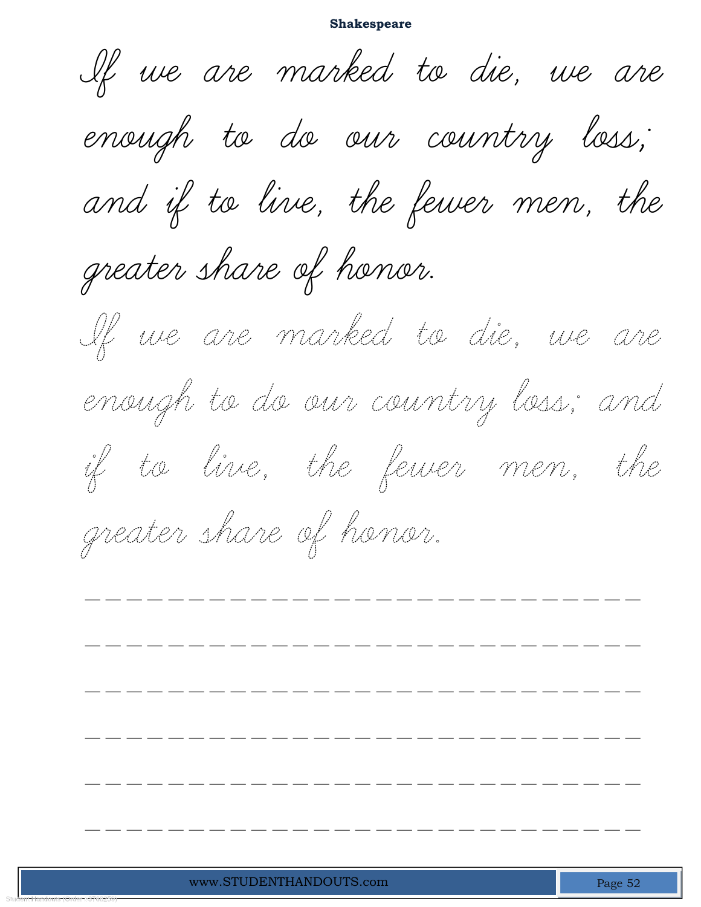**Shakespeare**

If we are marked to die, we are enough to do our country loss; and if to live, the fewer men, the greater share of honor.

If we are marked to die, we are enough to do our country loss; and if to live, the fewer men, the greater share of honor.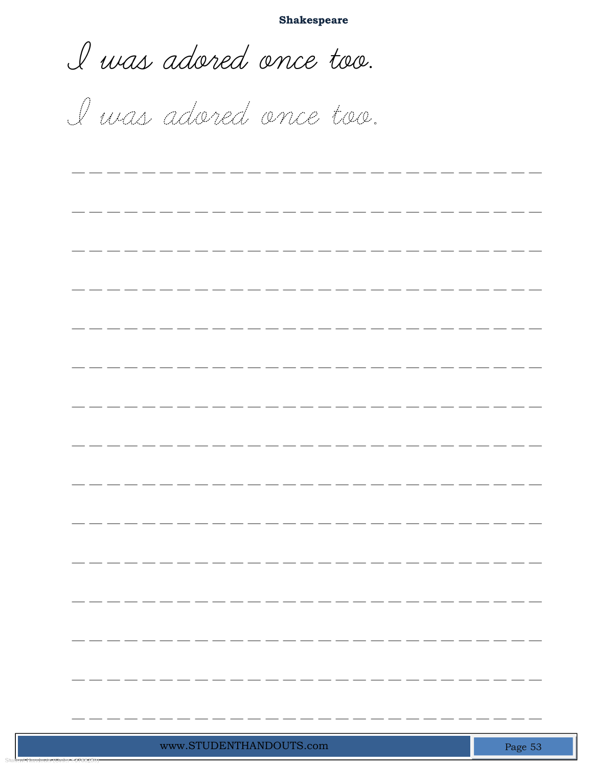**Shakespeare**

I was adored once too.

I was adored once too.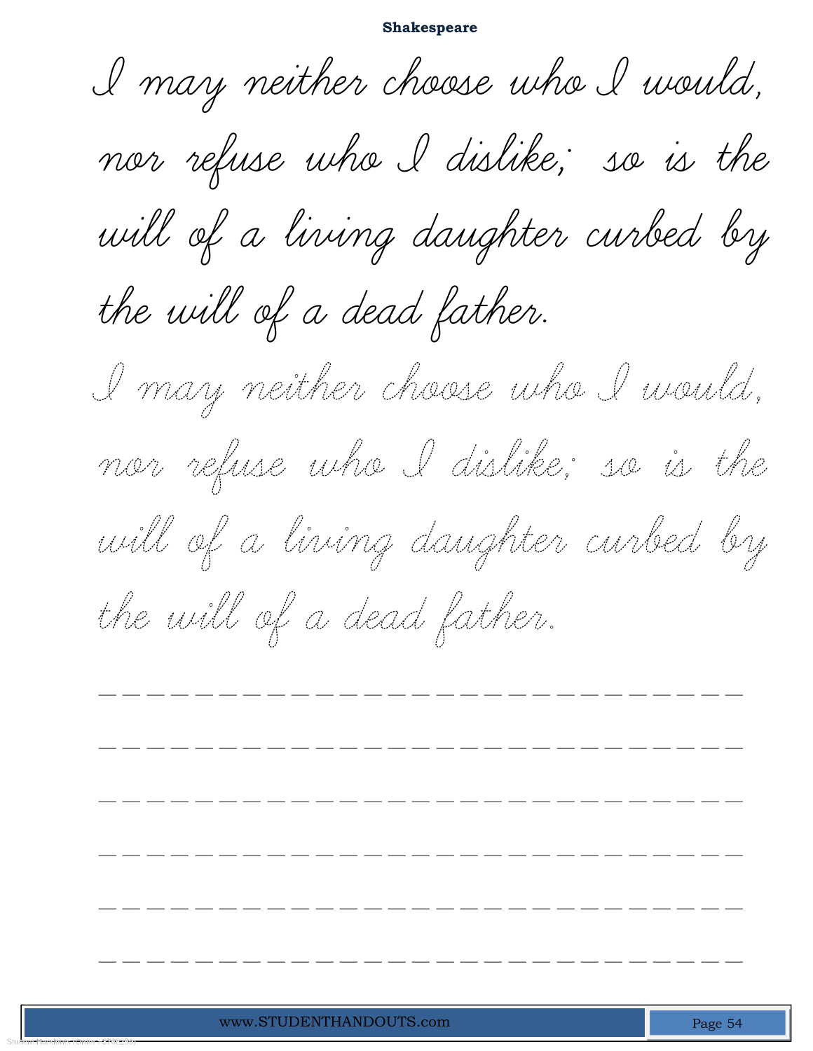**Shakespeare**

I may neither choose who I would, nor refuse who I dislike; so is the will of a living daughter curbed by the will of a dead father.

I may neither choose who I would, nor refuse who I dislike; so is the will of a living daughter curbed by the will of a dead father.

\_ \_ \_ \_ \_ \_ \_ \_ \_ \_ \_ \_ \_ \_ \_ \_ \_ \_ \_ \_ \_ \_ \_ \_ \_ \_ \_

\_ \_ \_ \_ \_ \_ \_ \_ \_ \_ \_ \_ \_ \_ \_ \_ \_ \_ \_ \_ \_ \_ \_ \_ \_ \_ \_

\_ \_ \_ \_ \_ \_ \_ \_ \_ \_ \_ \_ \_ \_ \_ \_ \_ \_ \_ \_ \_ \_ \_ \_ \_ \_ \_

\_ \_ \_ \_ \_ \_ \_ \_ \_ \_ \_ \_ \_ \_ \_ \_ \_ \_ \_ \_ \_ \_ \_ \_ \_ \_ \_

\_ \_ \_ \_ \_ \_ \_ \_ \_ \_ \_ \_ \_ \_ \_ \_ \_ \_ \_ \_ \_ \_ \_ \_ \_ \_ \_

\_ \_ \_ \_ \_ \_ \_ \_ \_ \_ \_ \_ \_ \_ \_ \_ \_ \_ \_ \_ \_ \_ \_ \_ \_ \_ \_

www.STUDENTHANDOUTS.com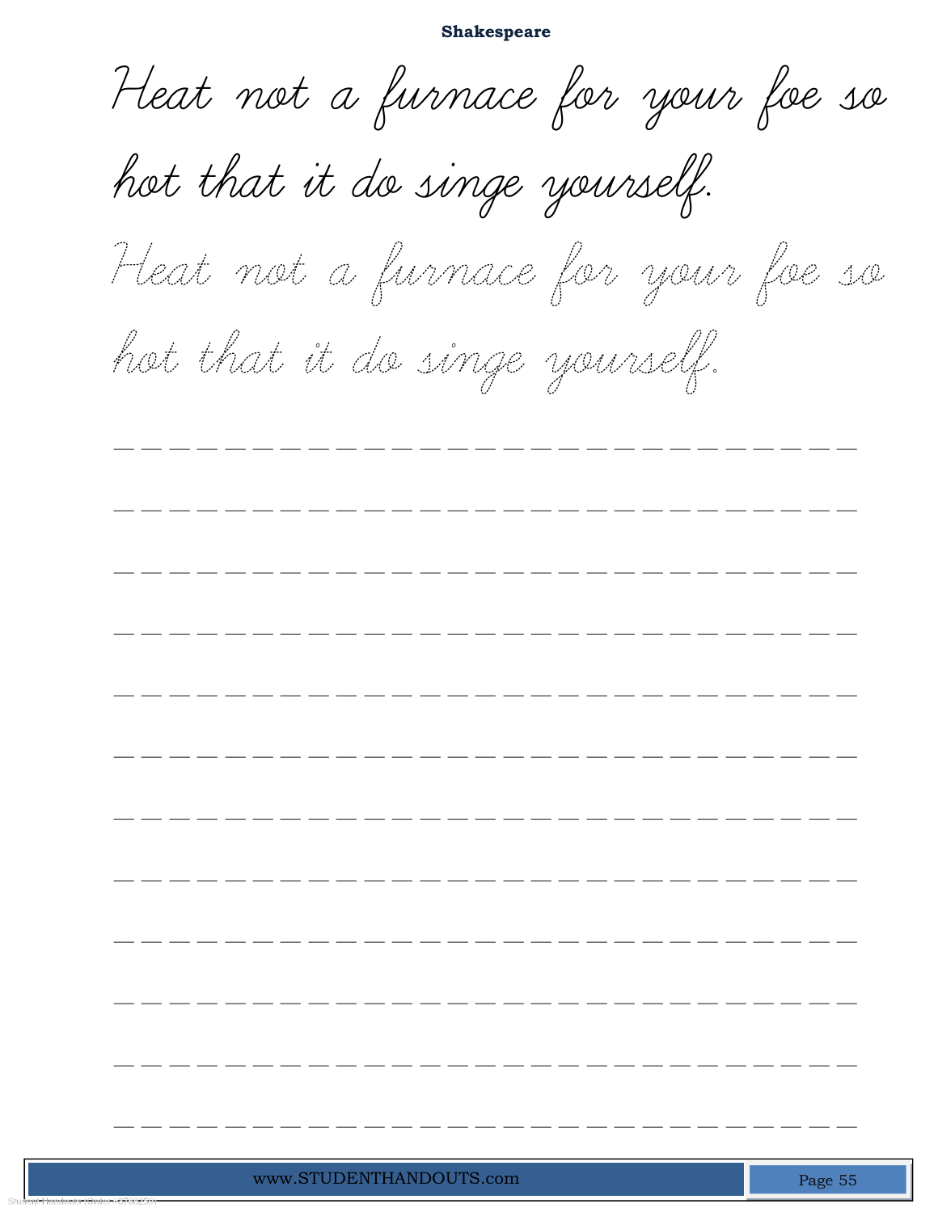Heat not a furnace for your foe so hot that it do singe yourself.

Heat not a furnace for your foe so hot that it do singe yourself.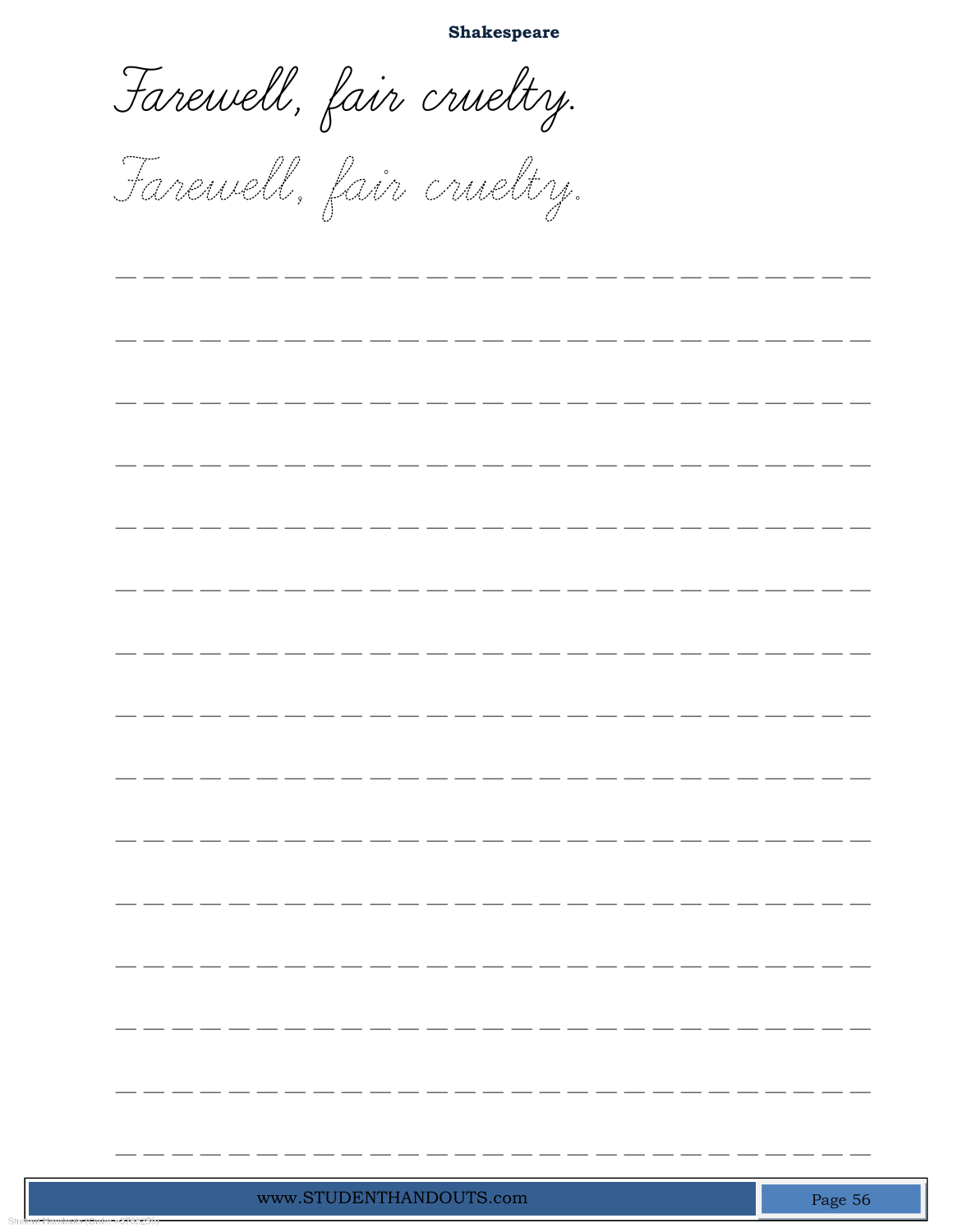**Shakespeare**

Farewell, fair cruelty.

Farewell, fair cruelty.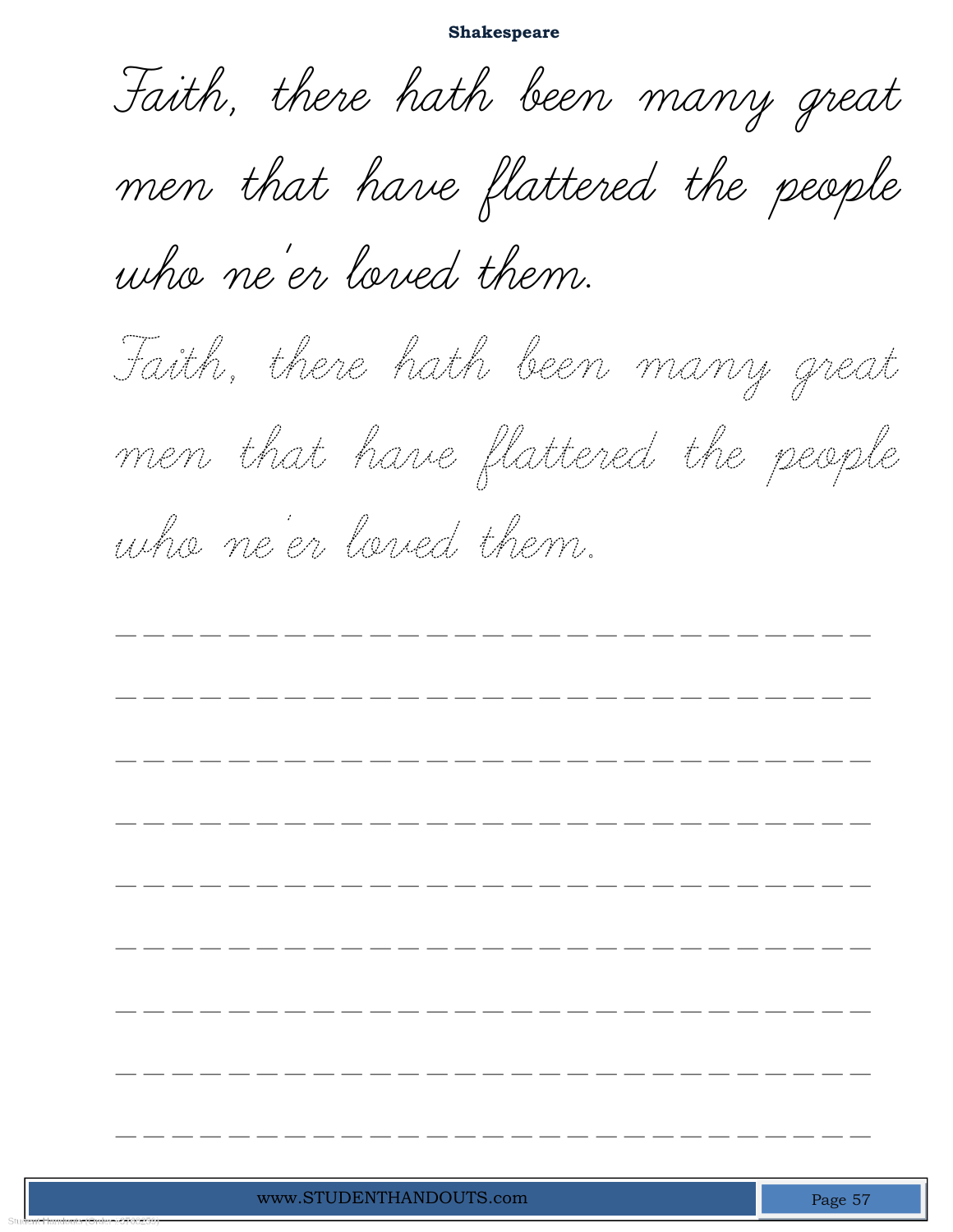Faith, there hath been many great men that have flattered the people who ne'er loved them.

Faith, there hath been many great men that have flattered the people who ne'er loved them.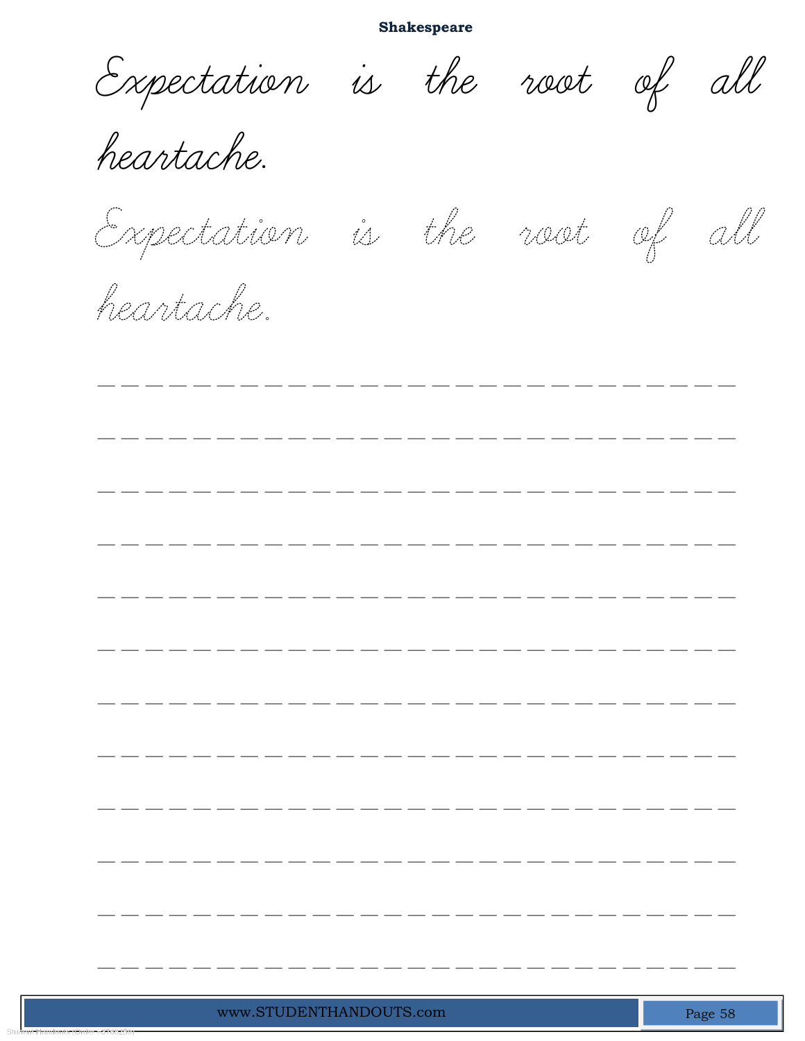**Shakespeare**

Expectation is the root of all heartache.

Expectation is the root of all heartache.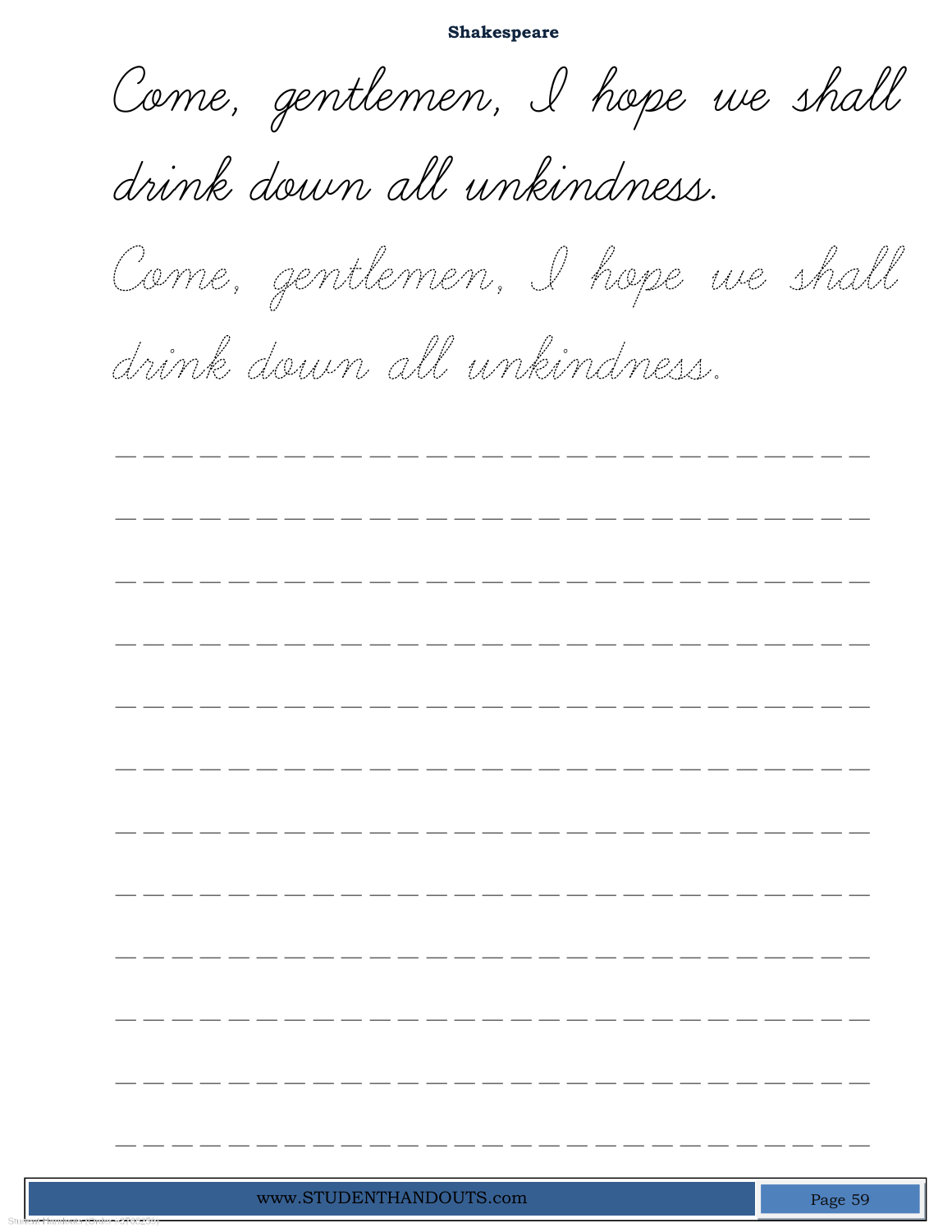**Shakespeare**

Come, gentlemen, I hope we shall drink down all unkindness.

Come, gentlemen, I hope we shall drink down all unkindness.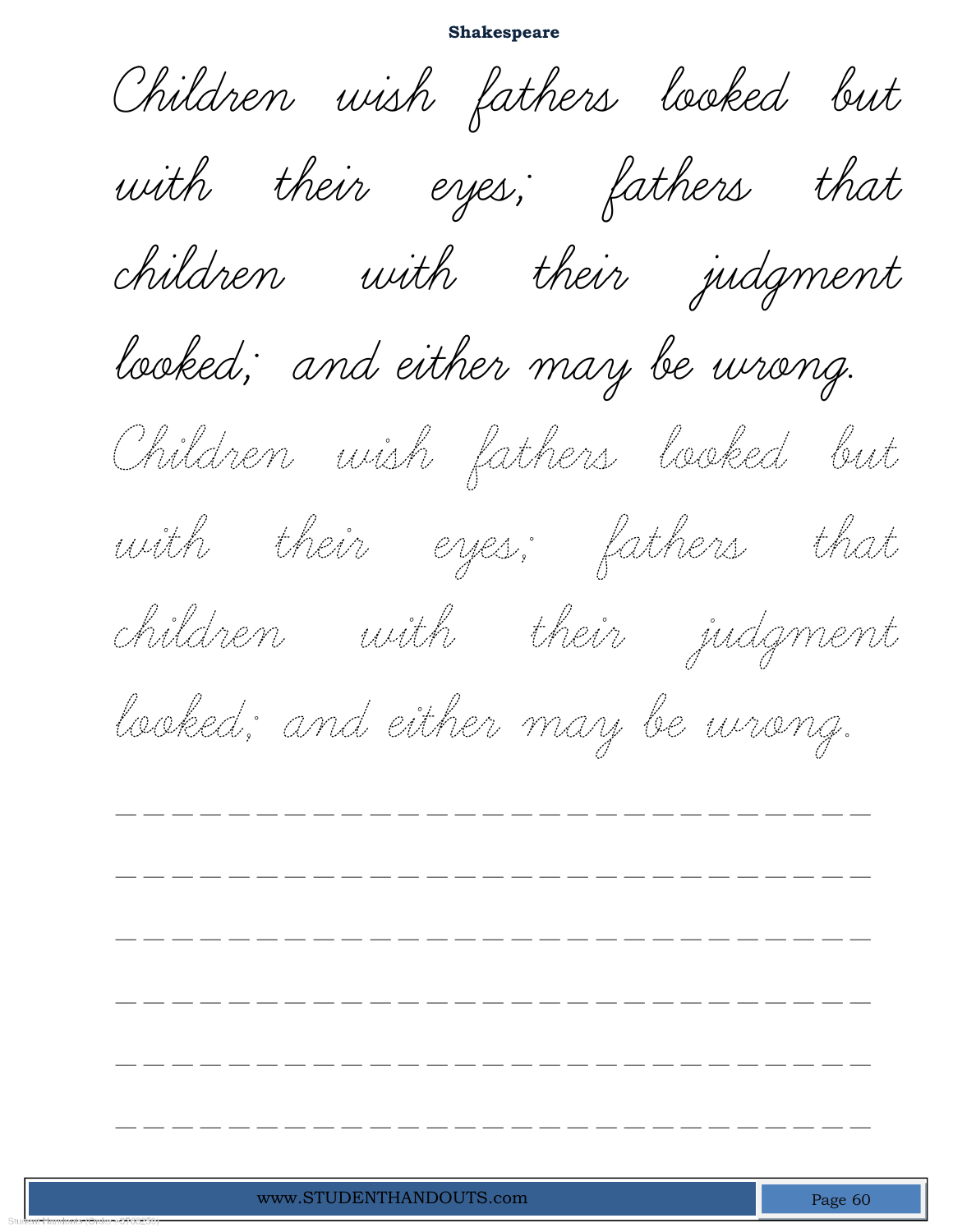# Shakespeare

Children wish fathers looked but with their eyes; fathers that children with their judgment looked; and either may be wrong.

Children wish fathers looked but with their eyes; fathers that children with their judgment looked; and either may be wrong.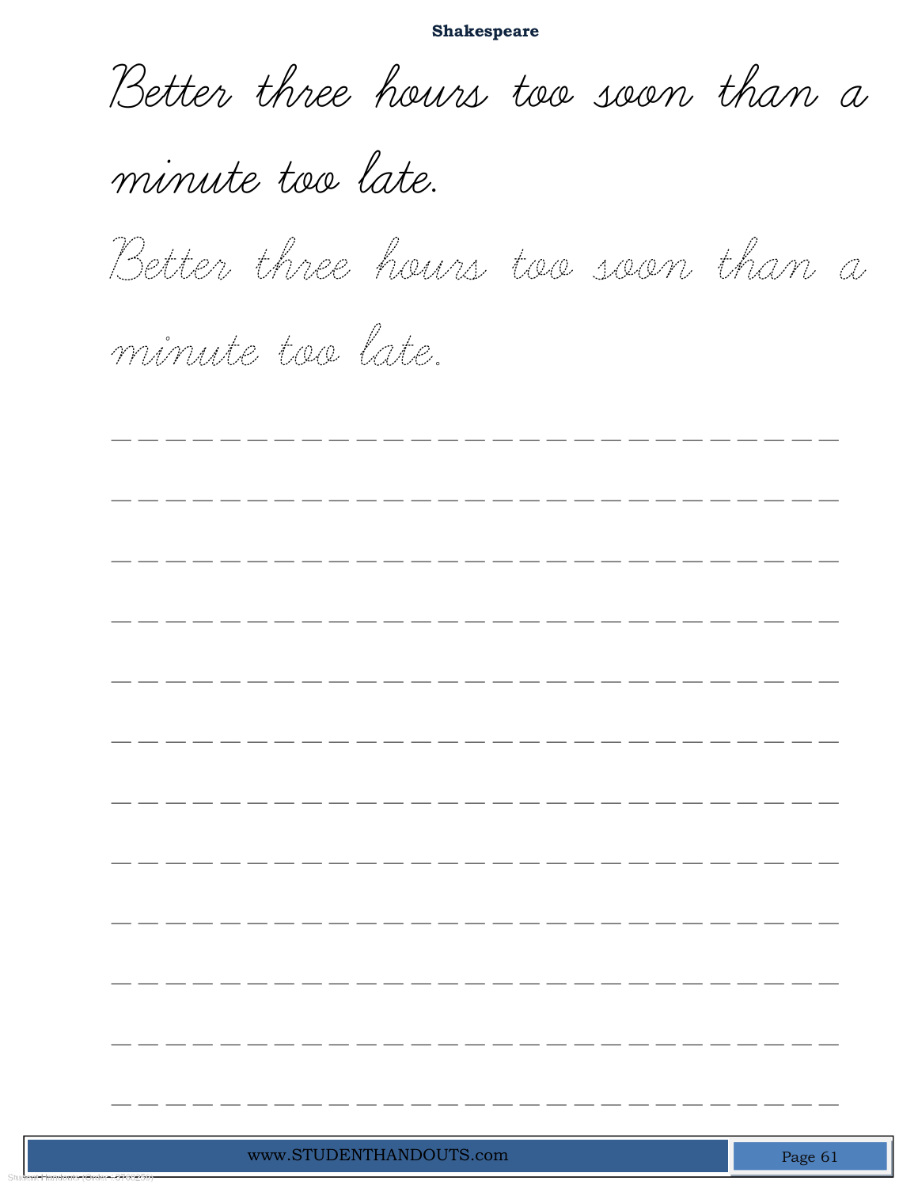**Shakespeare**

Better three hours too soon than a minute too late.

Better three hours too soon than a minute too late.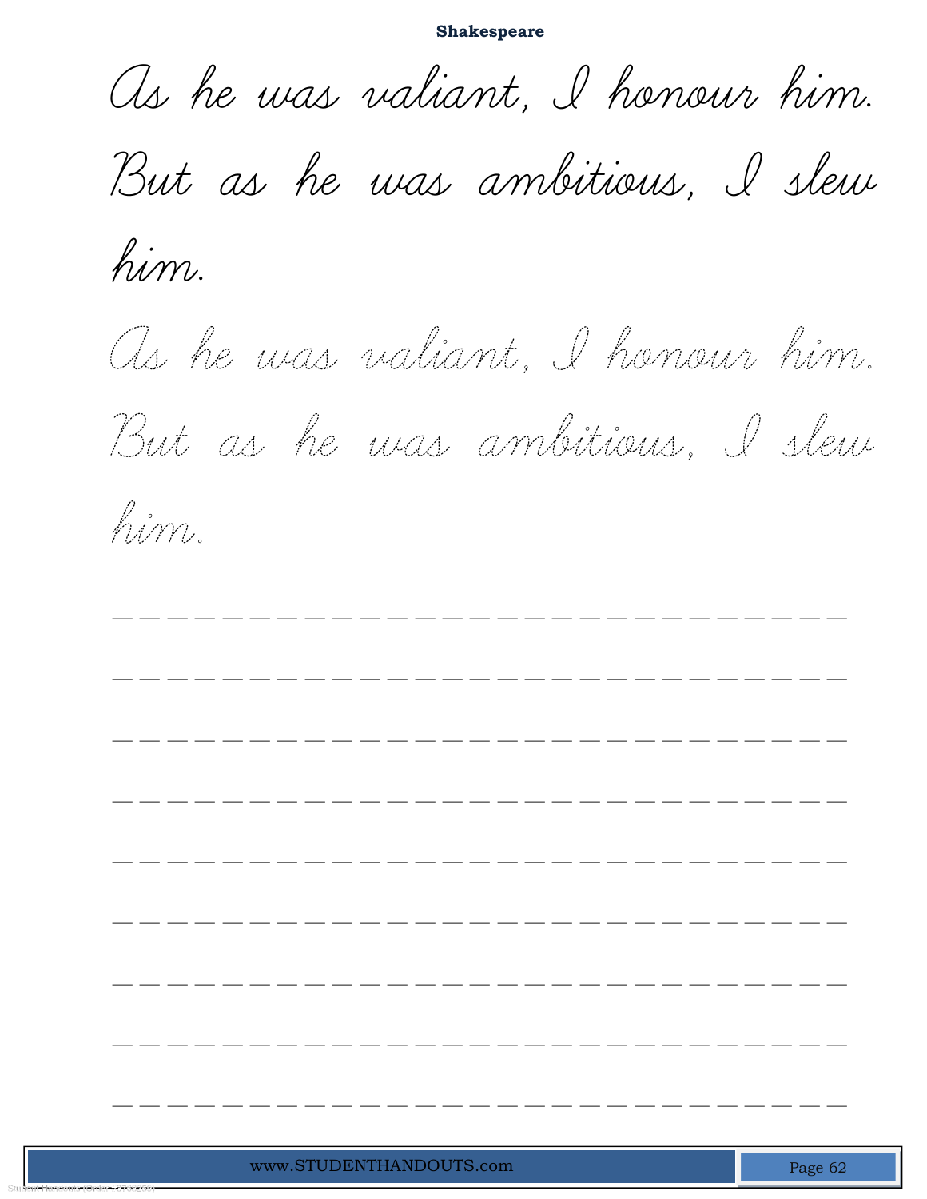**Shakespeare**

As he was valiant, I honour him. But as he was ambitious, I slew him.

As he was valiant, I honour him. But as he was ambitious, I slew him.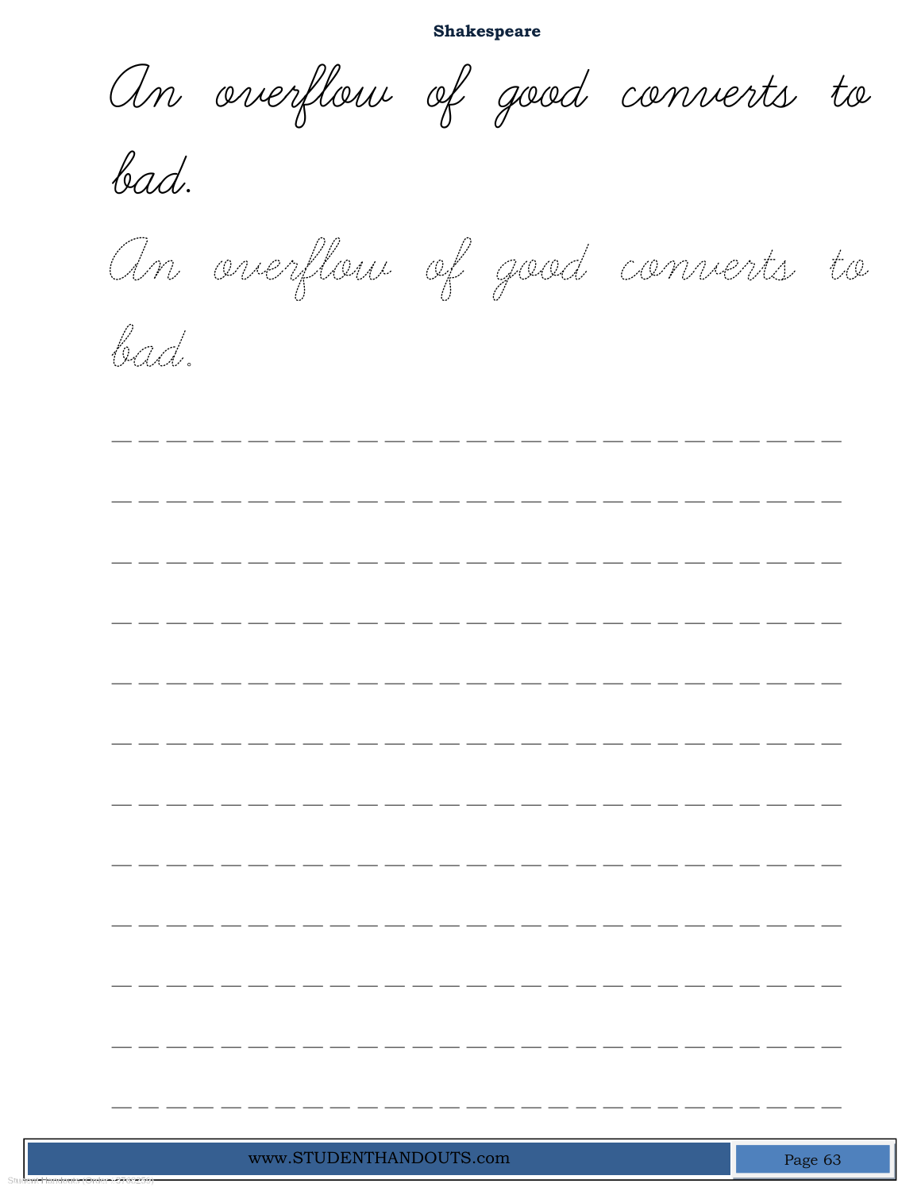**Shakespeare**

An overflow of good converts to bad.

An overflow of good converts to bad.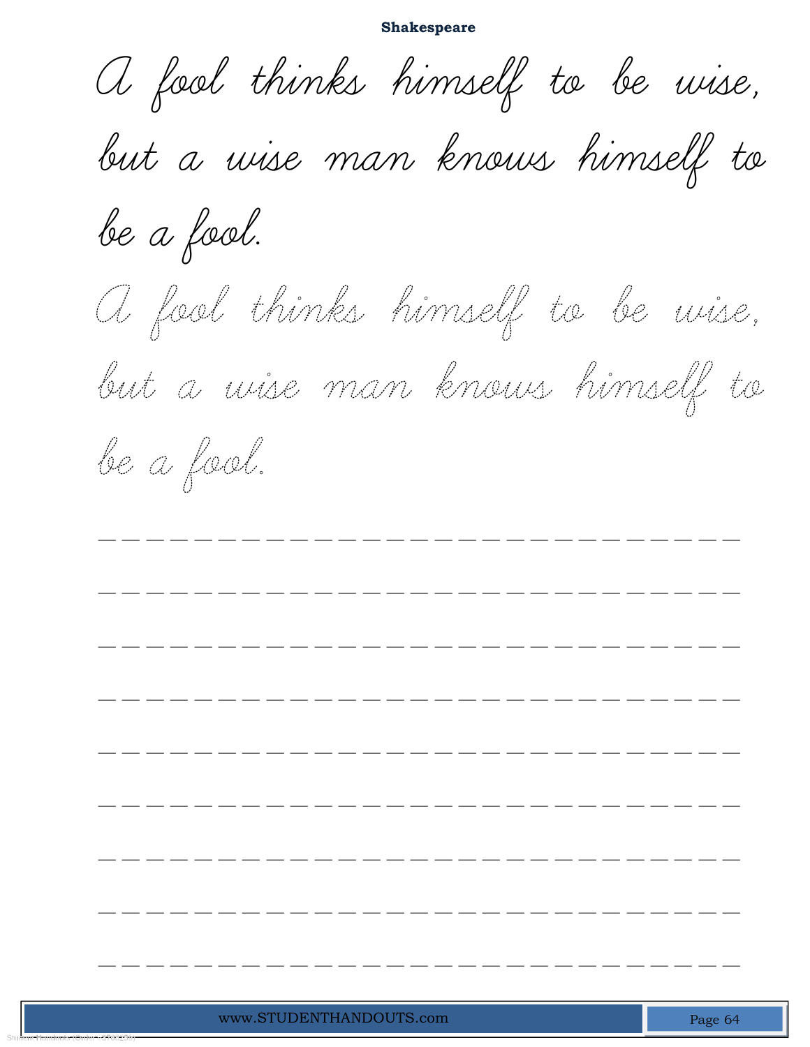**Shakespeare**

A fool thinks himself to be wise, but a wise man knows himself to be a fool.

A fool thinks himself to be wise, but a wise man knows himself to be a fool.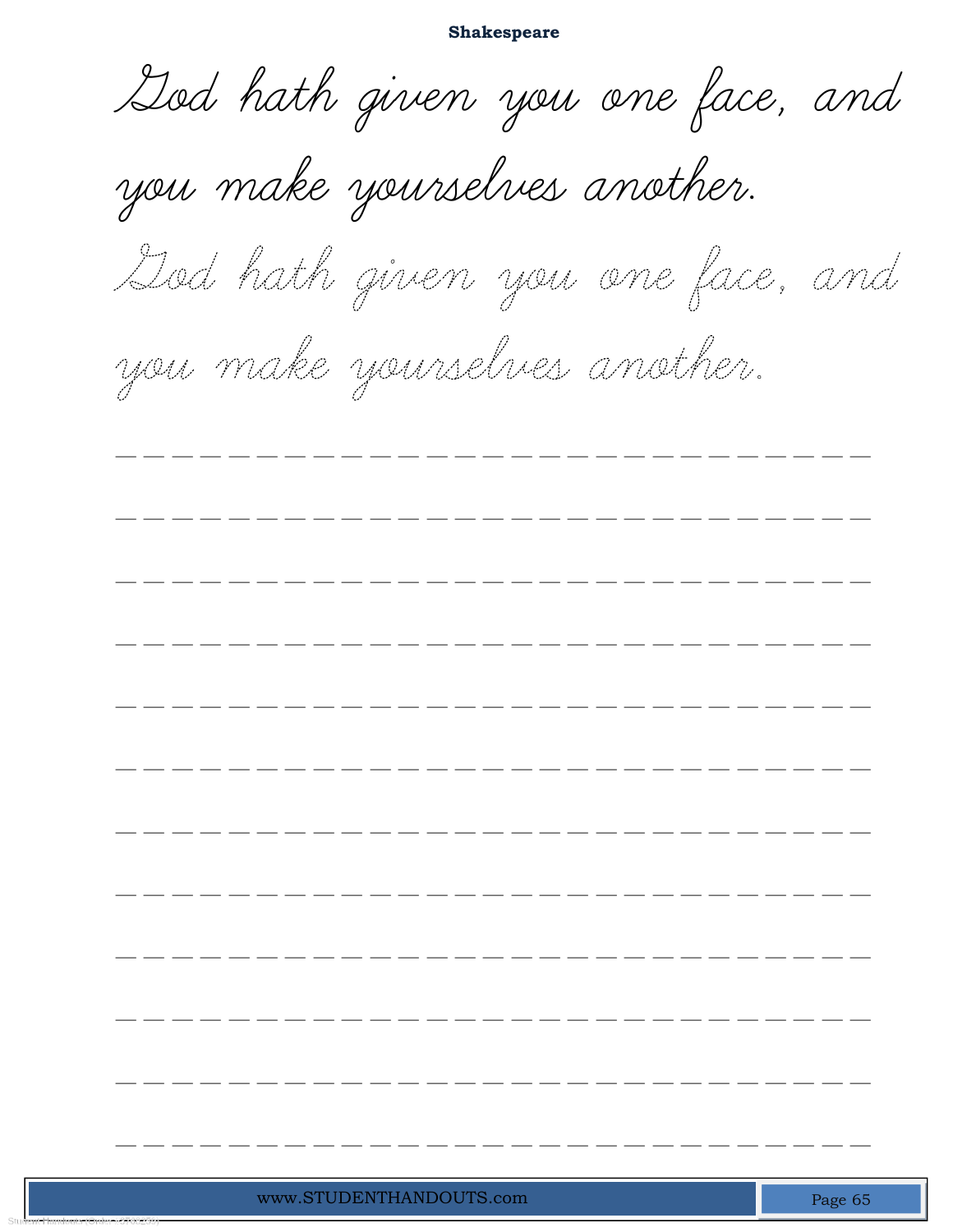**Shakespeare**

God hath given you one face, and you make yourselves another.

God hath given you one face, and you make yourselves another.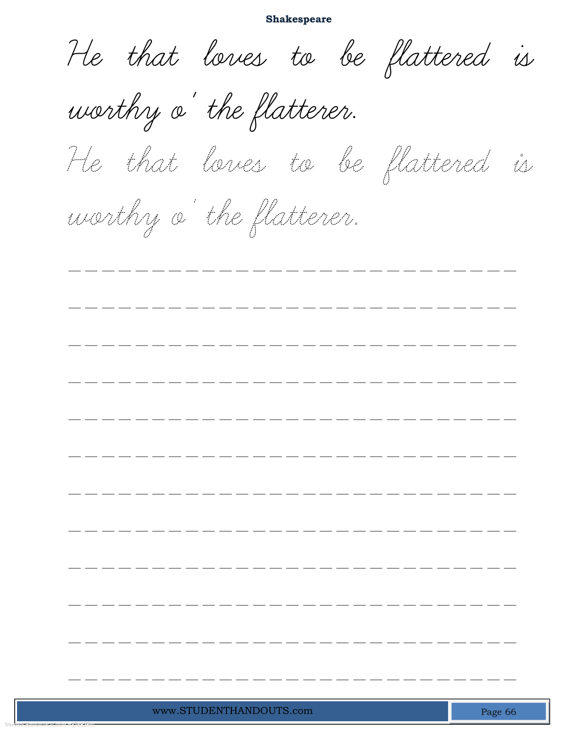**Shakespeare**

He that loves to be flattered is worthy o' the flatterer.

He that loves to be flattered is worthy o' the flatterer.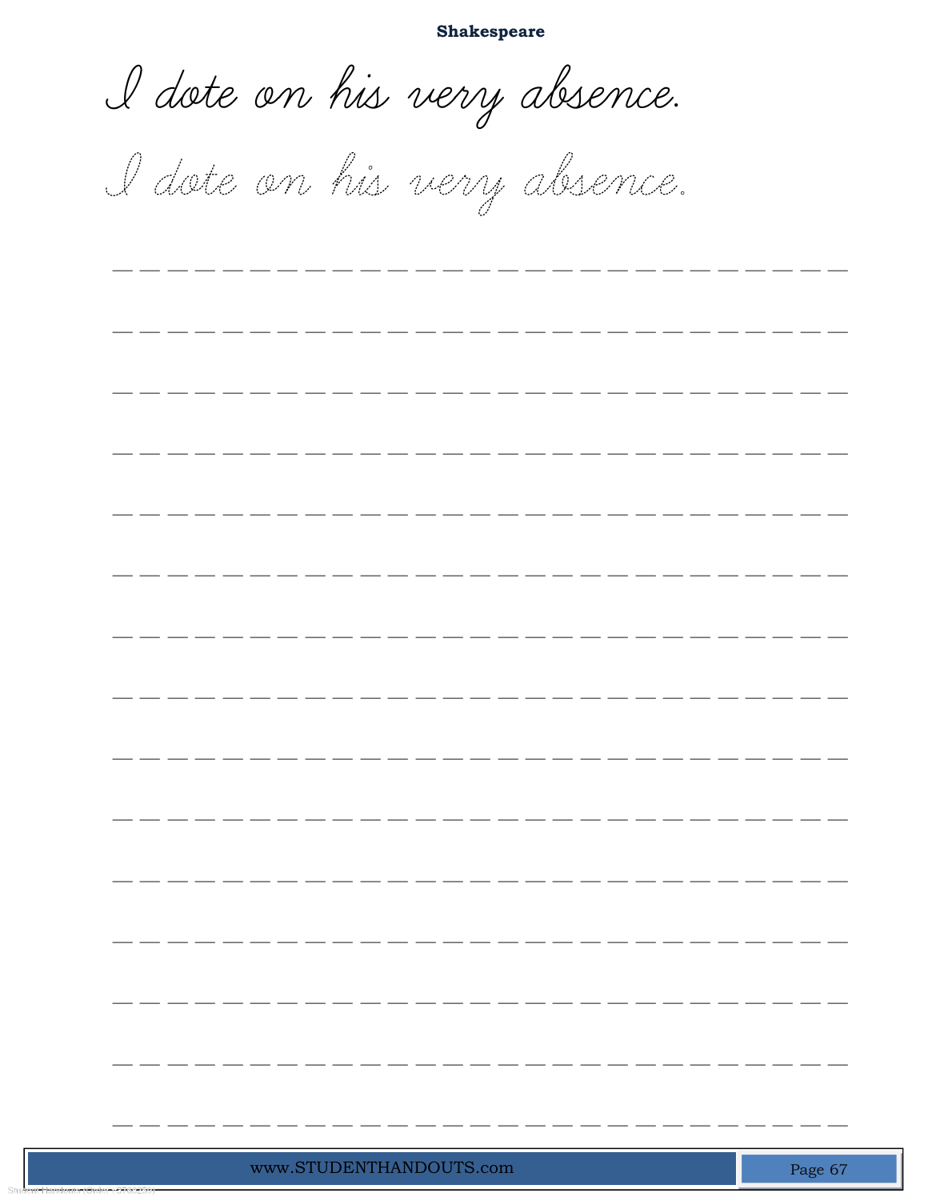**Shakespeare**

I dote on his very absence.

I dote on his very absence.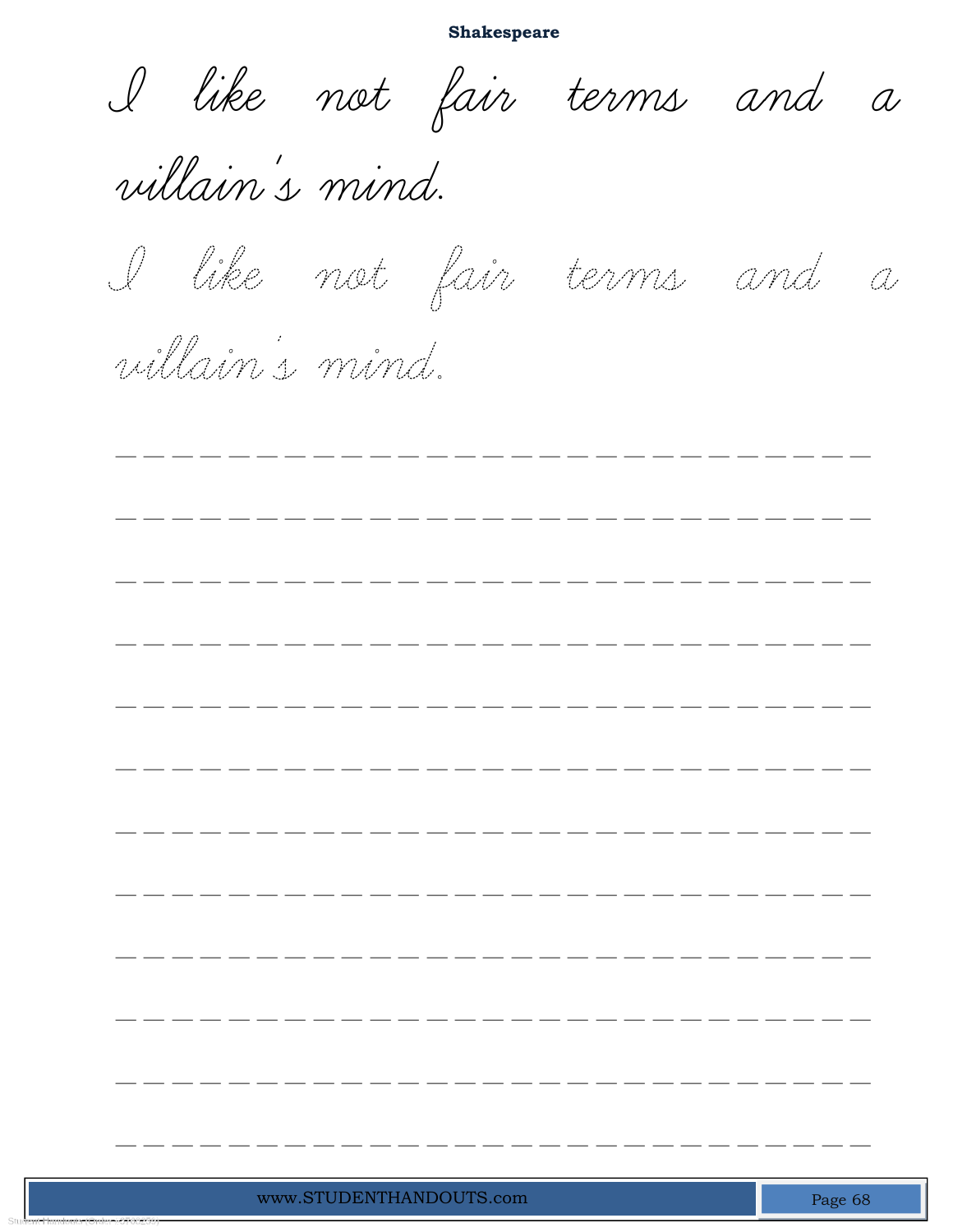**Shakespeare**

I like not fair terms and a villain's mind.

I like not fair terms and a villain's mind.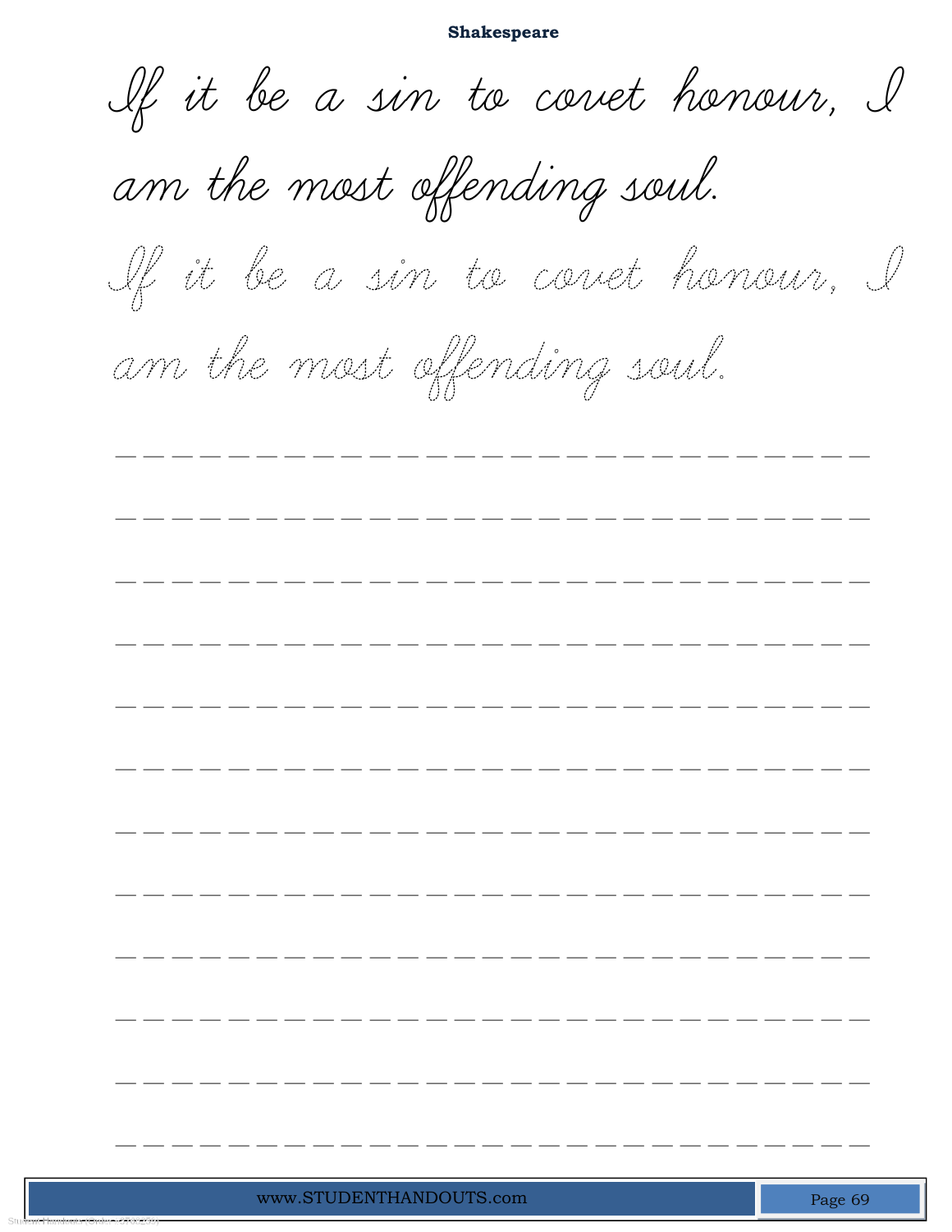**Shakespeare**

If it be a sin to covet honour, I am the most offending soul.

If it be a sin to covet honour, I am the most offending soul.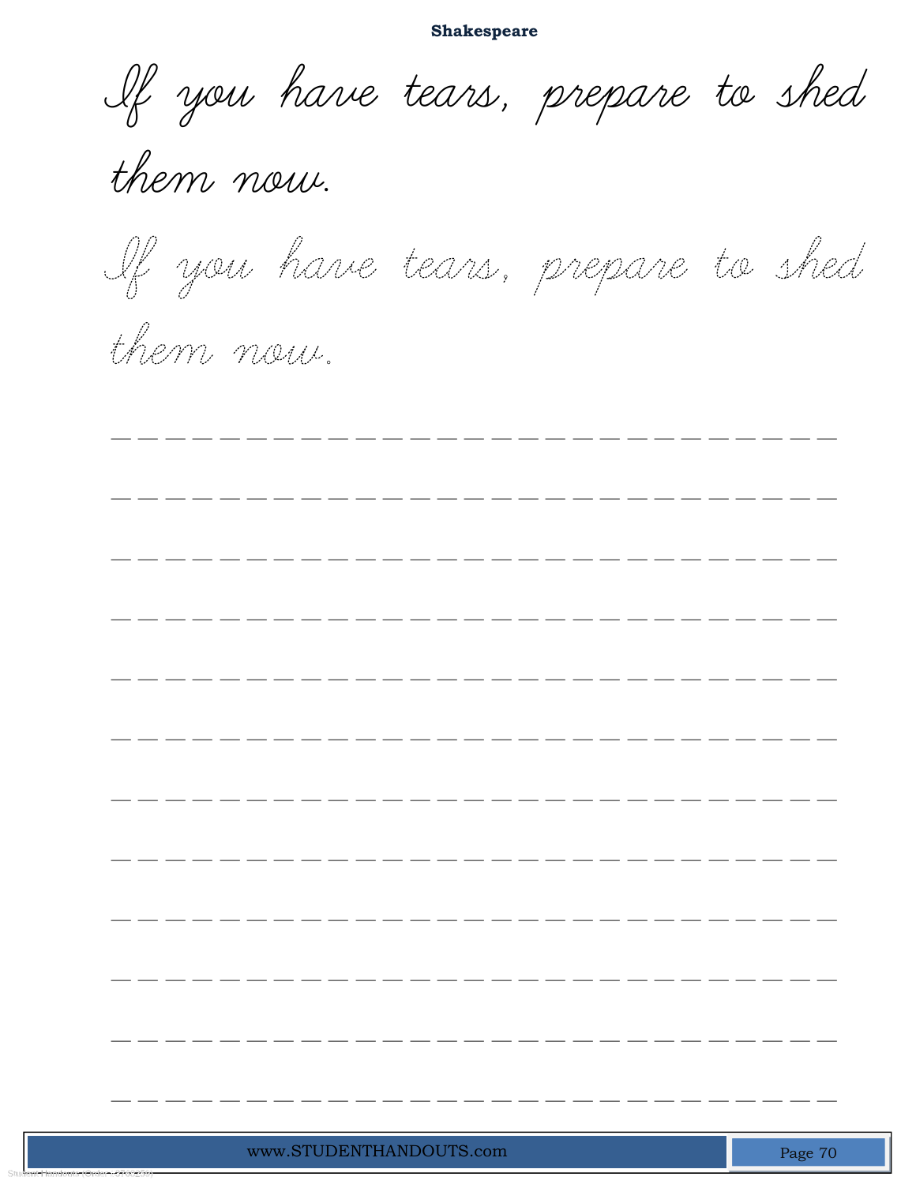**Shakespeare**

If you have tears, prepare to shed them now.

If you have tears, prepare to shed them now.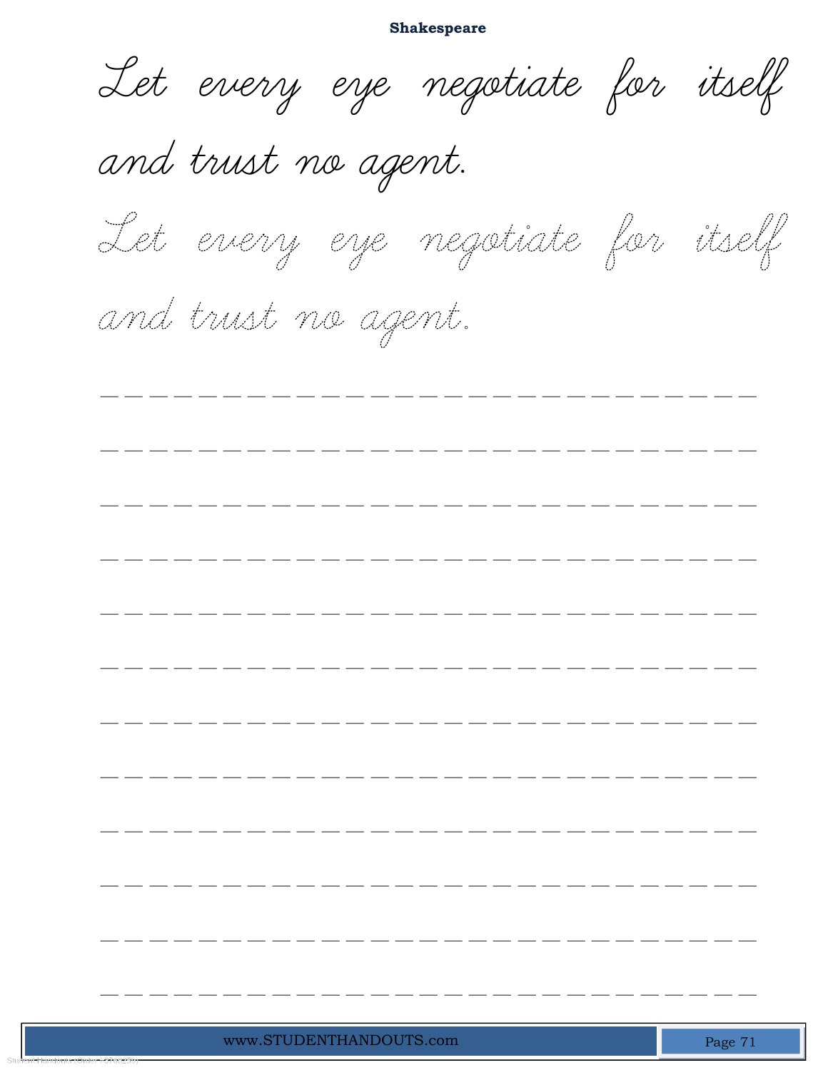**Shakespeare**

Let every eye negotiate for itself and trust no agent.

Let every eye negotiate for itself and trust no agent.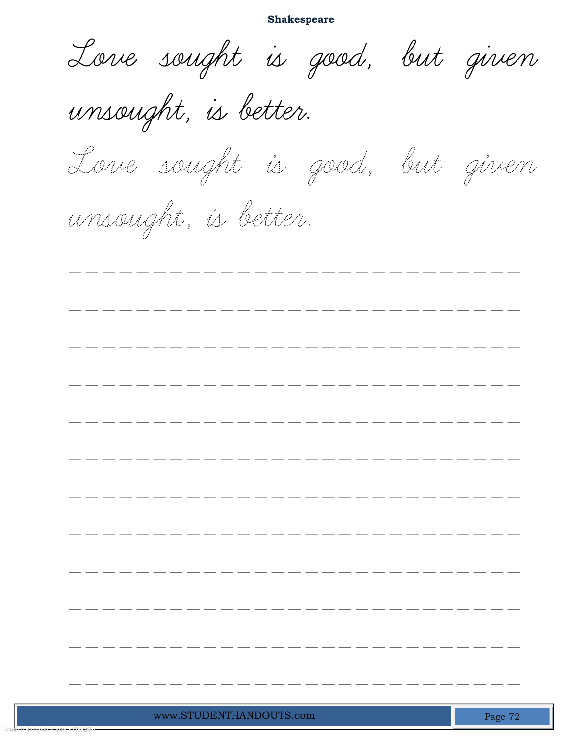**Shakespeare**

Love sought is good, but given unsought, is better.

Love sought is good, but given unsought, is better.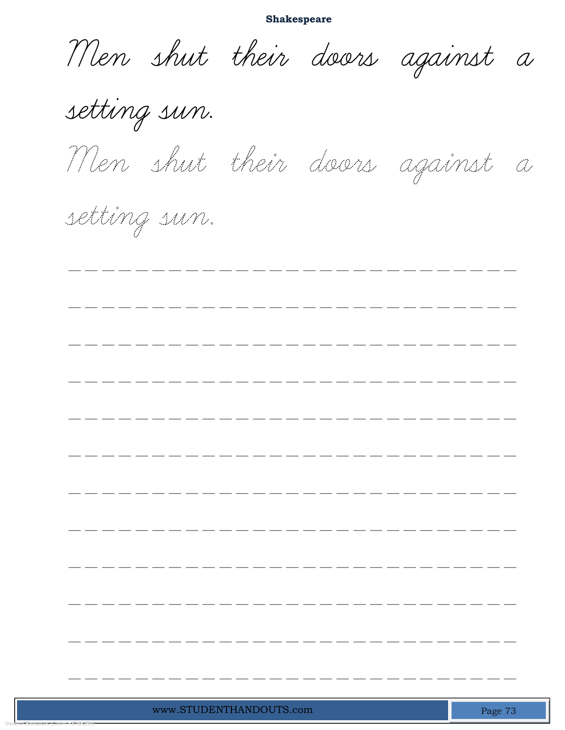**Shakespeare**

Men shut their doors against a setting sun.

Men shut their doors against a setting sun.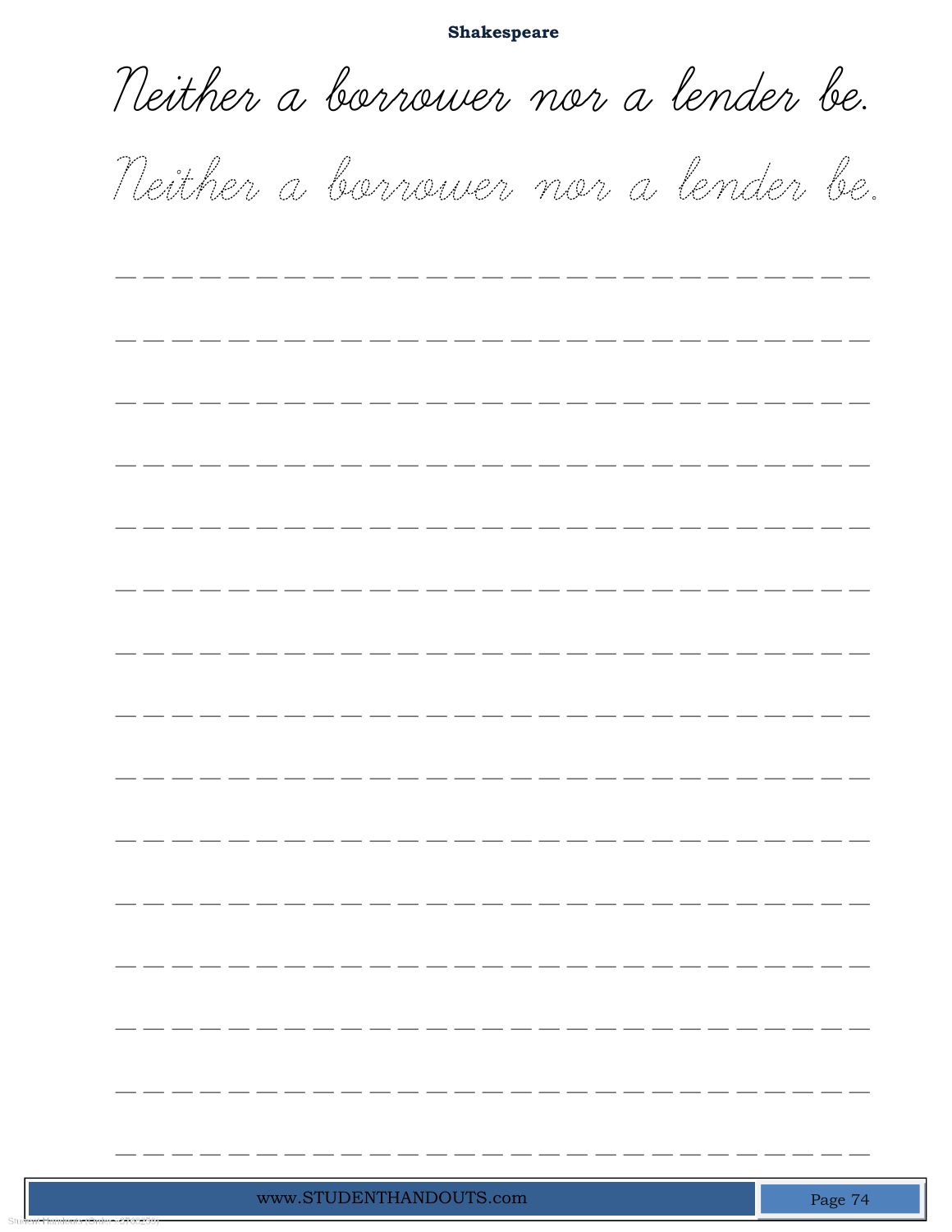**Shakespeare**

Neither a borrower nor a lender be.

Neither a borrower nor a lender be.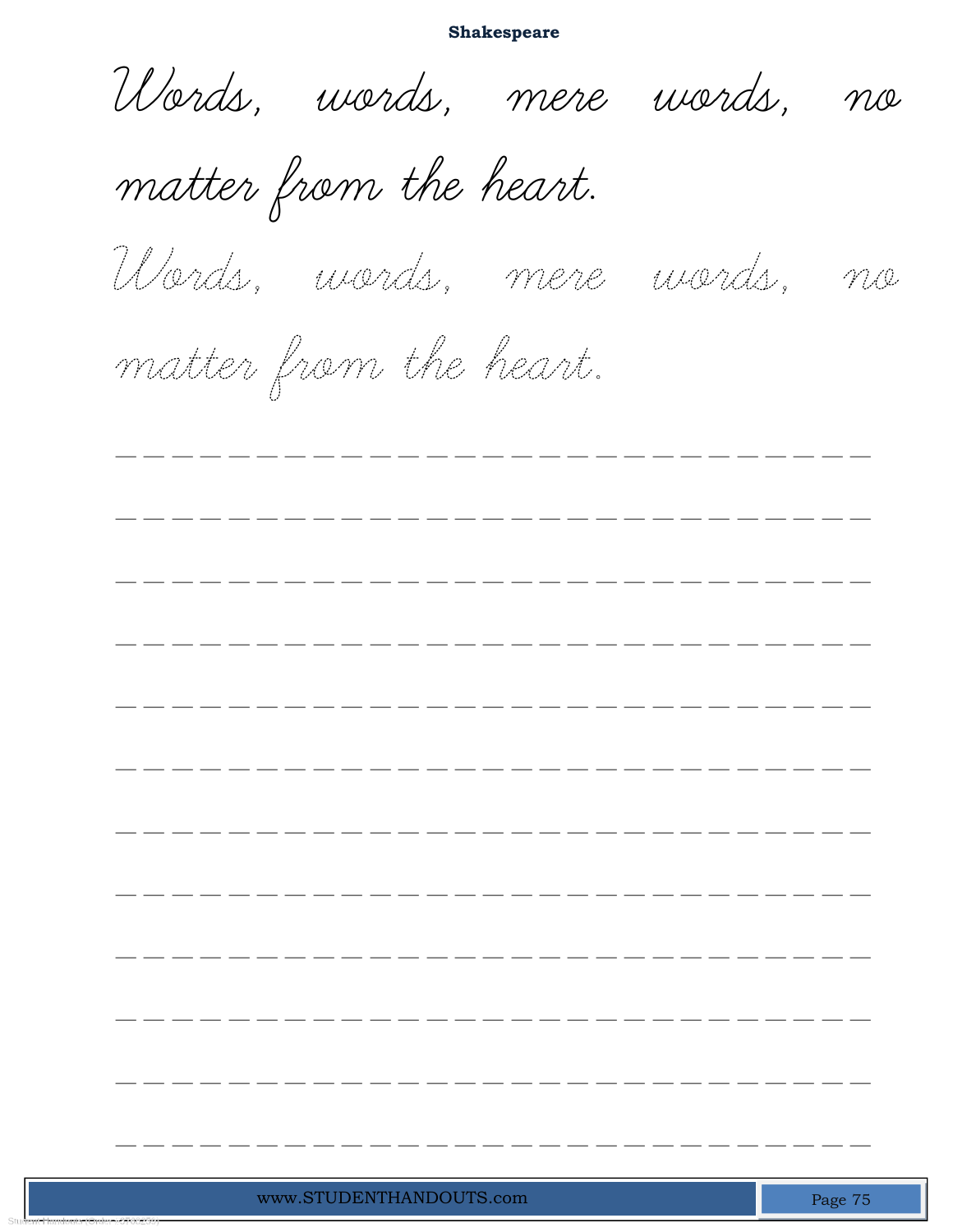**Shakespeare**

Words, words, mere words, no matter from the heart.

Words, words, mere words, no matter from the heart.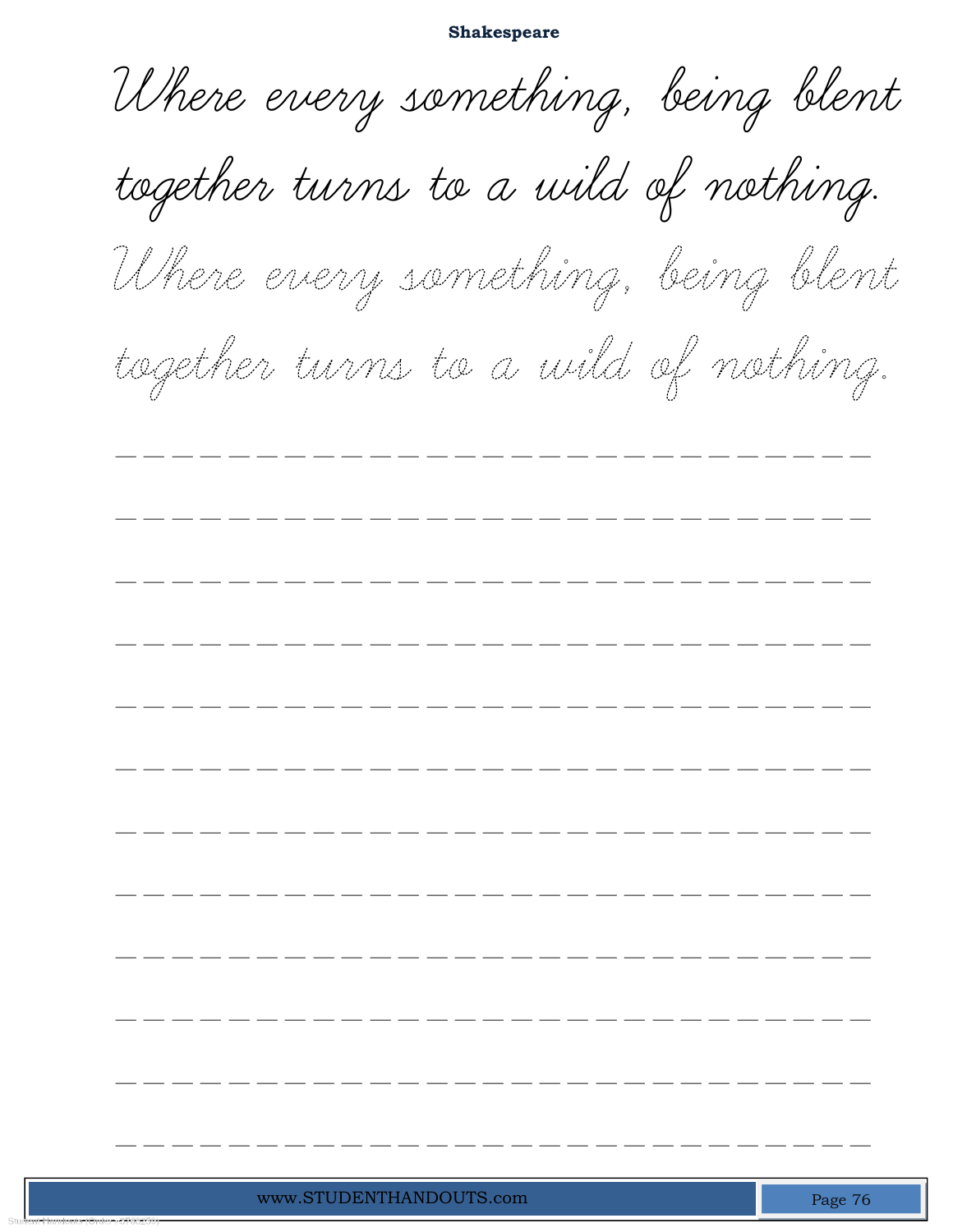**Shakespeare**

Where every something, being blent together turns to a wild of nothing.

Where every something, being blent together turns to a wild of nothing.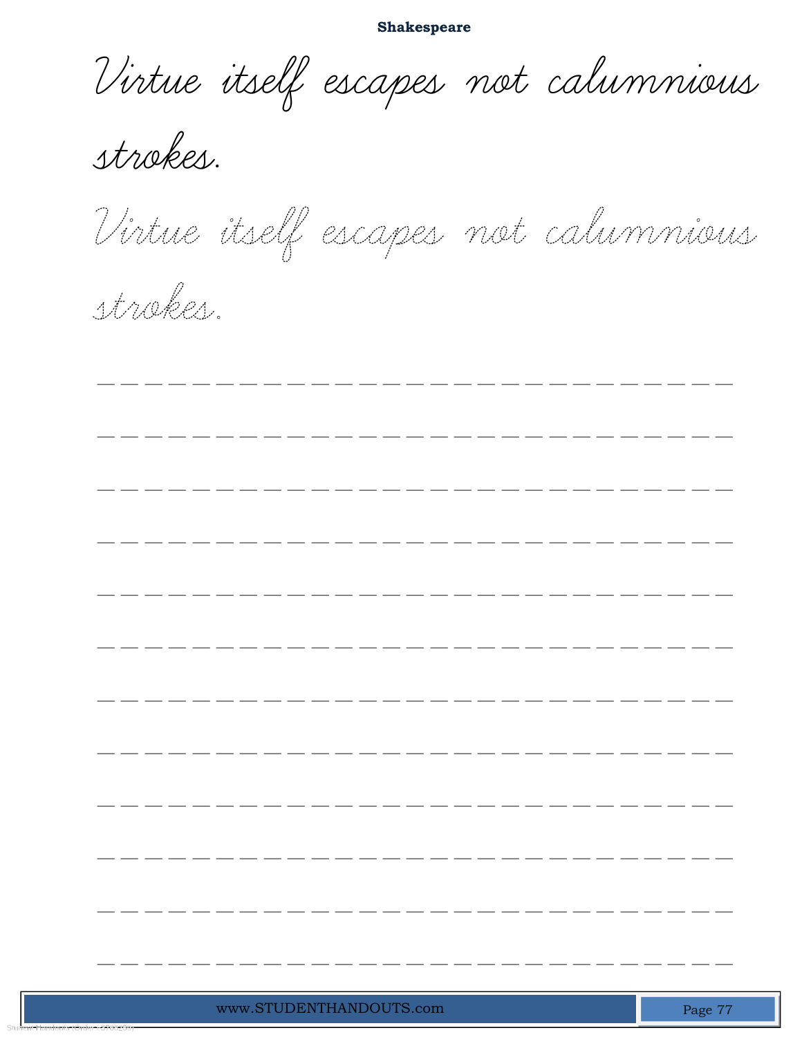**Shakespeare**

Virtue itself escapes not calumnious strokes.

Virtue itself escapes not calumnious strokes.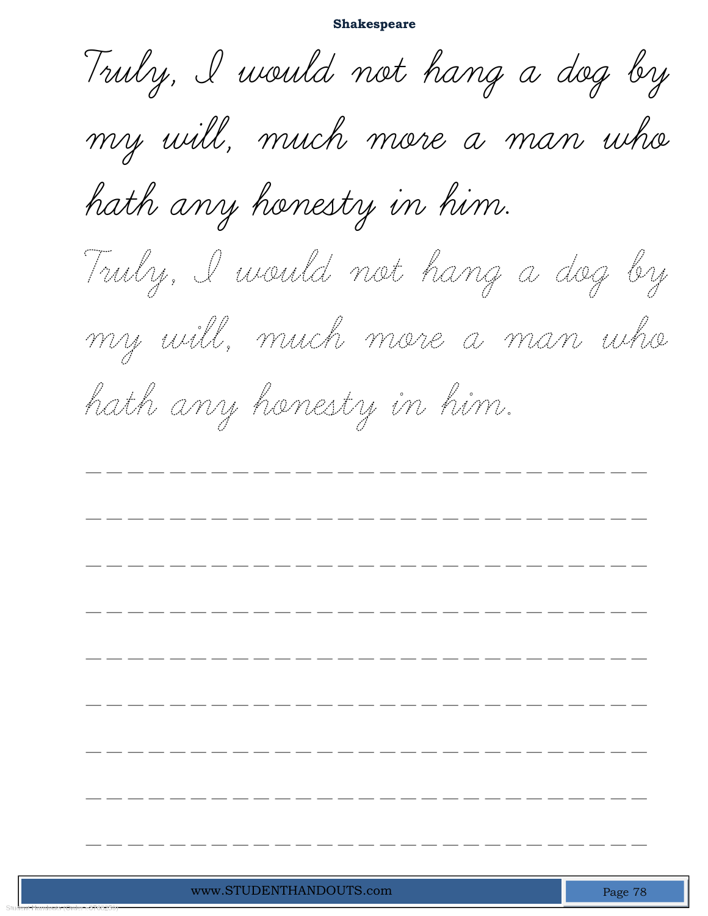Truly, I would not hang a dog by my will, much more a man who hath any honesty in him.

Truly, I would not hang a dog by my will, much more a man who hath any honesty in him.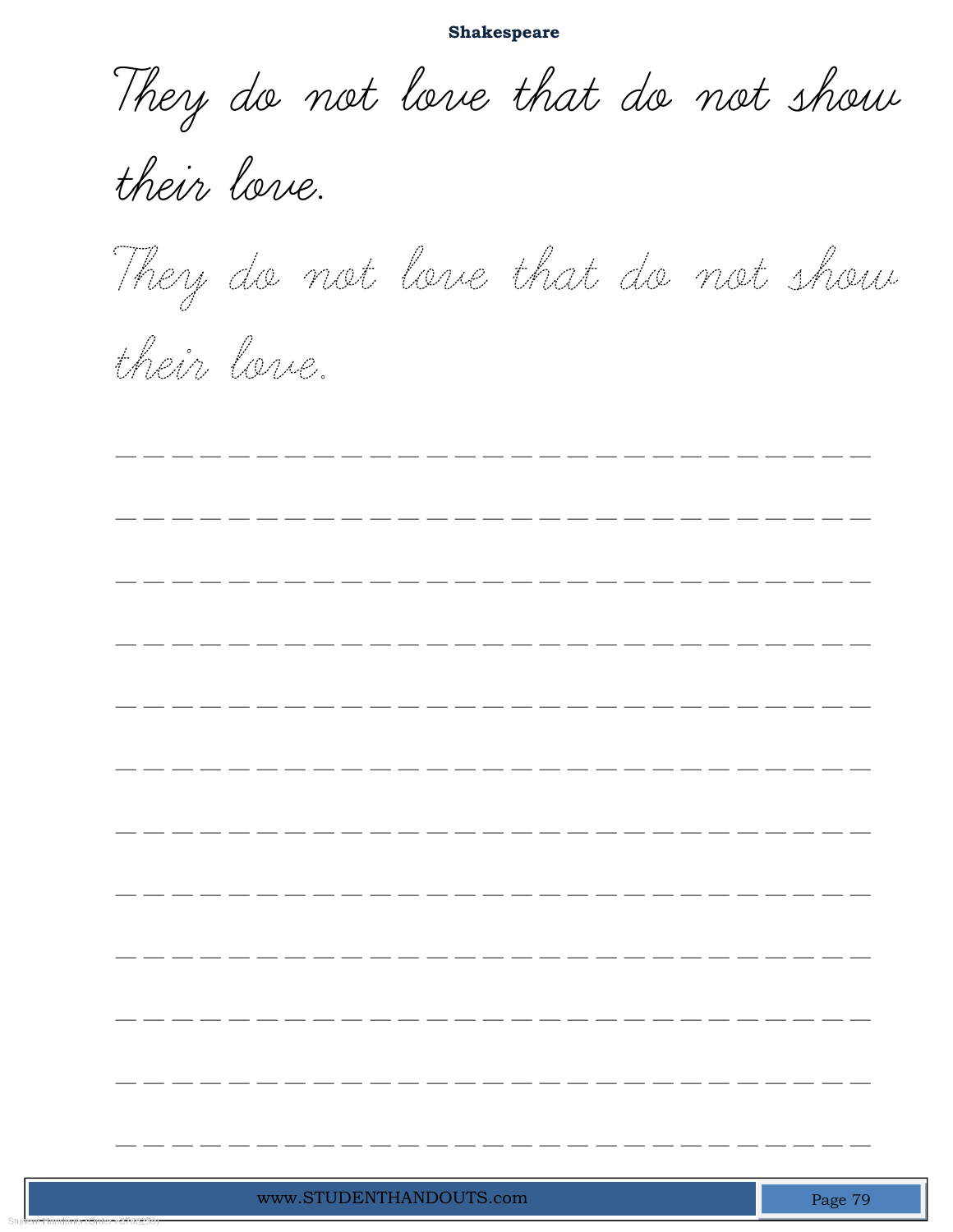**Shakespeare**

They do not love that do not show their love.

They do not love that do not show their love.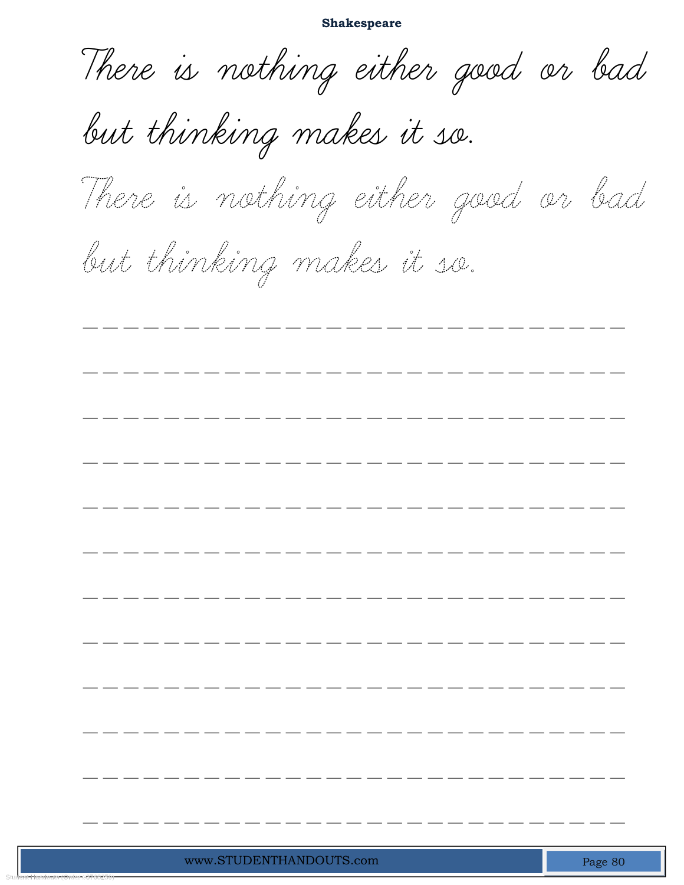**Shakespeare**

There is nothing either good or bad but thinking makes it so.

There is nothing either good or bad but thinking makes it so.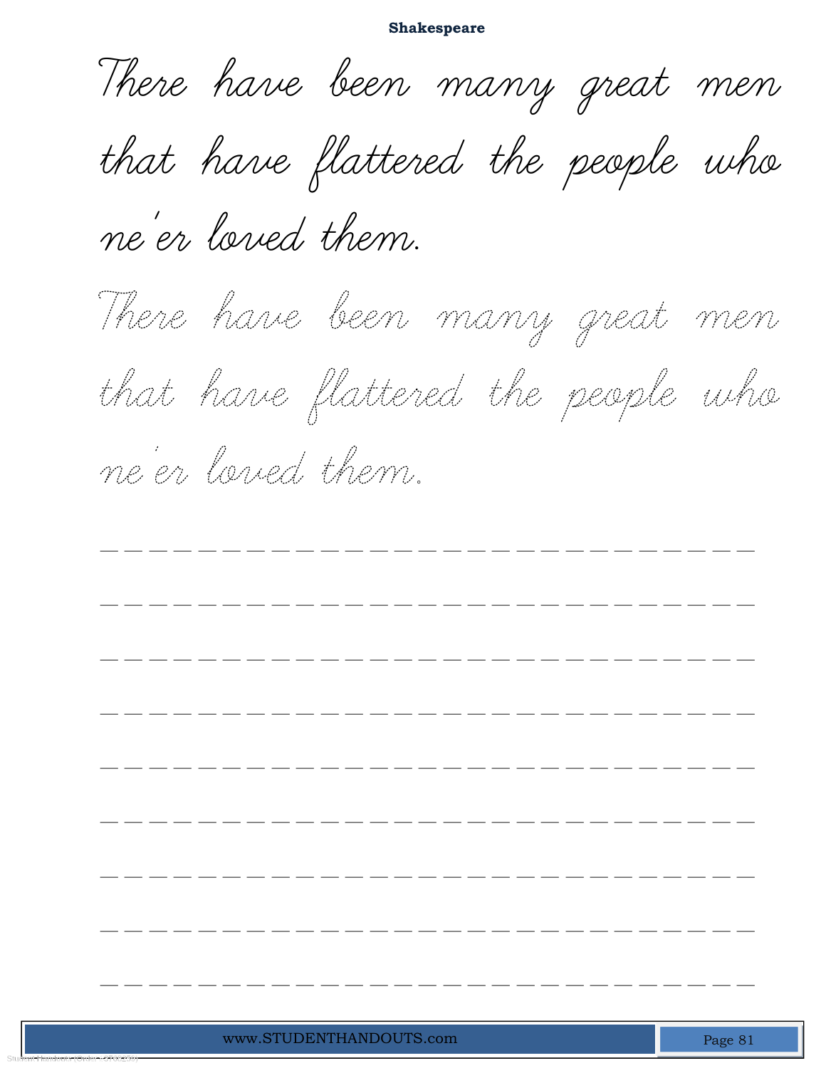There have been many great men that have flattered the people who ne'er loved them.

There have been many great men that have flattered the people who ne'er loved them.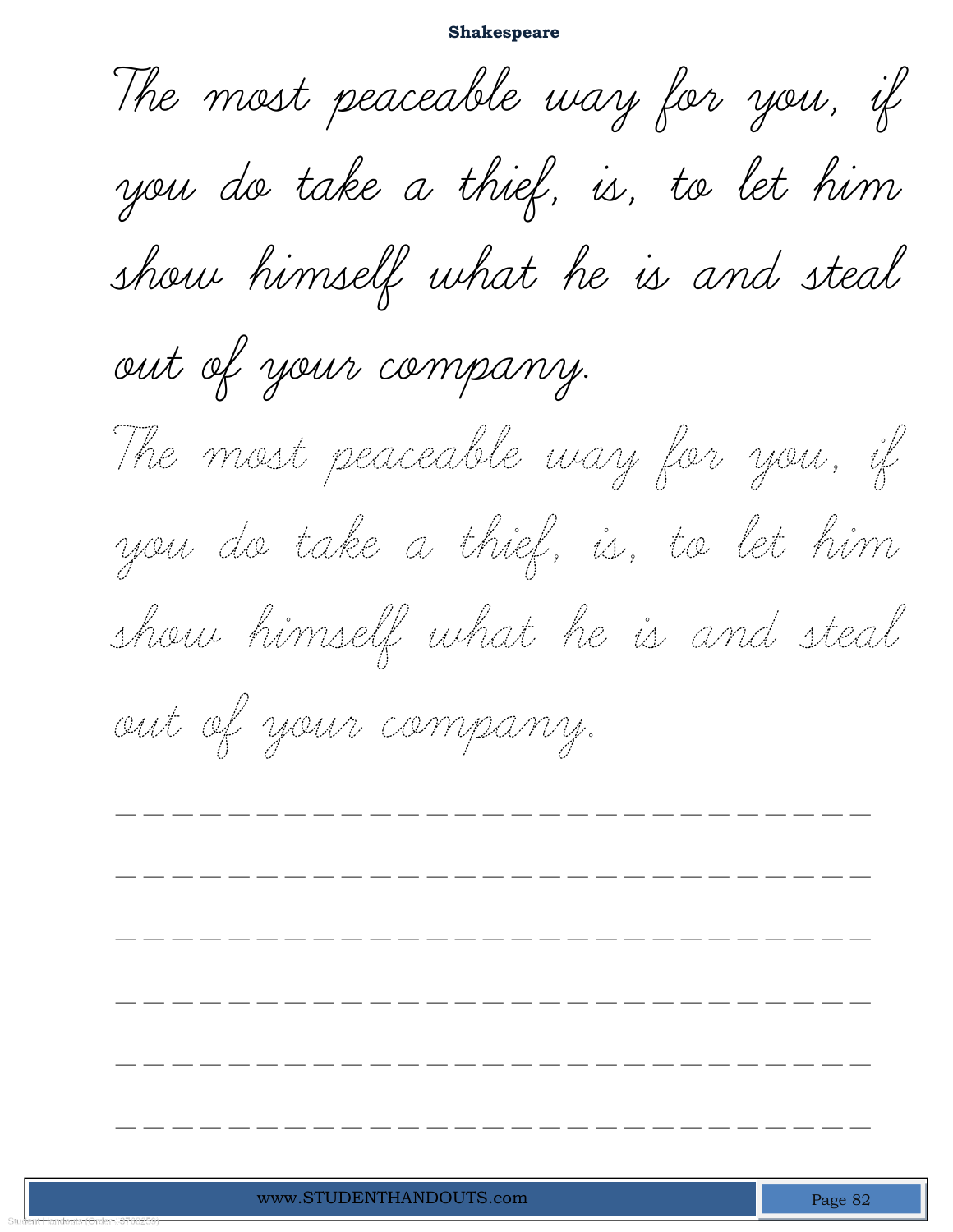## Shakespeare

The most peaceable way for you, if you do take a thief, is, to let him show himself what he is and steal out of your company.

The most peaceable way for you, if you do take a thief, is, to let him show himself what he is and steal out of your company.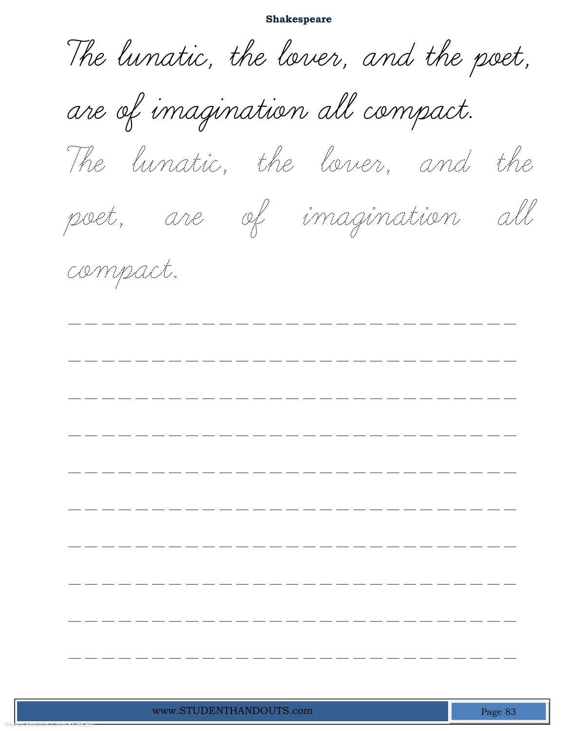Shakespeare

The lunatic, the lover, and the poet, are of imagination all compact.

The lunatic, the lover, and the poet, are of imagination all compact.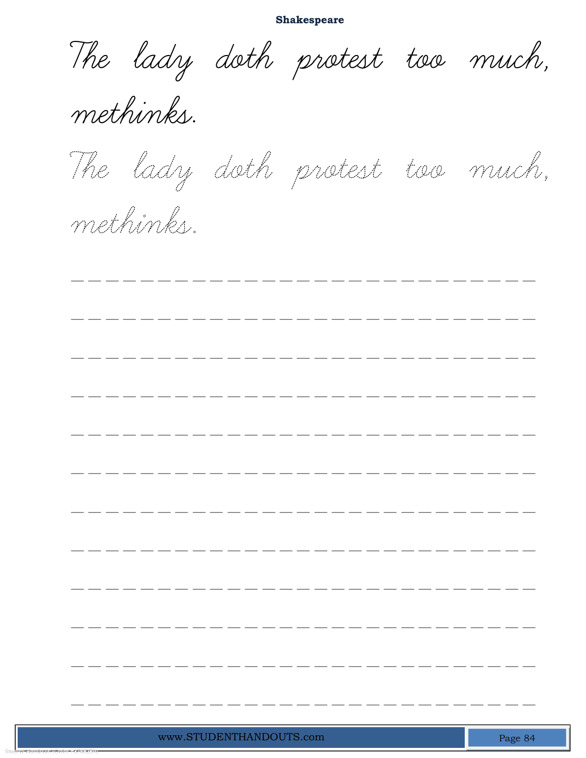**Shakespeare**

The lady doth protest too much, methinks.

The lady doth protest too much, methinks.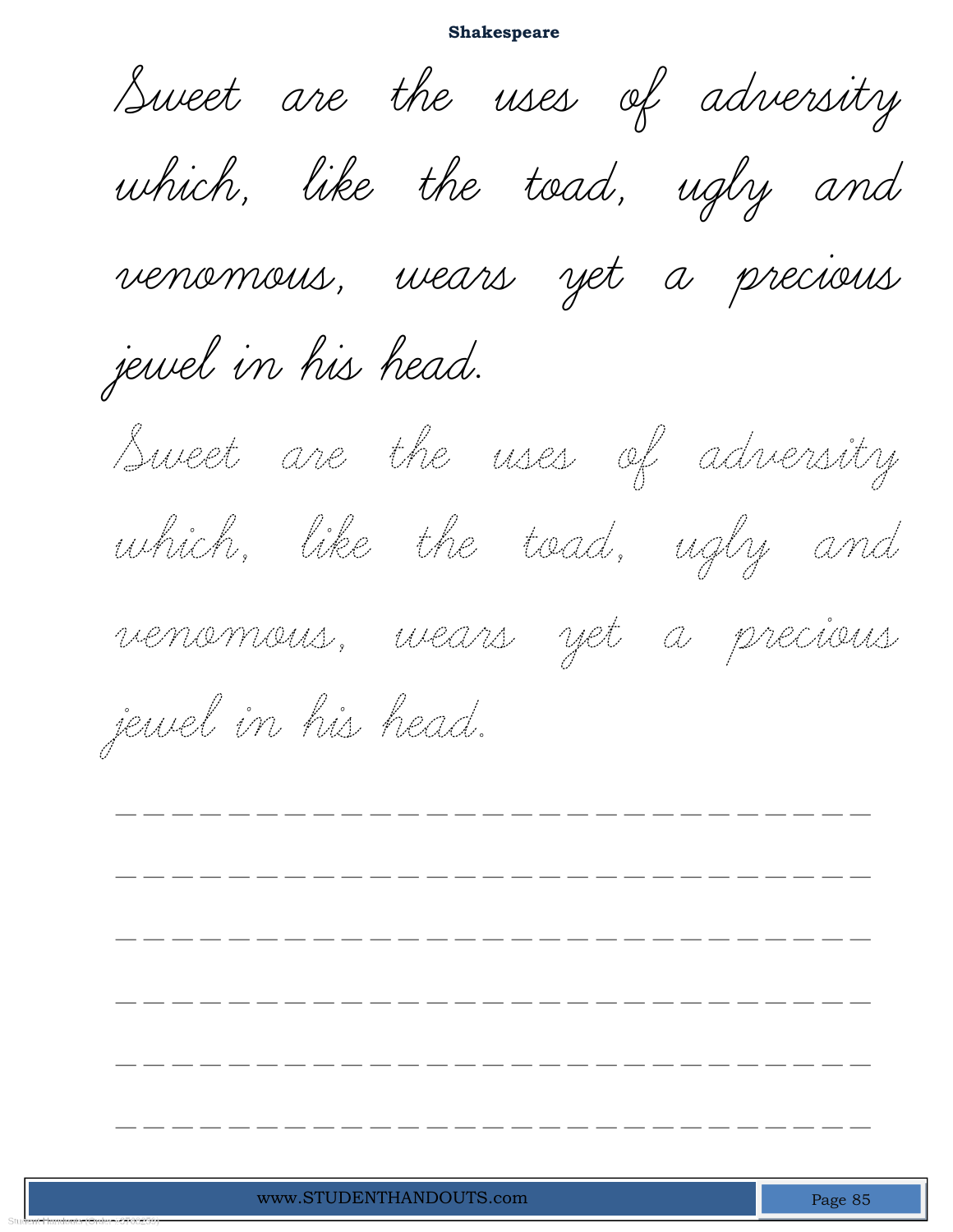Sweet are the uses of adversity which, like the toad, ugly and venomous, wears yet a precious jewel in his head.

Sweet are the uses of adversity which, like the toad, ugly and venomous, wears yet a precious jewel in his head.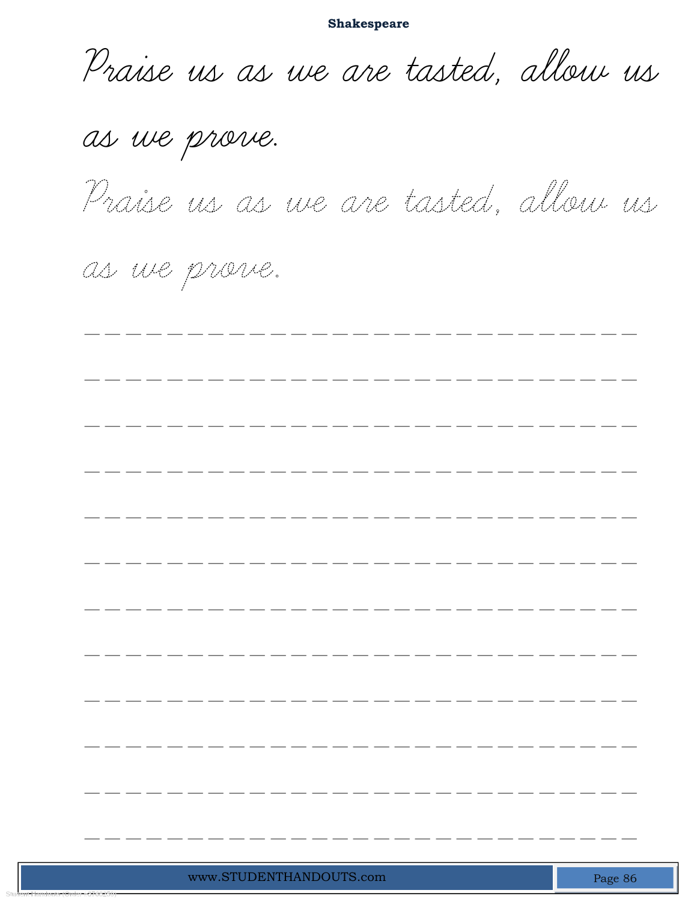**Shakespeare**

Praise us as we are tasted, allow us as we prove.

Praise us as we are tasted, allow us as we prove.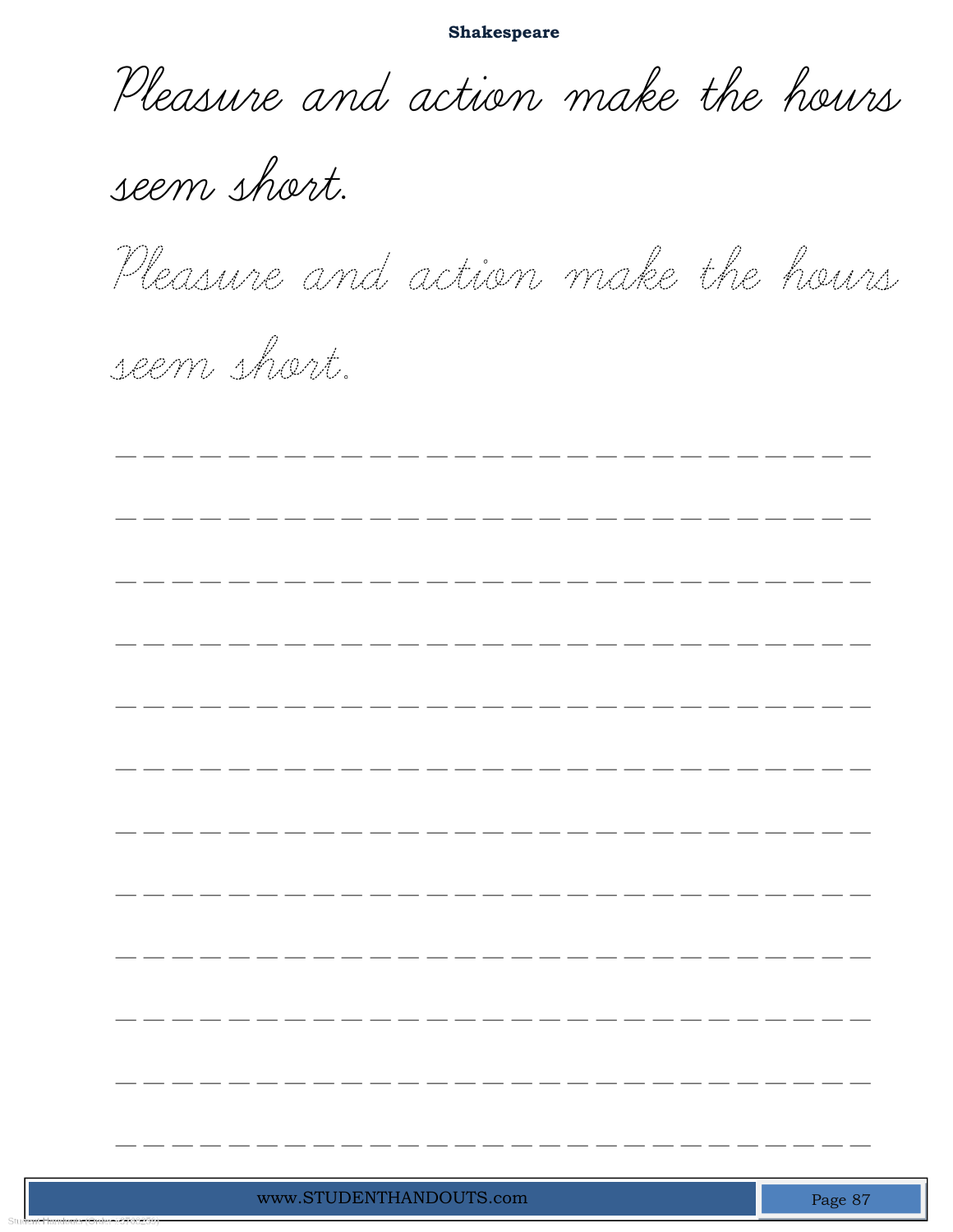**Shakespeare**

Pleasure and action make the hours seem short.

Pleasure and action make the hours seem short.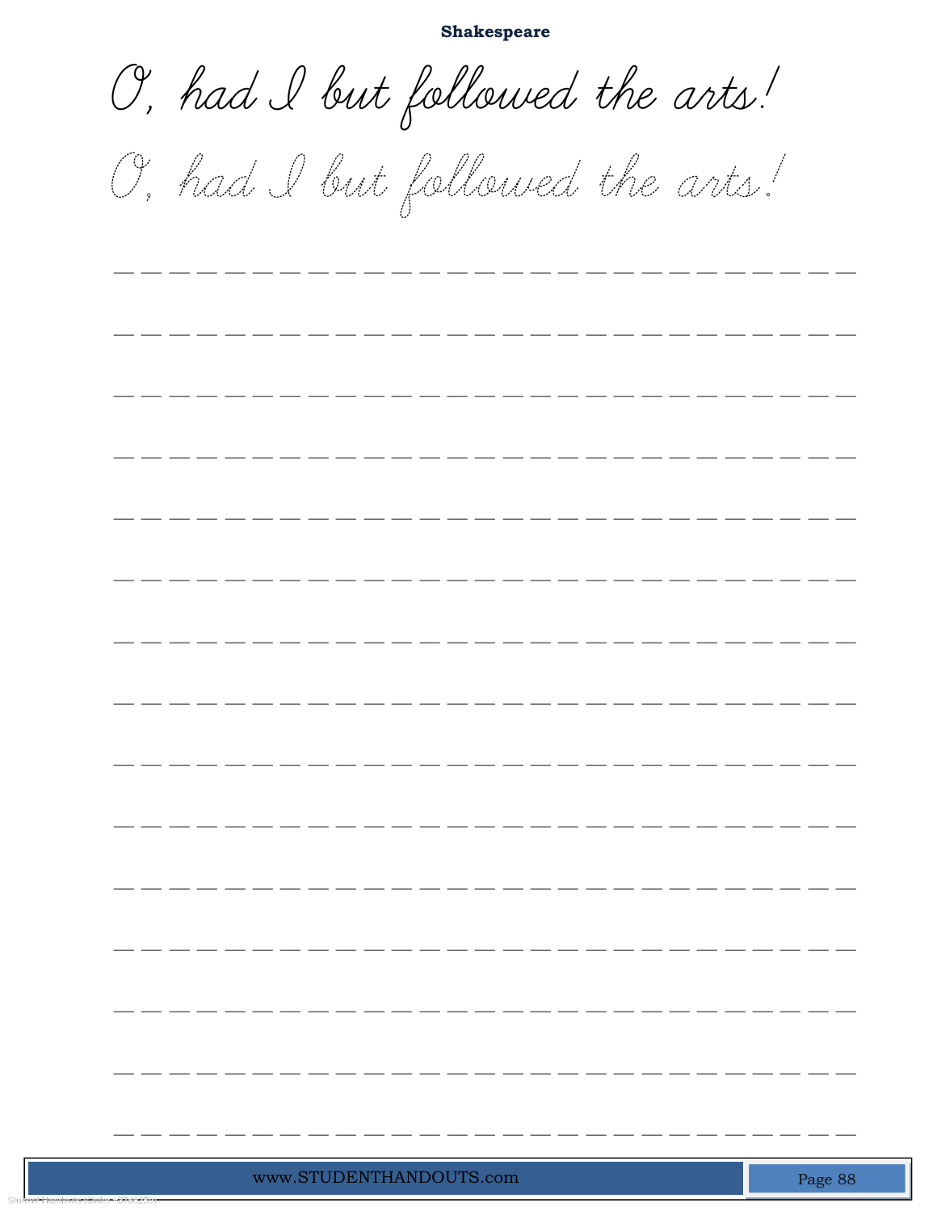**Shakespeare**

O, had I but followed the arts!

O, had I but followed the arts!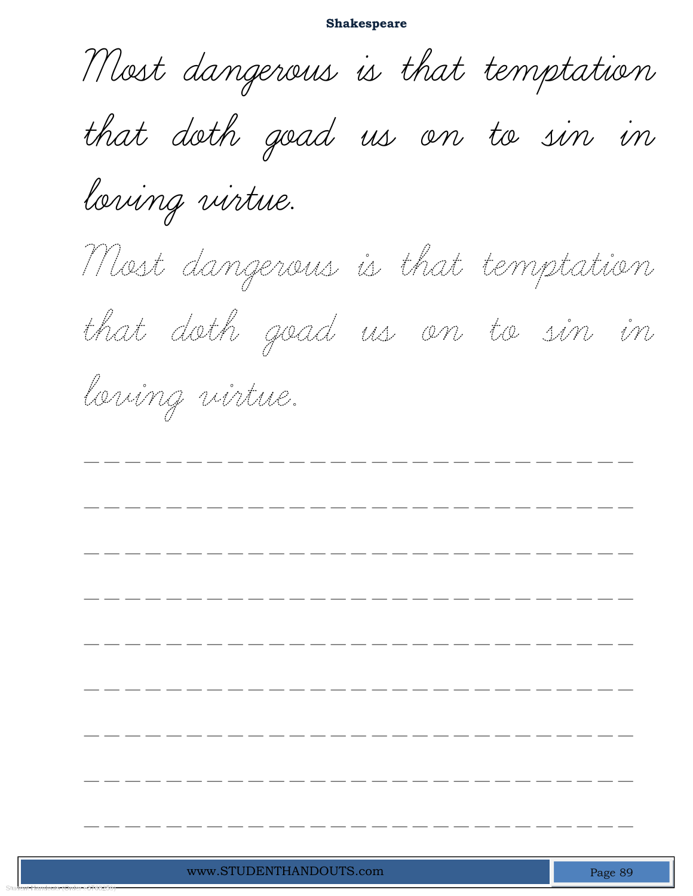Most dangerous is that temptation that doth goad us on to sin in loving virtue.

Most dangerous is that temptation that doth goad us on to sin in loving virtue.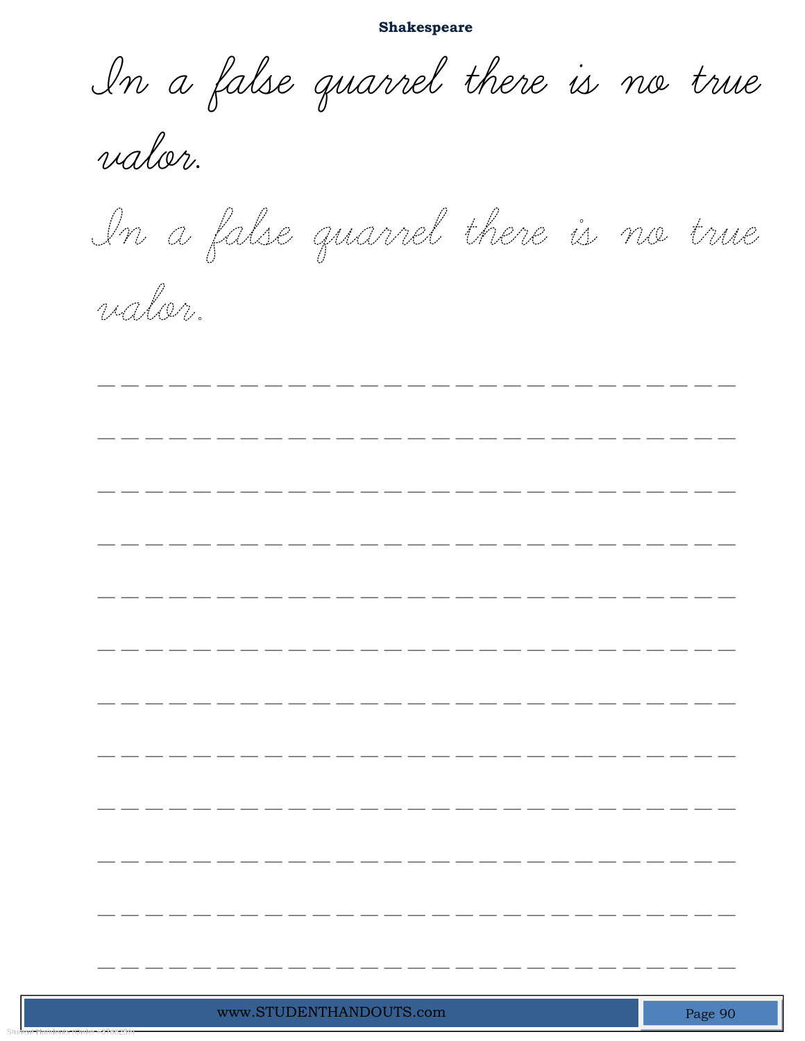**Shakespeare**

In a false quarrel there is no true valor.

In a false quarrel there is no true valor.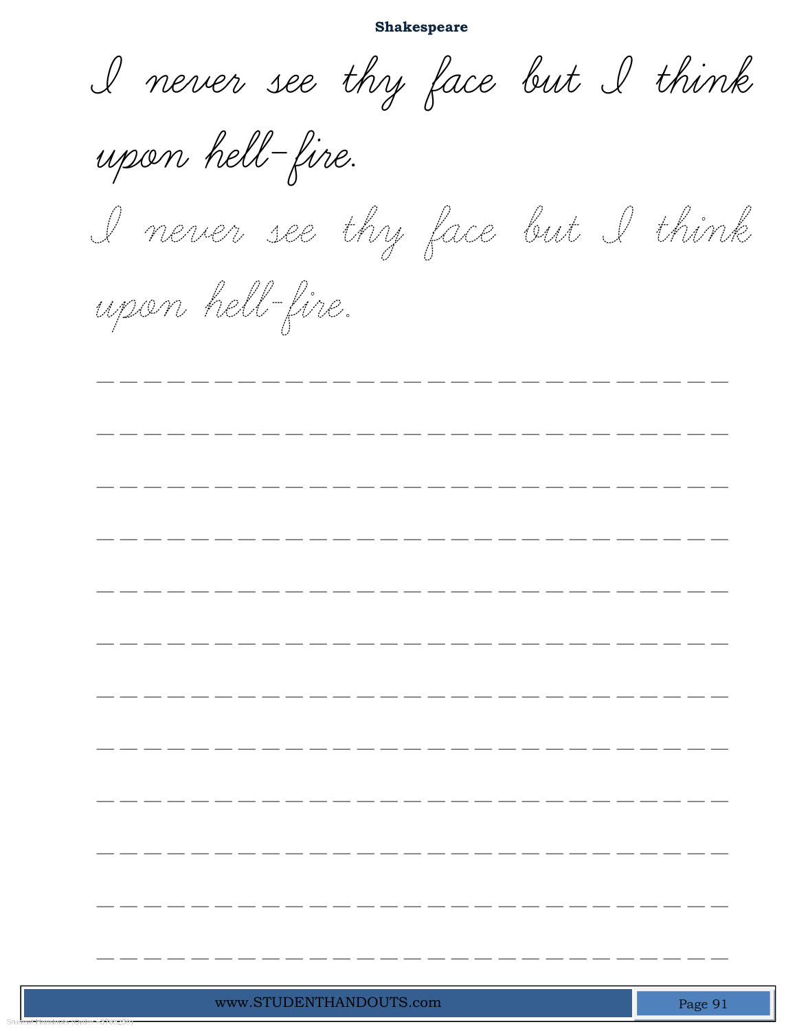**Shakespeare**

I never see thy face but I think upon hell-fire.

I never see thy face but I think upon hell-fire.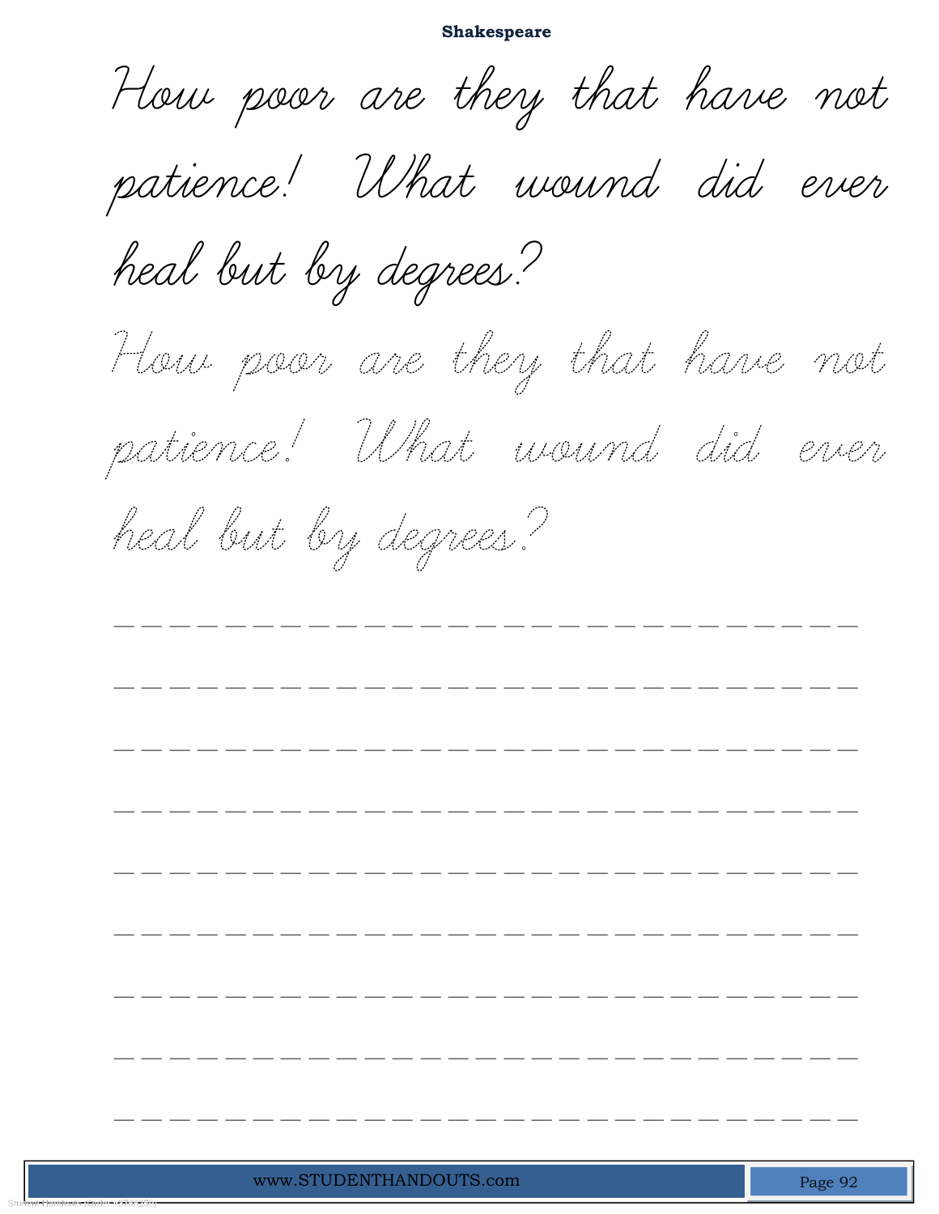# Shakespeare

How poor are they that have not patience! What wound did ever heal but by degrees?

How poor are they that have not patience! What wound did ever heal but by degrees?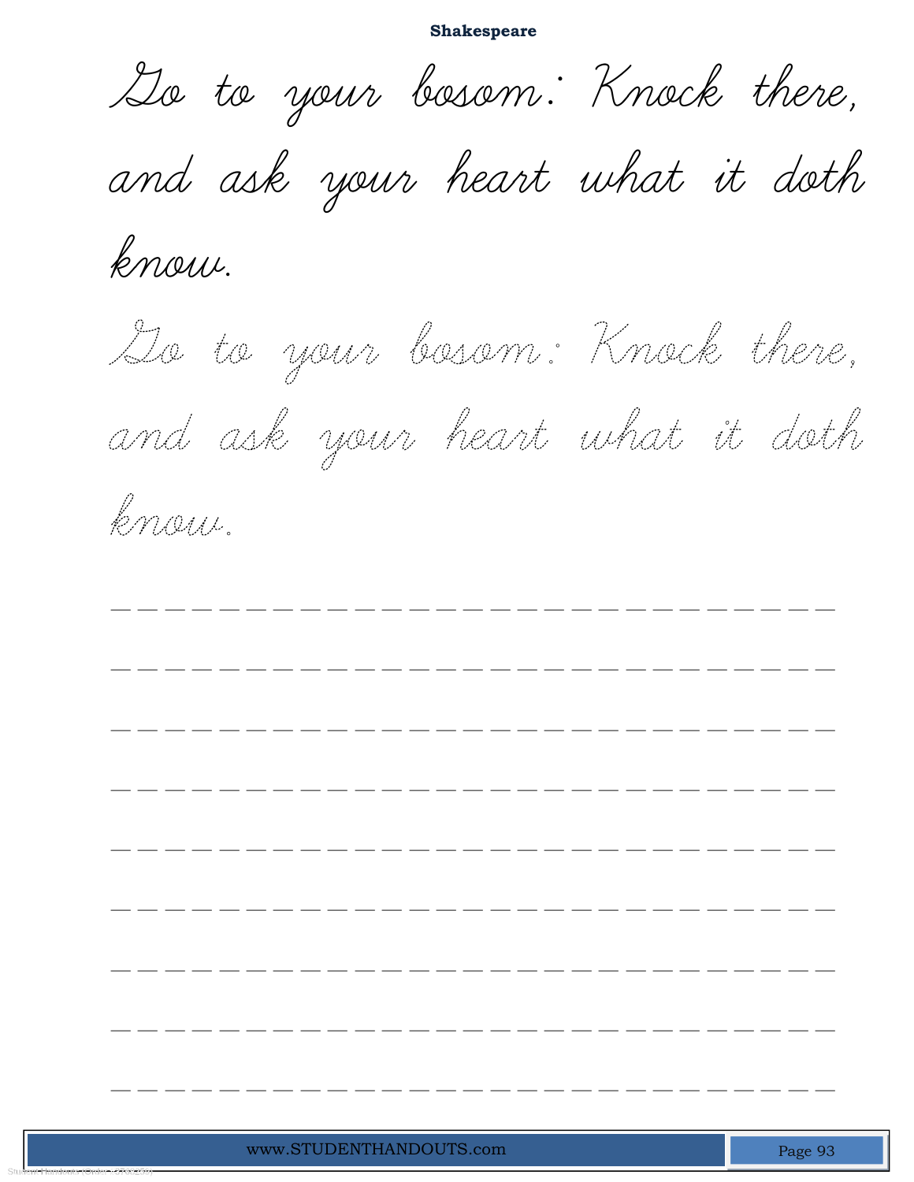**Shakespeare**

Go to your bosom: Knock there, and ask your heart what it doth know.

Go to your bosom: Knock there, and ask your heart what it doth know.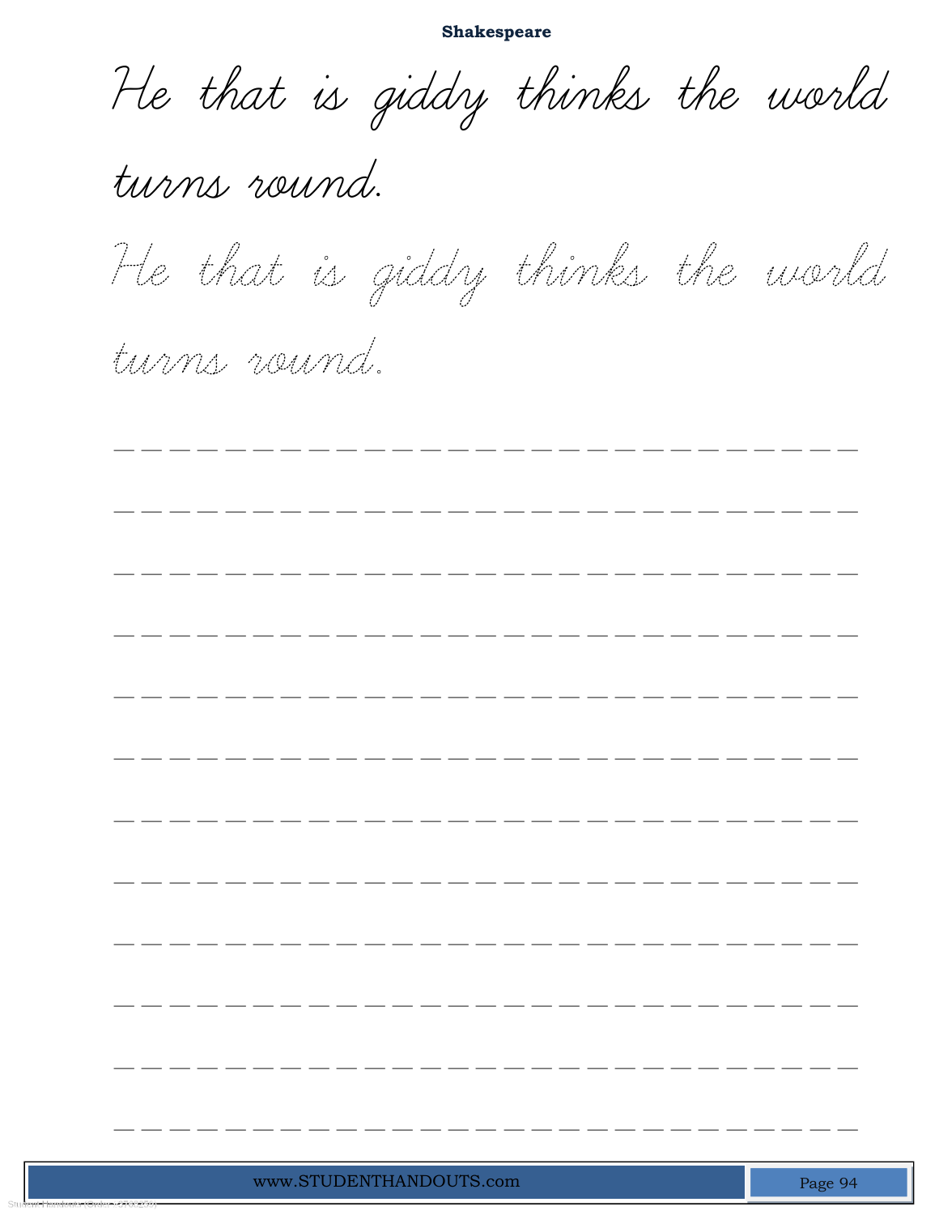**Shakespeare**

He that is giddy thinks the world turns round.

He that is giddy thinks the world turns round.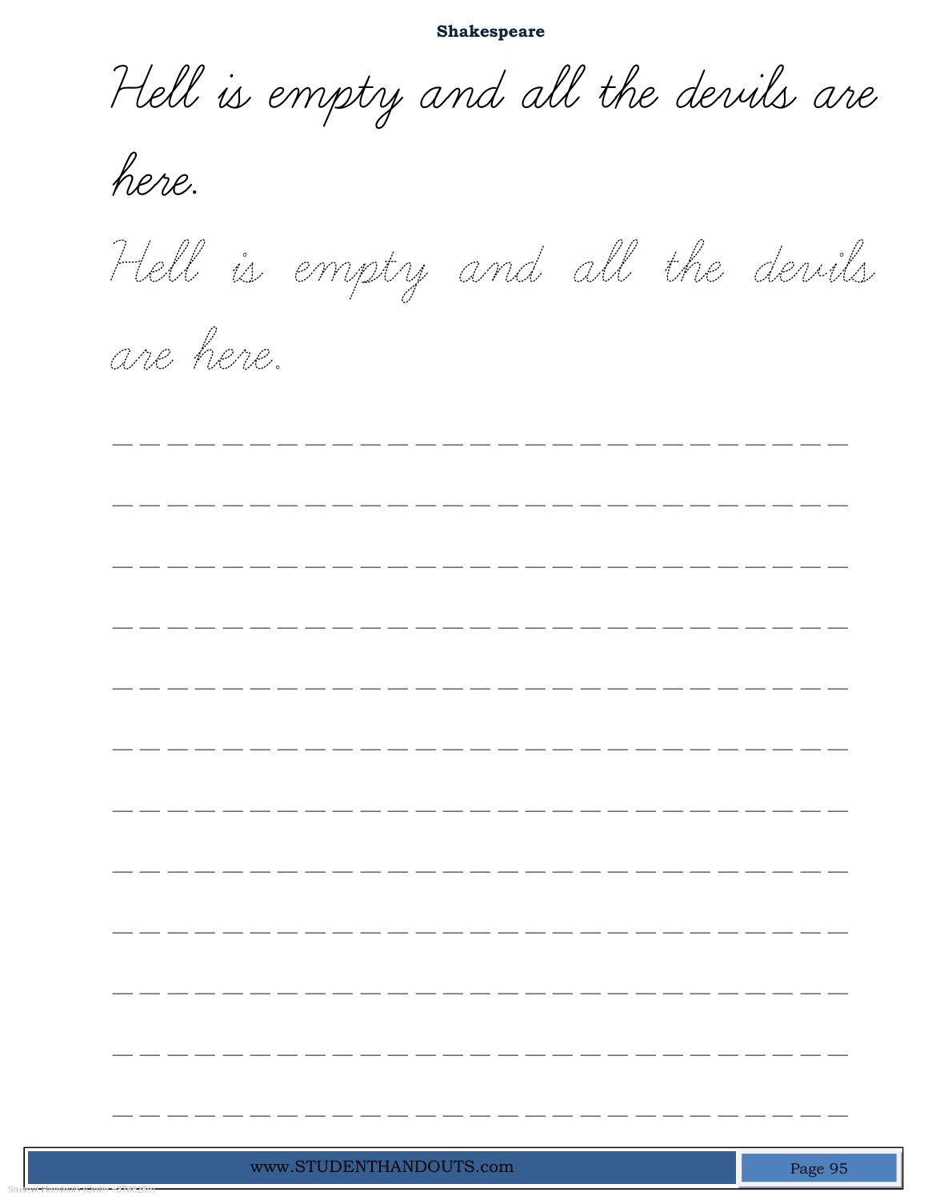Hell is empty and all the devils are here.

Hell is empty and all the devils are here.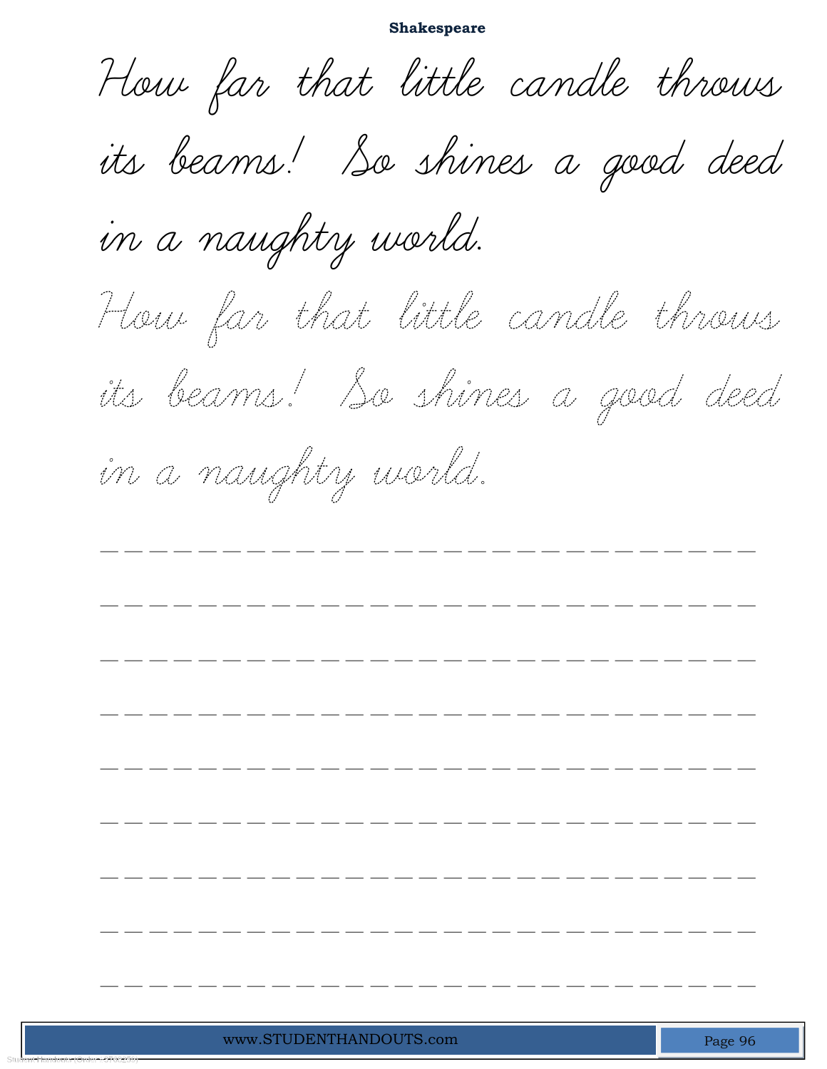**Shakespeare**

How far that little candle throws its beams! So shines a good deed in a naughty world.

How far that little candle throws its beams! So shines a good deed in a naughty world.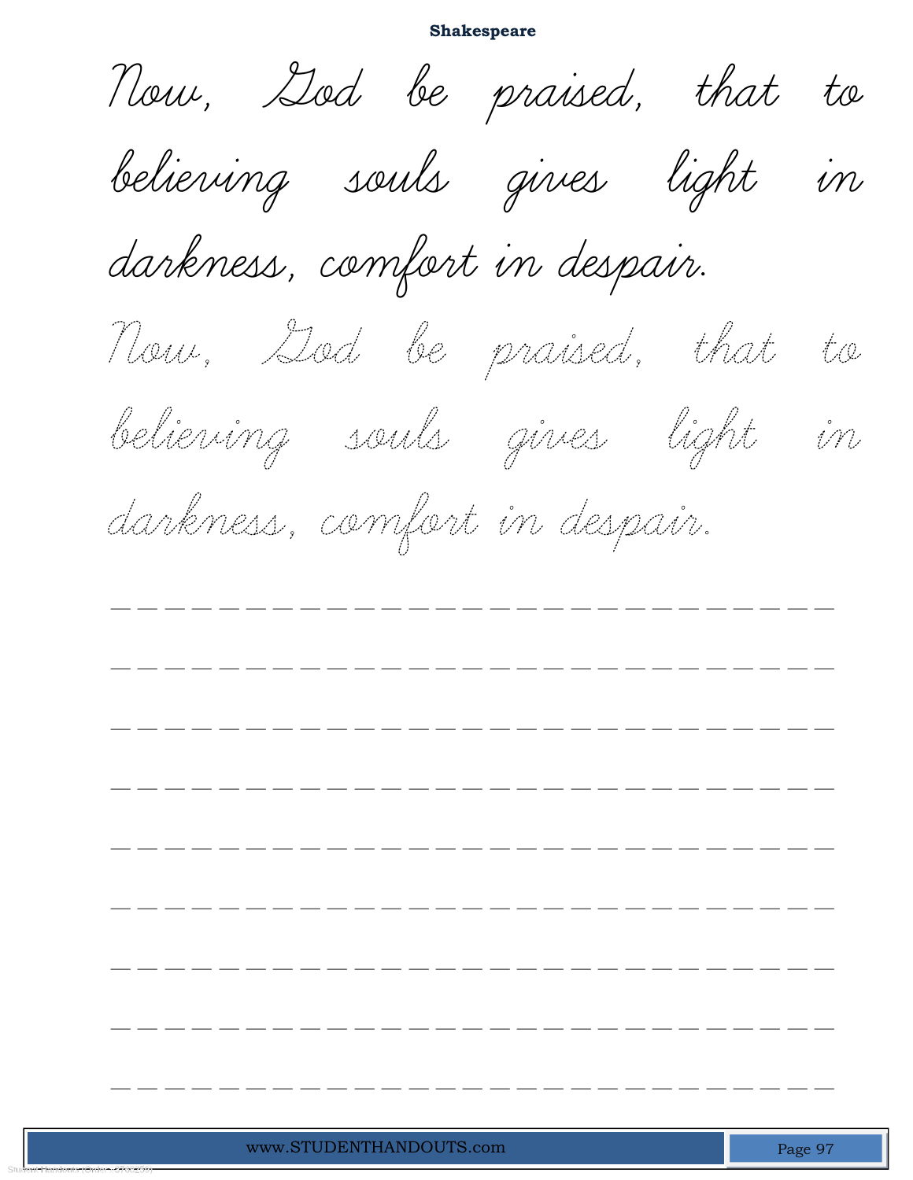# Shakespeare

Now, God be praised, that to believing souls gives light in darkness, comfort in despair.

Now, God be praised, that to believing souls gives light in darkness, comfort in despair.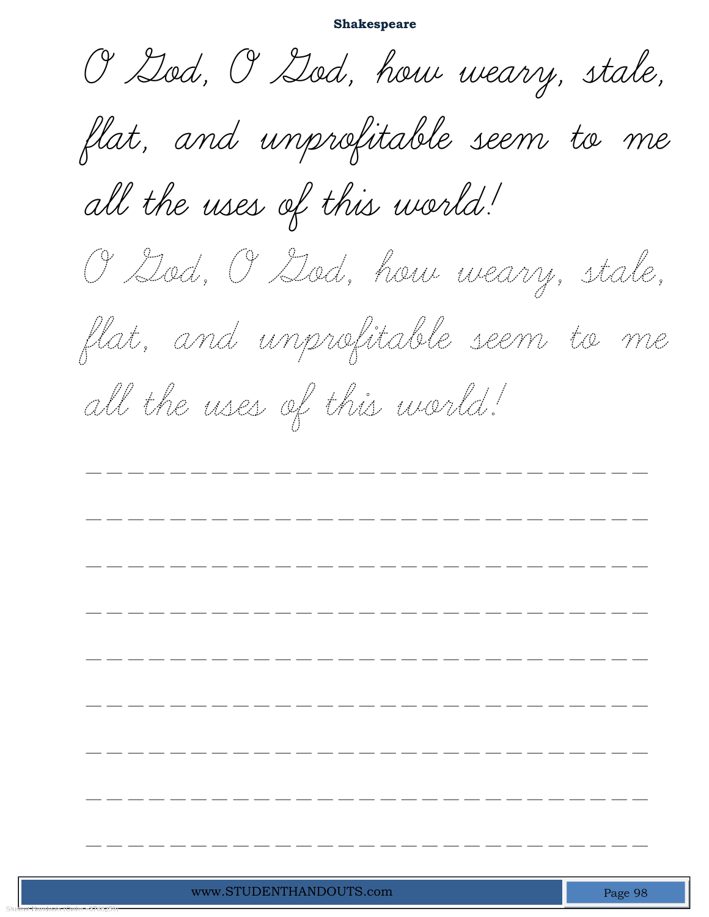O God, O God, how weary, stale, flat, and unprofitable seem to me all the uses of this world!

O God, O God, how weary, stale, flat, and unprofitable seem to me all the uses of this world!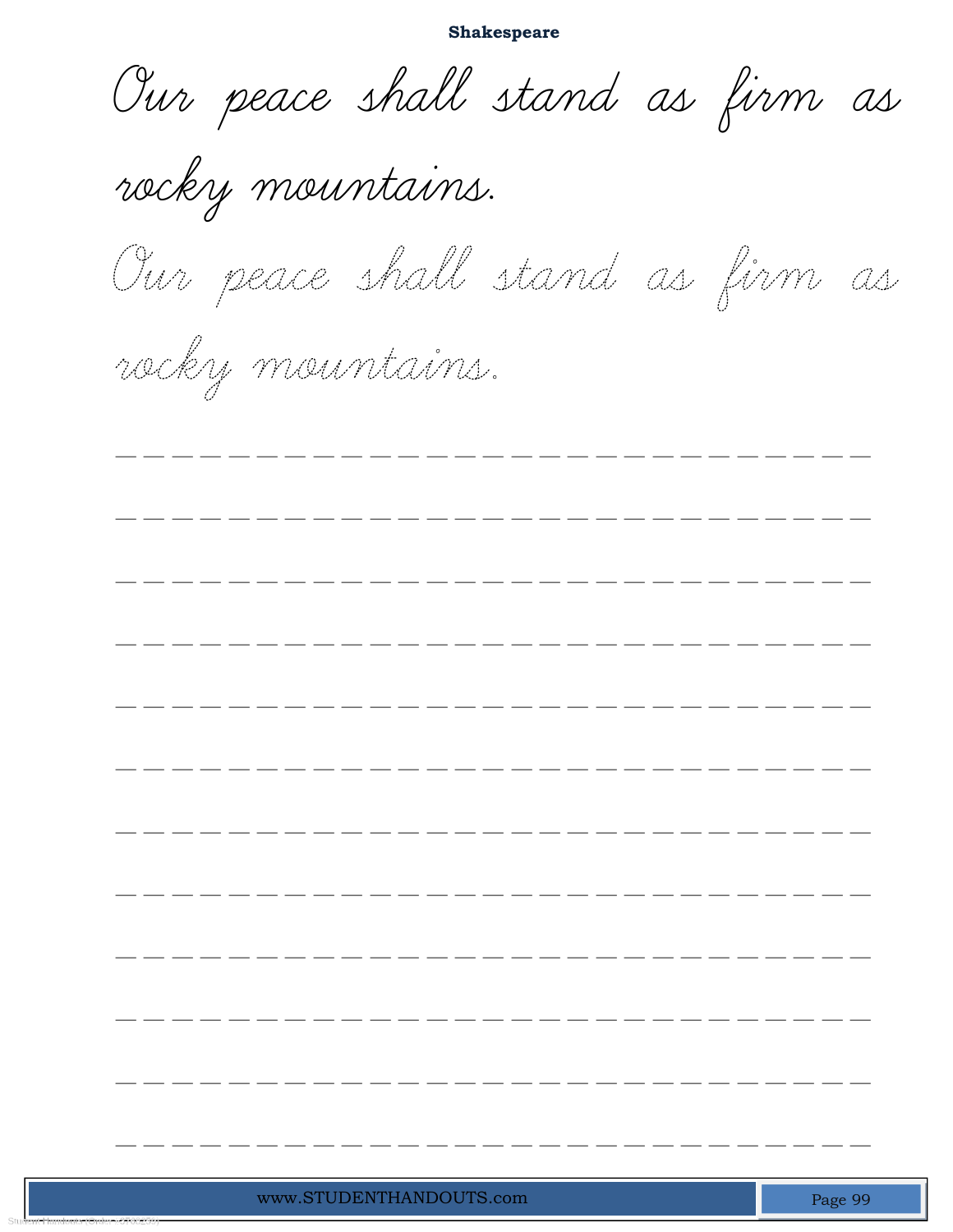**Shakespeare**

Our peace shall stand as firm as rocky mountains.

Our peace shall stand as firm as rocky mountains.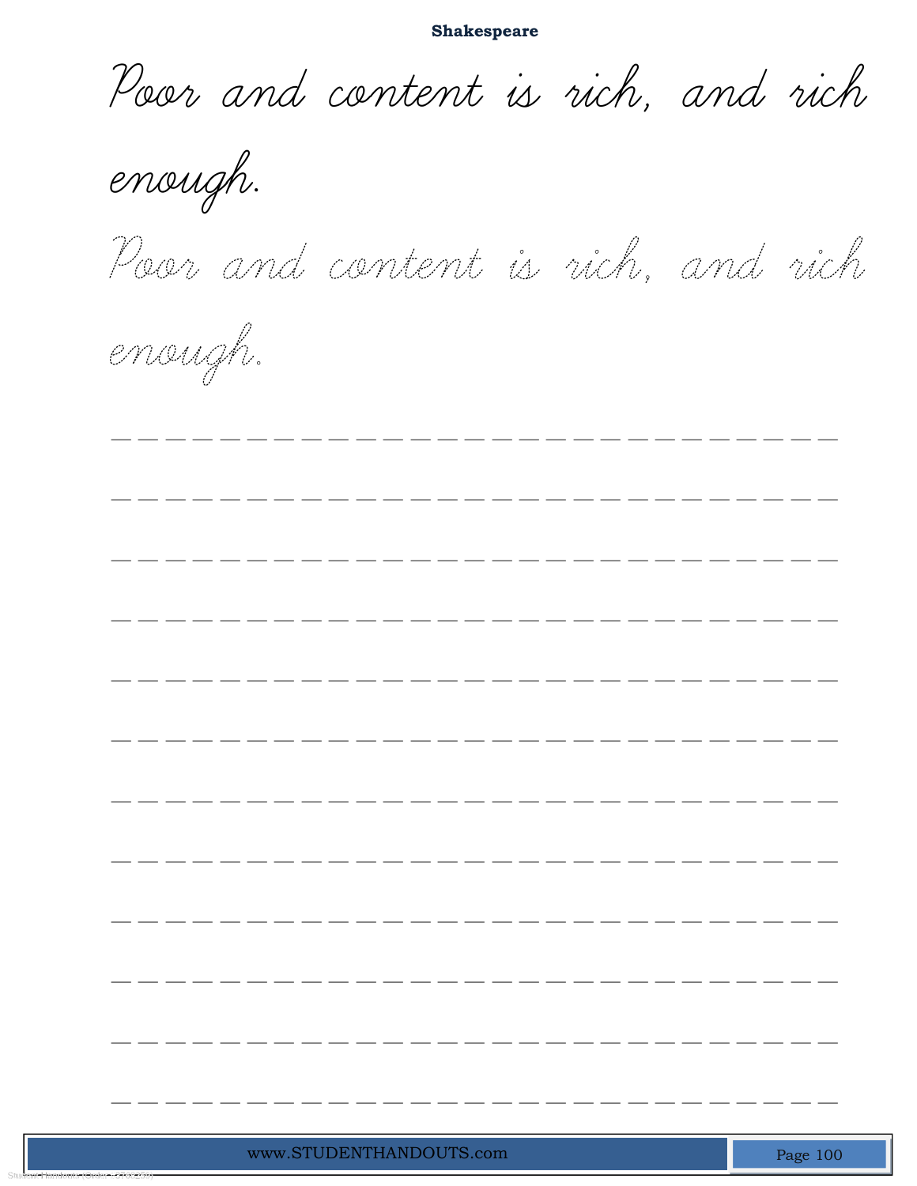## Shakespeare

Poor and content is rich, and rich enough.

Poor and content is rich, and rich enough.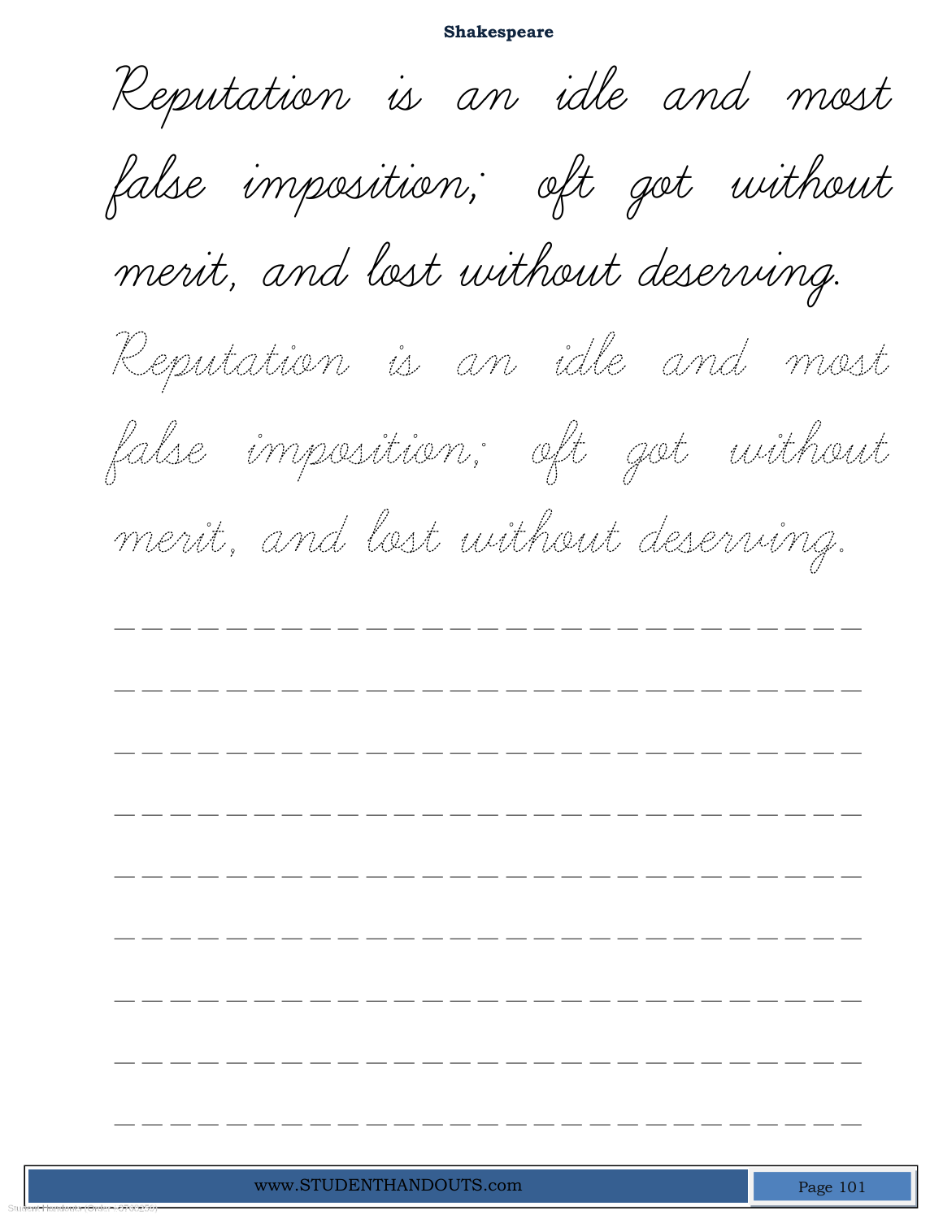## Shakespeare

Reputation is an idle and most false imposition; oft got without merit, and lost without deserving.

Reputation is an idle and most false imposition; oft got without merit, and lost without deserving.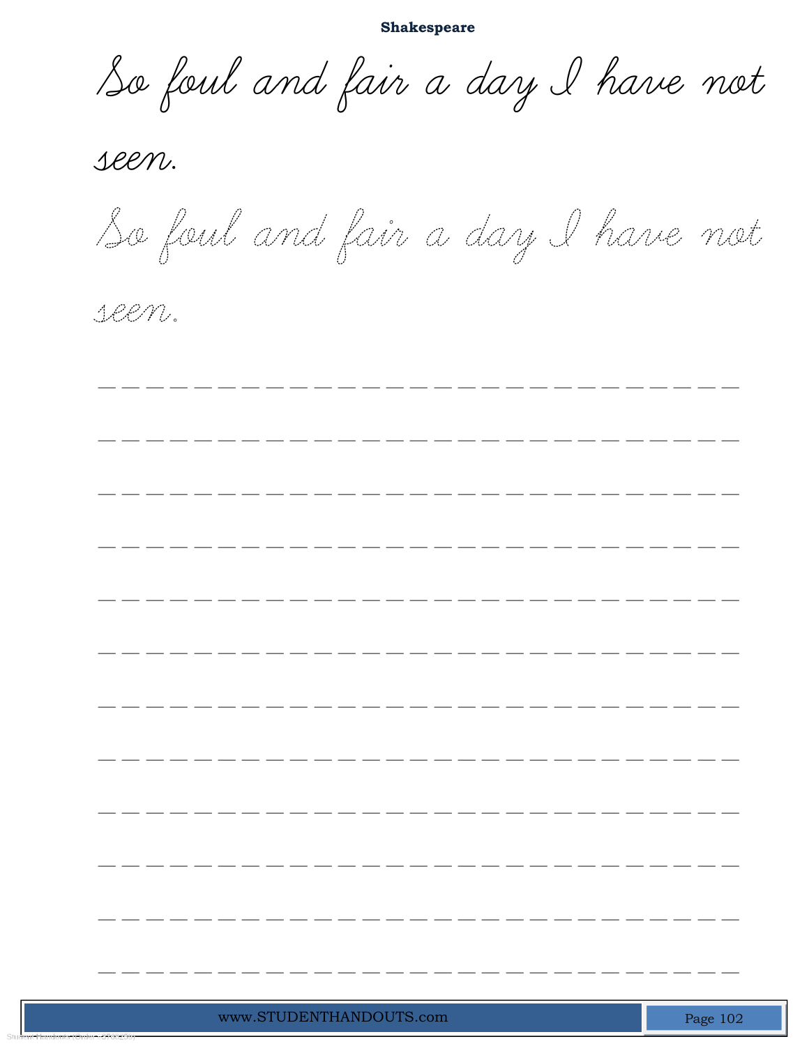**Shakespeare**

So foul and fair a day I have not seen.

So foul and fair a day I have not seen.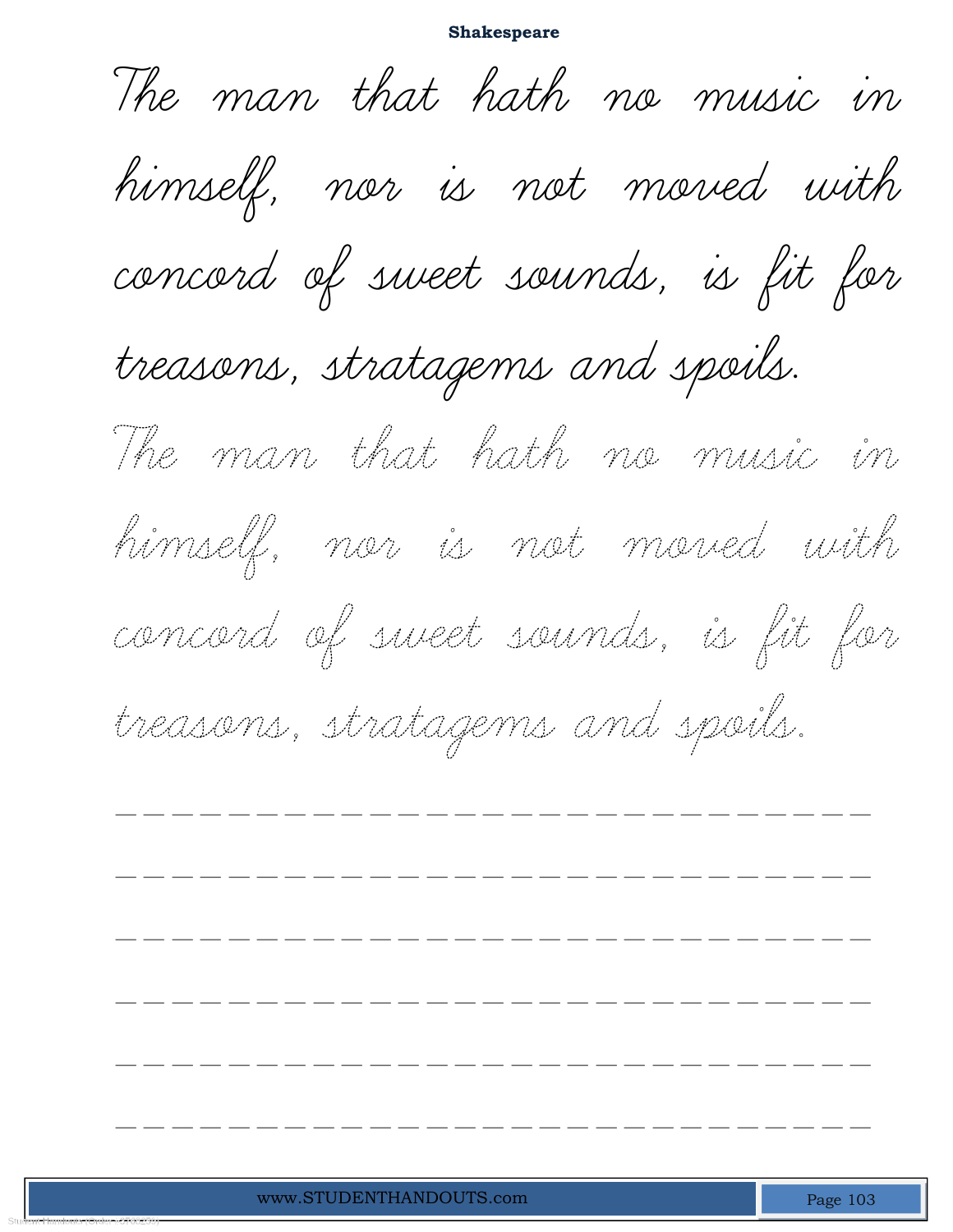**Shakespeare**

The man that hath no music in himself, nor is not moved with concord of sweet sounds, is fit for treasons, stratagems and spoils.

The man that hath no music in himself, nor is not moved with concord of sweet sounds, is fit for treasons, stratagems and spoils.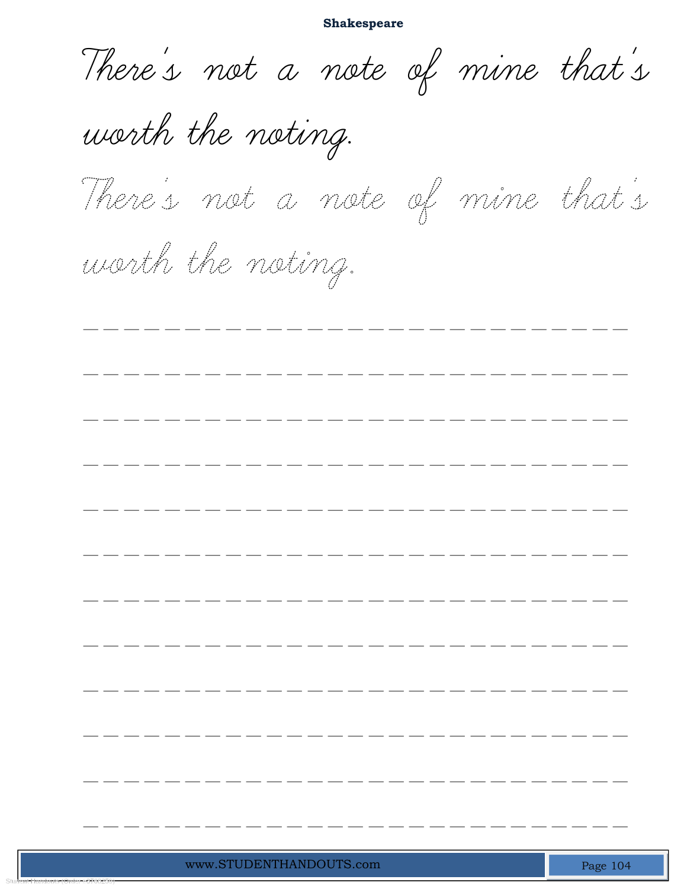**Shakespeare**

There's not a note of mine that's worth the noting.

There's not a note of mine that's worth the noting.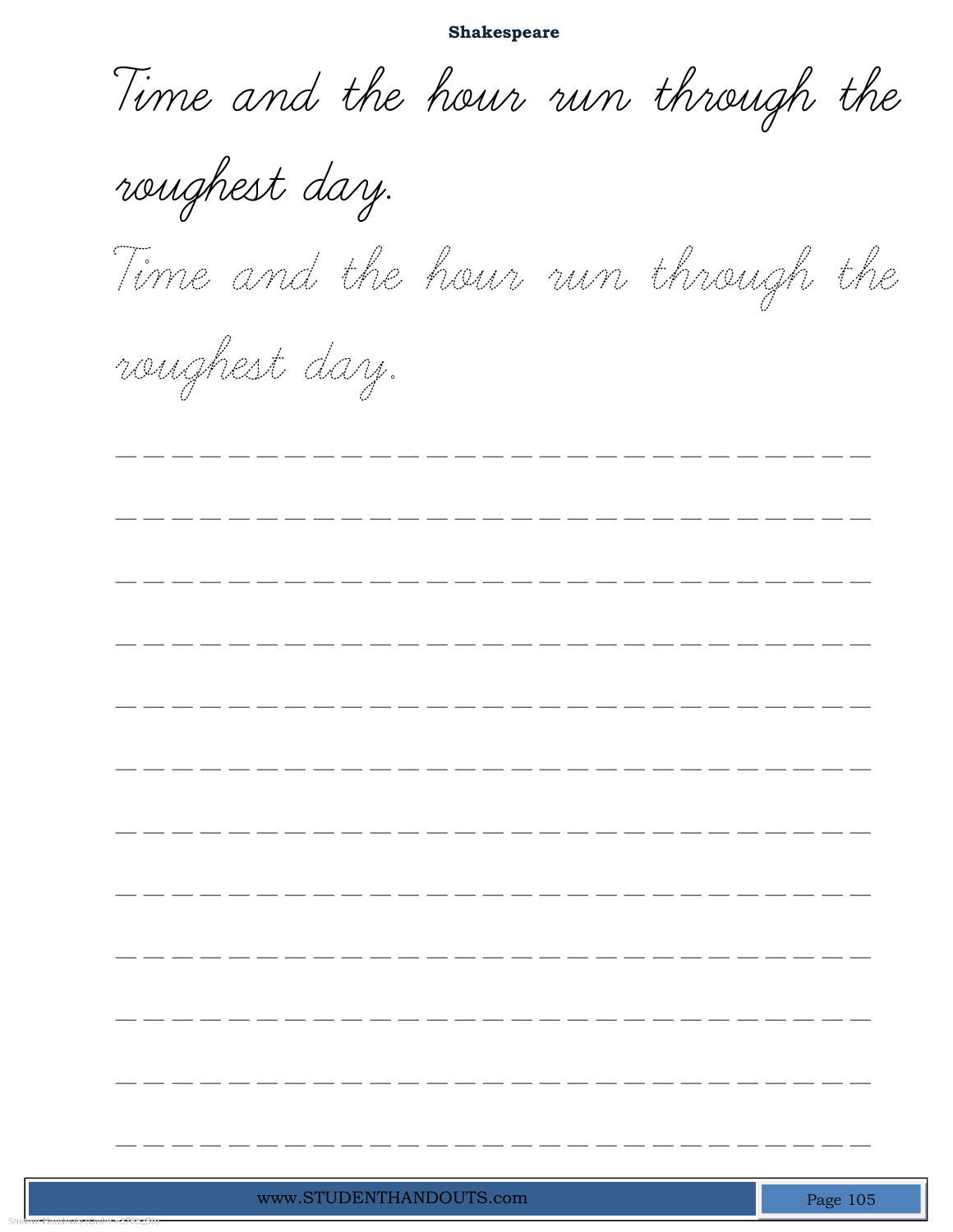**Shakespeare**

Time and the hour run through the roughest day.

Time and the hour run through the roughest day.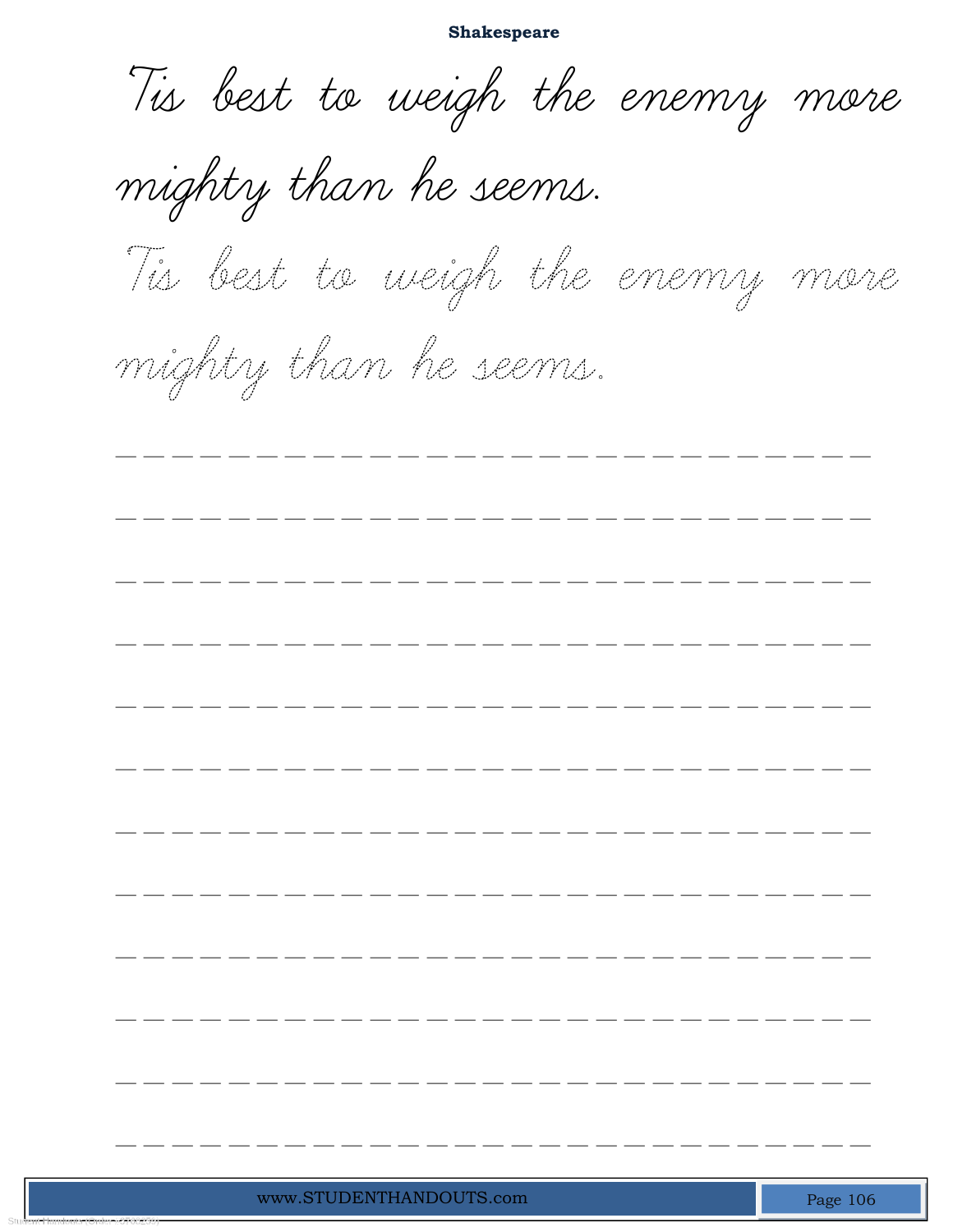**Shakespeare**

Tis best to weigh the enemy more mighty than he seems.

Tis best to weigh the enemy more mighty than he seems.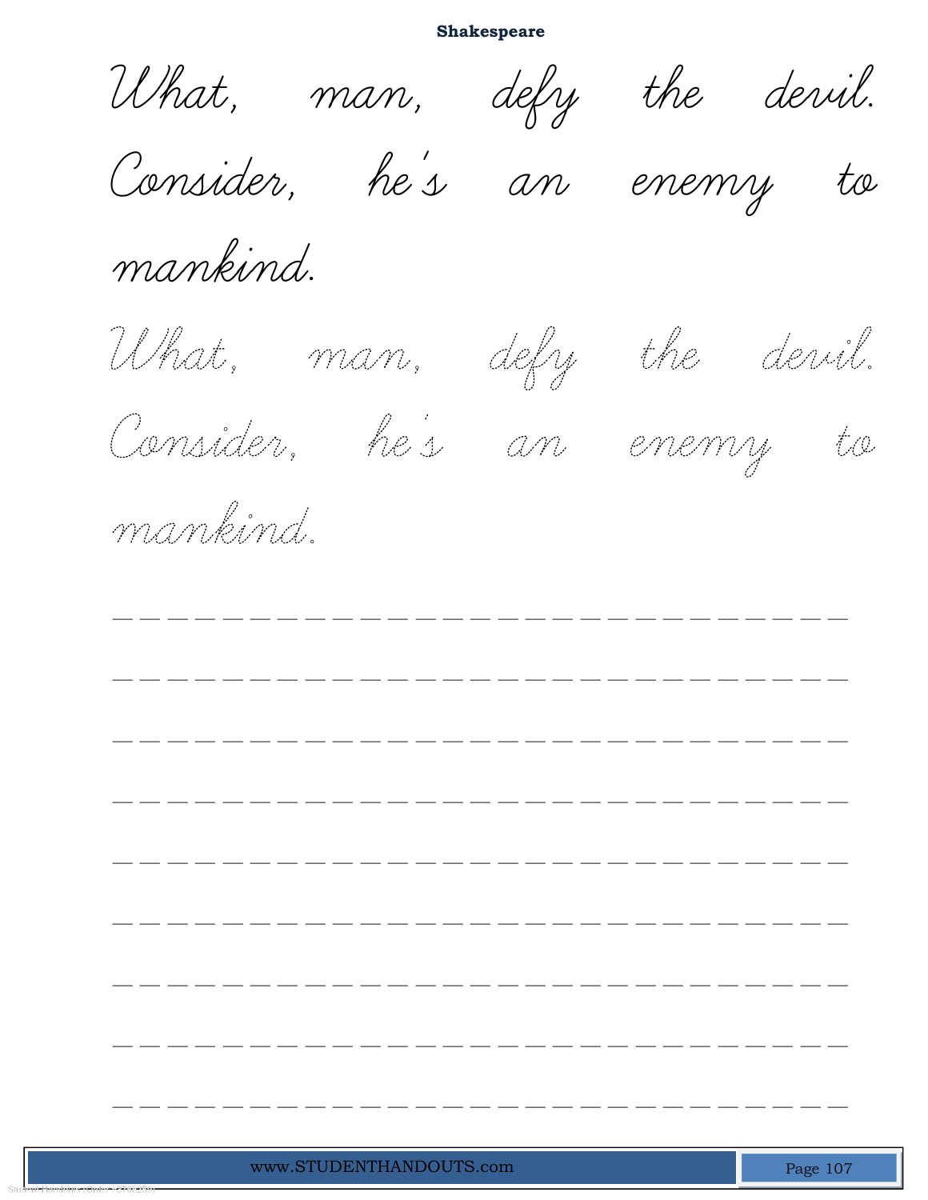What, man, defy the devil. Consider, he's an enemy to mankind.

What, man, defy the devil. Consider, he's an enemy to mankind.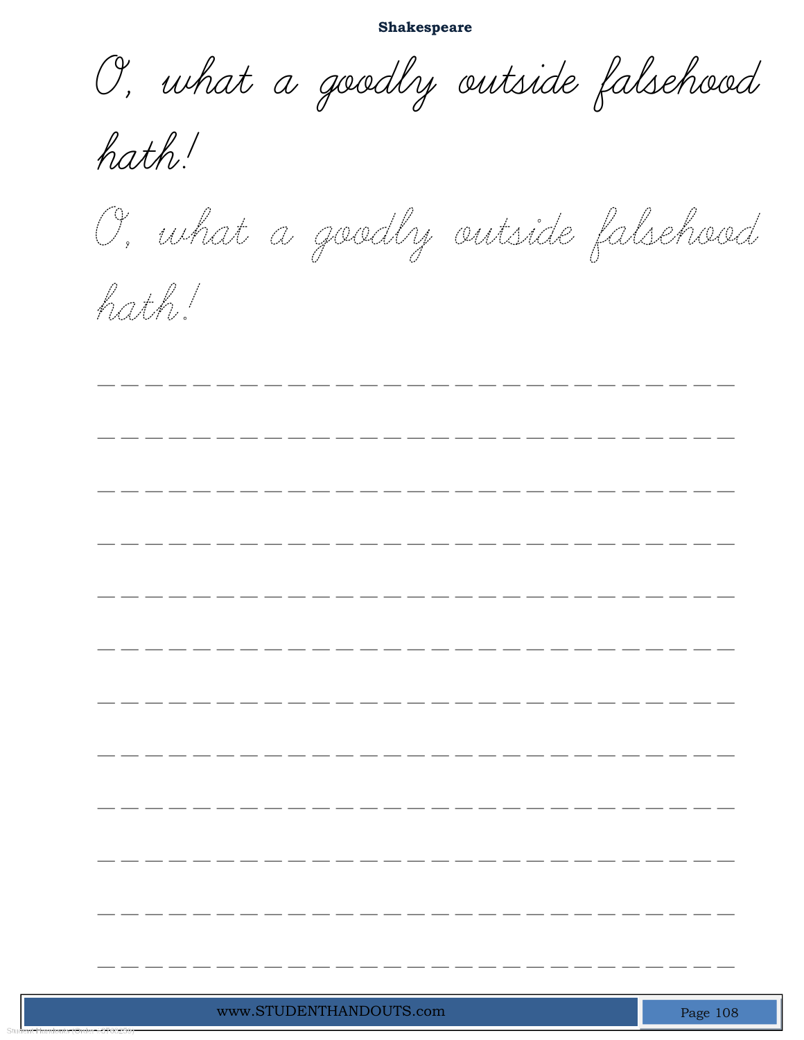**Shakespeare**

O, what a goodly outside falsehood hath!

O, what a goodly outside falsehood hath!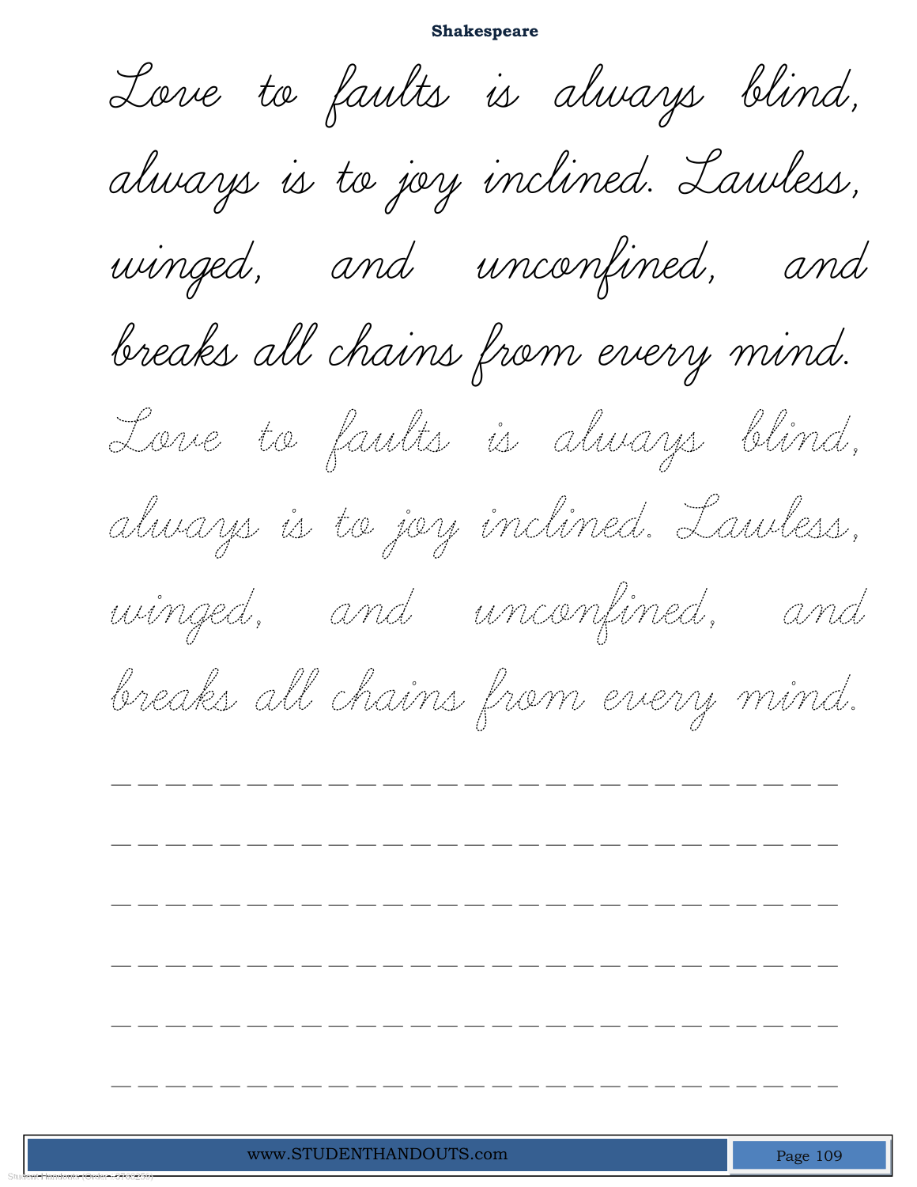**Shakespeare**

Love to faults is always blind,
always is to joy inclined. Lawless,
winged, and unconfined, and
breaks all chains from every mind.

Love to faults is always blind,
always is to joy inclined. Lawless,
winged, and unconfined, and
breaks all chains from every mind.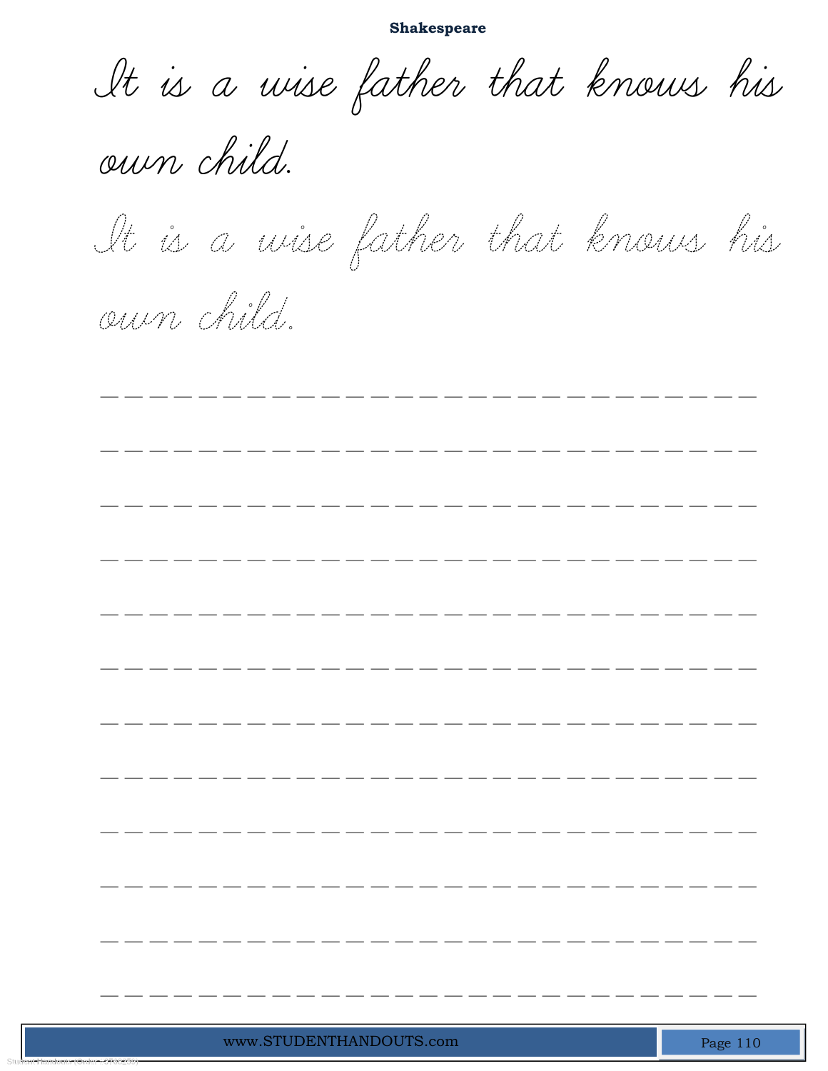**Shakespeare**

It is a wise father that knows his own child.

It is a wise father that knows his own child.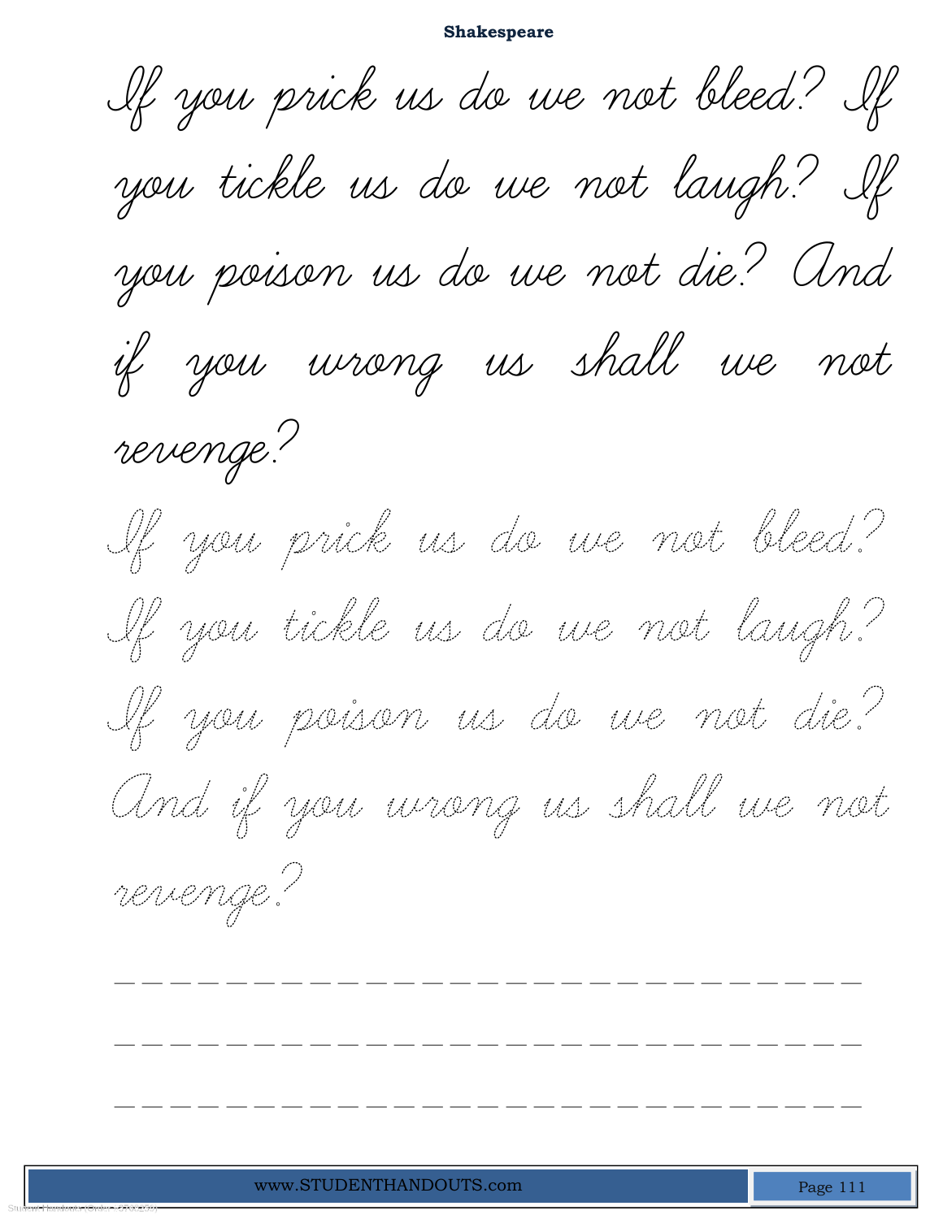**Shakespeare**

If you prick us do we not bleed? If you tickle us do we not laugh? If you poison us do we not die? And if you wrong us shall we not revenge?

If you prick us do we not bleed? If you tickle us do we not laugh? If you poison us do we not die? And if you wrong us shall we not revenge?

\_\_\_\_\_\_\_\_\_\_\_\_\_\_\_\_\_\_\_\_\_\_\_\_\_\_\_\_\_\_\_\_\_\_\_\_\_\_\_\_

\_\_\_\_\_\_\_\_\_\_\_\_\_\_\_\_\_\_\_\_\_\_\_\_\_\_\_\_\_\_\_\_\_\_\_\_\_\_\_\_

\_\_\_\_\_\_\_\_\_\_\_\_\_\_\_\_\_\_\_\_\_\_\_\_\_\_\_\_\_\_\_\_\_\_\_\_\_\_\_\_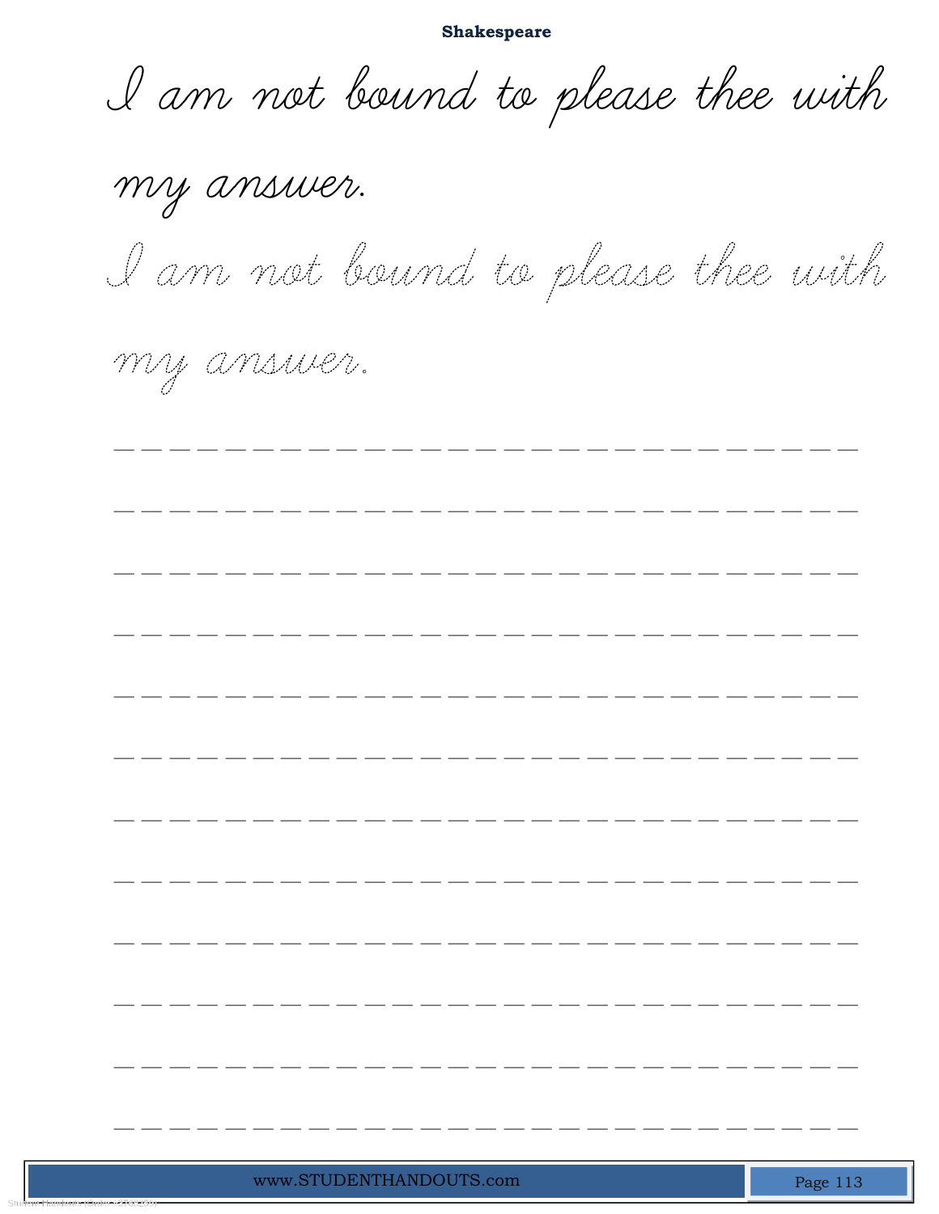**Shakespeare**

I am not bound to please thee with my answer.

I am not bound to please thee with my answer.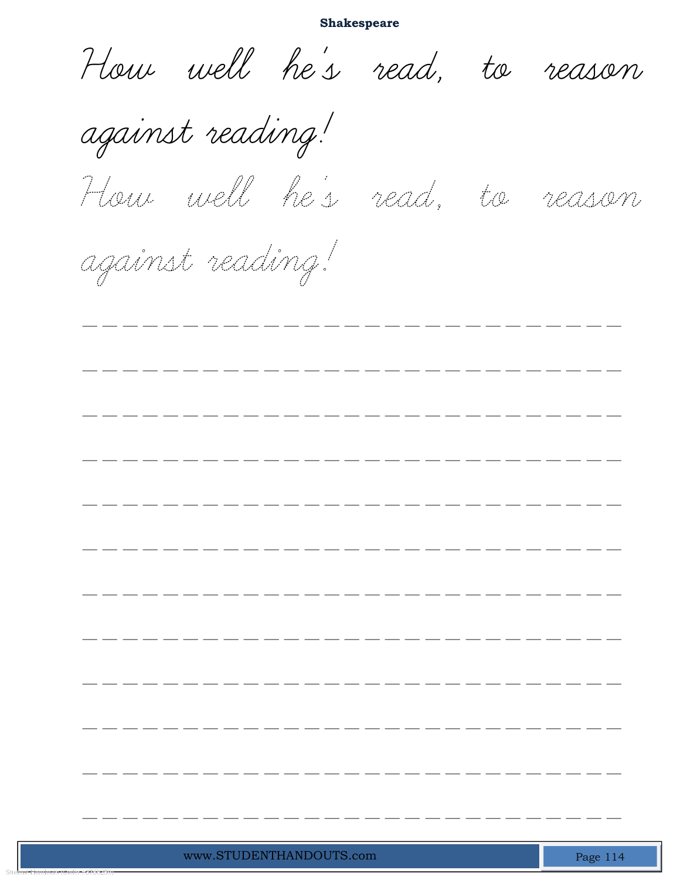# Shakespeare

How well he's read, to reason against reading!

How well he's read, to reason against reading!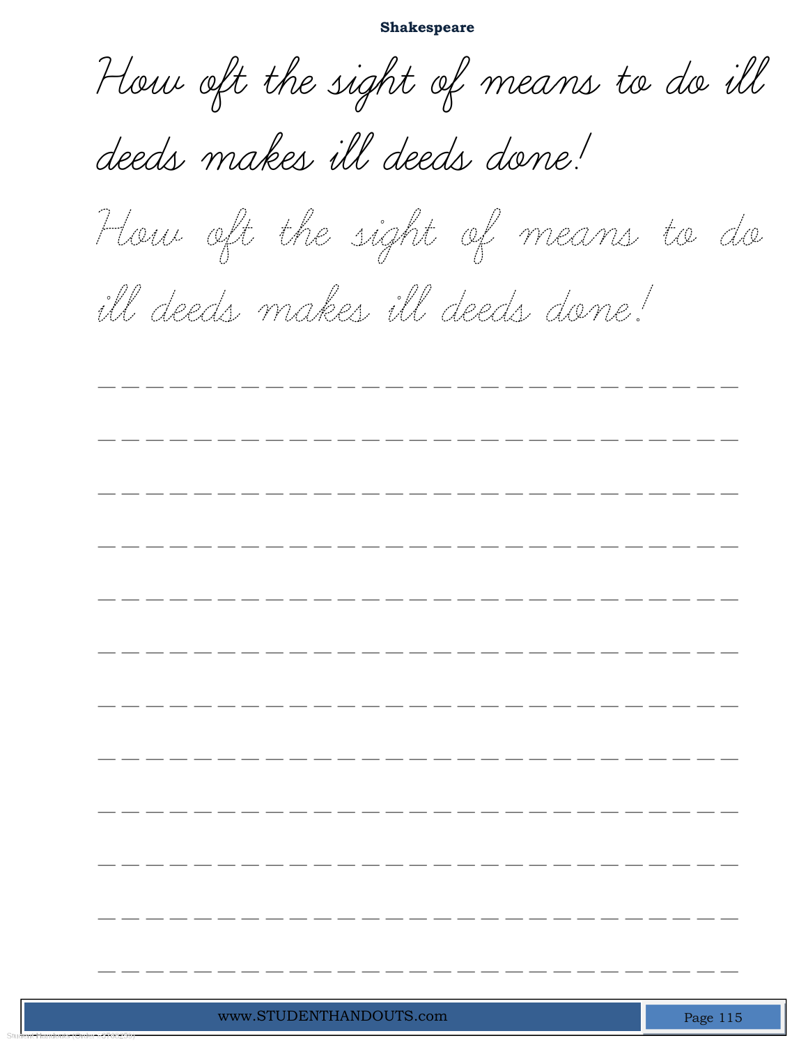**Shakespeare**

How oft the sight of means to do ill deeds makes ill deeds done!

How oft the sight of means to do ill deeds makes ill deeds done!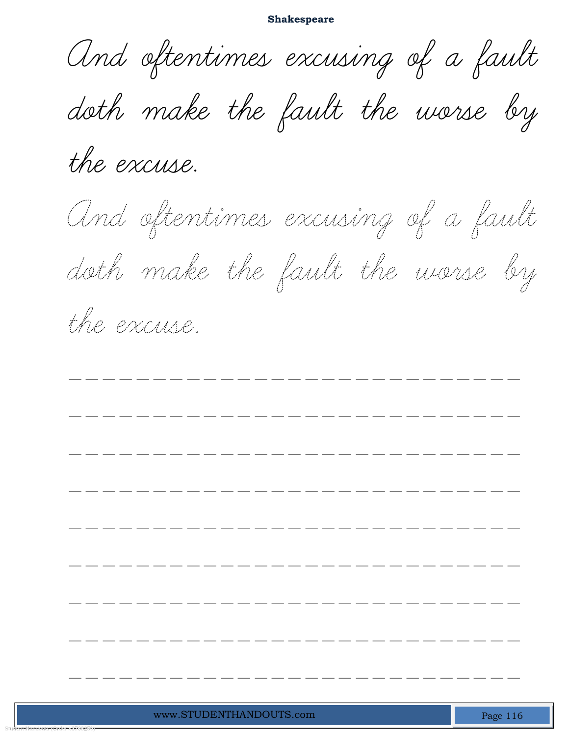# Shakespeare

And oftentimes excusing of a fault doth make the fault the worse by the excuse.

And oftentimes excusing of a fault doth make the fault the worse by the excuse.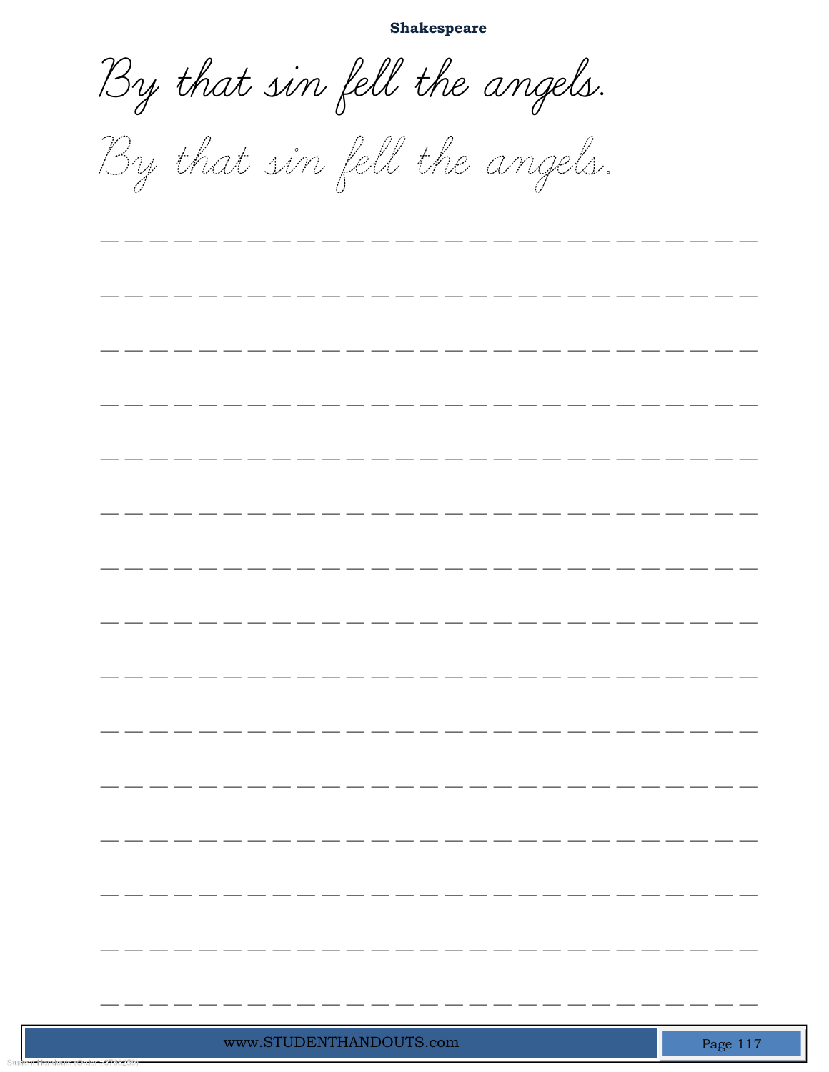**Shakespeare**

By that sin fell the angels.

By that sin fell the angels.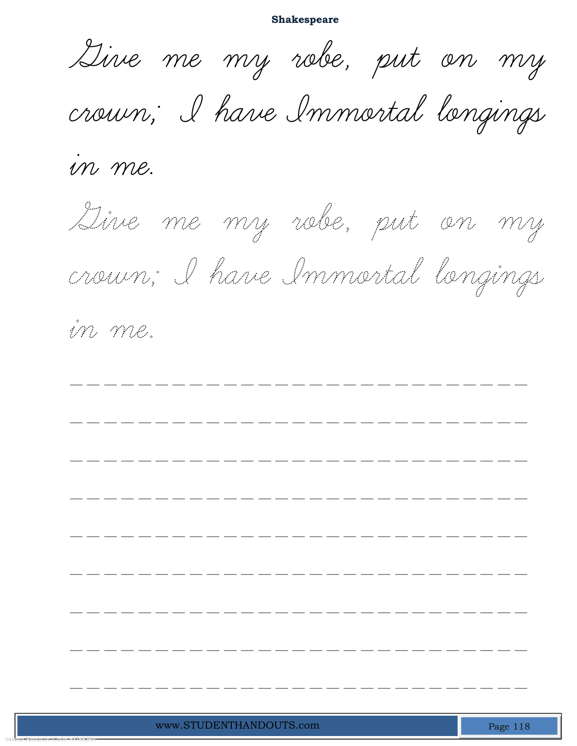**Shakespeare**

Give me my robe, put on my crown; I have Immortal longings in me.

Give me my robe, put on my crown; I have Immortal longings in me.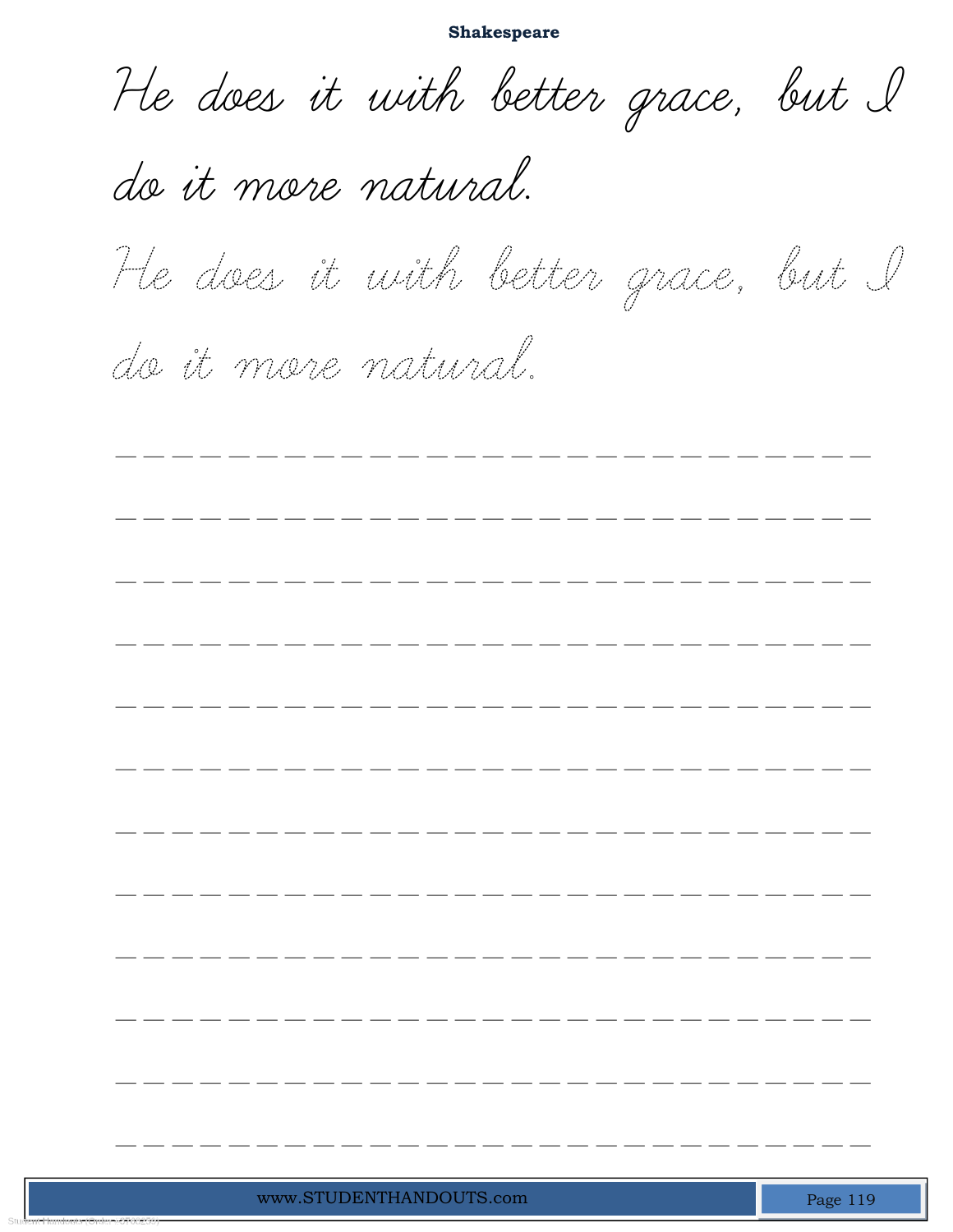He does it with better grace, but I do it more natural.

He does it with better grace, but I do it more natural.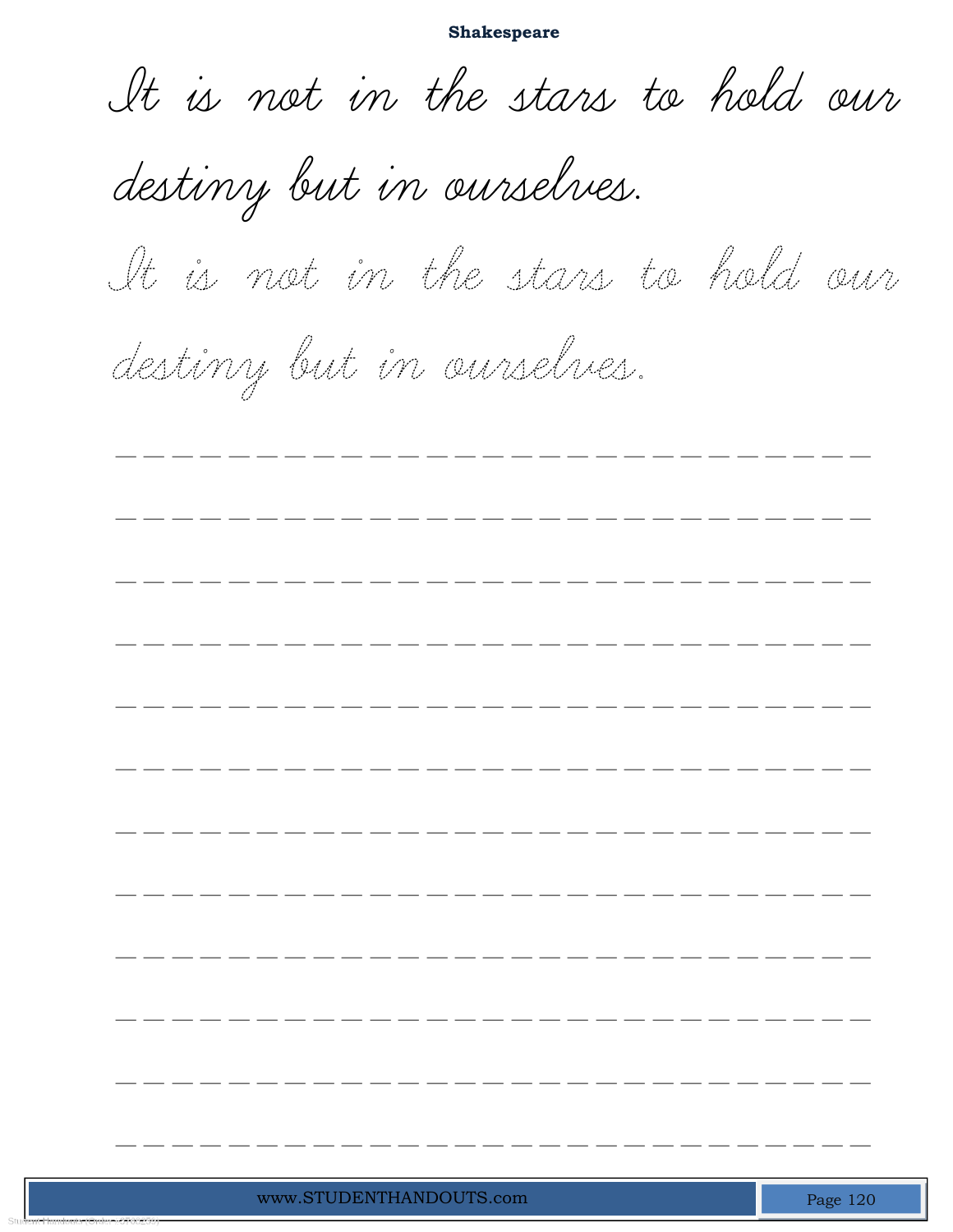**Shakespeare**

It is not in the stars to hold our destiny but in ourselves.

It is not in the stars to hold our destiny but in ourselves.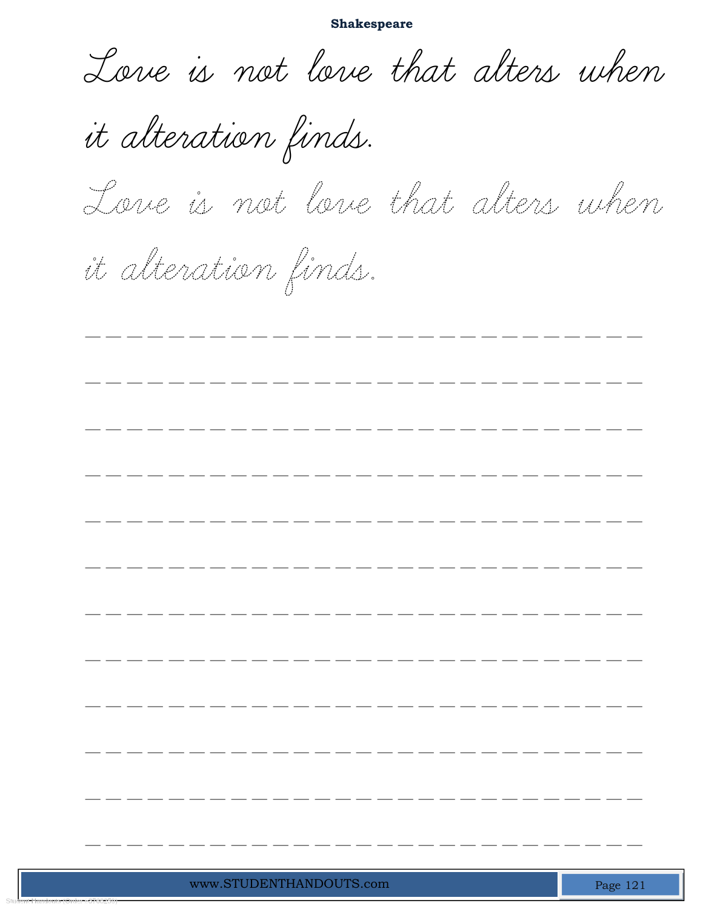**Shakespeare**

Love is not love that alters when it alteration finds.

Love is not love that alters when it alteration finds.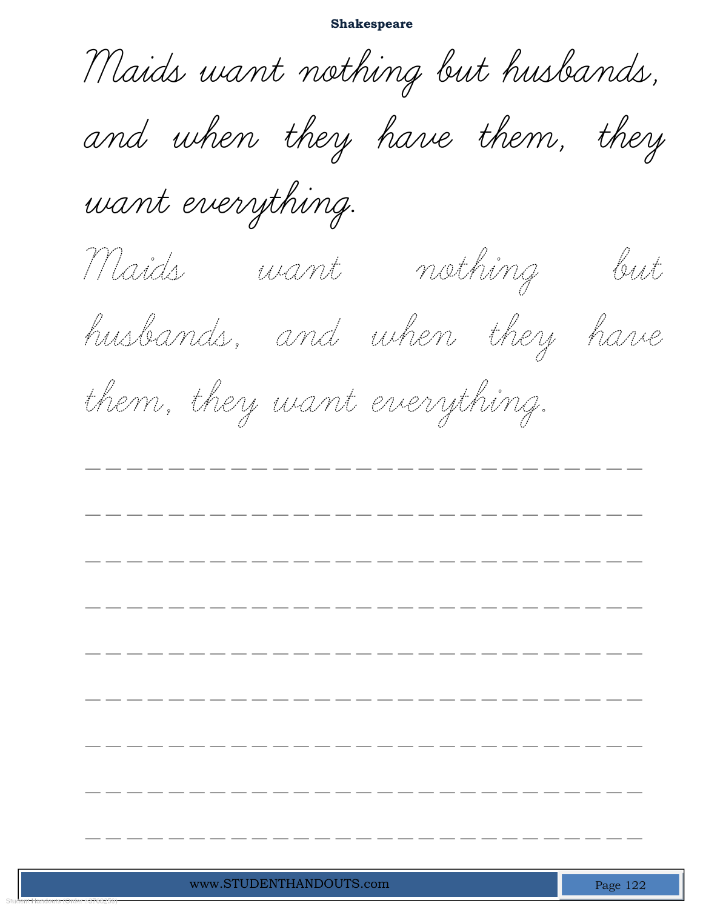**Shakespeare**

Maids want nothing but husbands, and when they have them, they want everything.

Maids want nothing but husbands, and when they have them, they want everything.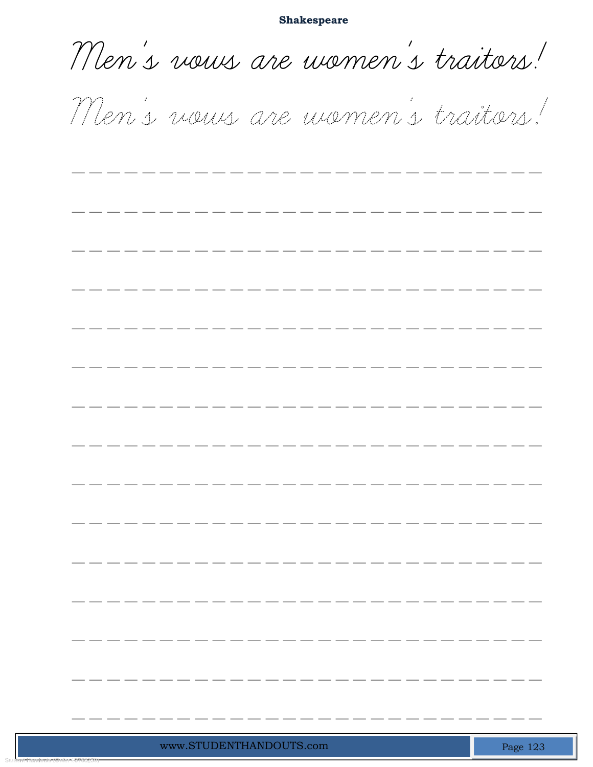**Shakespeare**

Men's vows are women's traitors!

Men's vows are women's traitors!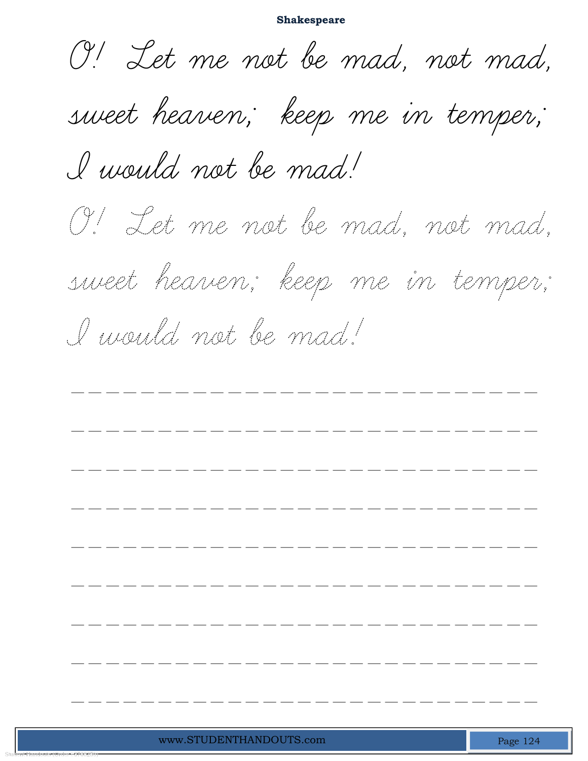O! Let me not be mad, not mad, sweet heaven; keep me in temper; I would not be mad!

O! Let me not be mad, not mad, sweet heaven; keep me in temper; I would not be mad!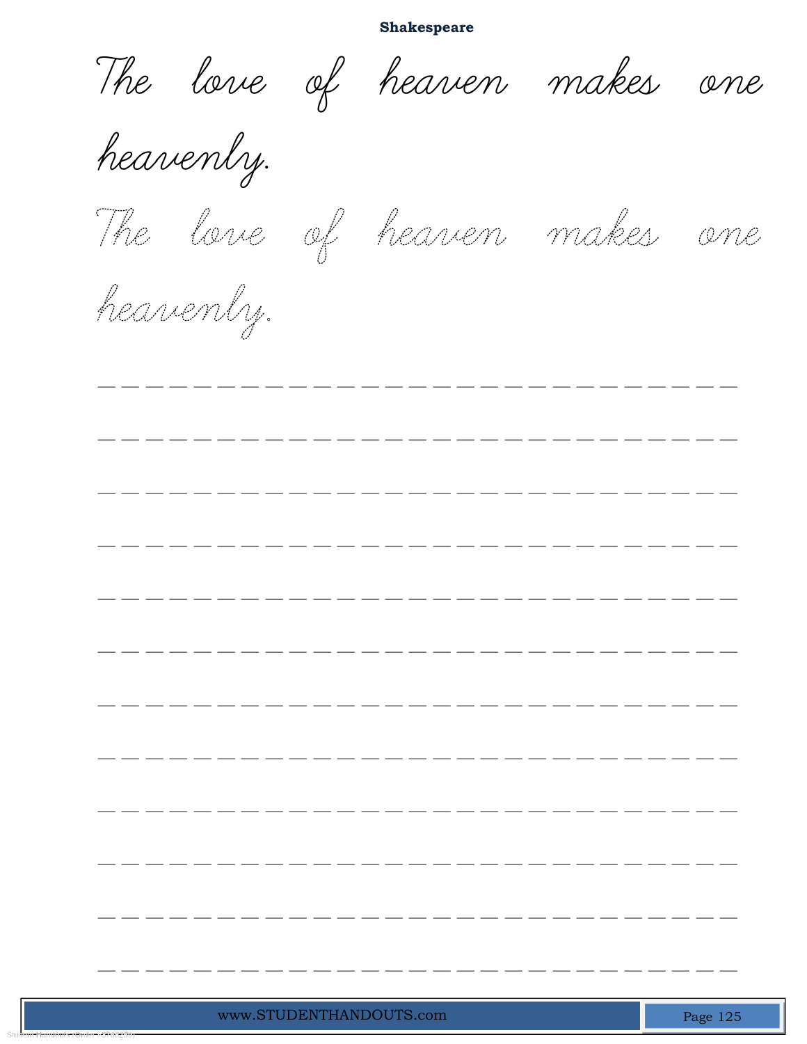**Shakespeare**

The love of heaven makes one heavenly.

The love of heaven makes one heavenly.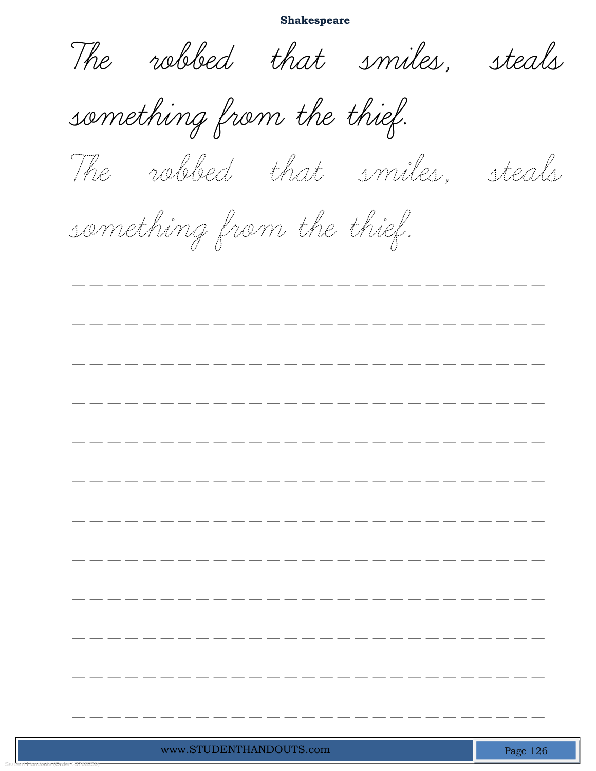**Shakespeare**

The robbed that smiles, steals something from the thief.

The robbed that smiles, steals something from the thief.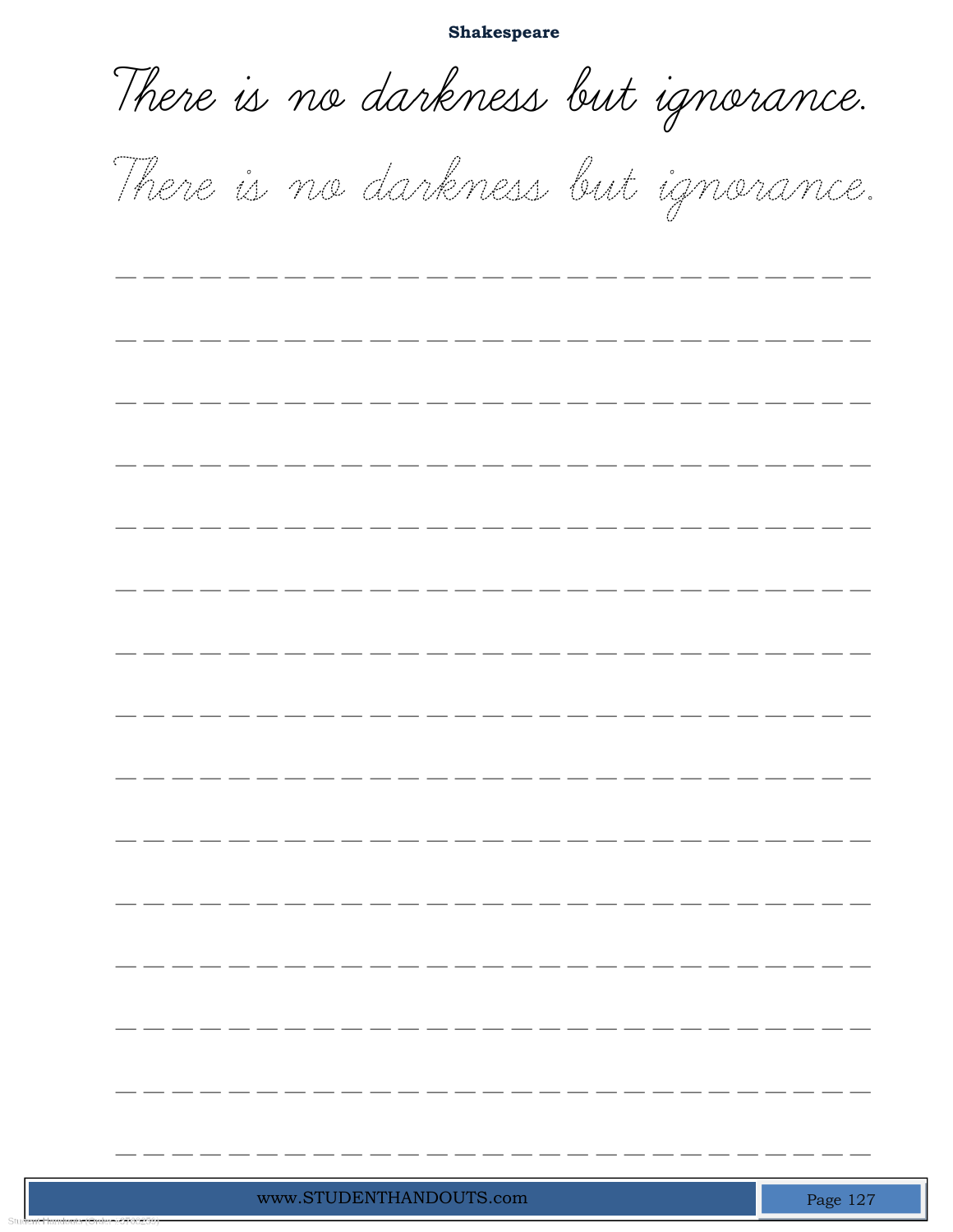**Shakespeare**

There is no darkness but ignorance.

There is no darkness but ignorance.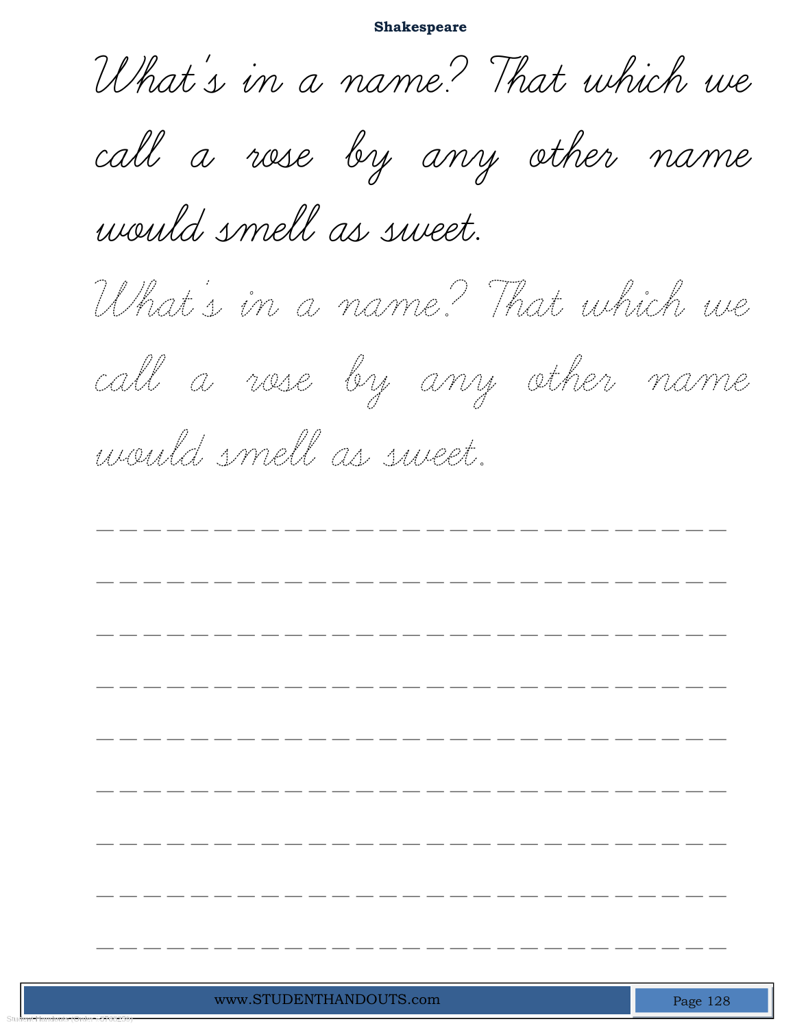**Shakespeare**

What's in a name? That which we call a rose by any other name would smell as sweet.

What's in a name? That which we call a rose by any other name would smell as sweet.

\_ \_ \_ \_ \_ \_ \_ \_ \_ \_ \_ \_ \_ \_ \_ \_ \_ \_ \_ \_ \_ \_ \_ \_ \_ \_ \_ \_ \_ \_

\_ \_ \_ \_ \_ \_ \_ \_ \_ \_ \_ \_ \_ \_ \_ \_ \_ \_ \_ \_ \_ \_ \_ \_ \_ \_ \_ \_ \_ \_

\_ \_ \_ \_ \_ \_ \_ \_ \_ \_ \_ \_ \_ \_ \_ \_ \_ \_ \_ \_ \_ \_ \_ \_ \_ \_ \_ \_ \_ \_

\_ \_ \_ \_ \_ \_ \_ \_ \_ \_ \_ \_ \_ \_ \_ \_ \_ \_ \_ \_ \_ \_ \_ \_ \_ \_ \_ \_ \_ \_

\_ \_ \_ \_ \_ \_ \_ \_ \_ \_ \_ \_ \_ \_ \_ \_ \_ \_ \_ \_ \_ \_ \_ \_ \_ \_ \_ \_ \_ \_

\_ \_ \_ \_ \_ \_ \_ \_ \_ \_ \_ \_ \_ \_ \_ \_ \_ \_ \_ \_ \_ \_ \_ \_ \_ \_ \_ \_ \_ \_

\_ \_ \_ \_ \_ \_ \_ \_ \_ \_ \_ \_ \_ \_ \_ \_ \_ \_ \_ \_ \_ \_ \_ \_ \_ \_ \_ \_ \_ \_

\_ \_ \_ \_ \_ \_ \_ \_ \_ \_ \_ \_ \_ \_ \_ \_ \_ \_ \_ \_ \_ \_ \_ \_ \_ \_ \_ \_ \_ \_

\_ \_ \_ \_ \_ \_ \_ \_ \_ \_ \_ \_ \_ \_ \_ \_ \_ \_ \_ \_ \_ \_ \_ \_ \_ \_ \_ \_ \_ \_

www.STUDENTHANDOUTS.com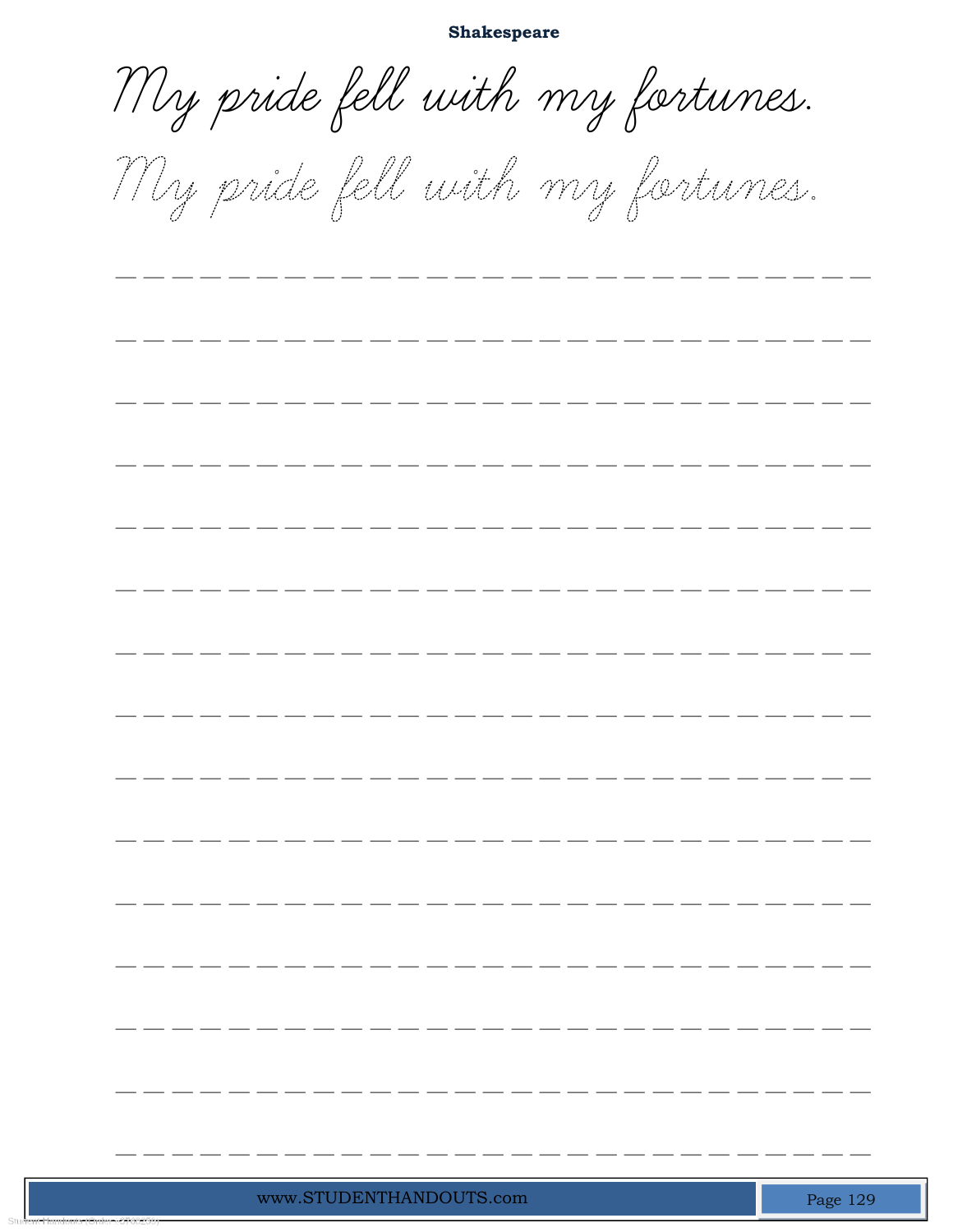**Shakespeare**

My pride fell with my fortunes.

My pride fell with my fortunes.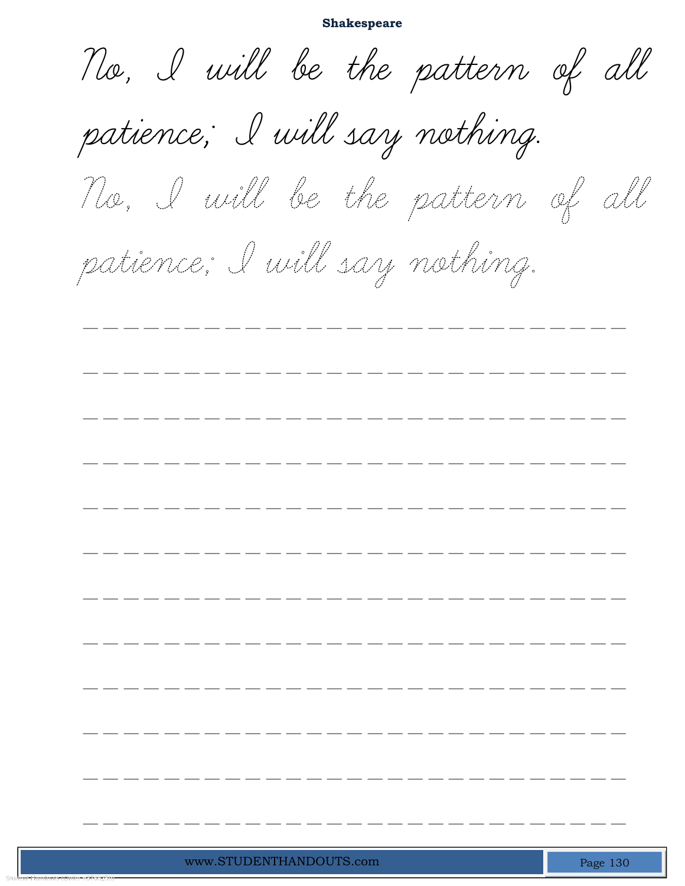# Shakespeare

No, I will be the pattern of all patience; I will say nothing.

No, I will be the pattern of all patience; I will say nothing.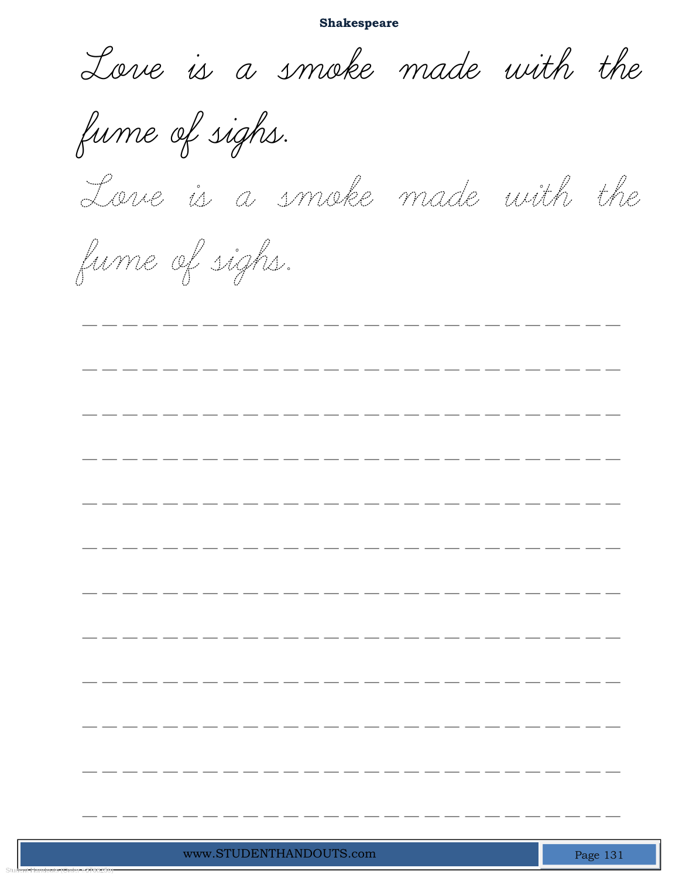**Shakespeare**

Love is a smoke made with the fume of sighs.

Love is a smoke made with the fume of sighs.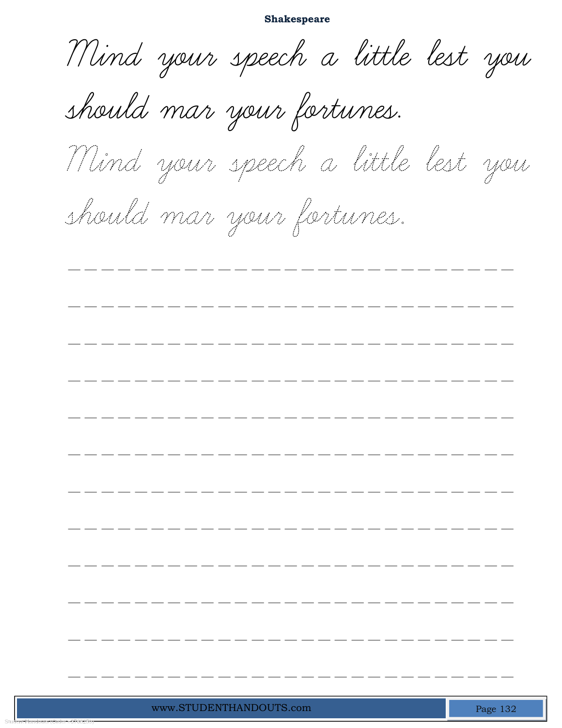**Shakespeare**

Mind your speech a little lest you should mar your fortunes.

Mind your speech a little lest you should mar your fortunes.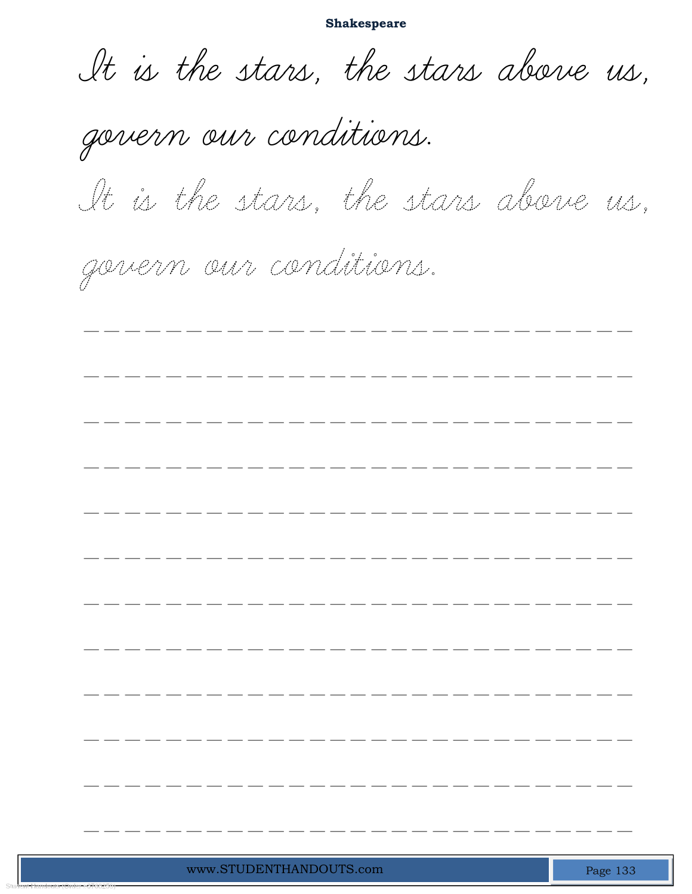It is the stars, the stars above us, govern our conditions.

It is the stars, the stars above us, govern our conditions.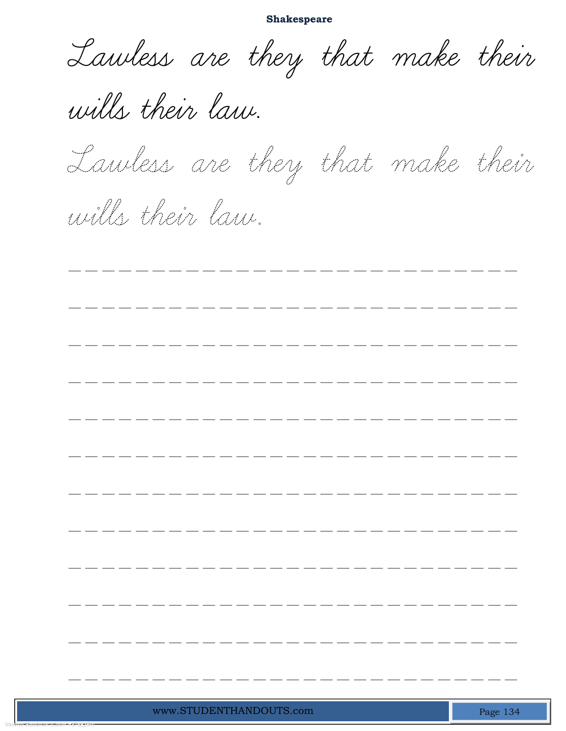Lawless are they that make their wills their law.

Lawless are they that make their wills their law.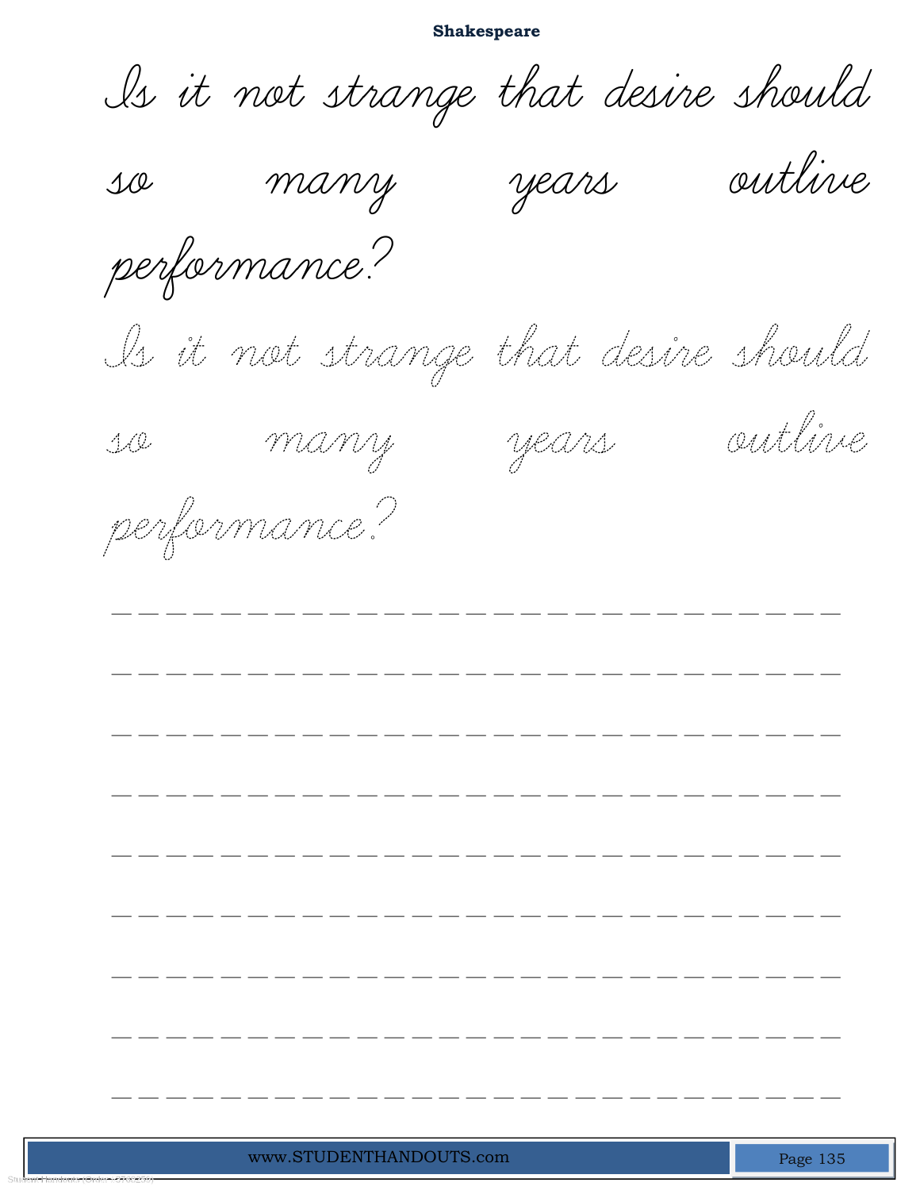**Shakespeare**

Is it not strange that desire should so many years outlive performance?

Is it not strange that desire should so many years outlive performance?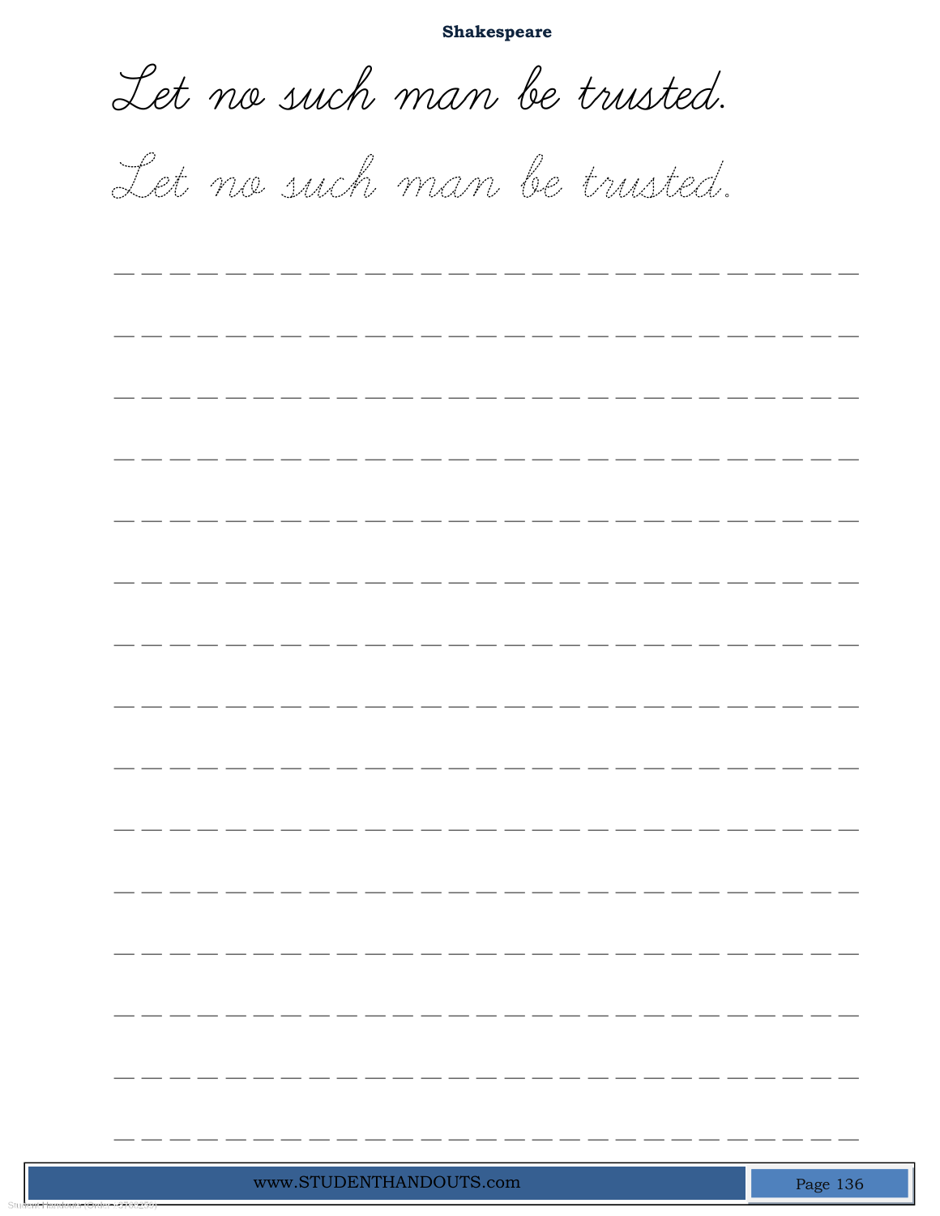**Shakespeare**

Let no such man be trusted.

Let no such man be trusted.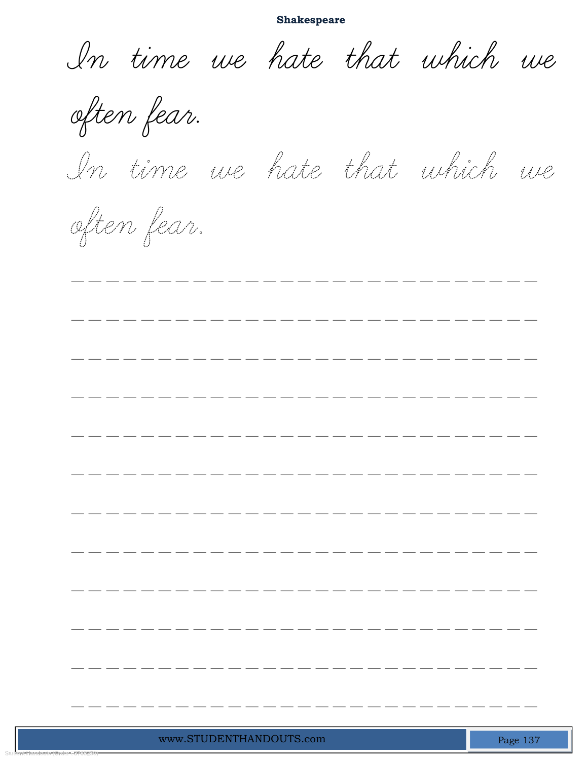**Shakespeare**

In time we hate that which we often fear.

In time we hate that which we often fear.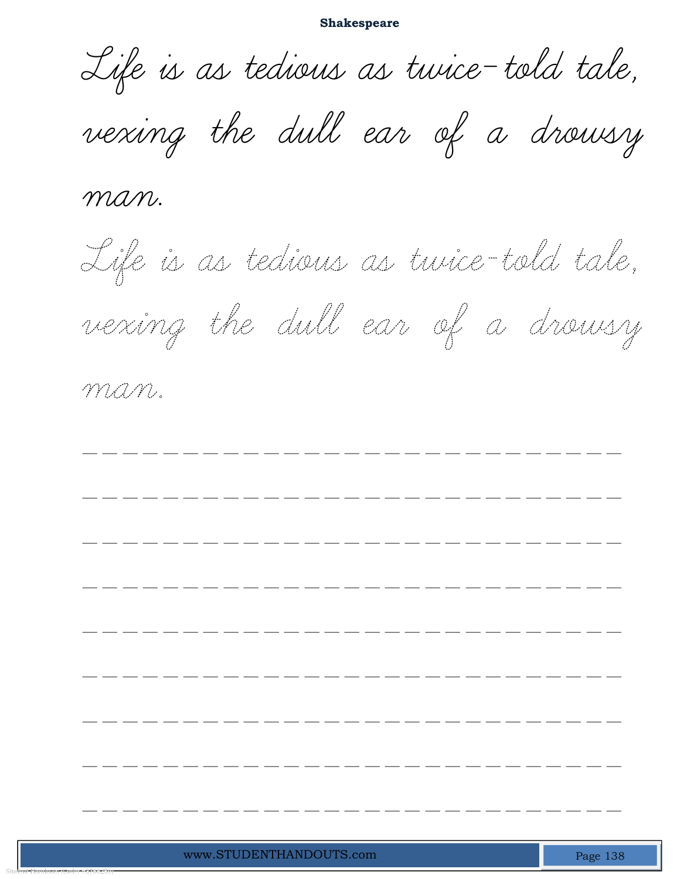Life is as tedious as twice-told tale, vexing the dull ear of a drowsy man.

Life is as tedious as twice-told tale, vexing the dull ear of a drowsy man.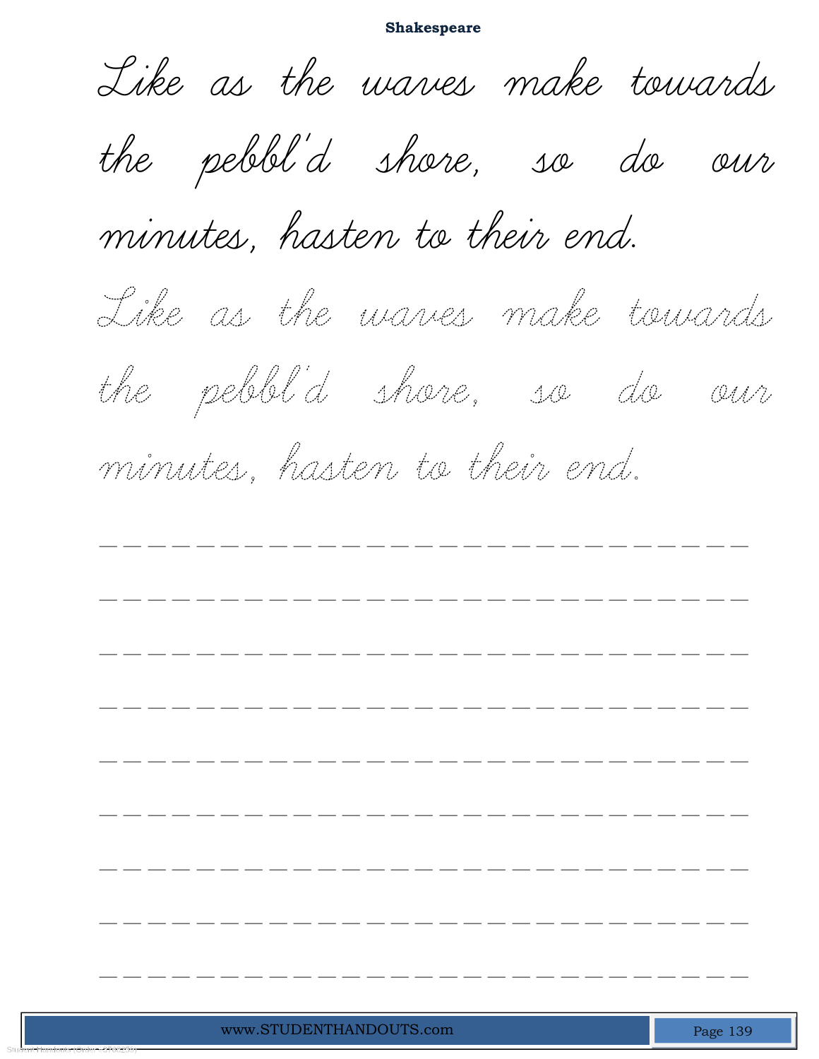## Shakespeare

Like as the waves make towards the pebbl'd shore, so do our minutes, hasten to their end.

Like as the waves make towards the pebbl'd shore, so do our minutes, hasten to their end.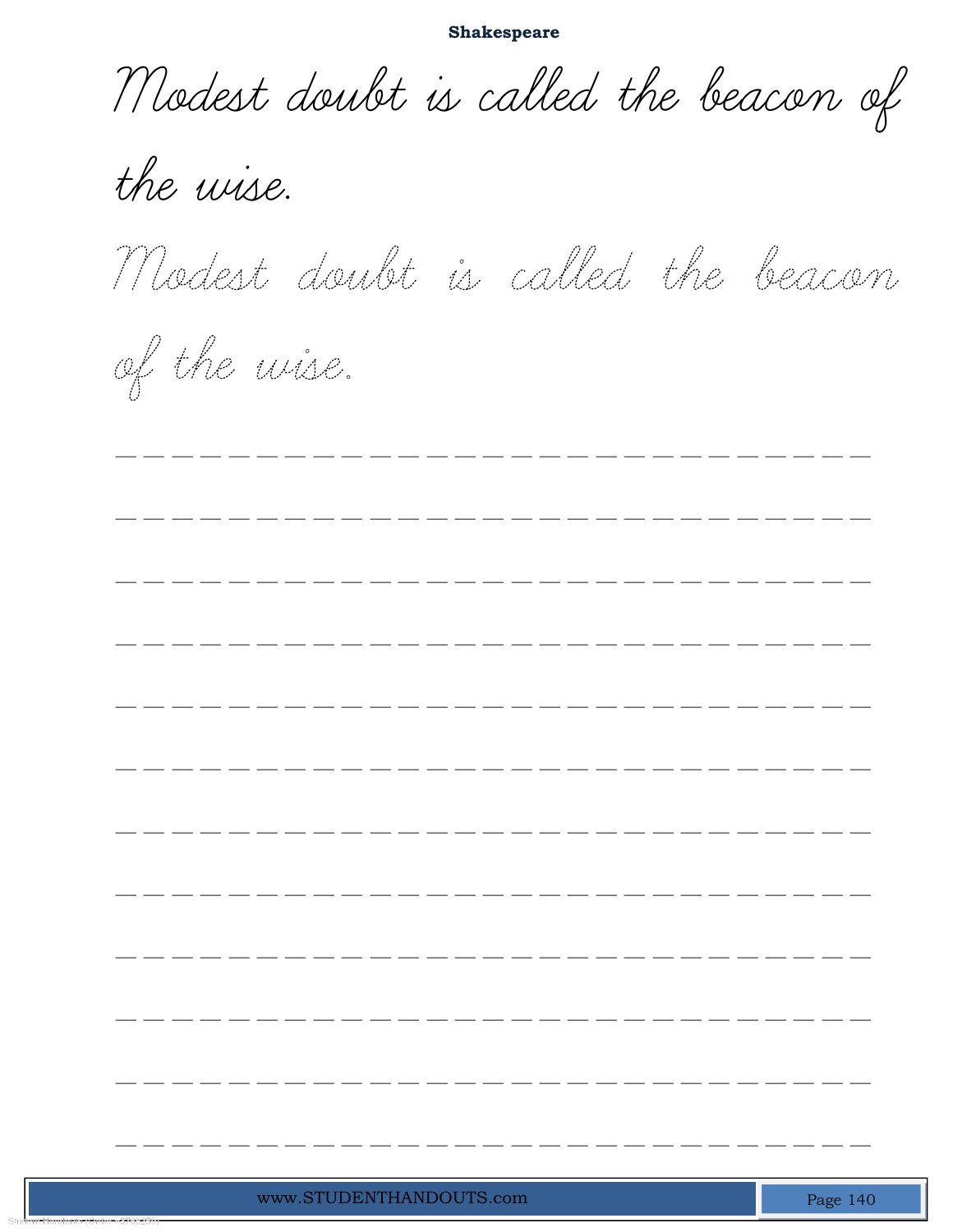## Shakespeare

Modest doubt is called the beacon of the wise.

Modest doubt is called the beacon of the wise.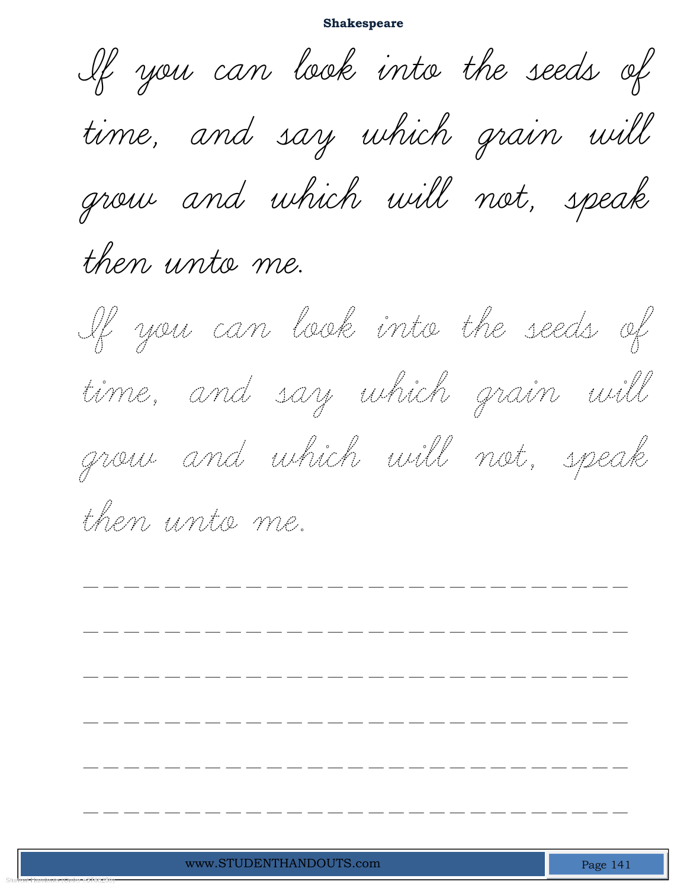**Shakespeare**

If you can look into the seeds of time, and say which grain will grow and which will not, speak then unto me.

If you can look into the seeds of time, and say which grain will grow and which will not, speak then unto me.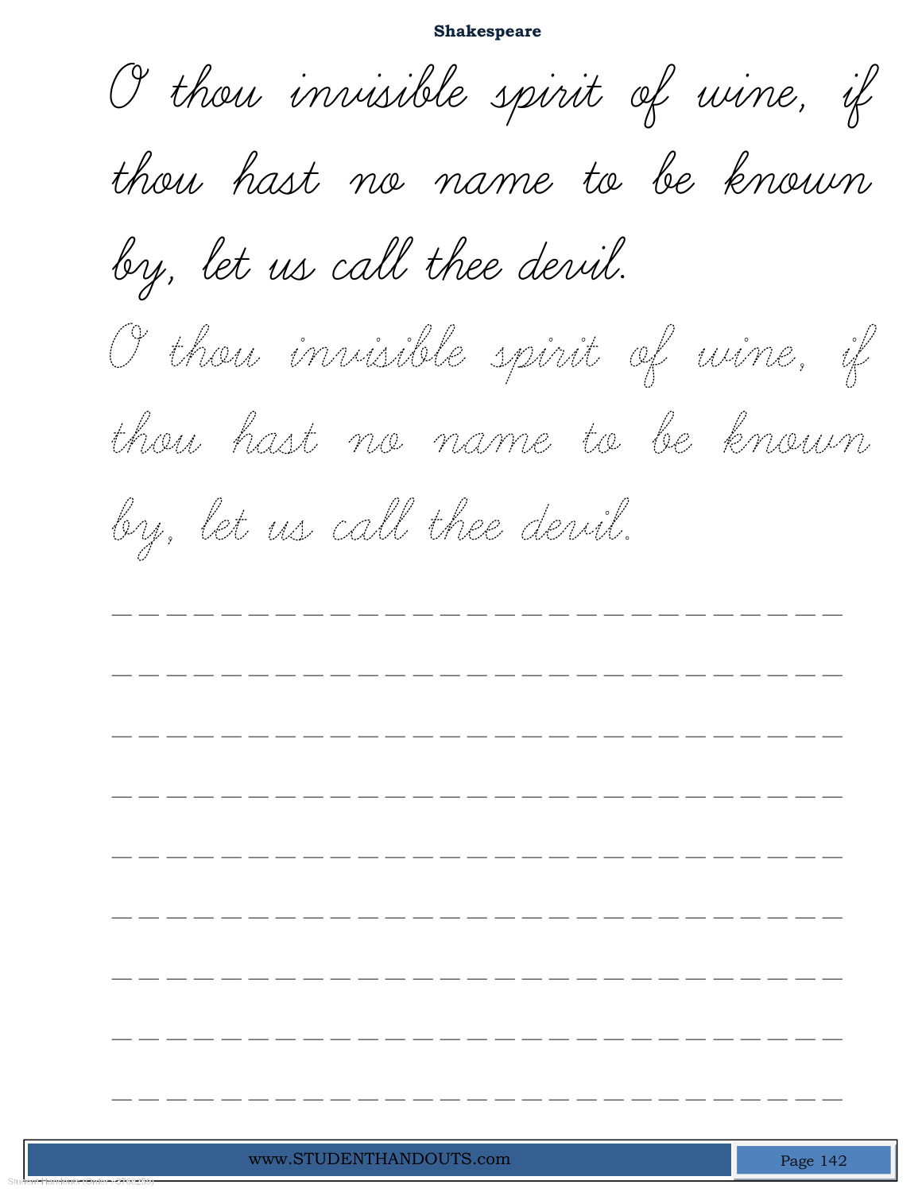# Shakespeare

O thou invisible spirit of wine, if thou hast no name to be known by, let us call thee devil.

O thou invisible spirit of wine, if thou hast no name to be known by, let us call thee devil.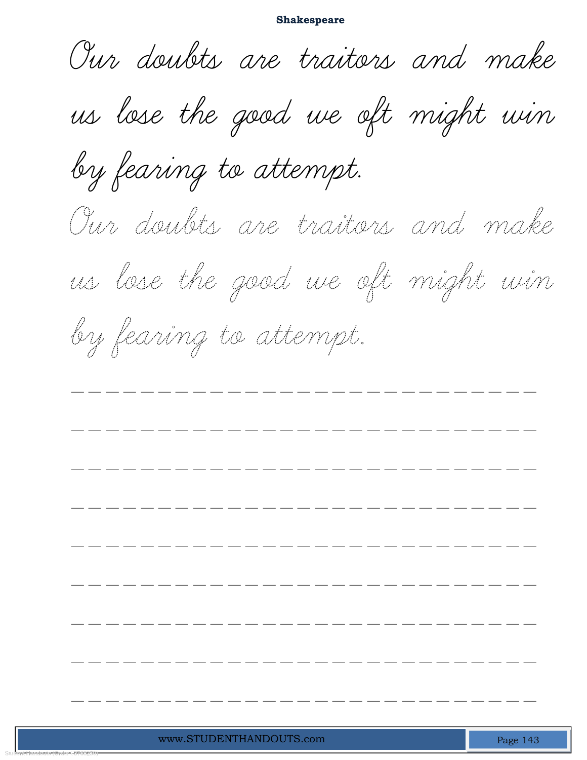**Shakespeare**

Our doubts are traitors and make us lose the good we oft might win by fearing to attempt.

Our doubts are traitors and make us lose the good we oft might win by fearing to attempt.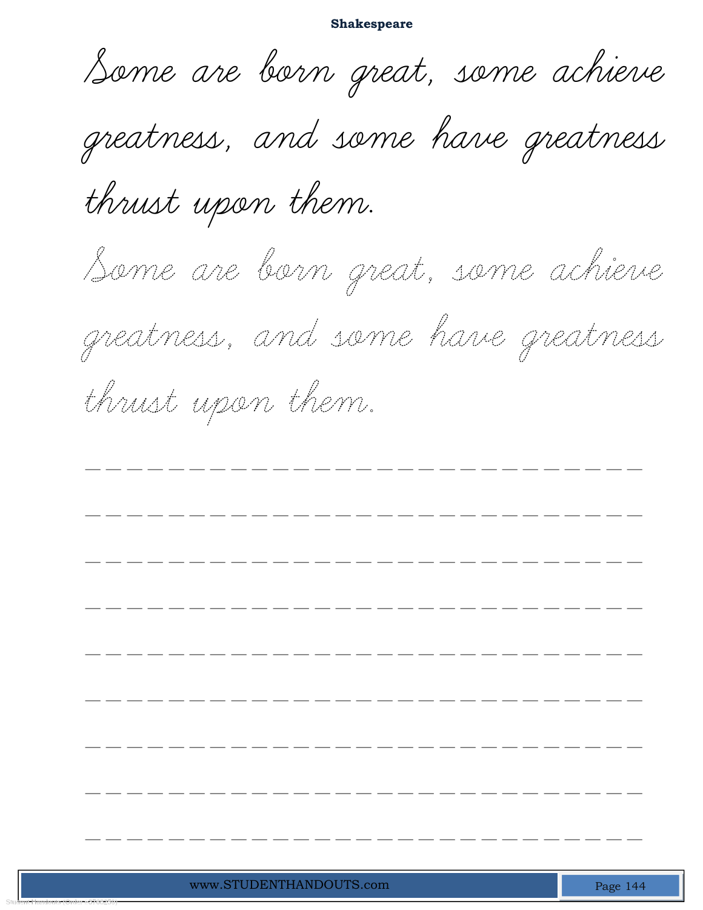**Shakespeare**

Some are born great, some achieve greatness, and some have greatness thrust upon them.

Some are born great, some achieve greatness, and some have greatness thrust upon them.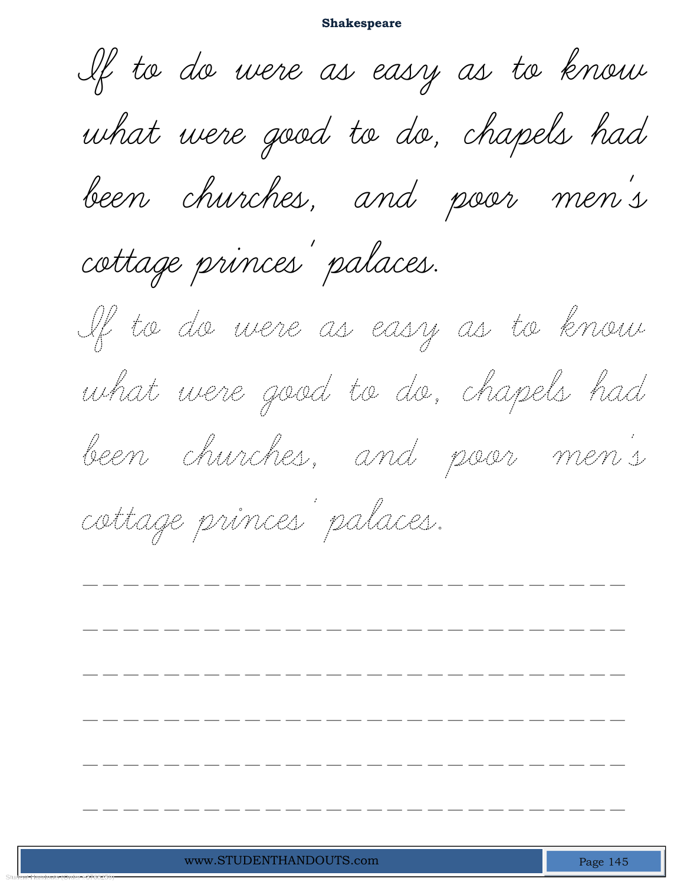**Shakespeare**

If to do were as easy as to know what were good to do, chapels had been churches, and poor men's cottage princes' palaces.

If to do were as easy as to know what were good to do, chapels had been churches, and poor men's cottage princes' palaces.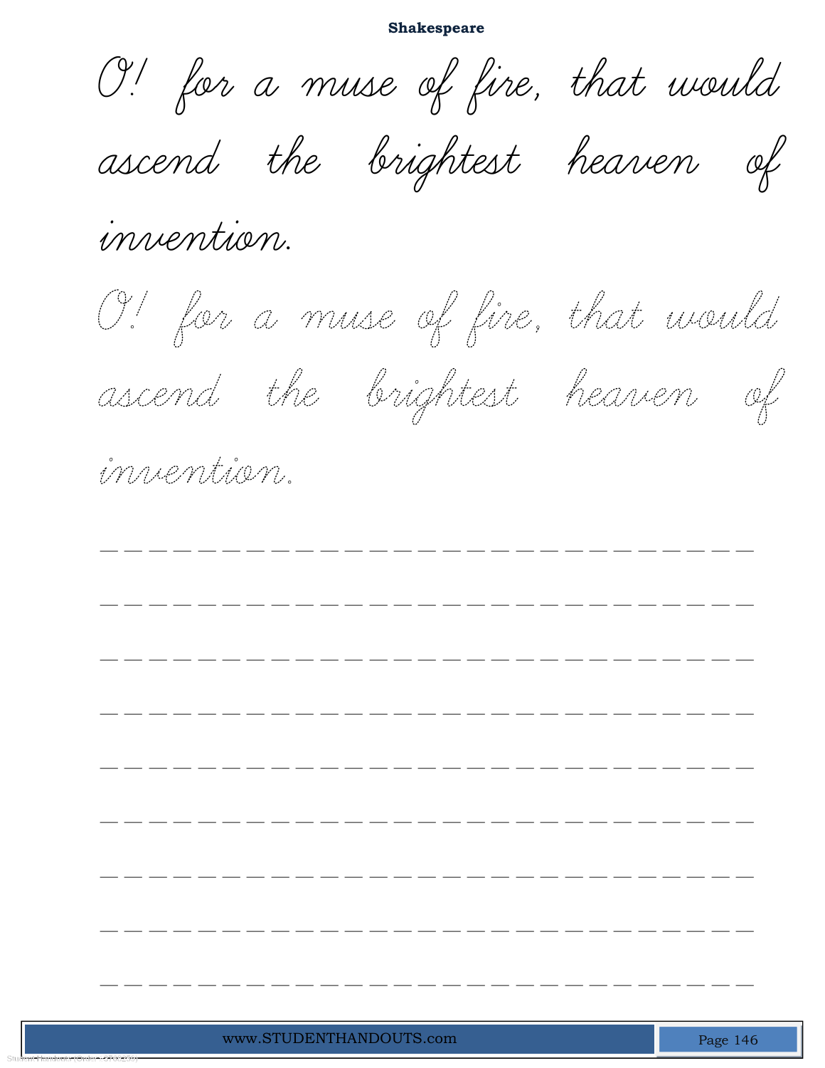**Shakespeare**

O! for a muse of fire, that would ascend the brightest heaven of invention.

O! for a muse of fire, that would ascend the brightest heaven of invention.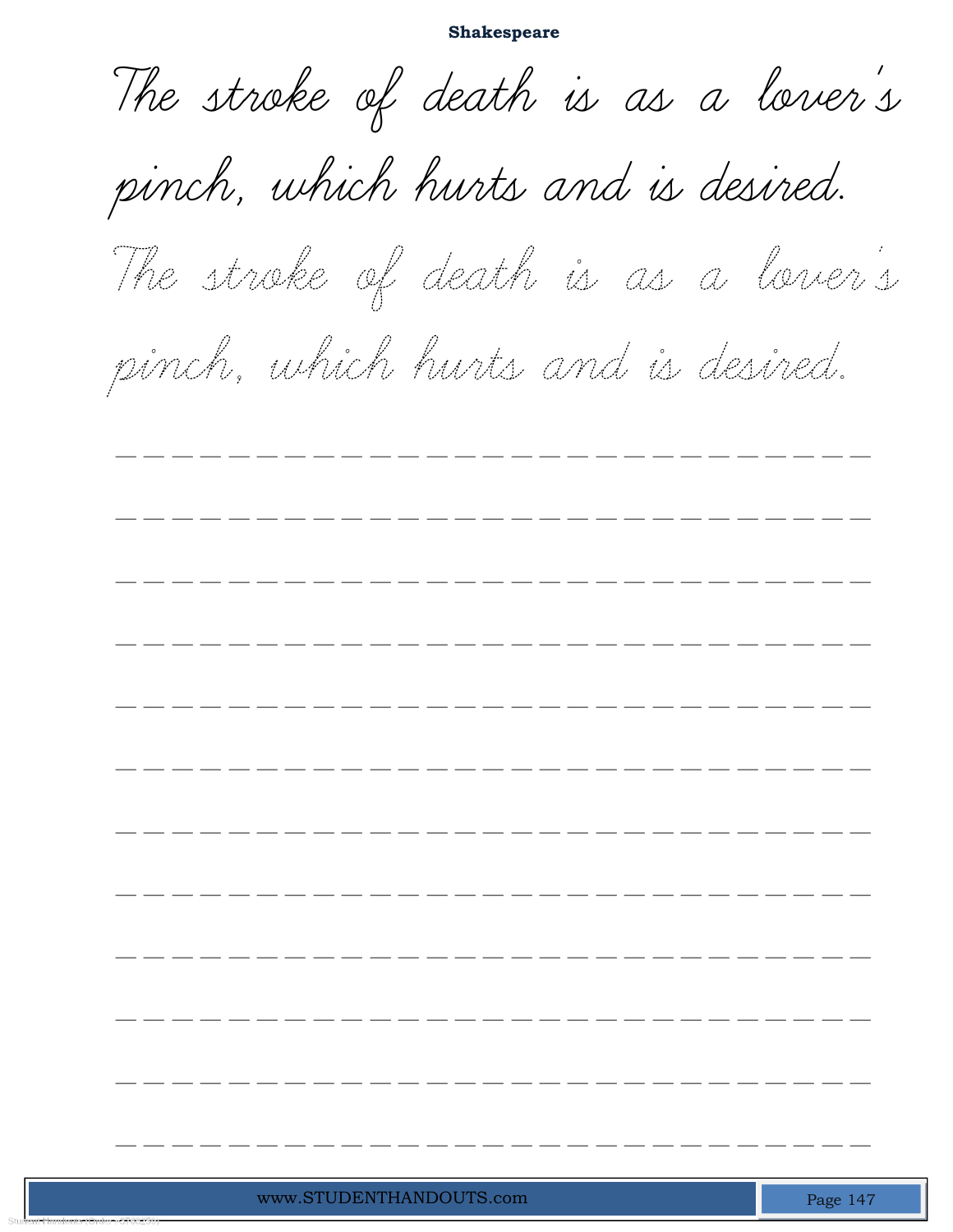**Shakespeare**

The stroke of death is as a lover's pinch, which hurts and is desired.

The stroke of death is as a lover's pinch, which hurts and is desired.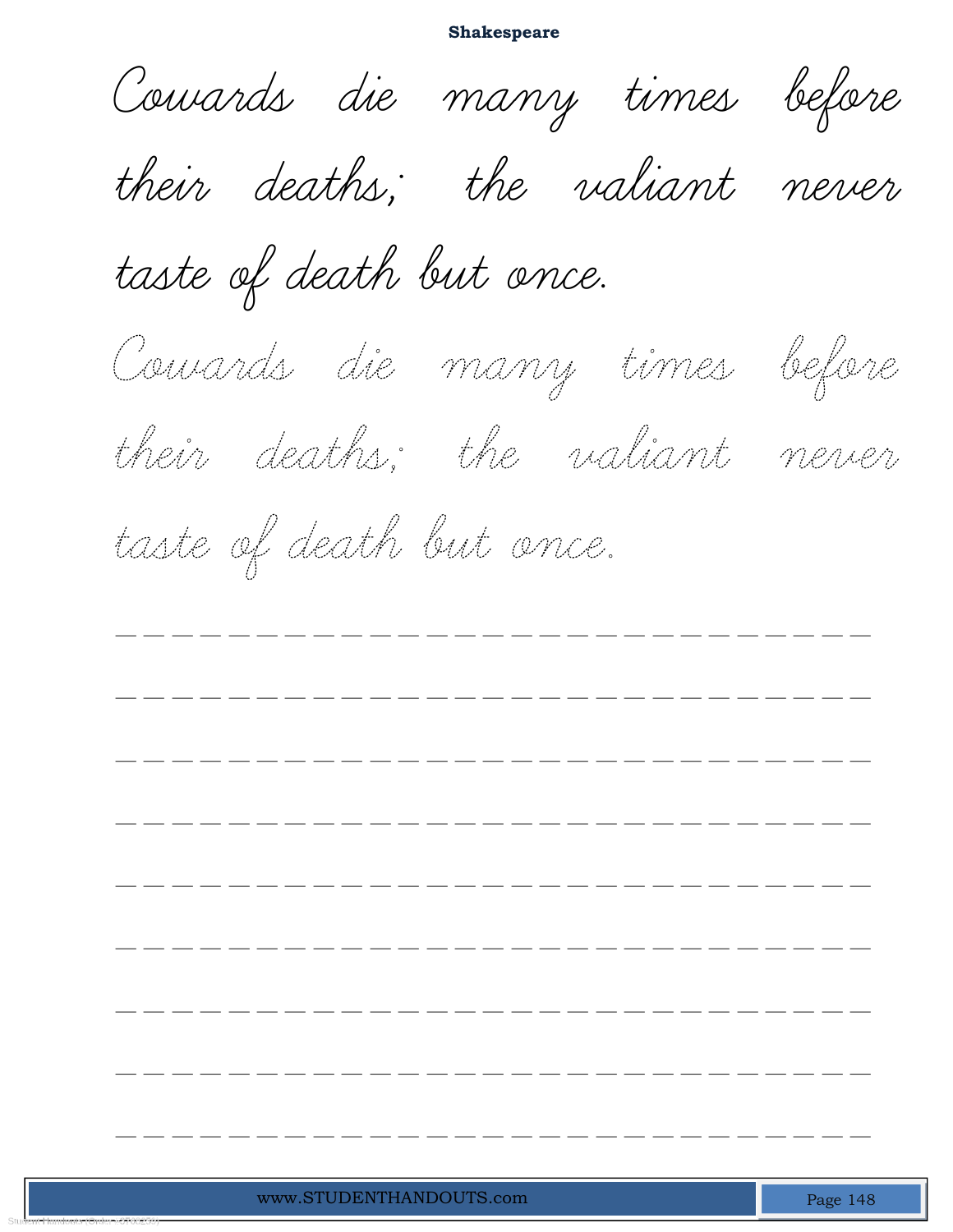Cowards die many times before their deaths; the valiant never taste of death but once.

Cowards die many times before their deaths; the valiant never taste of death but once.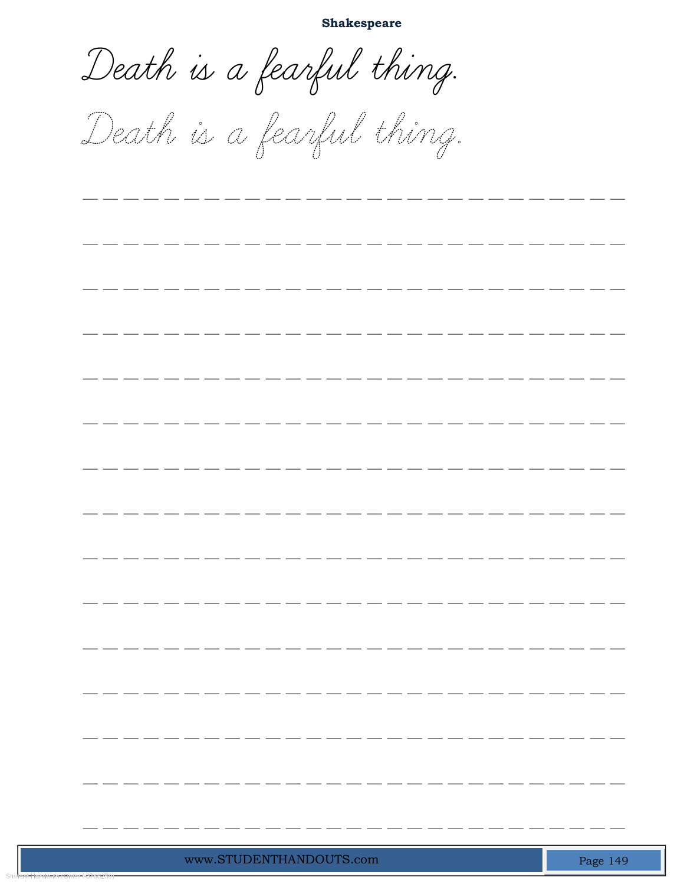**Shakespeare**

Death is a fearful thing.

Death is a fearful thing.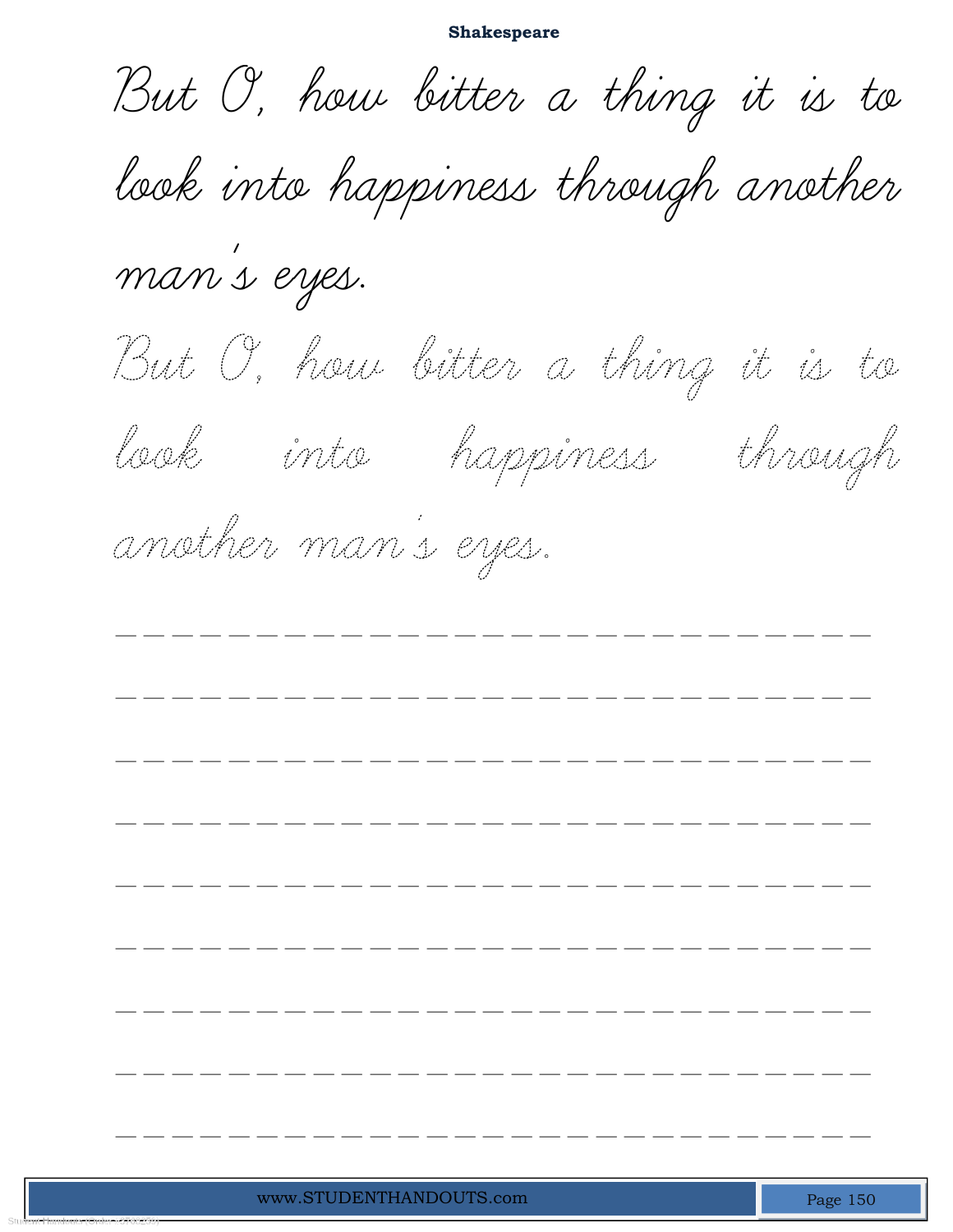**Shakespeare**

But O, how bitter a thing it is to look into happiness through another man's eyes.

But O, how bitter a thing it is to look into happiness through another man's eyes.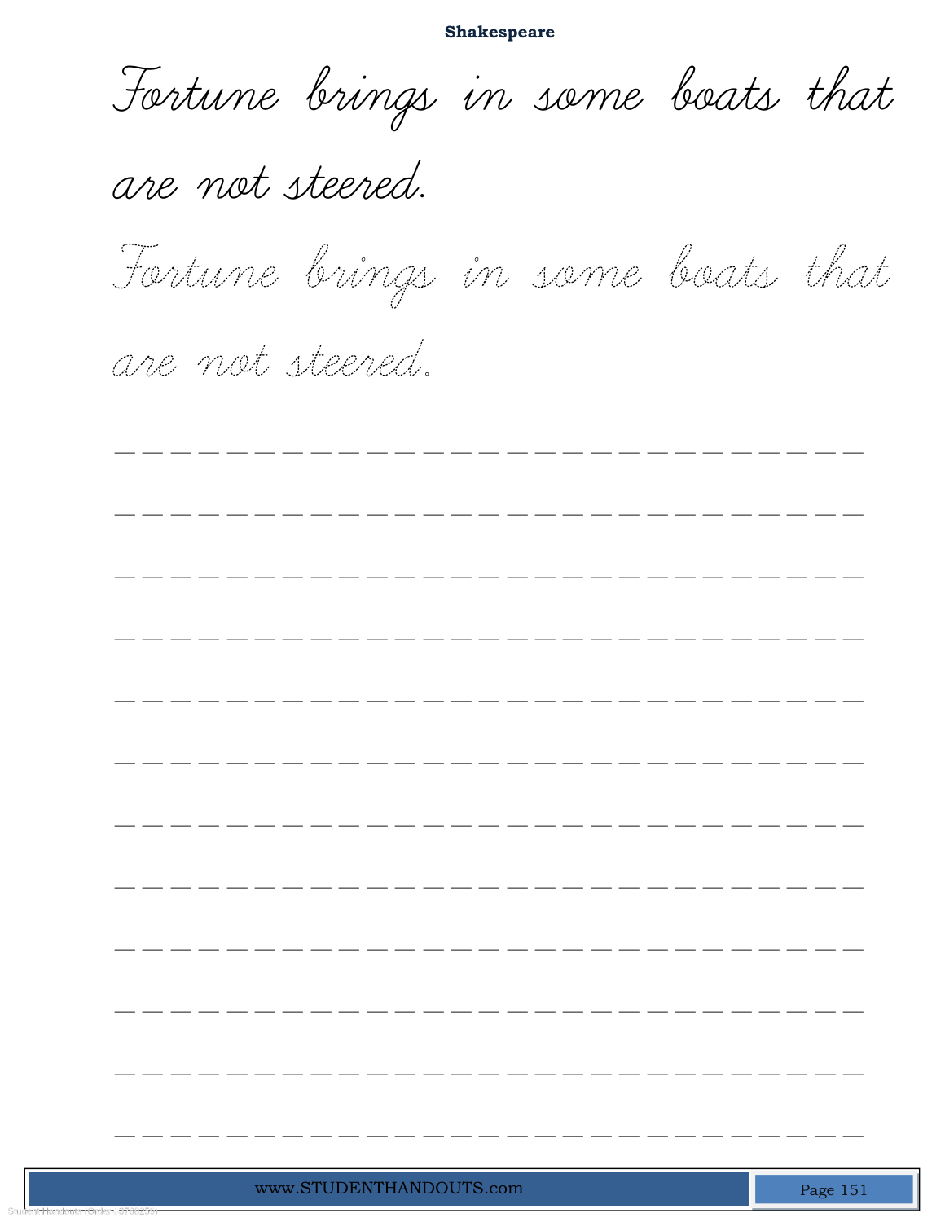## Shakespeare

Fortune brings in some boats that are not steered.

Fortune brings in some boats that are not steered.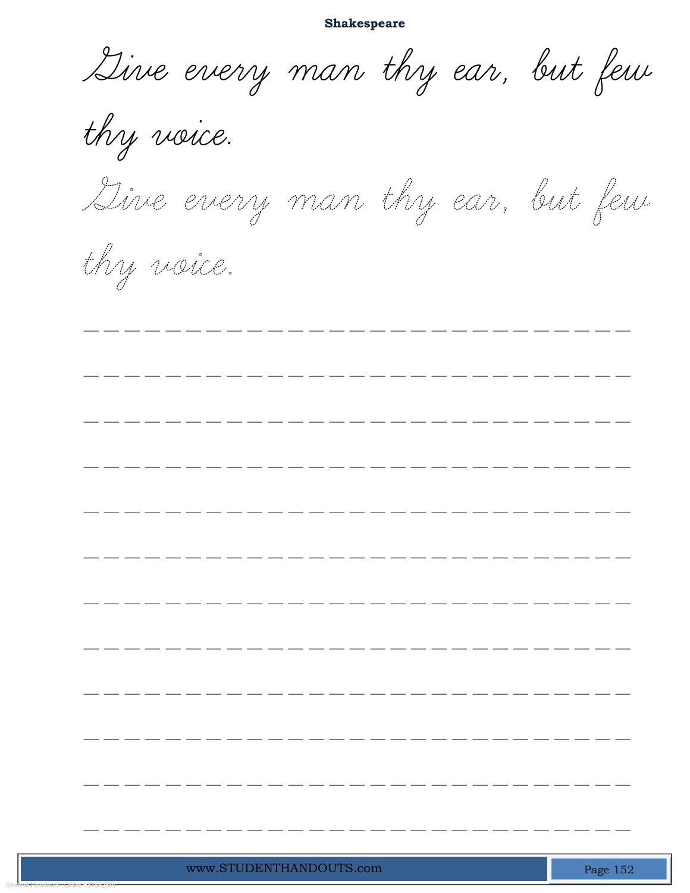**Shakespeare**

Give every man thy ear, but few thy voice.

Give every man thy ear, but few thy voice.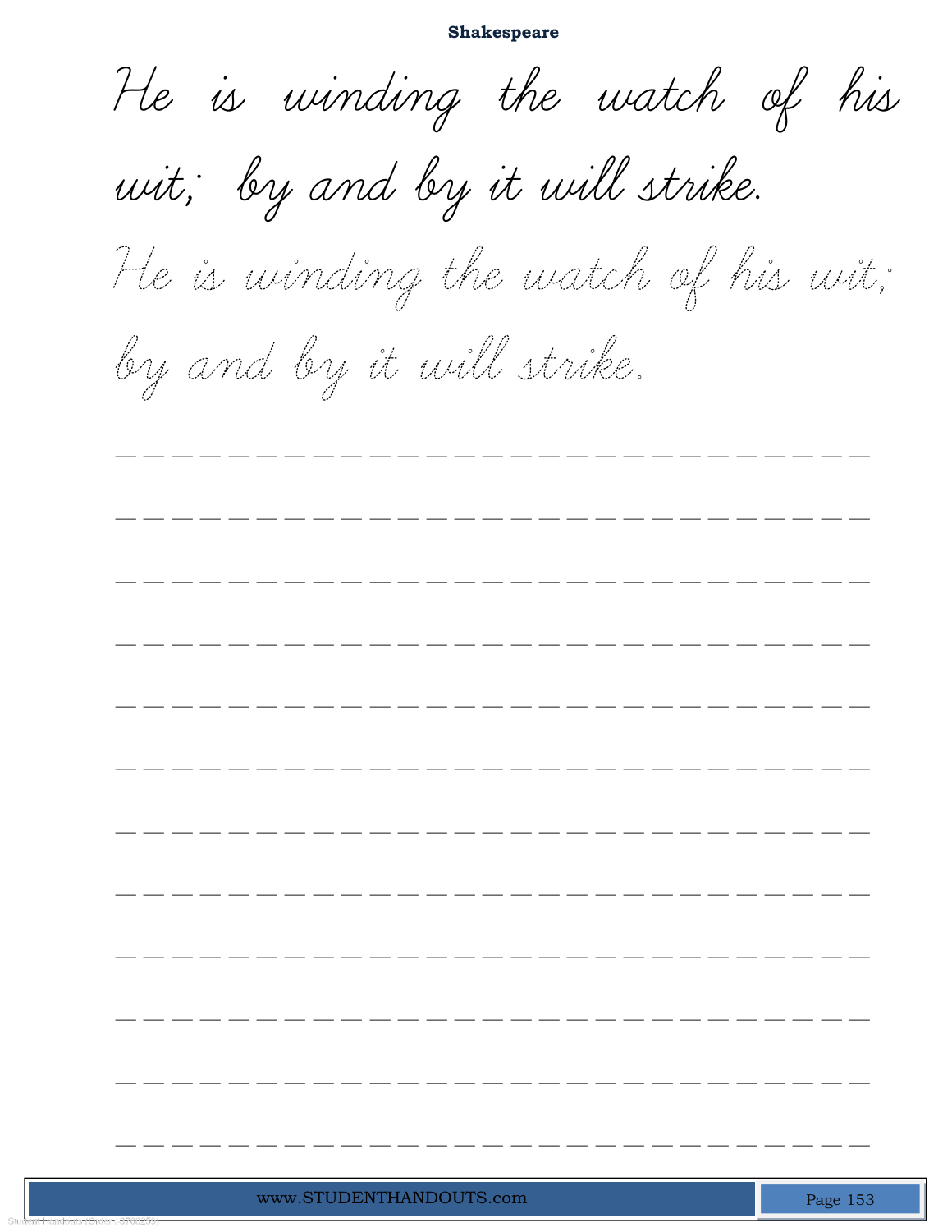He is winding the watch of his wit; by and by it will strike.

He is winding the watch of his wit; by and by it will strike.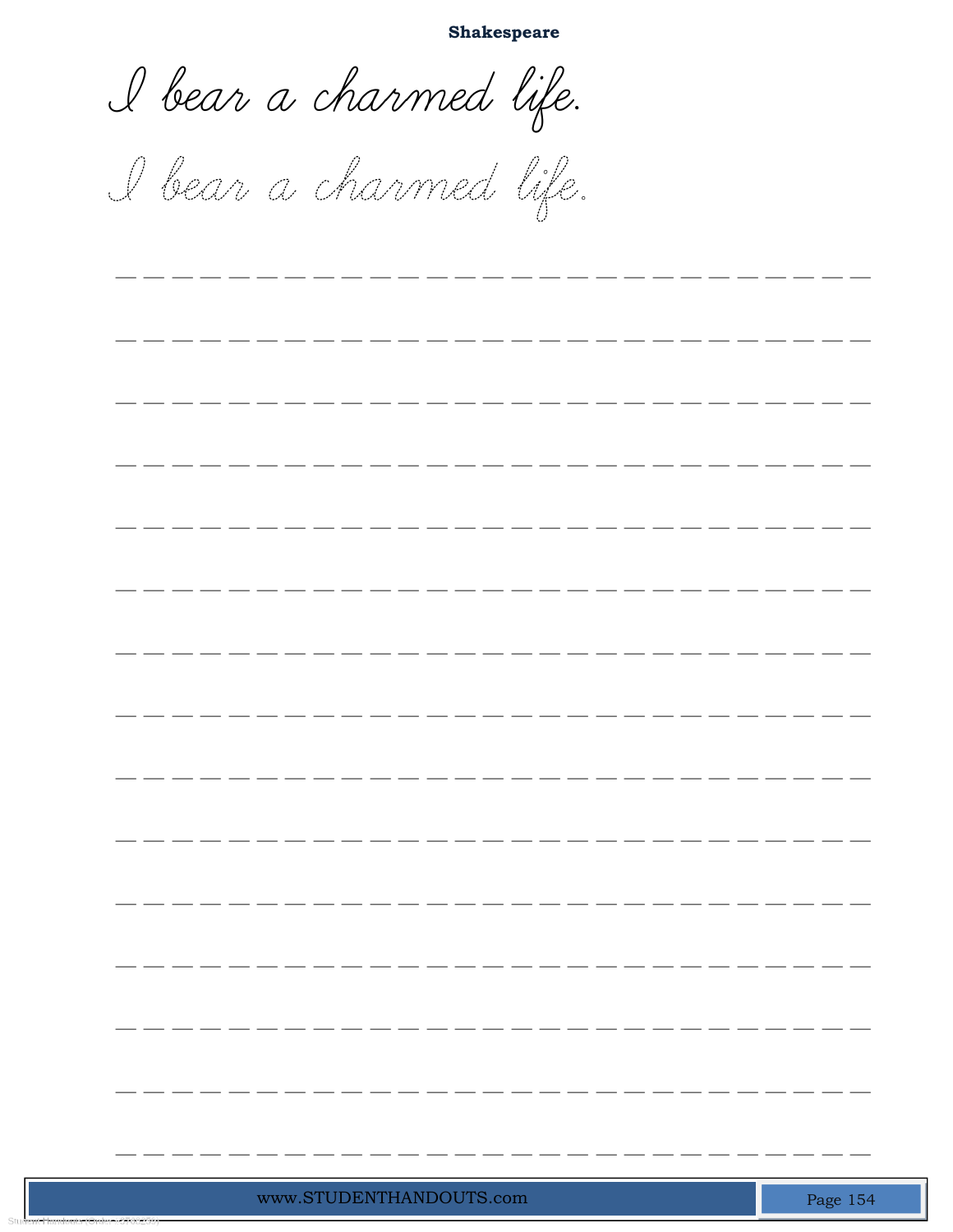**Shakespeare**

*I bear a charmed life.*

*I bear a charmed life.*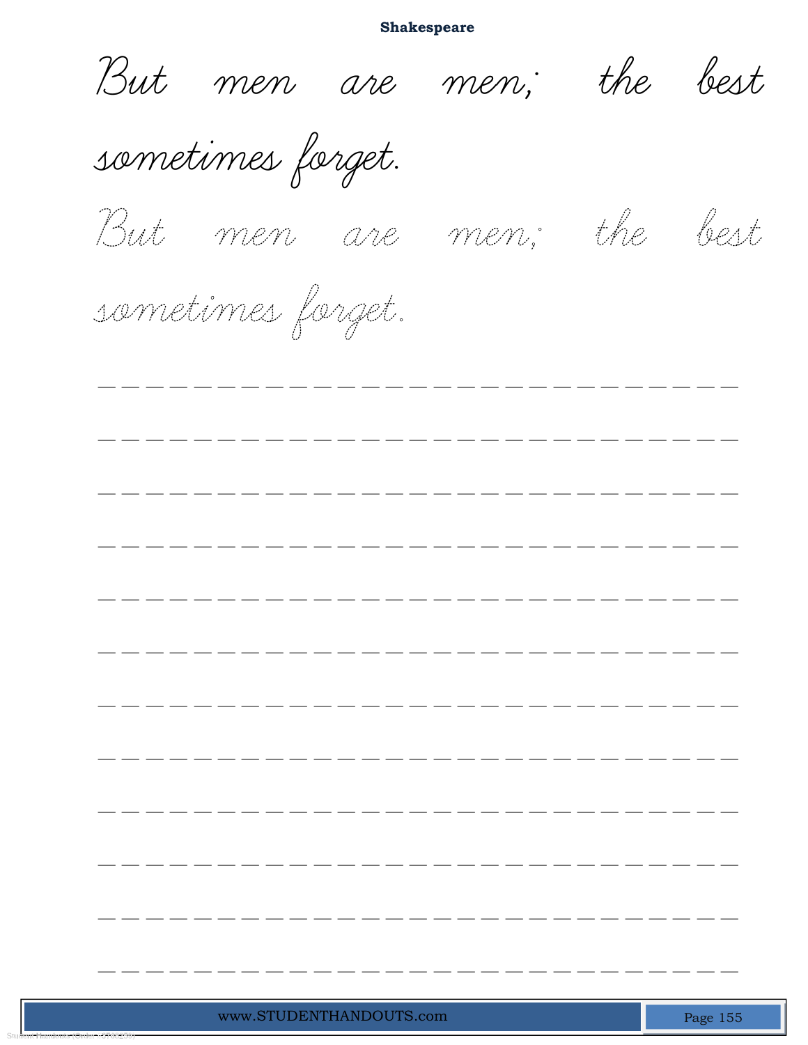**Shakespeare**

But men are men; the best sometimes forget.

But men are men; the best sometimes forget.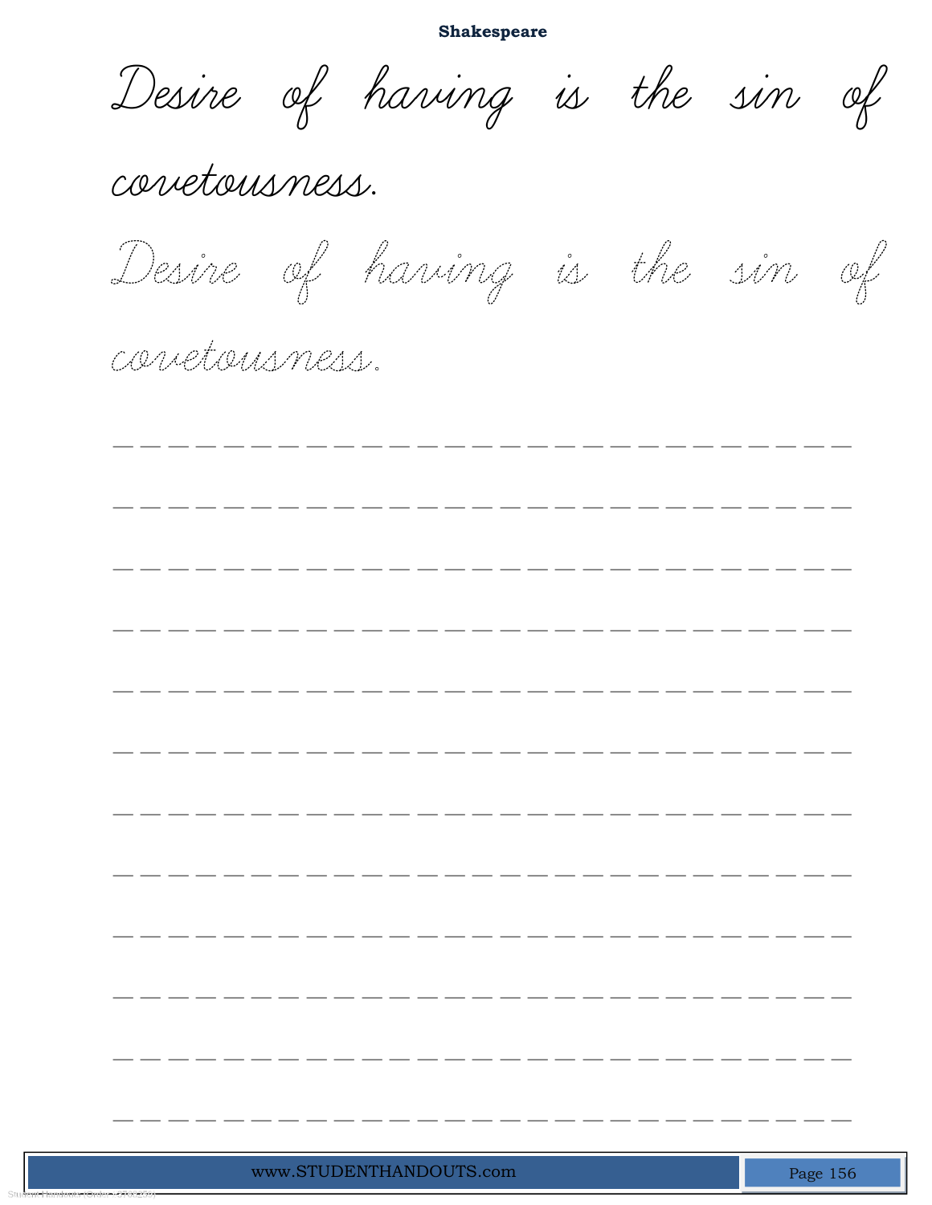**Shakespeare**

Desire of having is the sin of covetousness.

Desire of having is the sin of covetousness.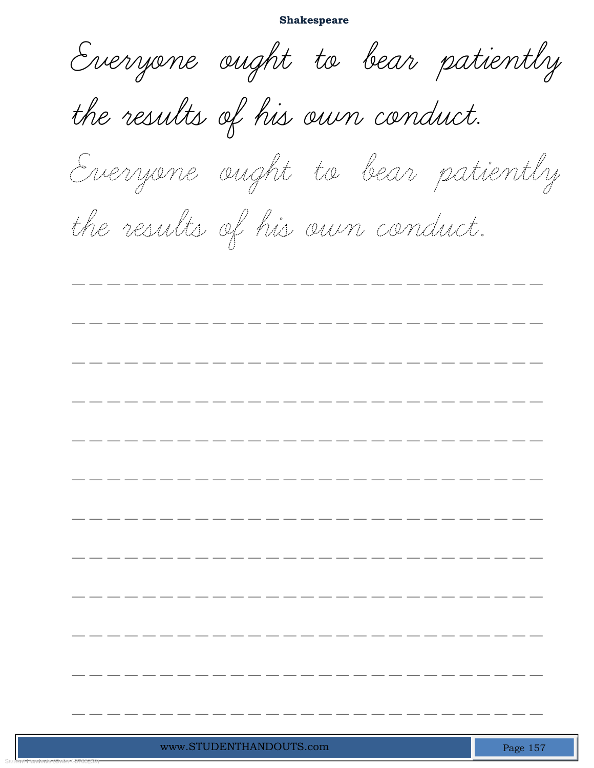**Shakespeare**

Everyone ought to bear patiently the results of his own conduct.

Everyone ought to bear patiently the results of his own conduct.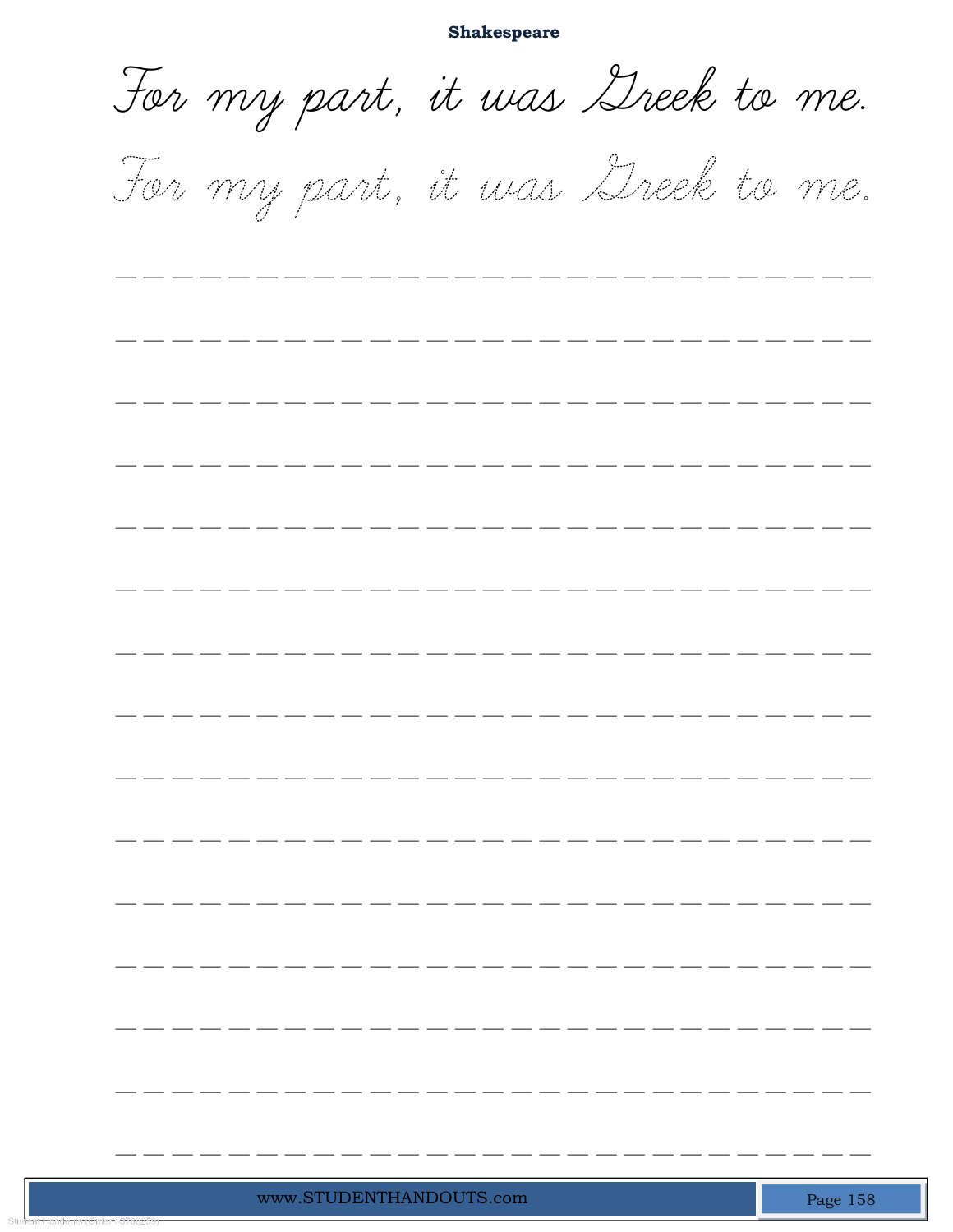**Shakespeare**

For my part, it was Greek to me.

For my part, it was Greek to me.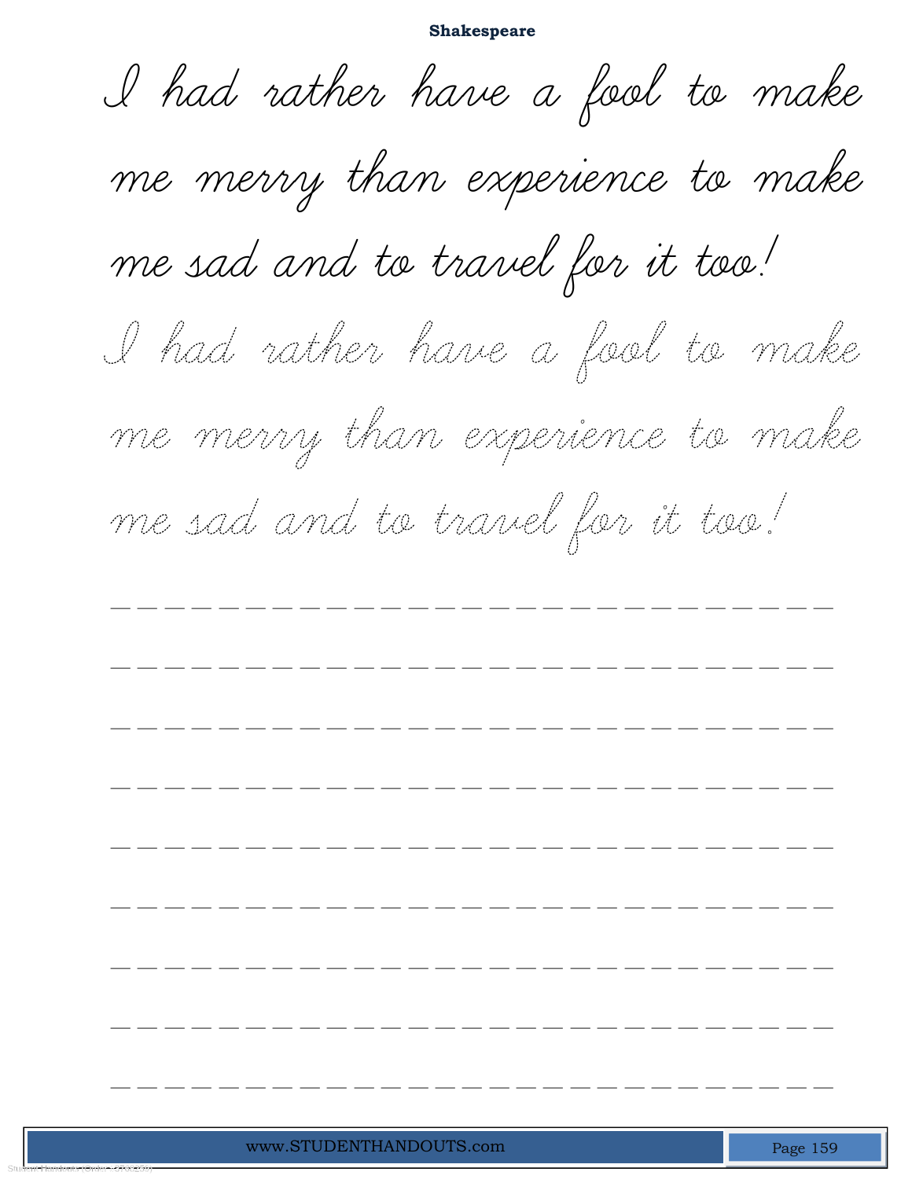I had rather have a fool to make me merry than experience to make me sad and to travel for it too!

I had rather have a fool to make me merry than experience to make me sad and to travel for it too!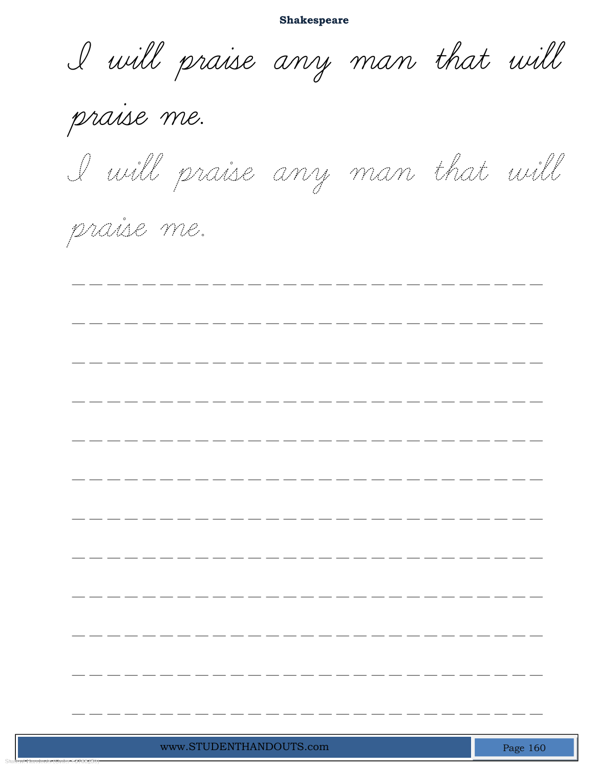Shakespeare

I will praise any man that will praise me.

I will praise any man that will praise me.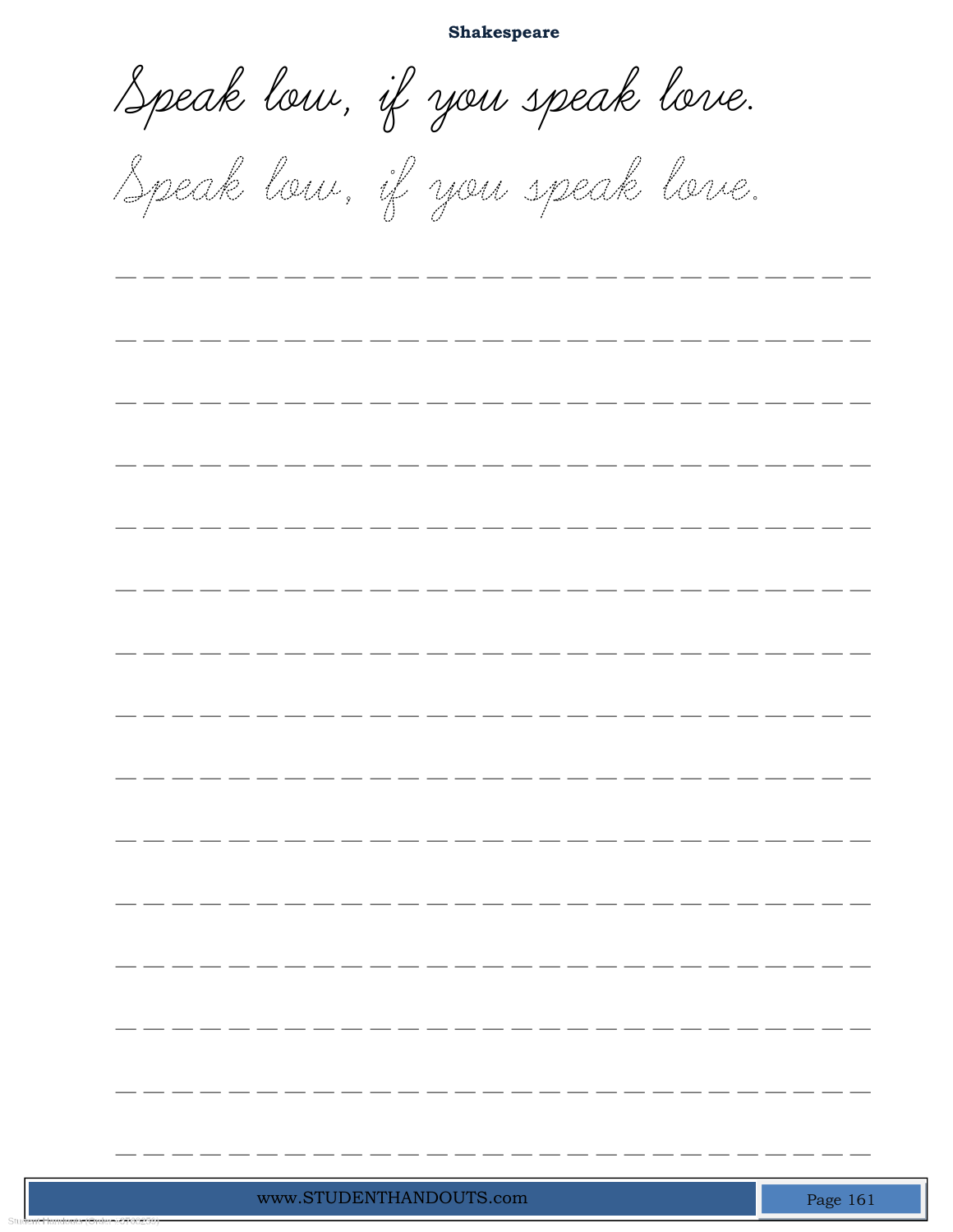**Shakespeare**

Speak low, if you speak love.

Speak low, if you speak love.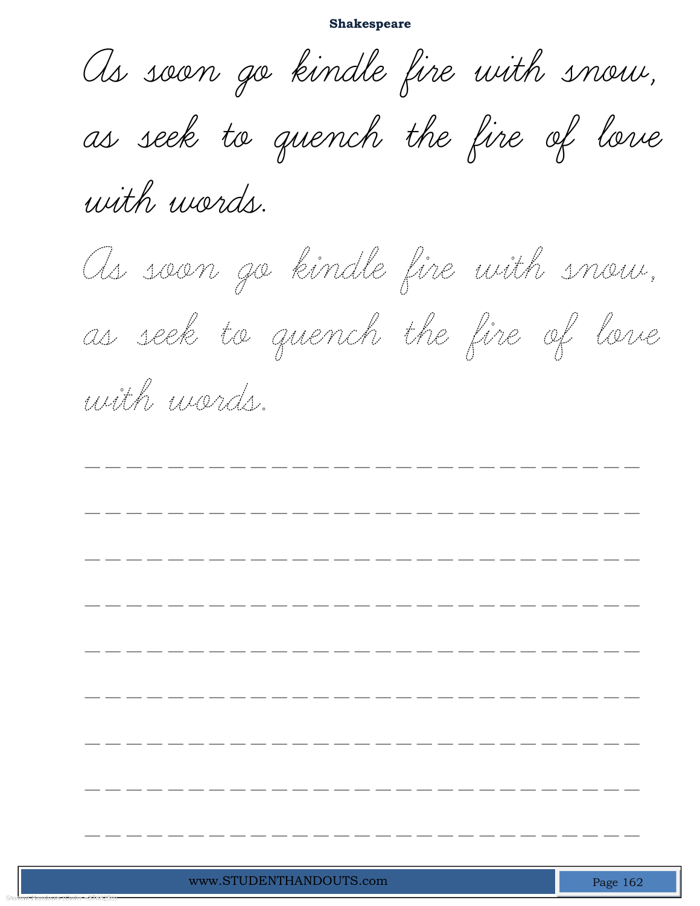**Shakespeare**

As soon go kindle fire with snow, as seek to quench the fire of love with words.

As soon go kindle fire with snow, as seek to quench the fire of love with words.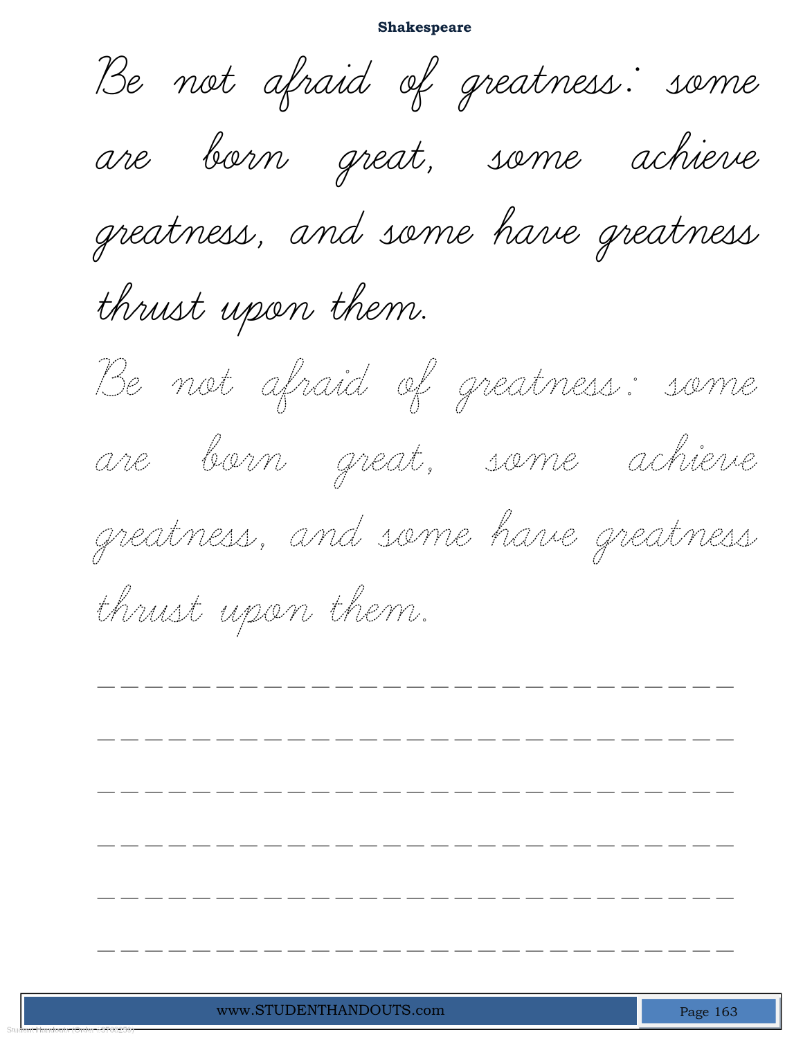Be not afraid of greatness: some are born great, some achieve greatness, and some have greatness thrust upon them.

Be not afraid of greatness: some are born great, some achieve greatness, and some have greatness thrust upon them.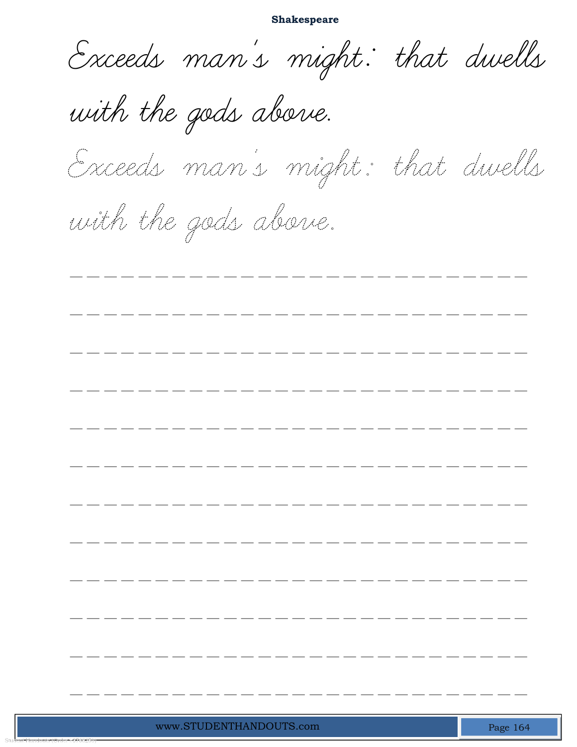Exceeds man's might: that dwells with the gods above.

Exceeds man's might: that dwells with the gods above.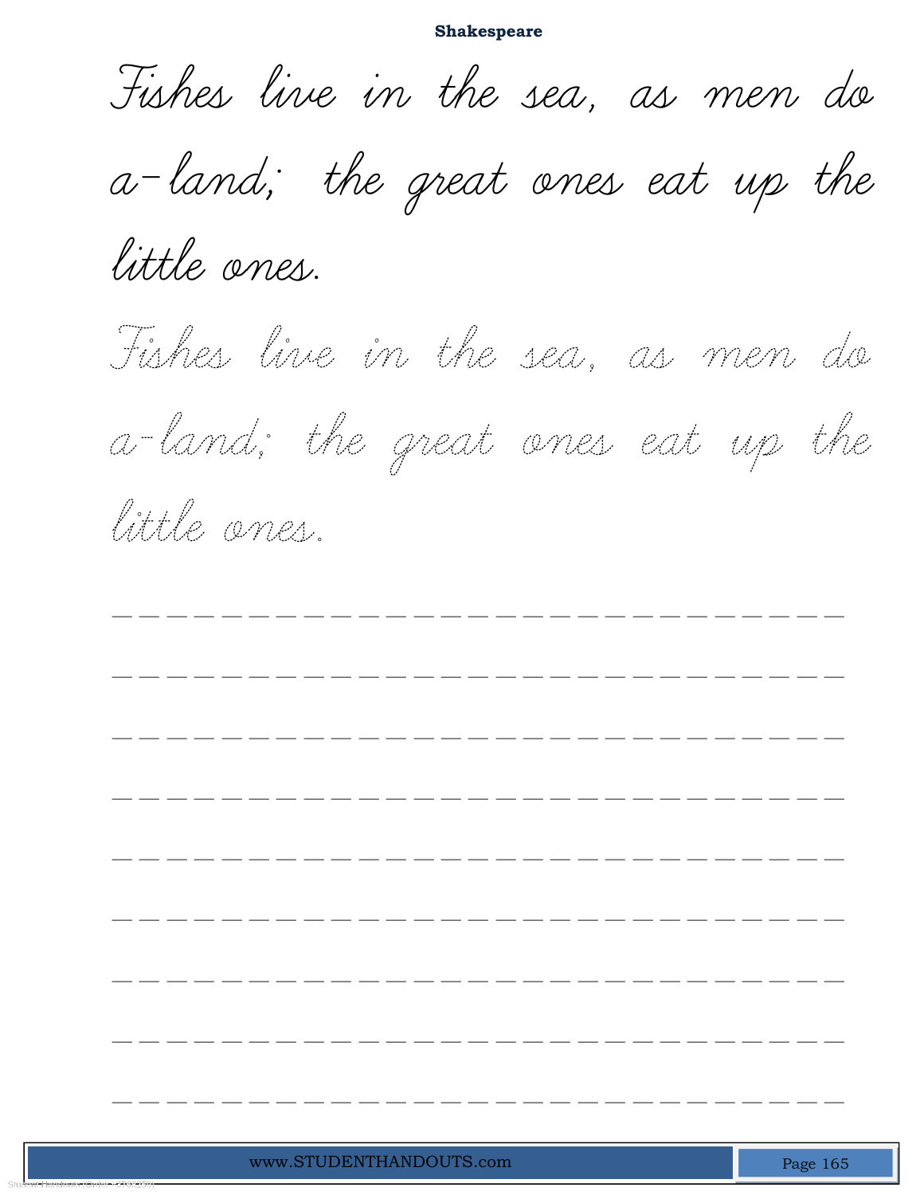Fishes live in the sea, as men do a-land; the great ones eat up the little ones.

Fishes live in the sea, as men do a-land; the great ones eat up the little ones.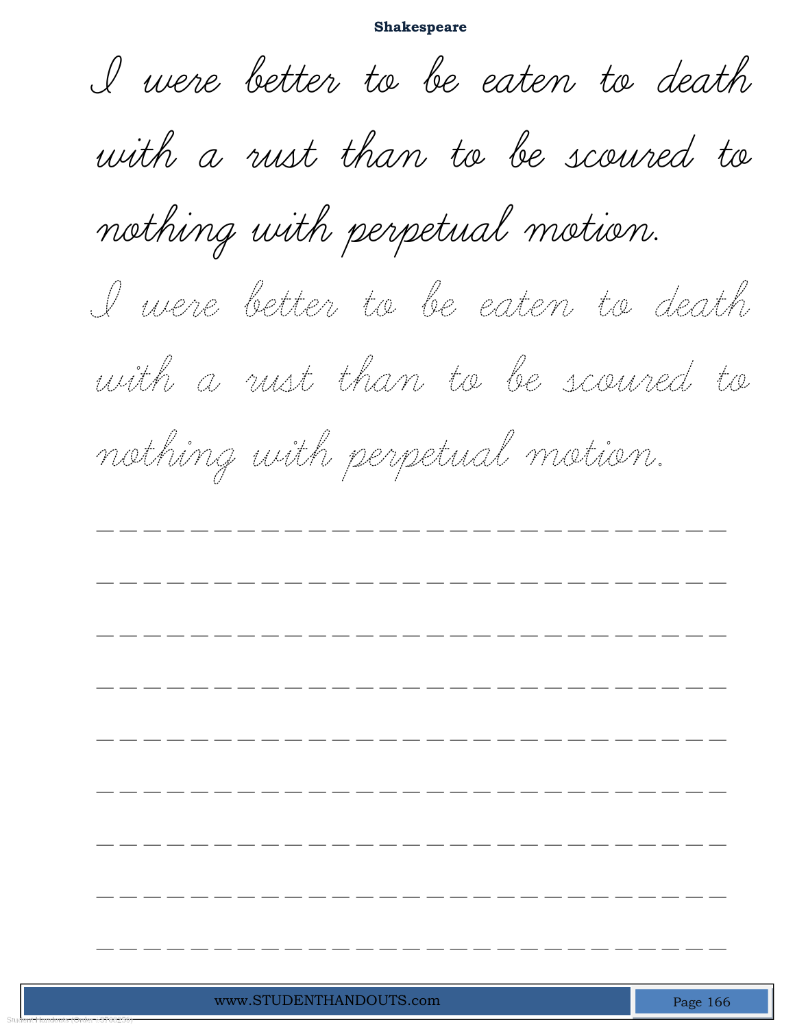**Shakespeare**

I were better to be eaten to death with a rust than to be scoured to nothing with perpetual motion.

I were better to be eaten to death with a rust than to be scoured to nothing with perpetual motion.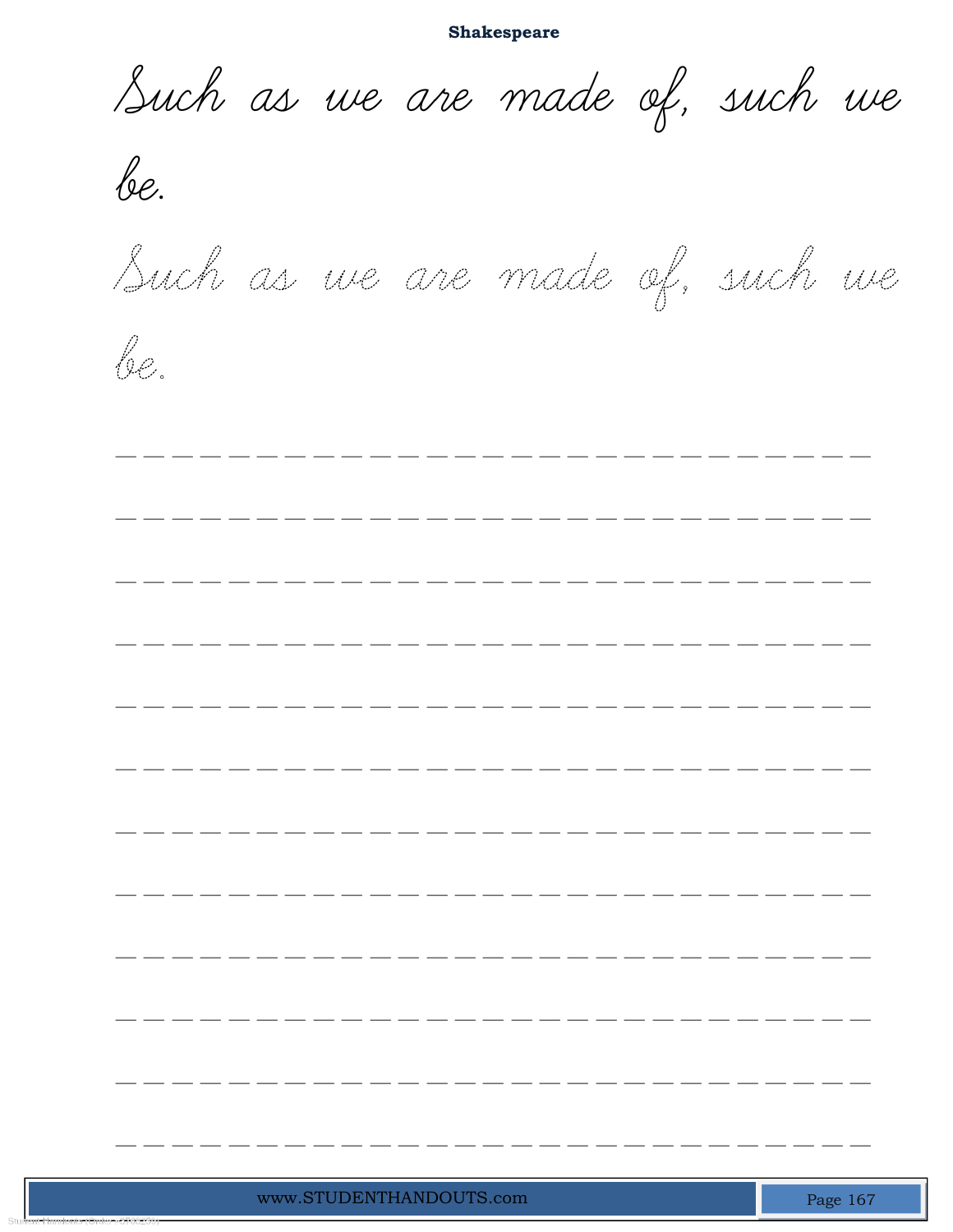**Shakespeare**

Such as we are made of, such we be.

Such as we are made of, such we be.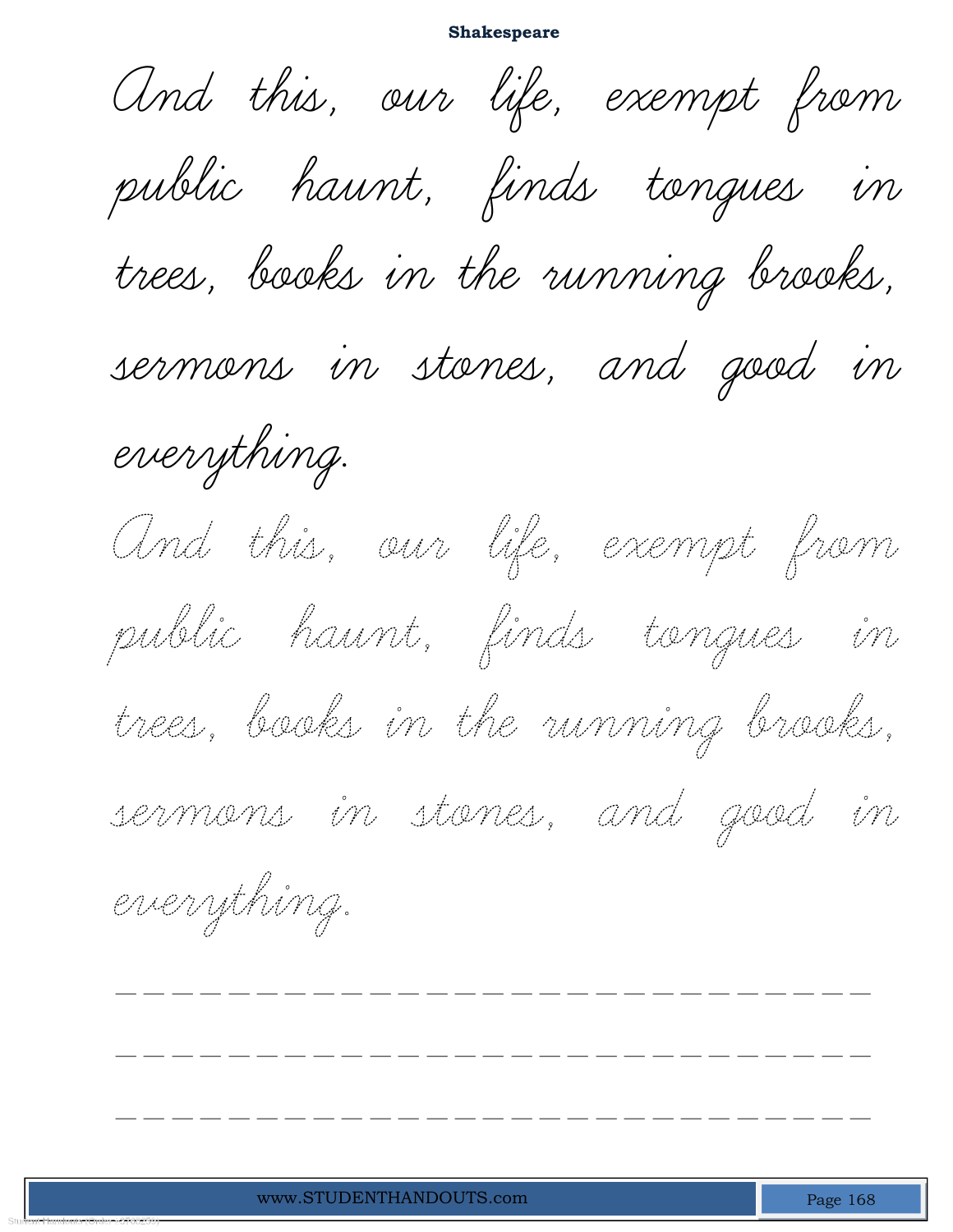**Shakespeare**

And this, our life, exempt from public haunt, finds tongues in trees, books in the running brooks, sermons in stones, and good in everything.

And this, our life, exempt from public haunt, finds tongues in trees, books in the running brooks, sermons in stones, and good in everything.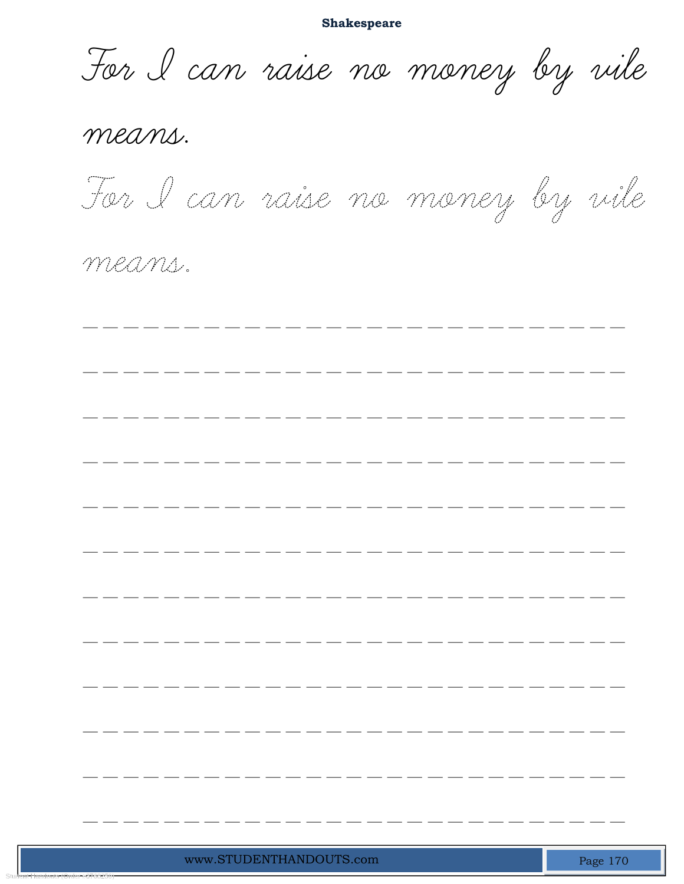**Shakespeare**

For I can raise no money by vile means.

For I can raise no money by vile means.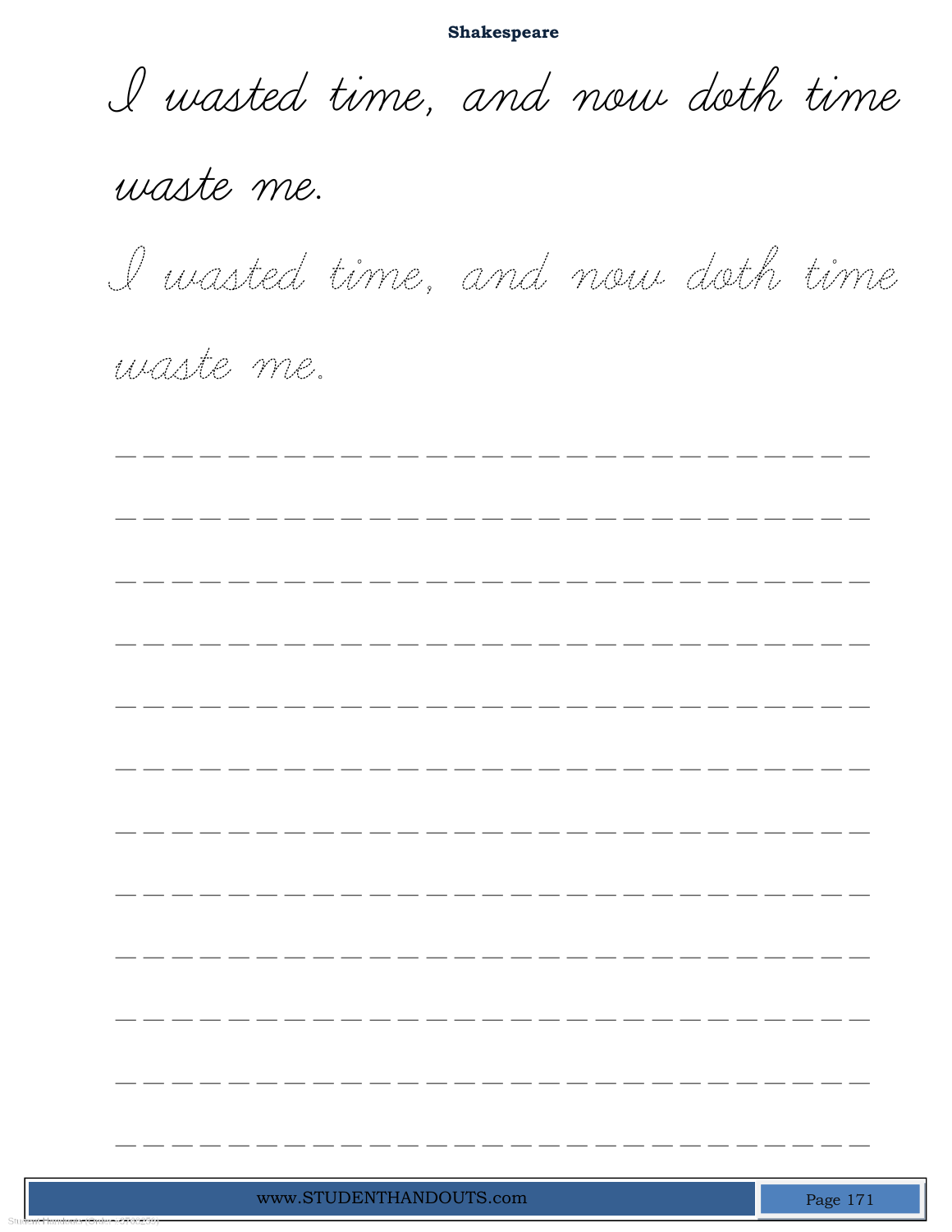**Shakespeare**

I wasted time, and now doth time waste me.

I wasted time, and now doth time waste me.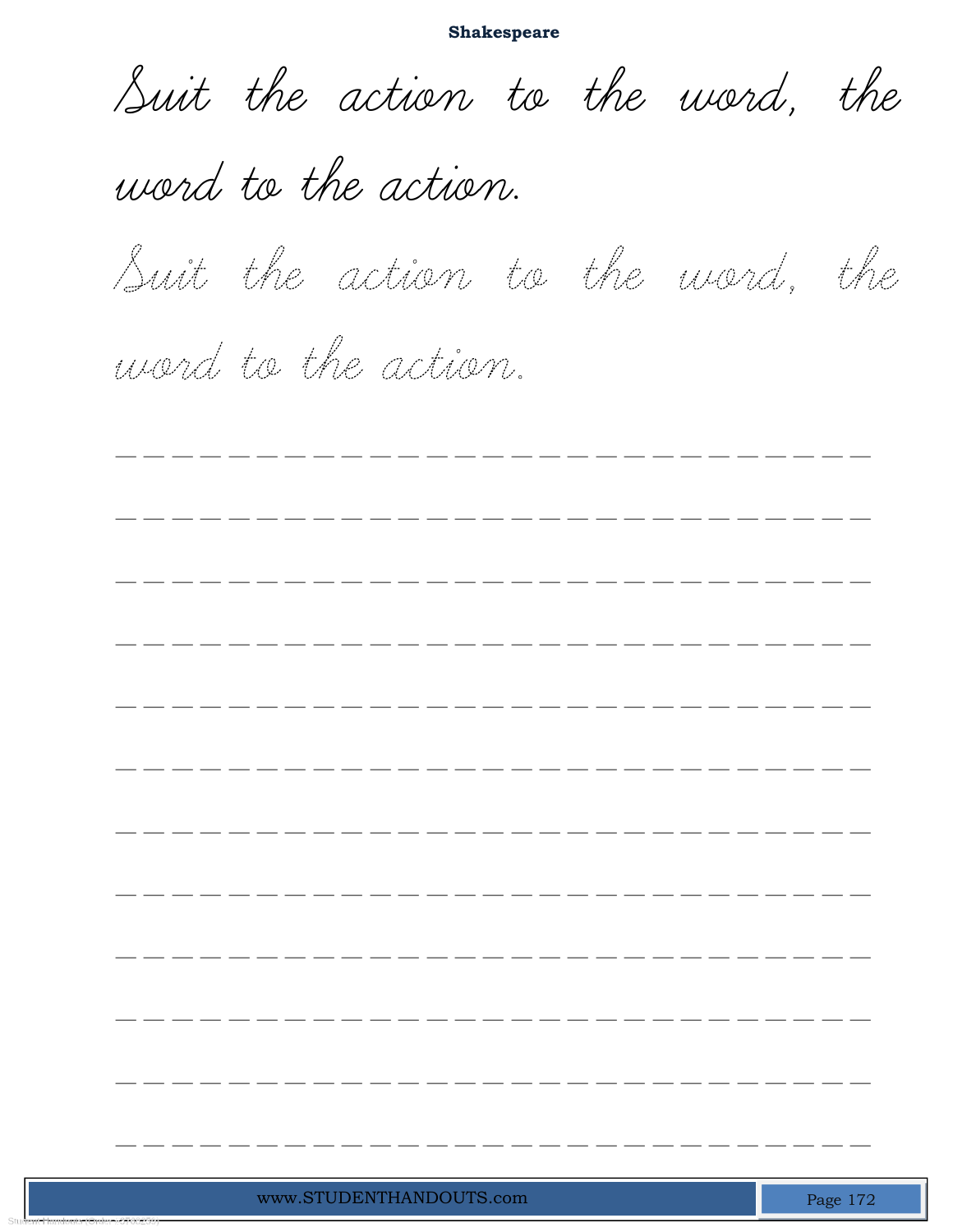**Shakespeare**

Suit the action to the word, the word to the action.

Suit the action to the word, the word to the action.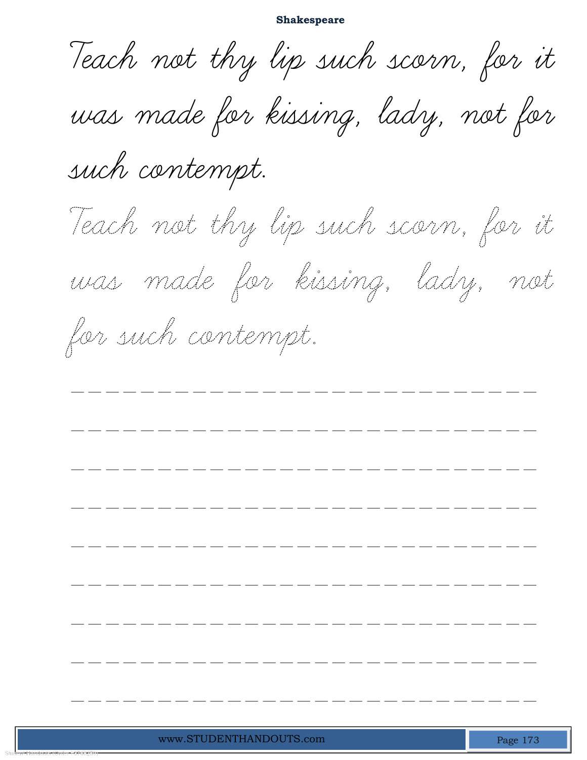**Shakespeare**

Teach not thy lip such scorn, for it was made for kissing, lady, not for such contempt.

Teach not thy lip such scorn, for it was made for kissing, lady, not for such contempt.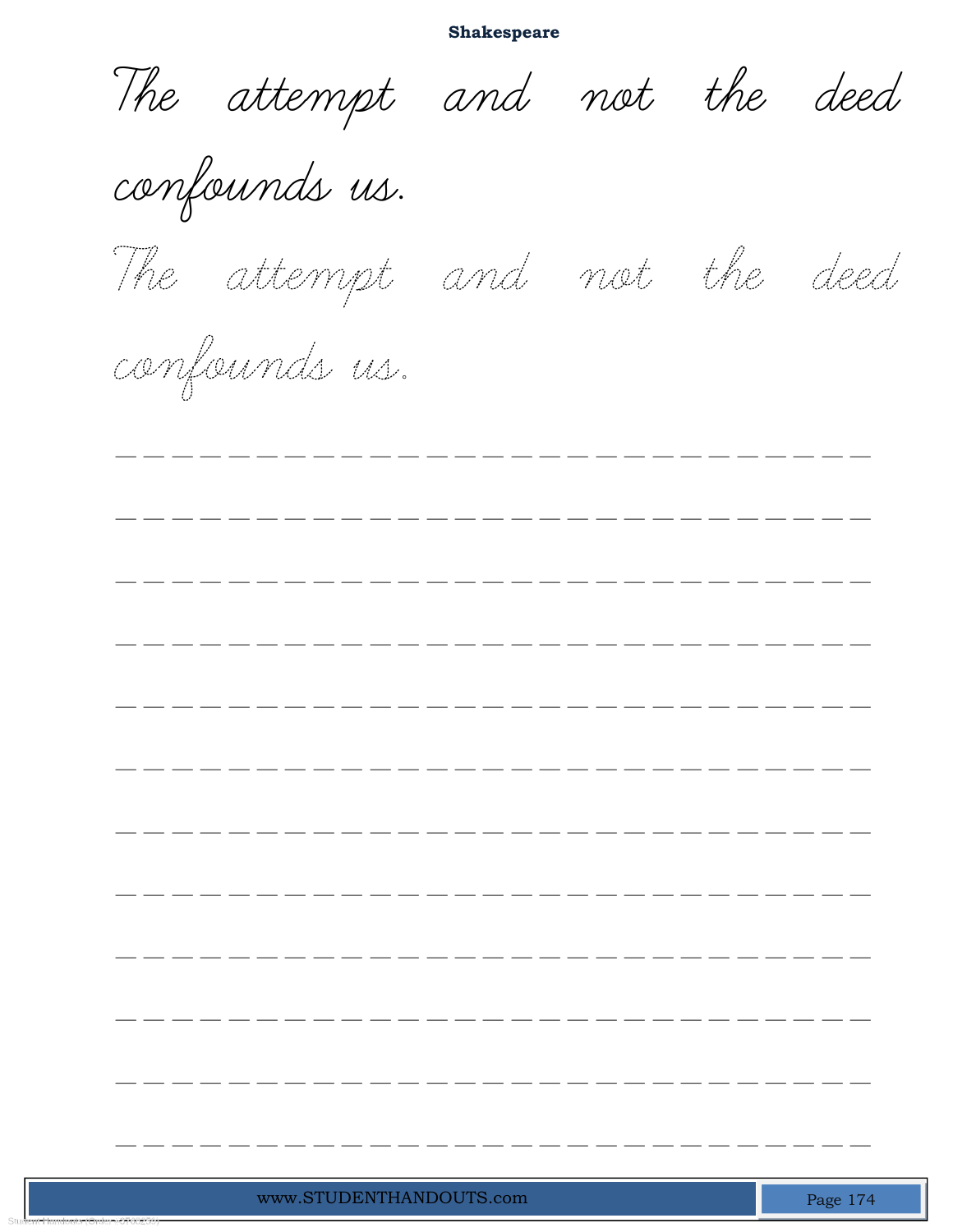**Shakespeare**

The attempt and not the deed confounds us.

The attempt and not the deed confounds us.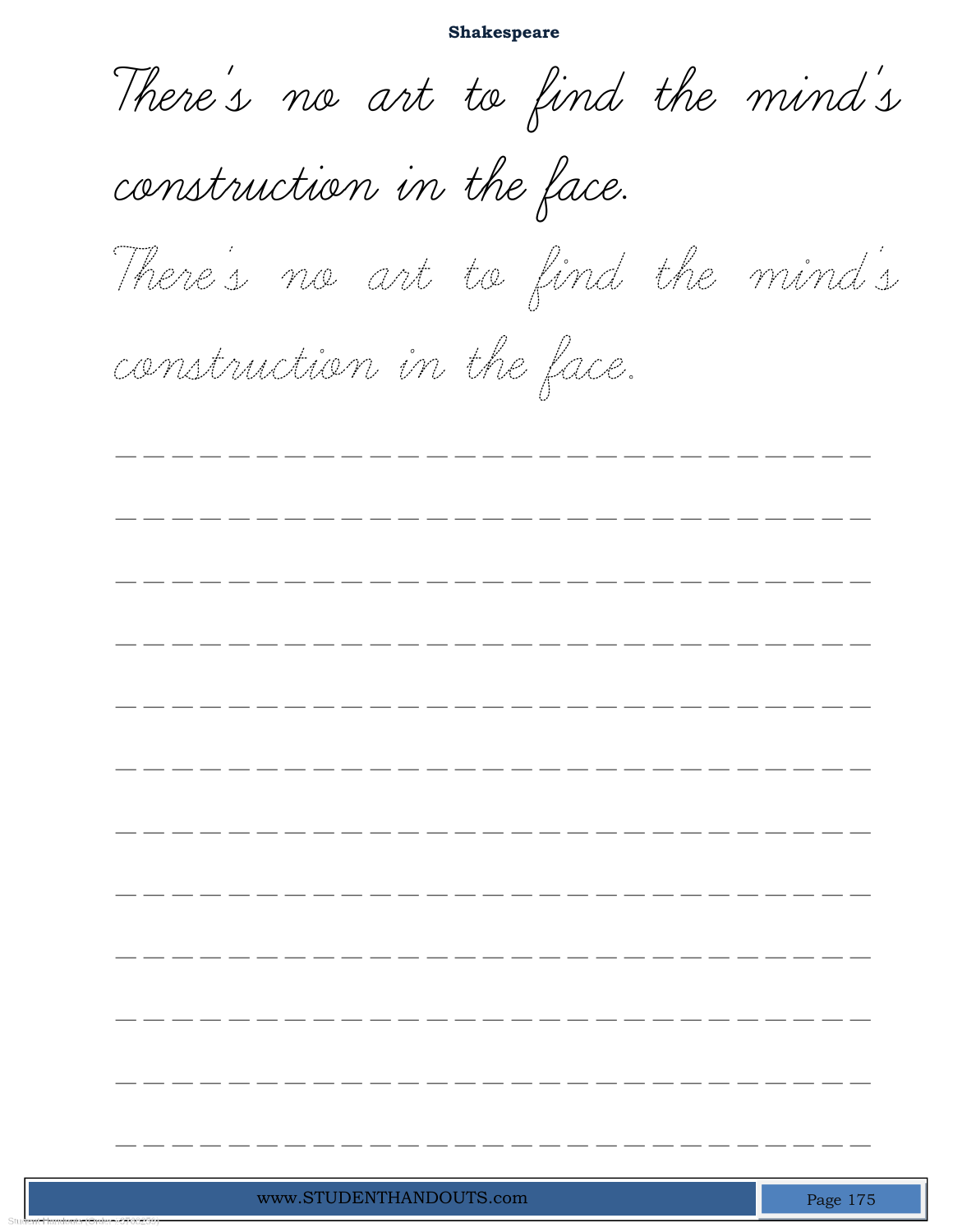**Shakespeare**

There's no art to find the mind's construction in the face.

There's no art to find the mind's construction in the face.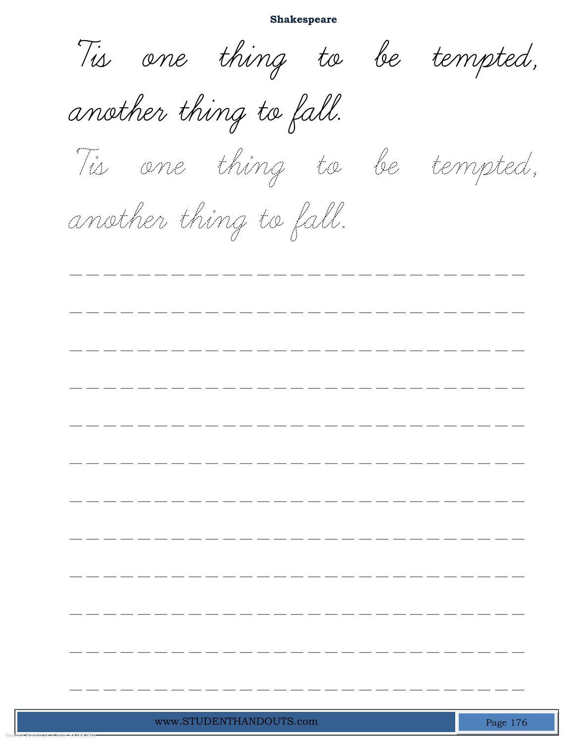**Shakespeare**

Tis one thing to be tempted, another thing to fall.

Tis one thing to be tempted, another thing to fall.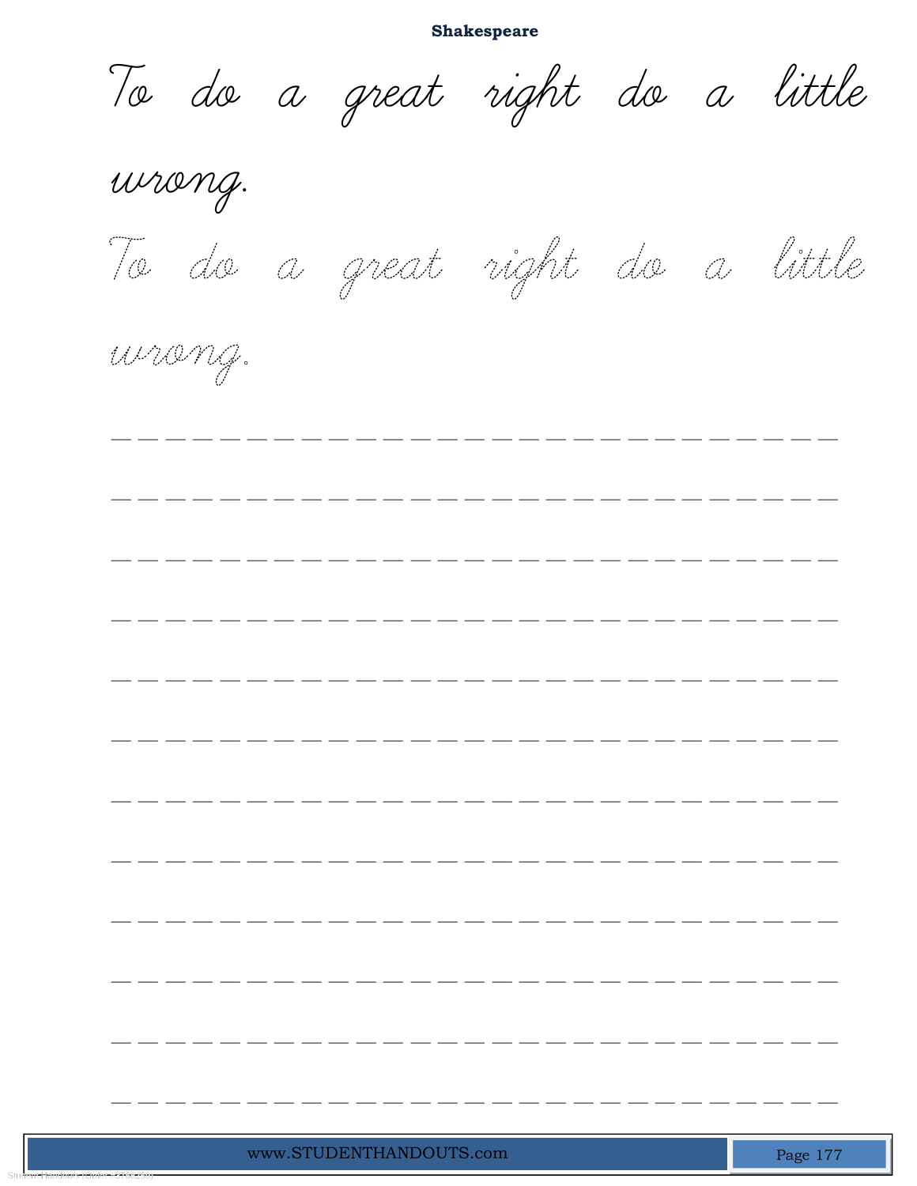**Shakespeare**

To do a great right do a little wrong.

To do a great right do a little wrong.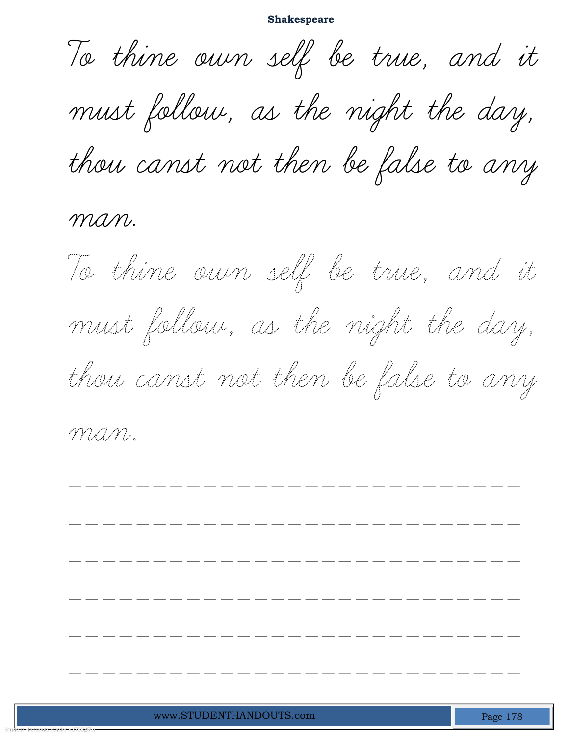To thine own self be true, and it must follow, as the night the day, thou canst not then be false to any man.

To thine own self be true, and it must follow, as the night the day, thou canst not then be false to any man.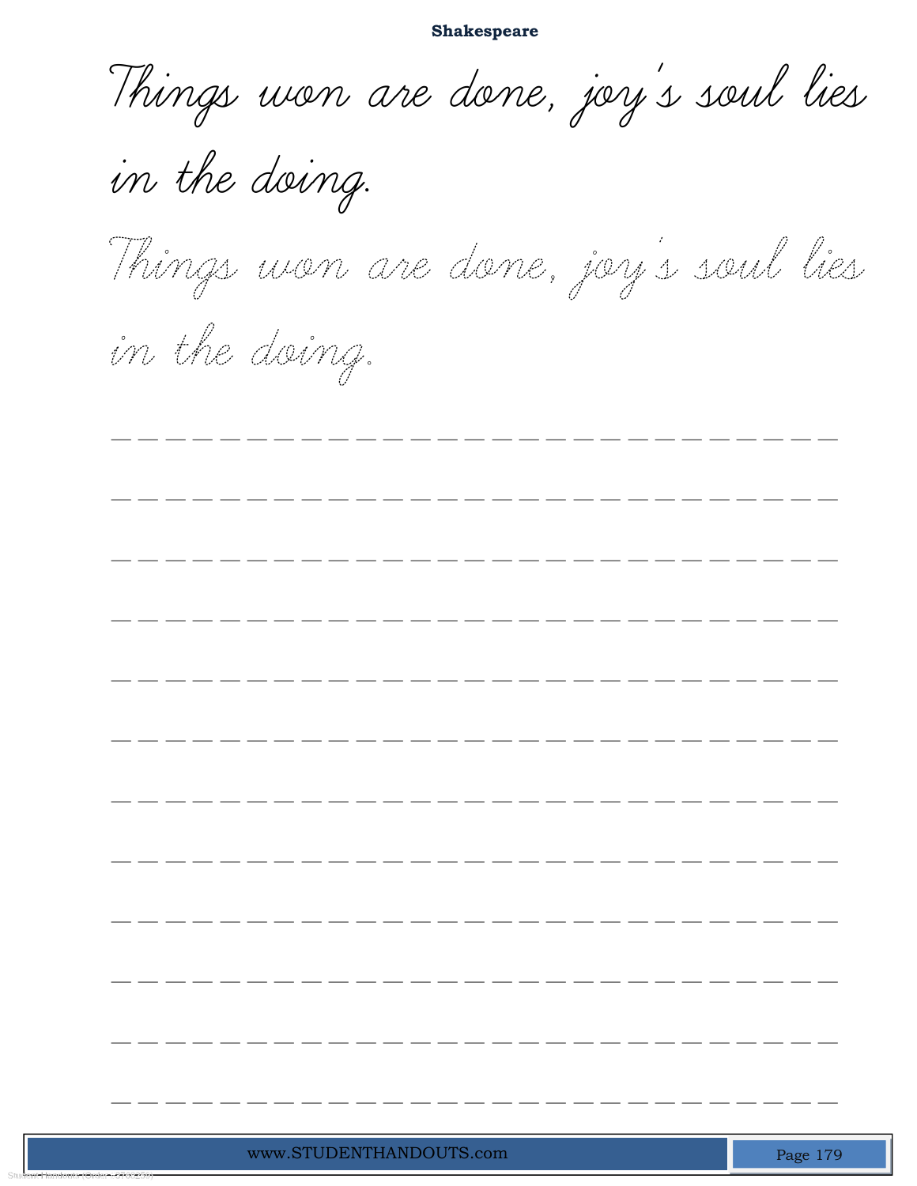Things won are done, joy's soul lies in the doing.

Things won are done, joy's soul lies in the doing.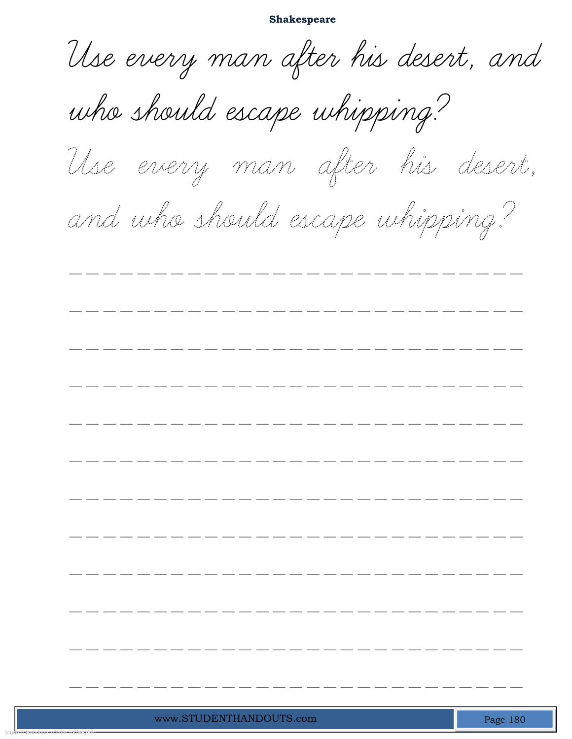**Shakespeare**

Use every man after his desert, and who should escape whipping?

Use every man after his desert, and who should escape whipping?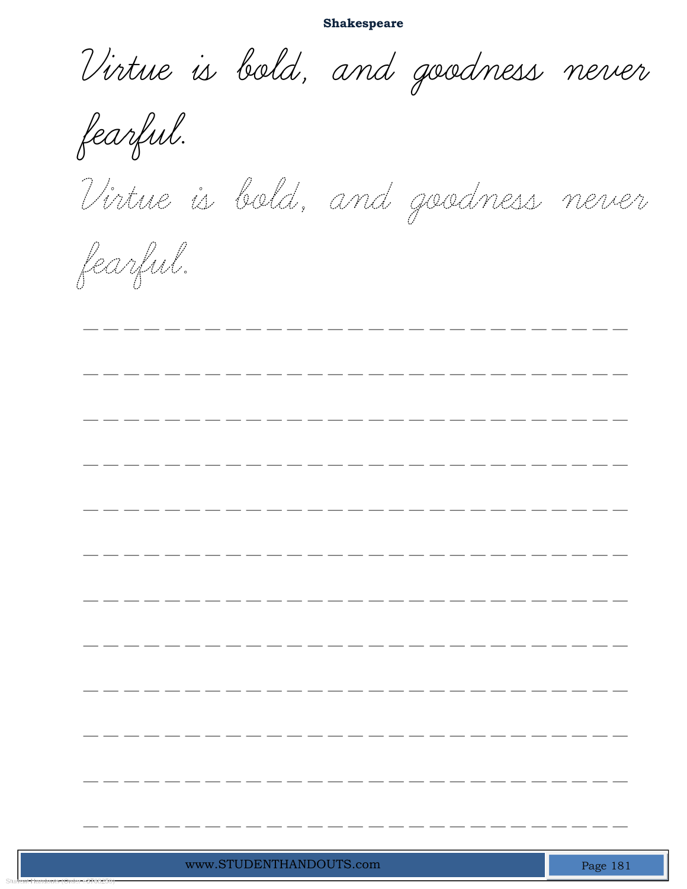**Shakespeare**

Virtue is bold, and goodness never fearful.

Virtue is bold, and goodness never fearful.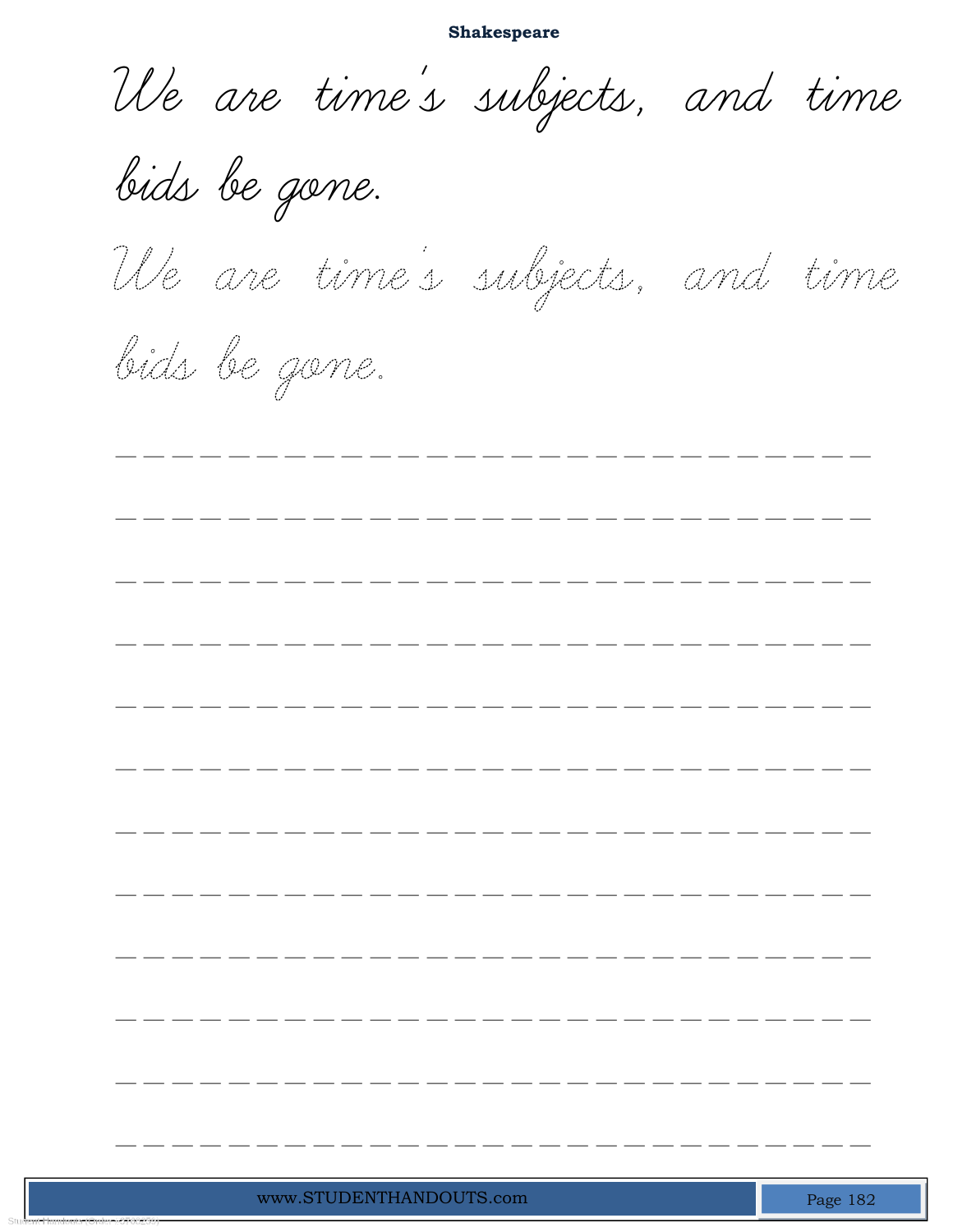**Shakespeare**

We are time's subjects, and time bids be gone.

We are time's subjects, and time bids be gone.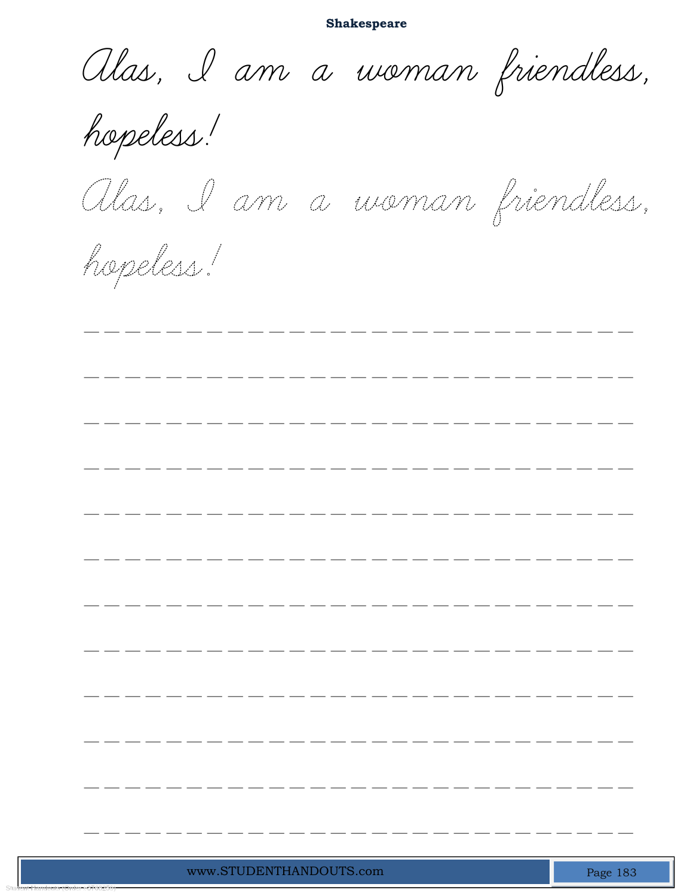**Shakespeare**

Alas, I am a woman friendless, hopeless!

Alas, I am a woman friendless, hopeless!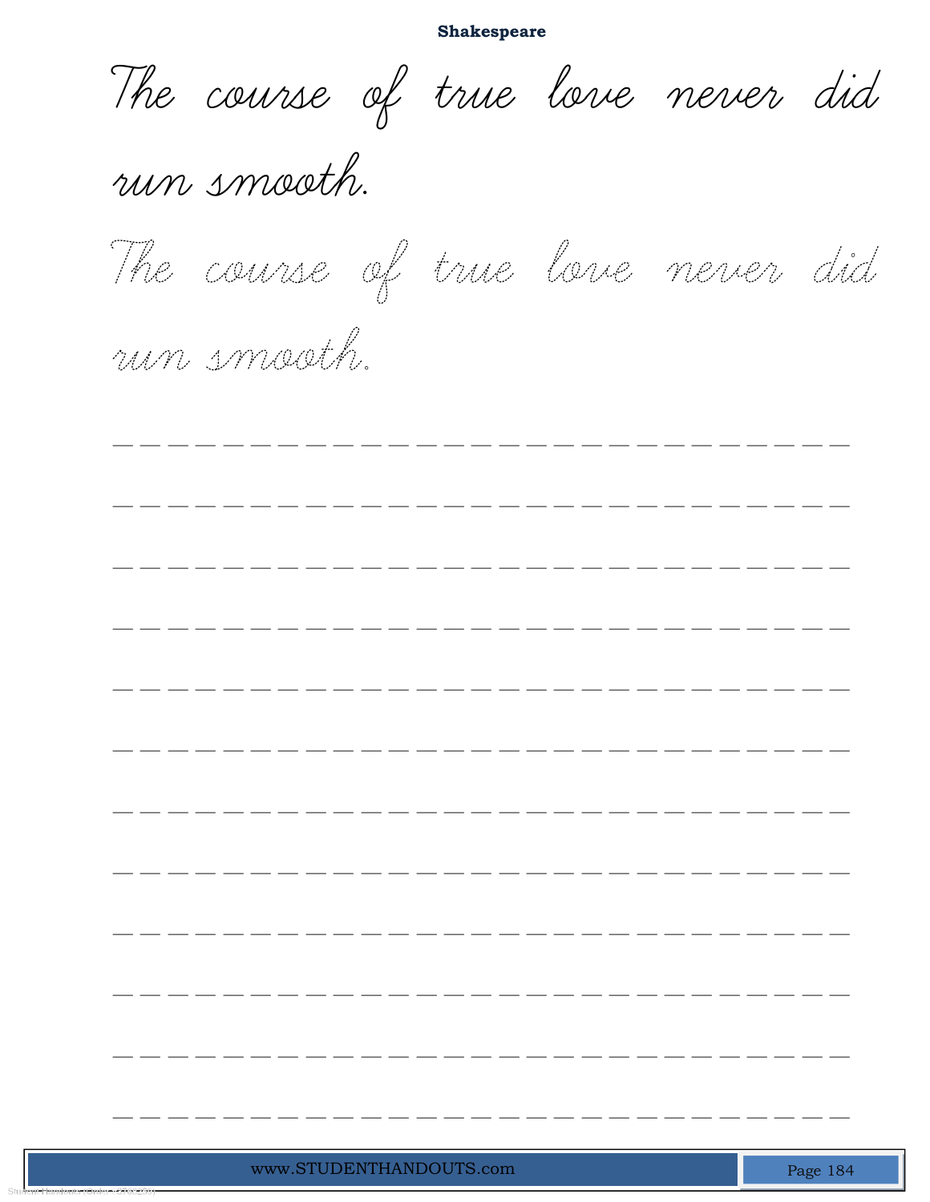**Shakespeare**

The course of true love never did run smooth.

The course of true love never did run smooth.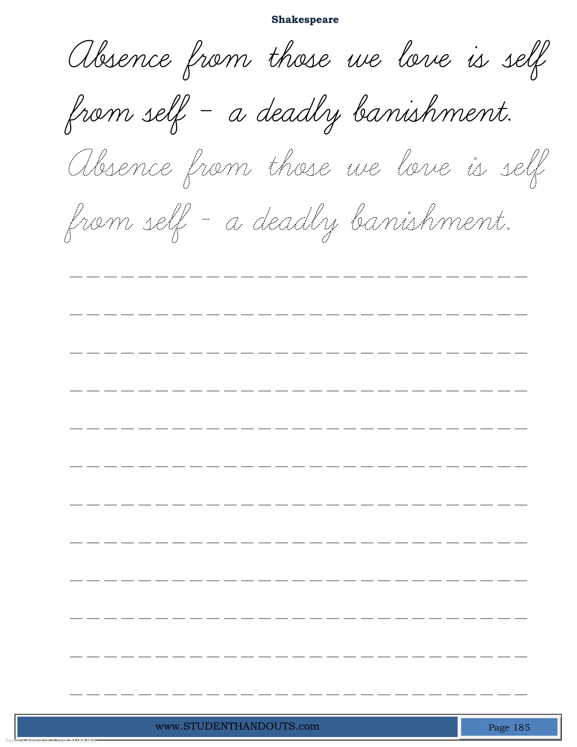**Shakespeare**

Absence from those we love is self from self - a deadly banishment.

Absence from those we love is self from self - a deadly banishment.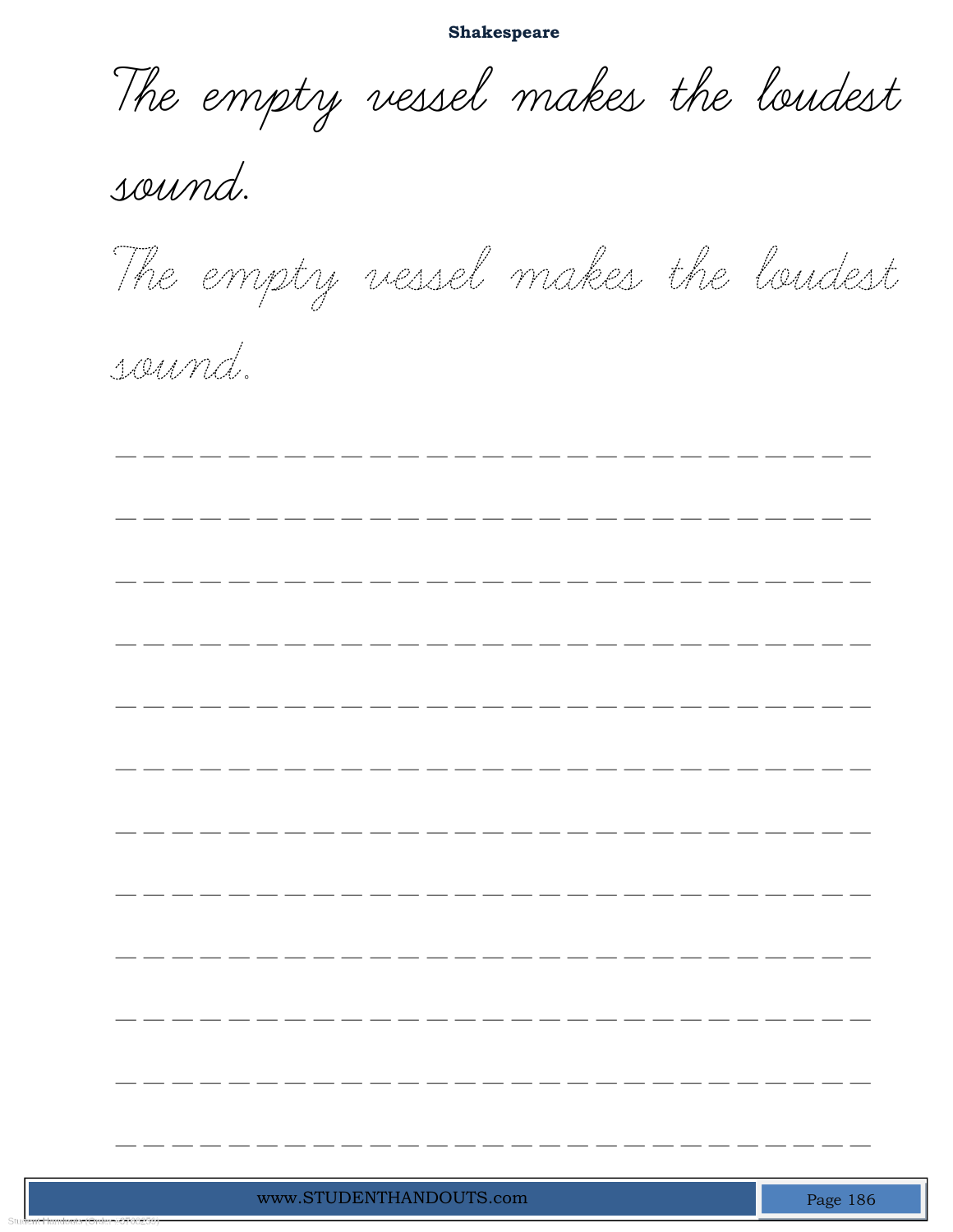## Shakespeare

The empty vessel makes the loudest sound.

The empty vessel makes the loudest sound.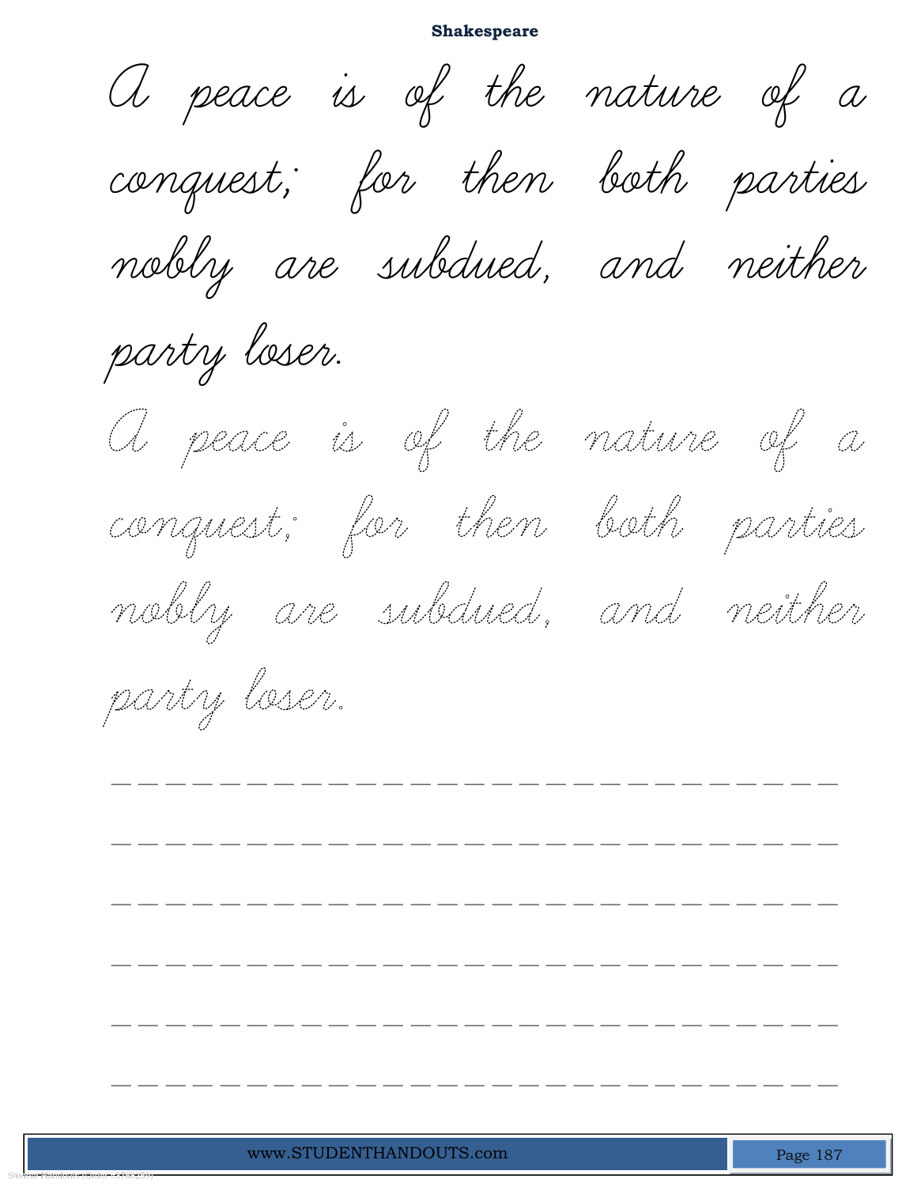A peace is of the nature of a conquest; for then both parties nobly are subdued, and neither party loser.

A peace is of the nature of a conquest; for then both parties nobly are subdued, and neither party loser.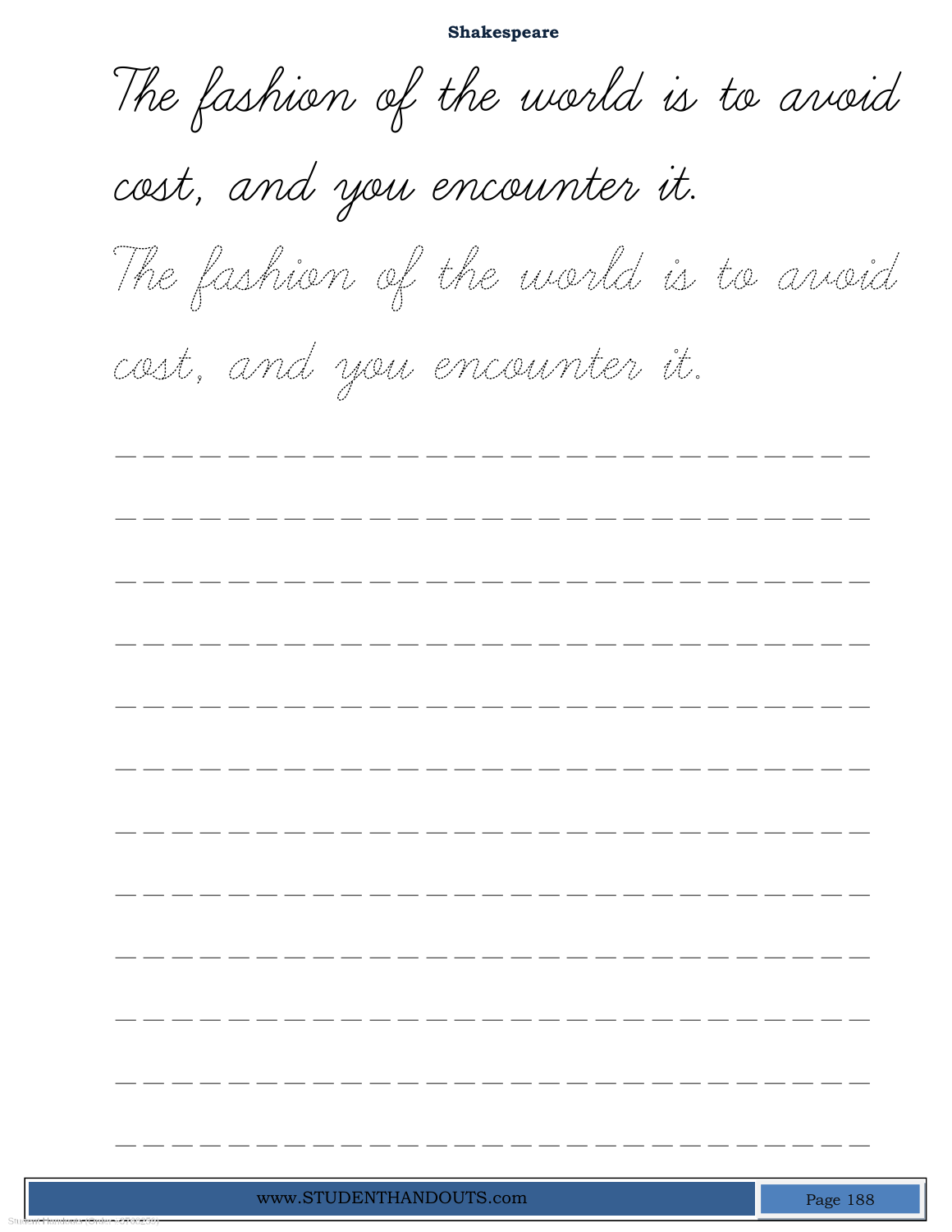**Shakespeare**

The fashion of the world is to avoid cost, and you encounter it.

The fashion of the world is to avoid cost, and you encounter it.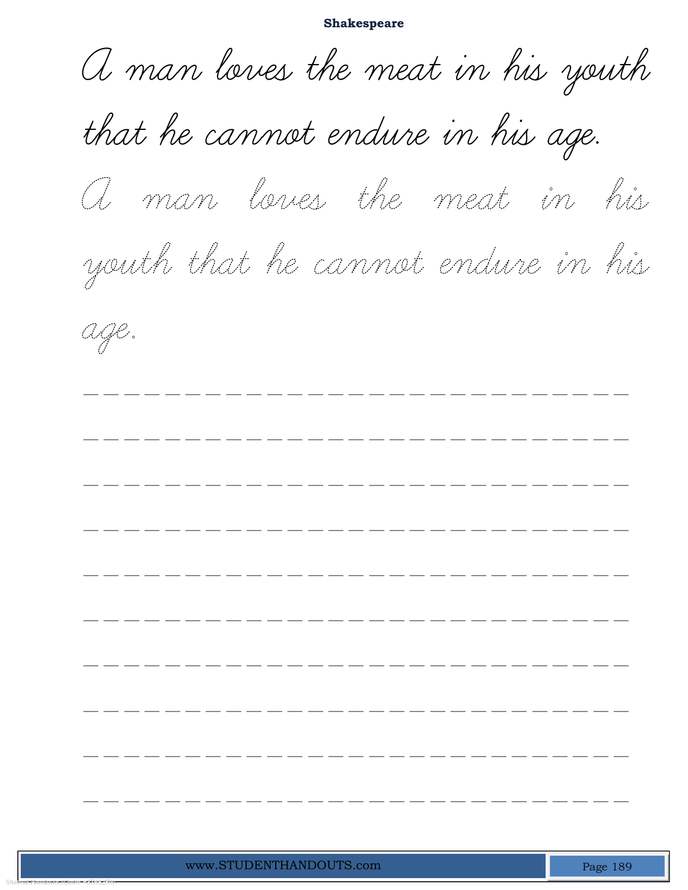**Shakespeare**

A man loves the meat in his youth that he cannot endure in his age.

A man loves the meat in his youth that he cannot endure in his age.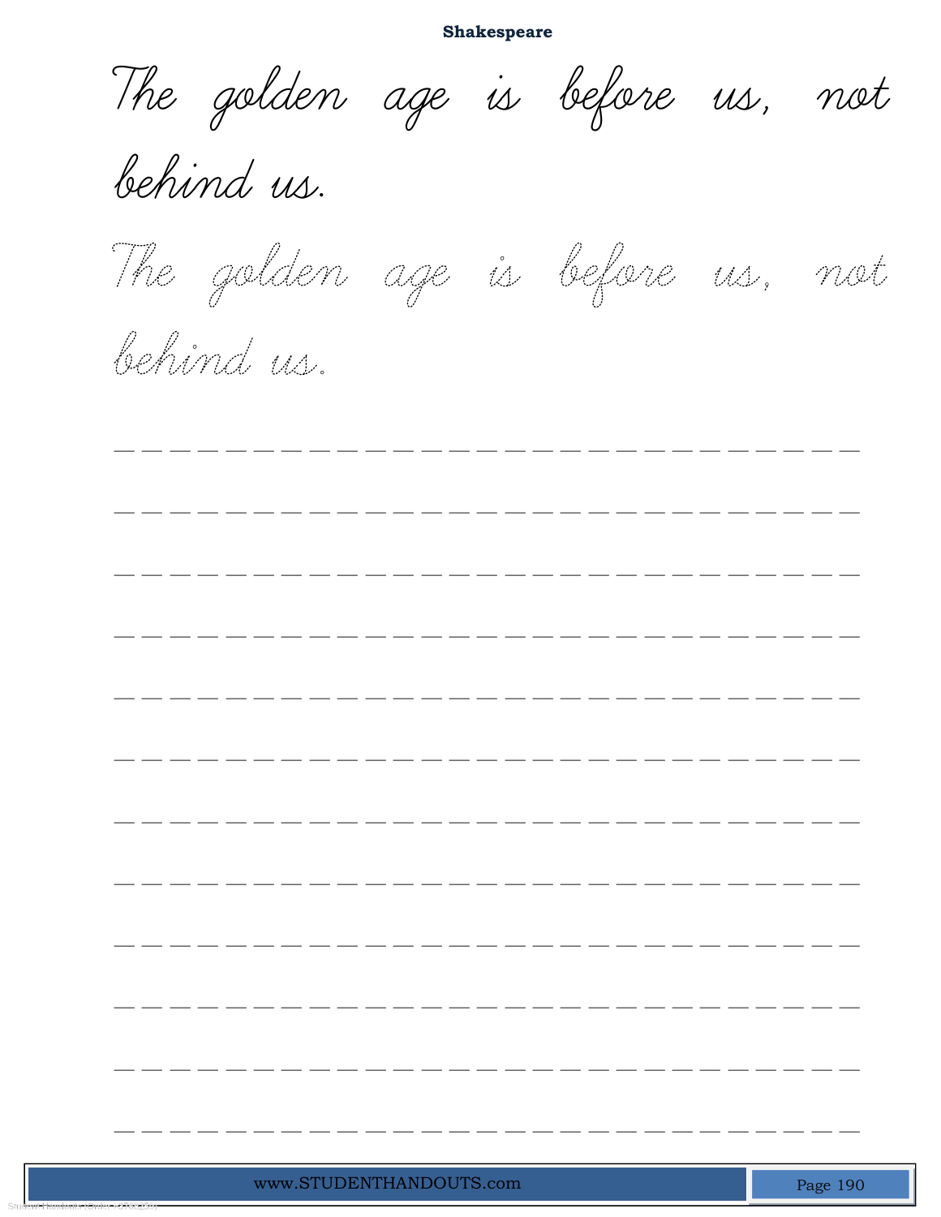**Shakespeare**

The golden age is before us, not behind us.

The golden age is before us, not behind us.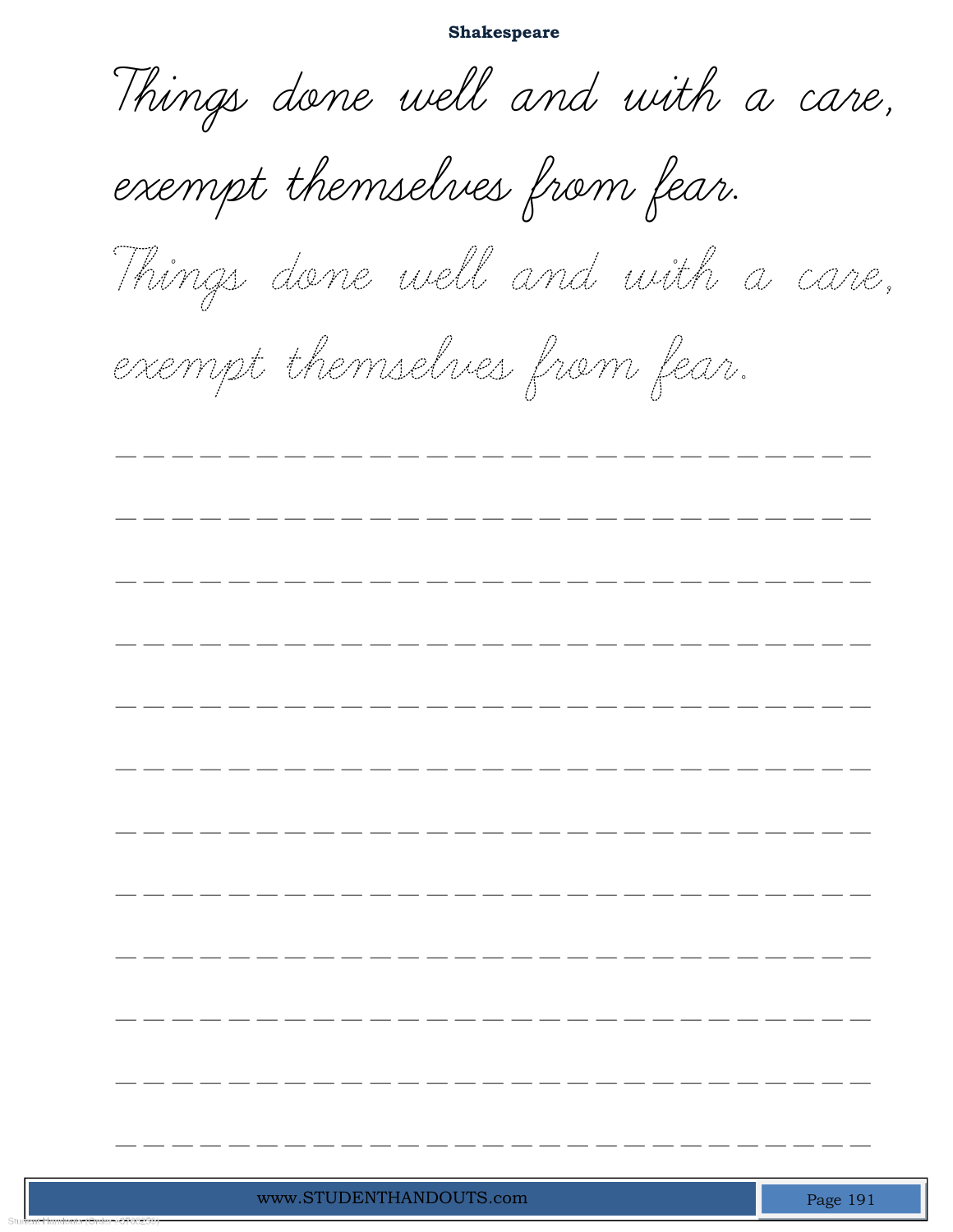**Shakespeare**

Things done well and with a care,
exempt themselves from fear.

Things done well and with a care,
exempt themselves from fear.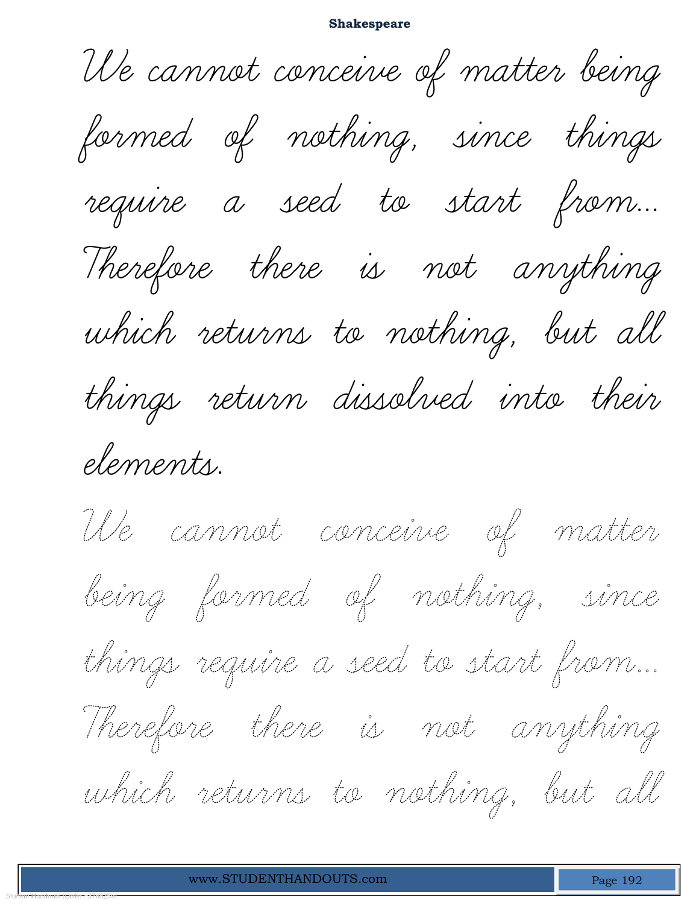# Shakespeare

We cannot conceive of matter being formed of nothing, since things require a seed to start from... Therefore there is not anything which returns to nothing, but all things return dissolved into their elements.

We cannot conceive of matter being formed of nothing, since things require a seed to start from... Therefore there is not anything which returns to nothing, but all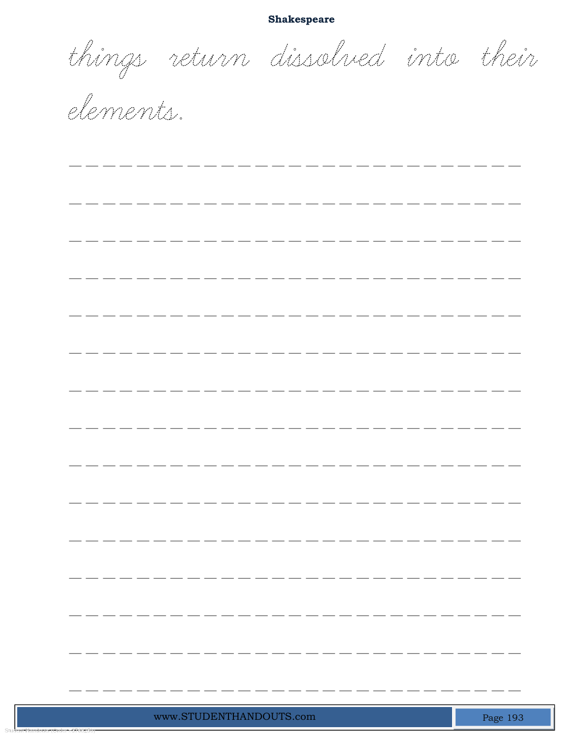**Shakespeare**

things return dissolved into their elements.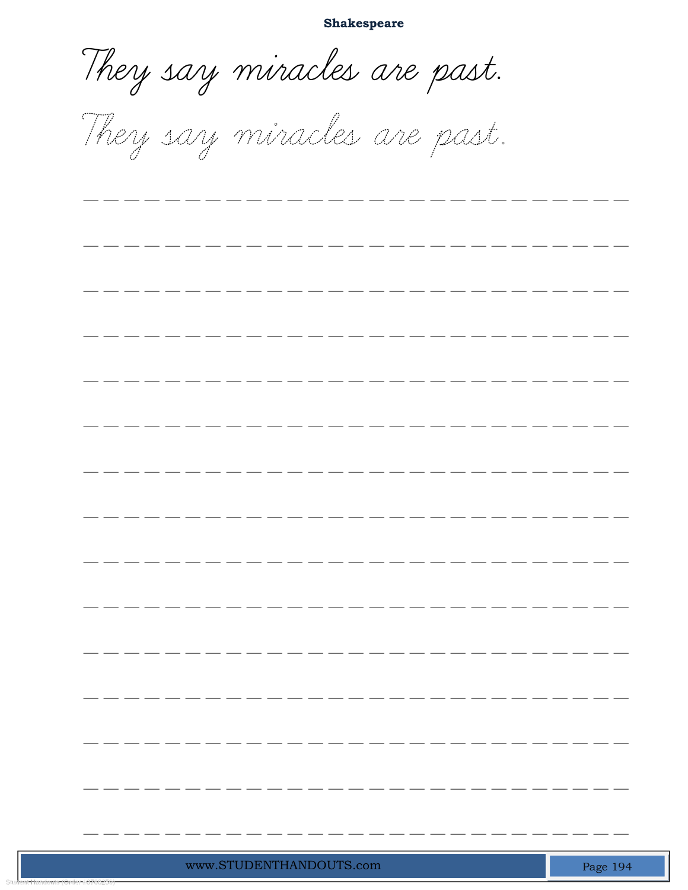**Shakespeare**

*They say miracles are past.*

*They say miracles are past.*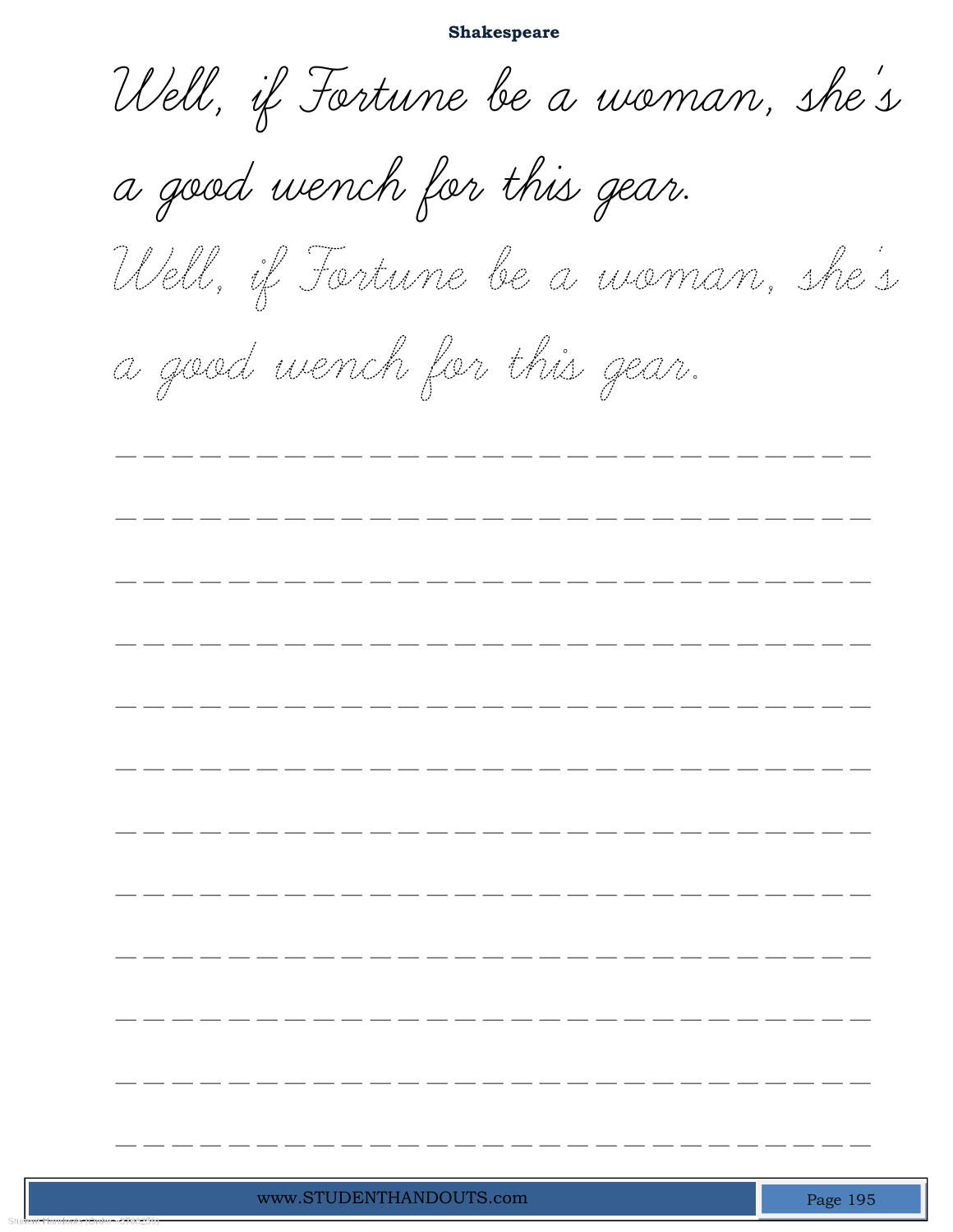**Shakespeare**

Well, if Fortune be a woman, she's a good wench for this gear.

Well, if Fortune be a woman, she's a good wench for this gear.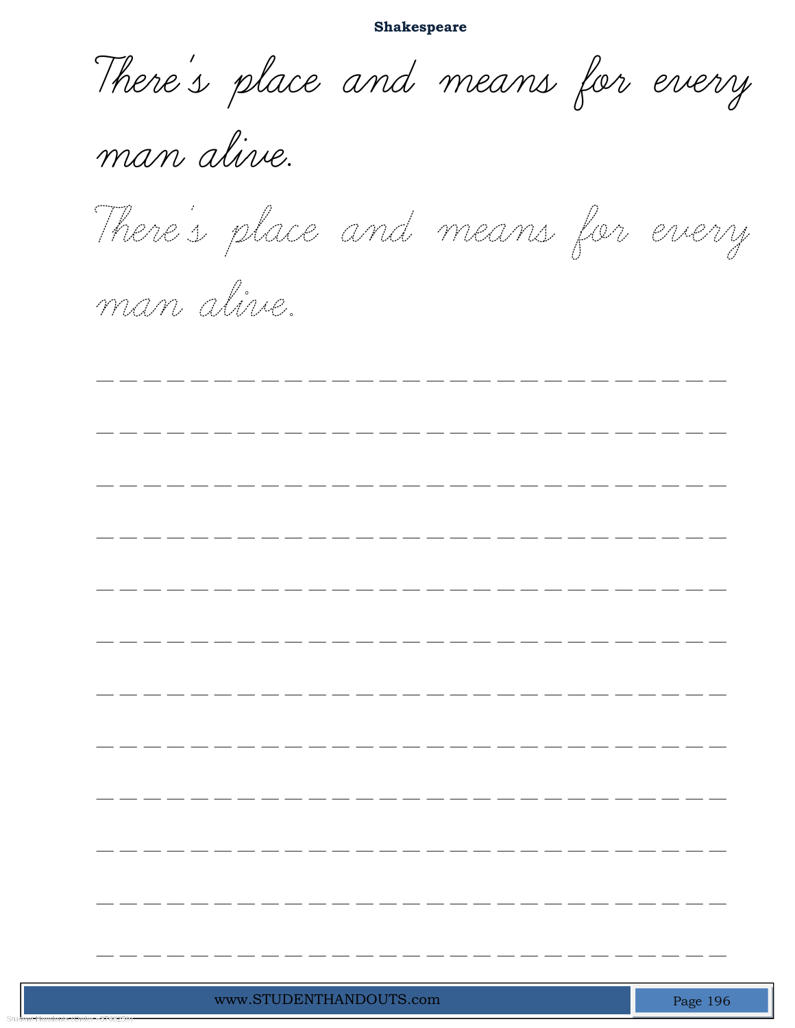Shakespeare

There's place and means for every man alive.

There's place and means for every man alive.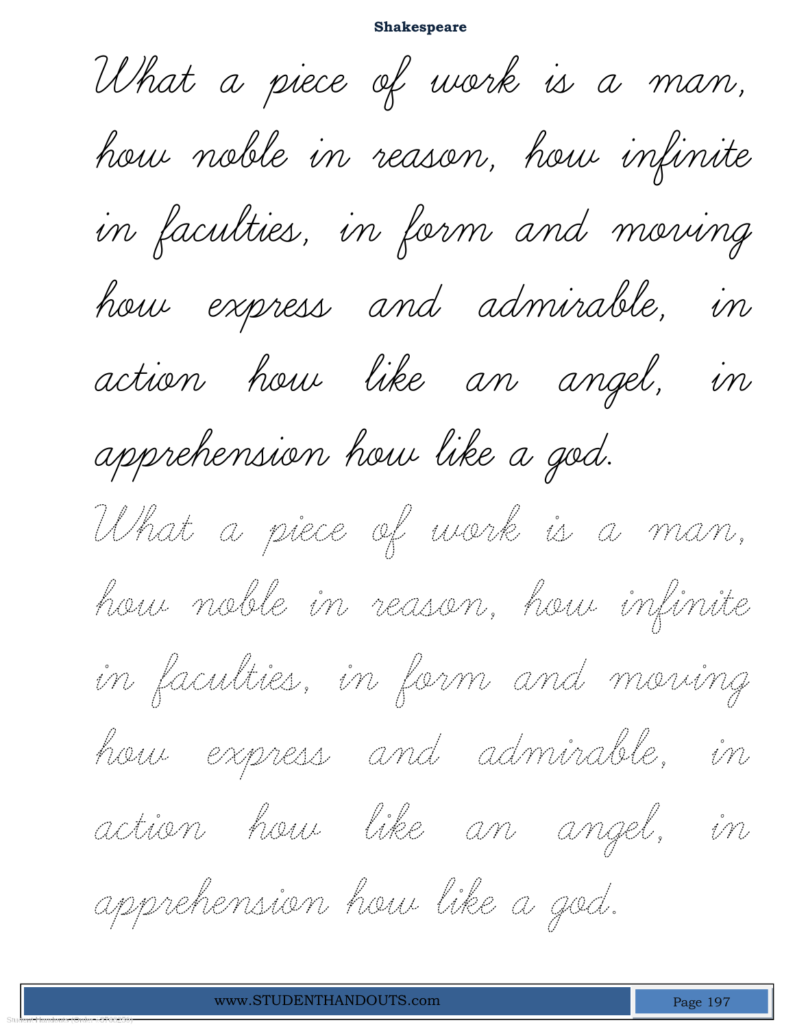**Shakespeare**

What a piece of work is a man, how noble in reason, how infinite in faculties, in form and moving how express and admirable, in action how like an angel, in apprehension how like a god.

What a piece of work is a man, how noble in reason, how infinite in faculties, in form and moving how express and admirable, in action how like an angel, in apprehension how like a god.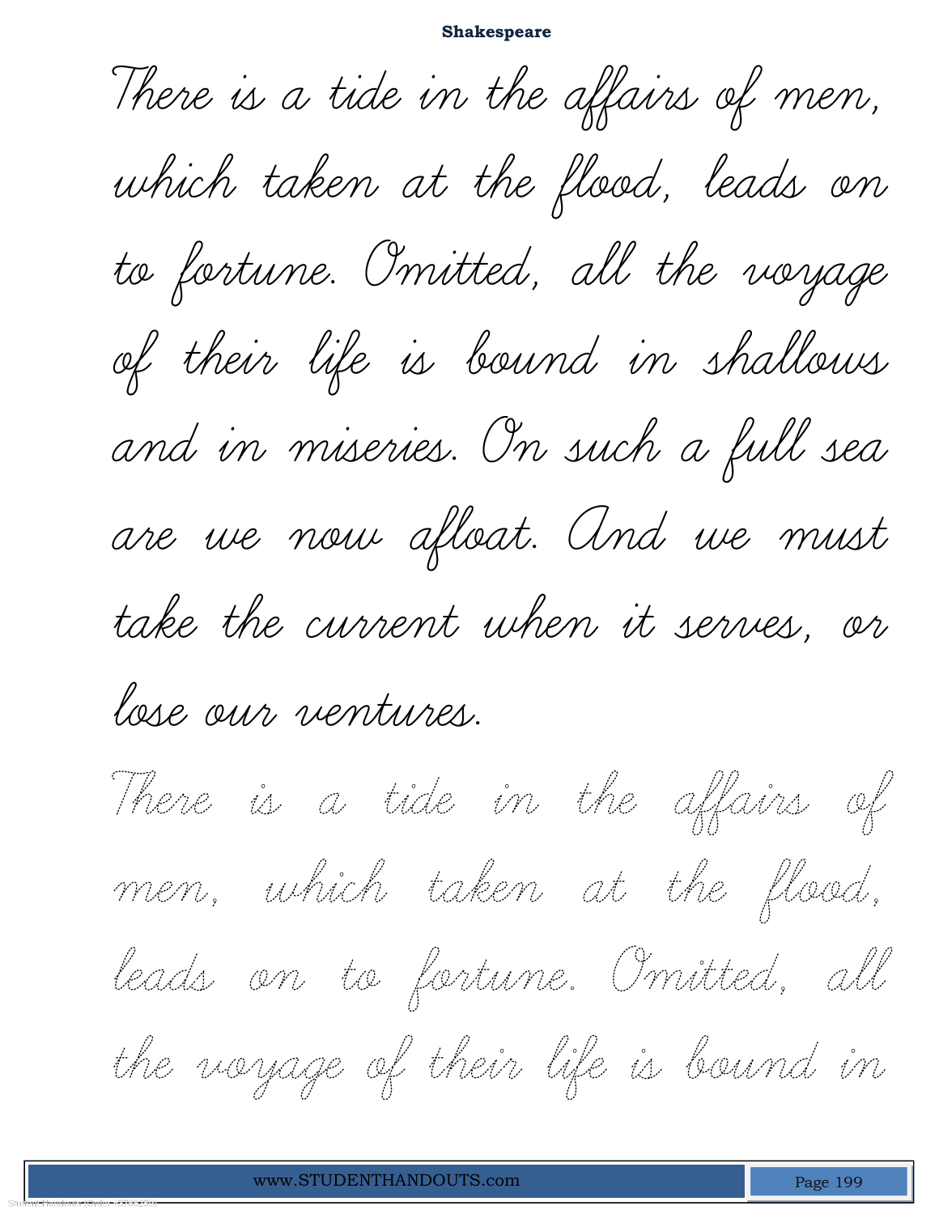**Shakespeare**

There is a tide in the affairs of men, which taken at the flood, leads on to fortune. Omitted, all the voyage of their life is bound in shallows and in miseries. On such a full sea are we now afloat. And we must take the current when it serves, or lose our ventures.

There is a tide in the affairs of men, which taken at the flood, leads on to fortune. Omitted, all the voyage of their life is bound in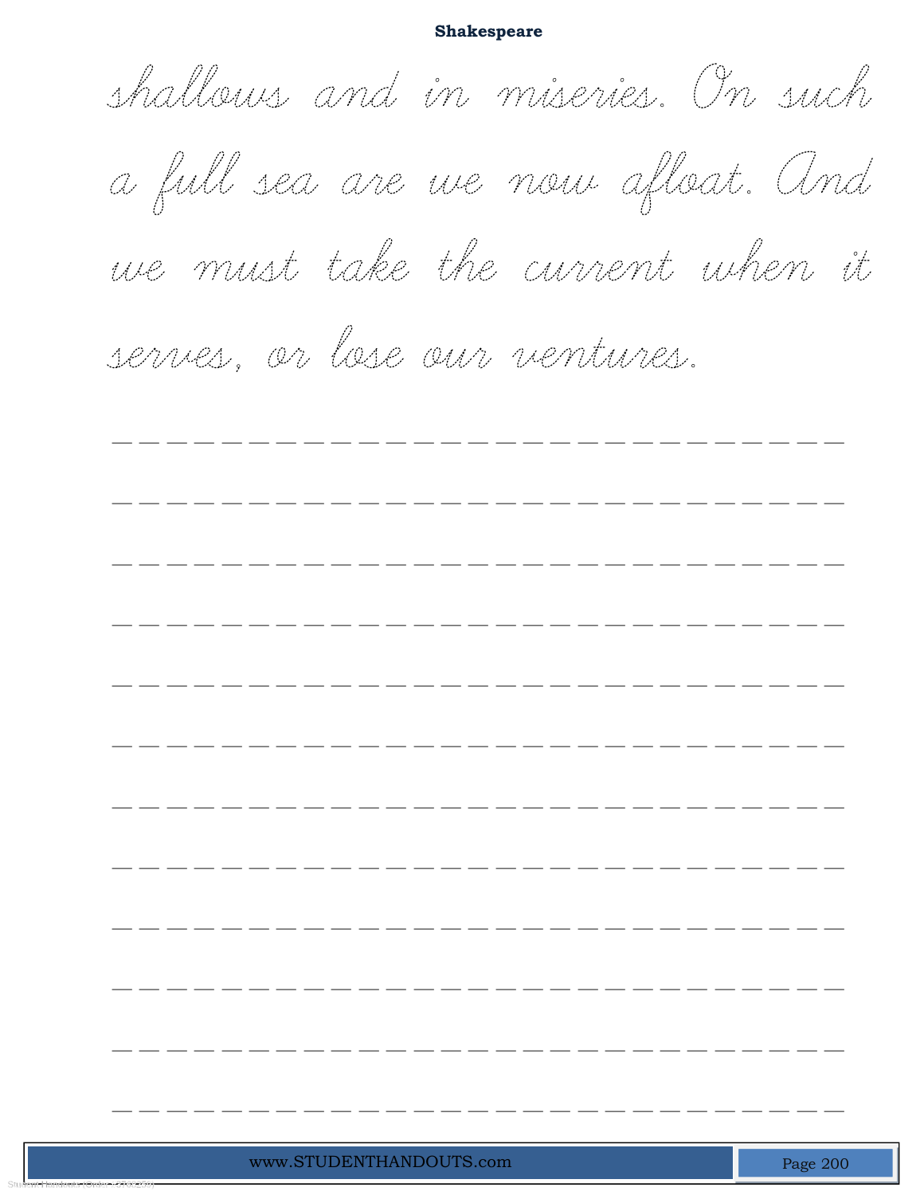**Shakespeare**

shallows and in miseries. On such a full sea are we now afloat. And we must take the current when it serves, or lose our ventures.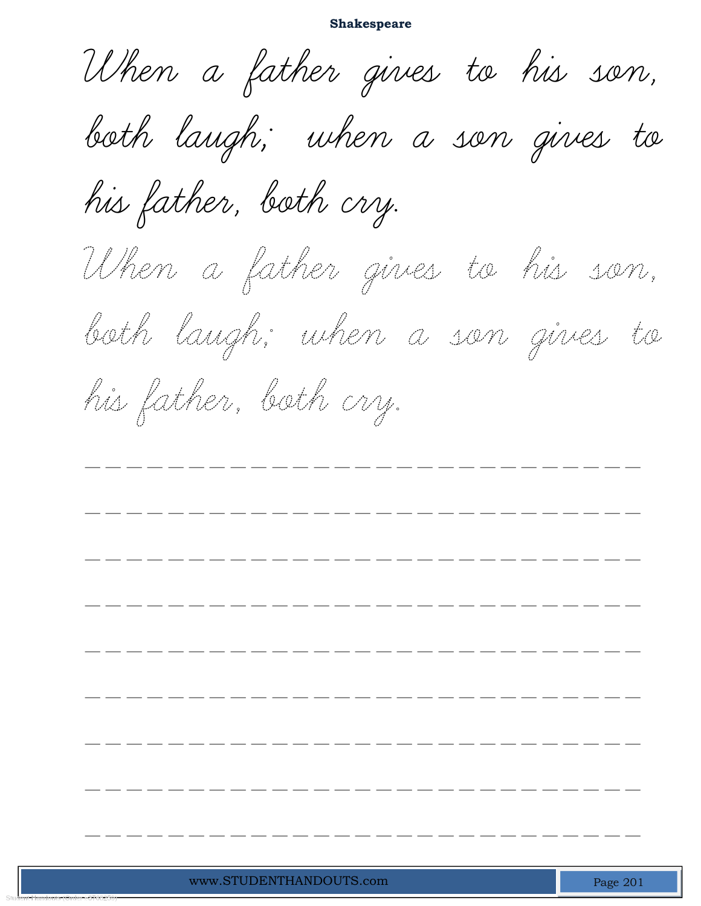# Shakespeare

When a father gives to his son, both laugh; when a son gives to his father, both cry.

When a father gives to his son, both laugh; when a son gives to his father, both cry.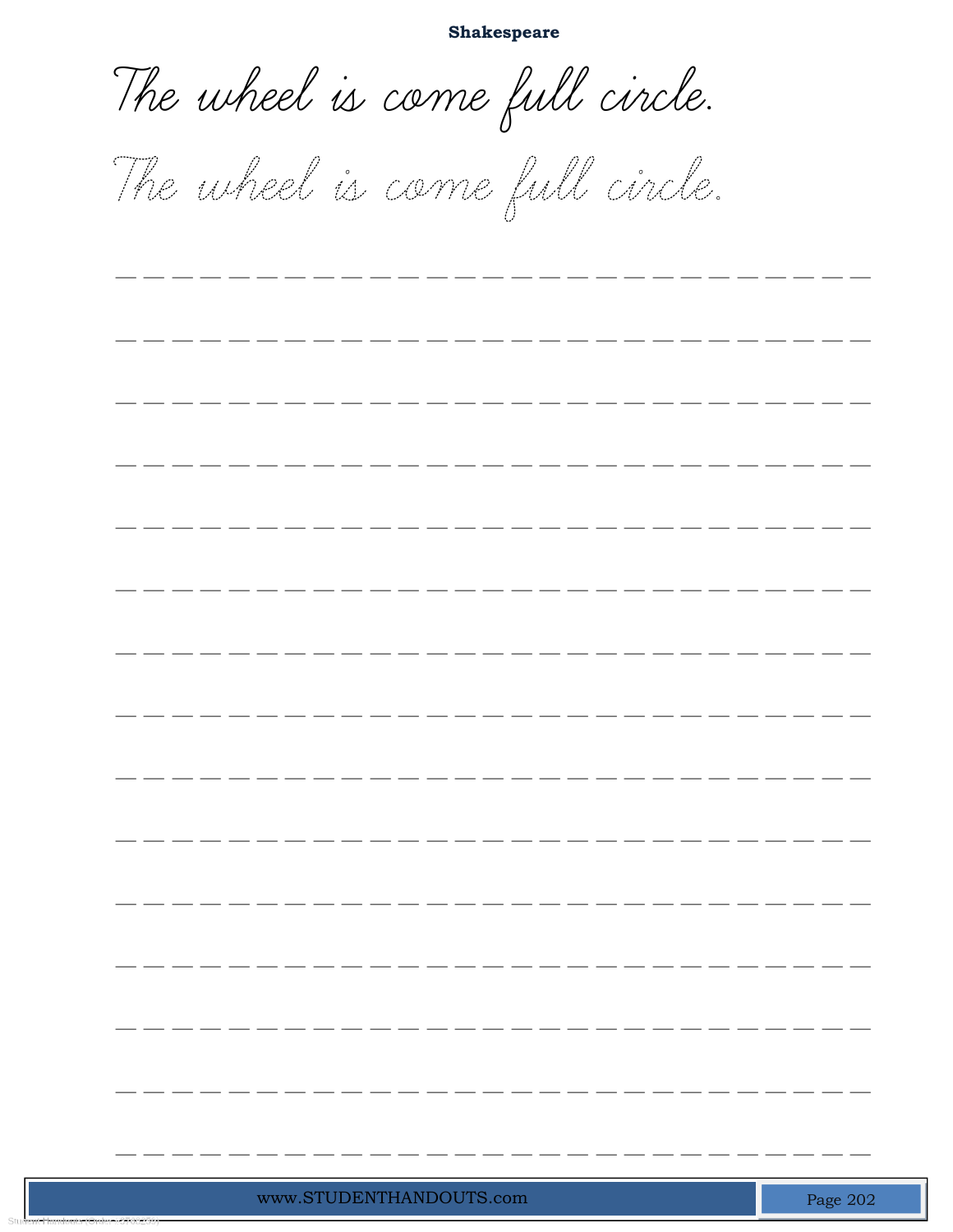**Shakespeare**

The wheel is come full circle.

The wheel is come full circle.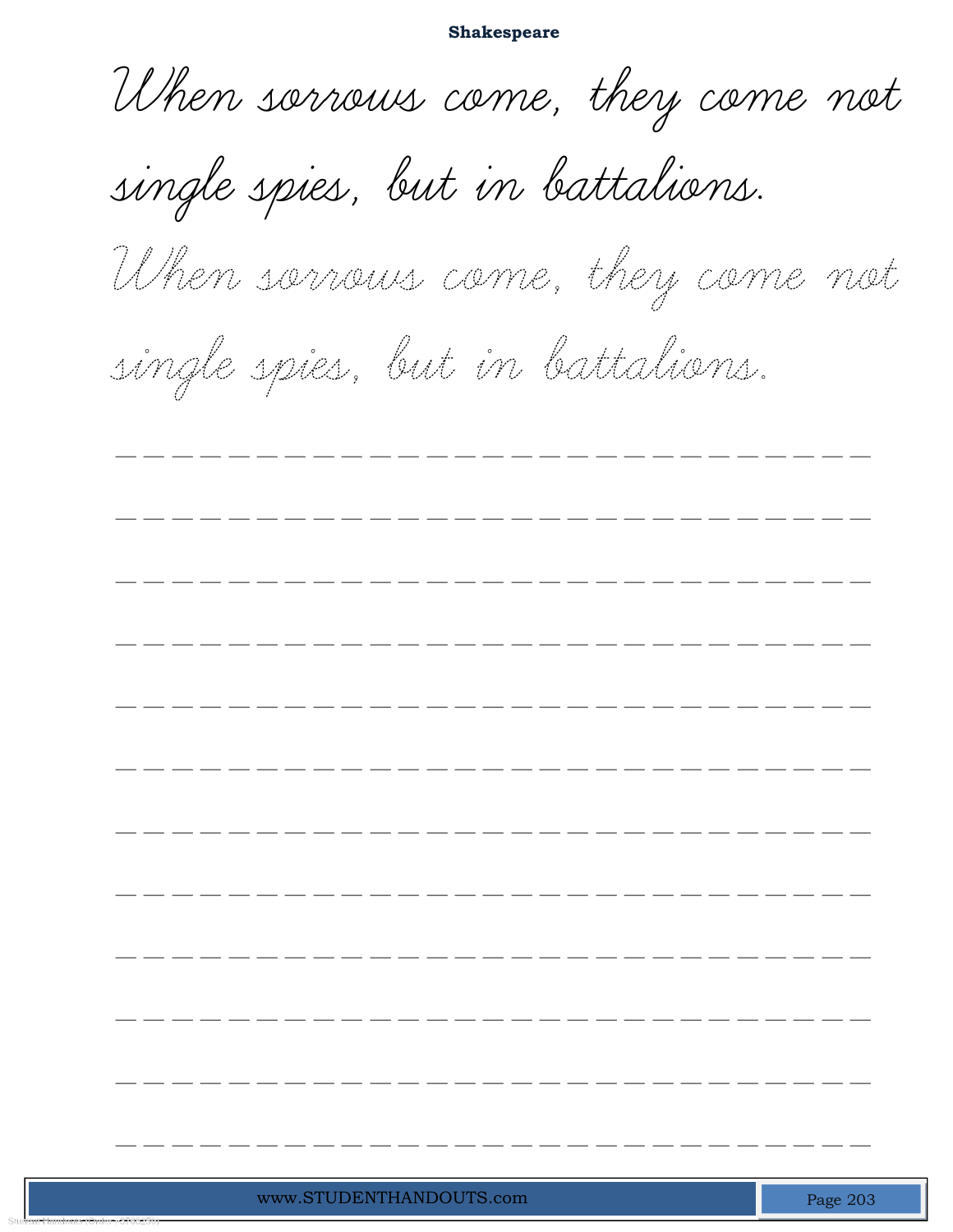**Shakespeare**

When sorrows come, they come not single spies, but in battalions.

When sorrows come, they come not single spies, but in battalions.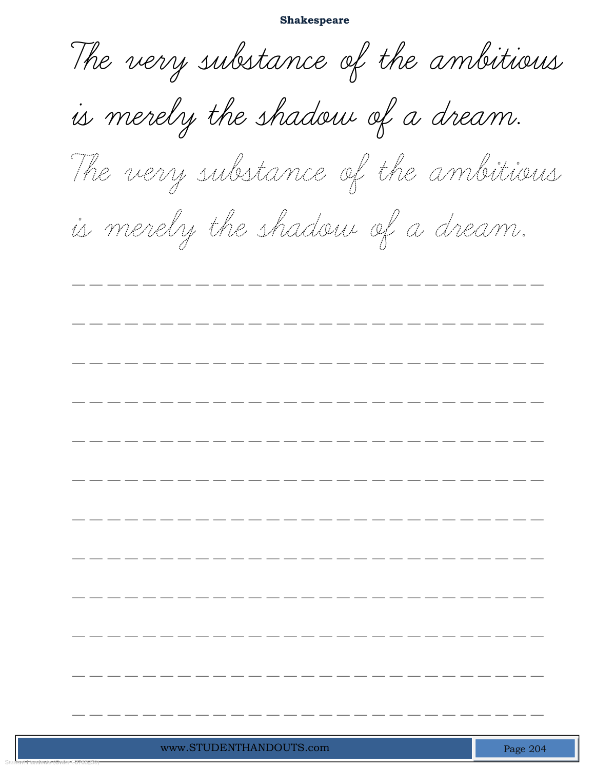**Shakespeare**

The very substance of the ambitious is merely the shadow of a dream.

The very substance of the ambitious is merely the shadow of a dream.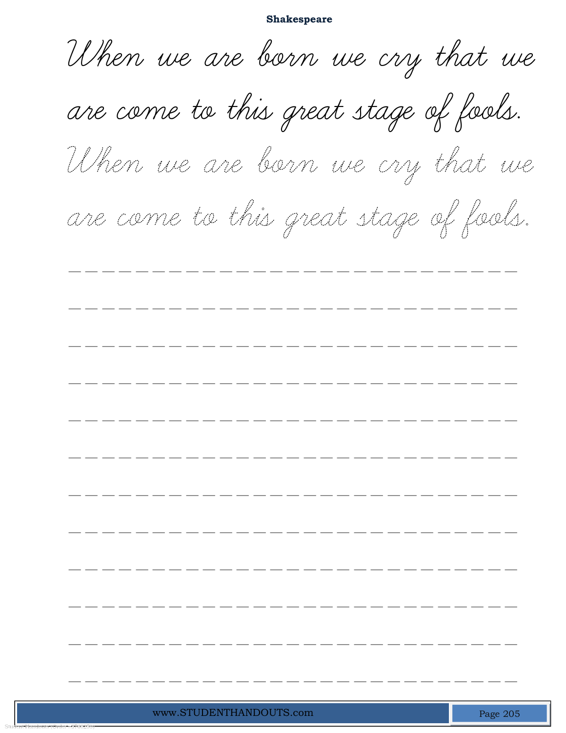**Shakespeare**

When we are born we cry that we are come to this great stage of fools.

When we are born we cry that we are come to this great stage of fools.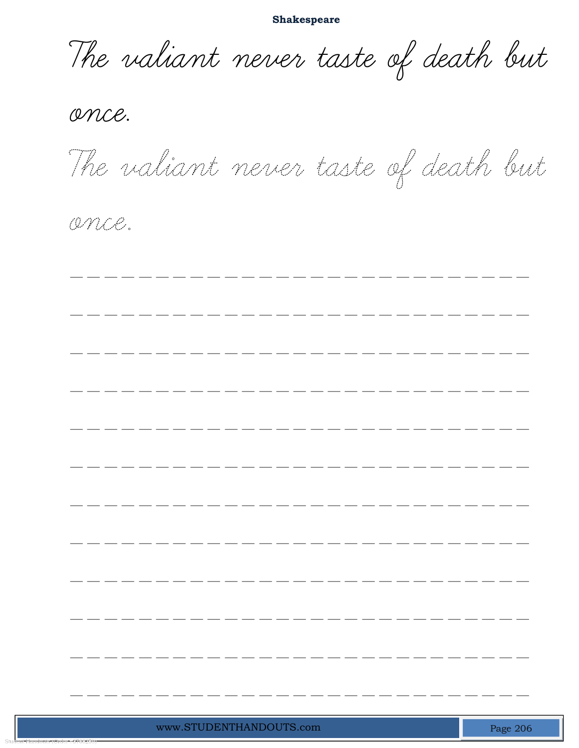**Shakespeare**

The valiant never taste of death but once.

The valiant never taste of death but once.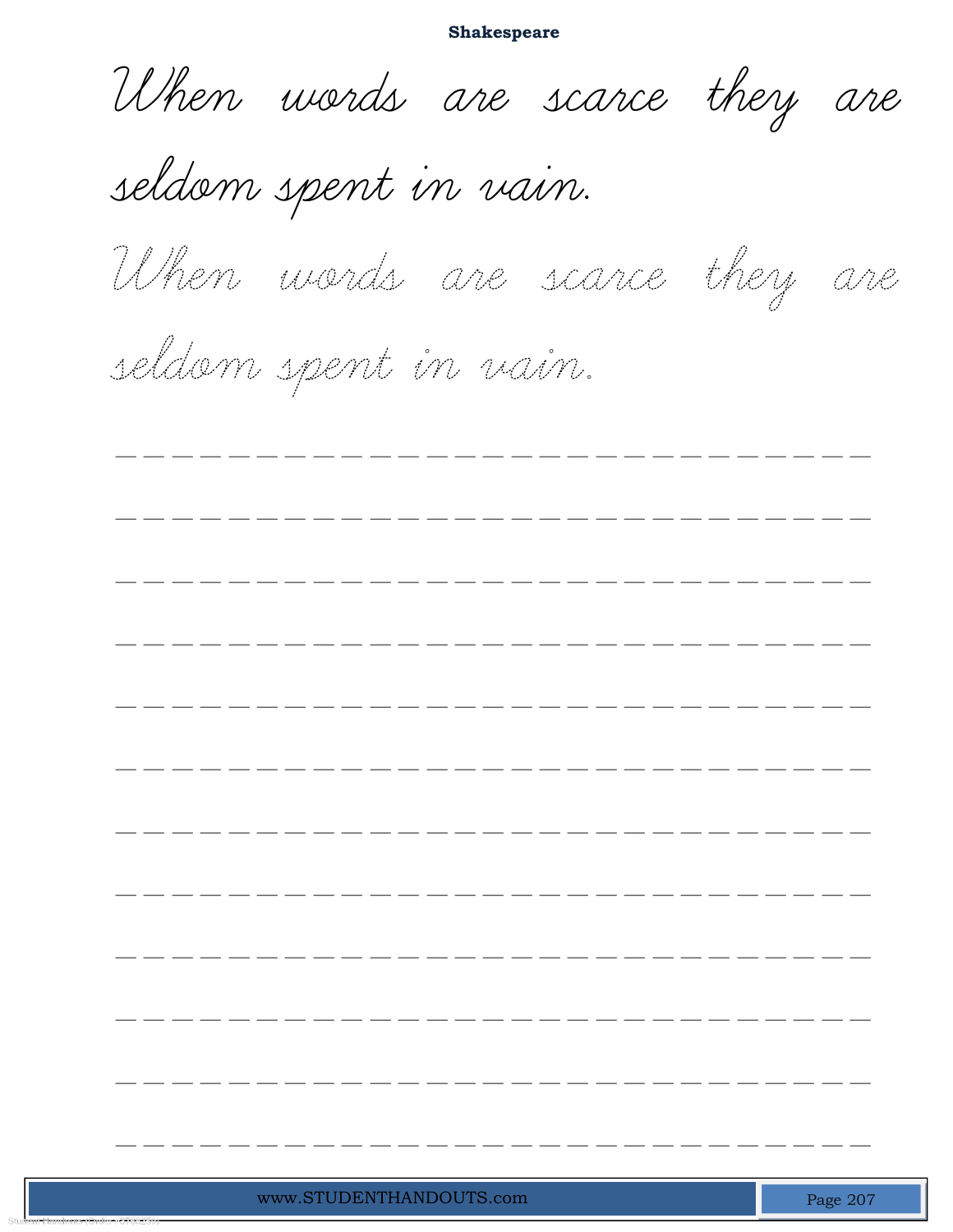**Shakespeare**

When words are scarce they are seldom spent in vain.

When words are scarce they are seldom spent in vain.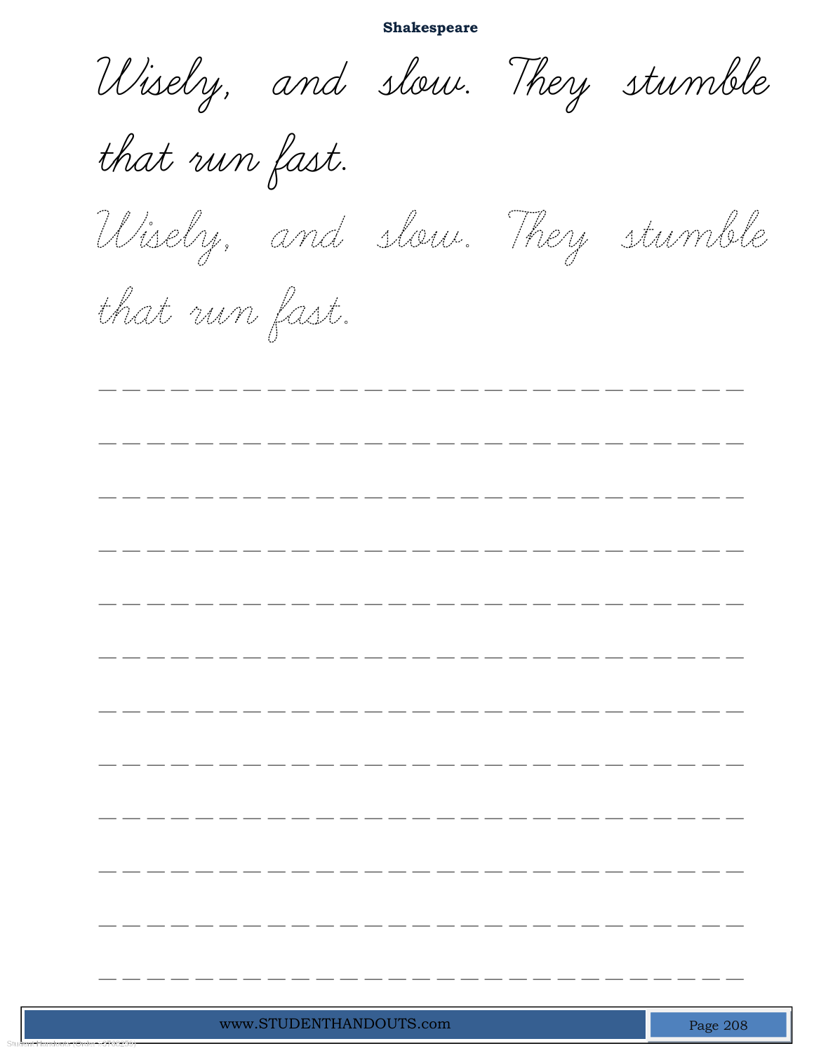**Shakespeare**

Wisely, and slow. They stumble that run fast.

Wisely, and slow. They stumble that run fast.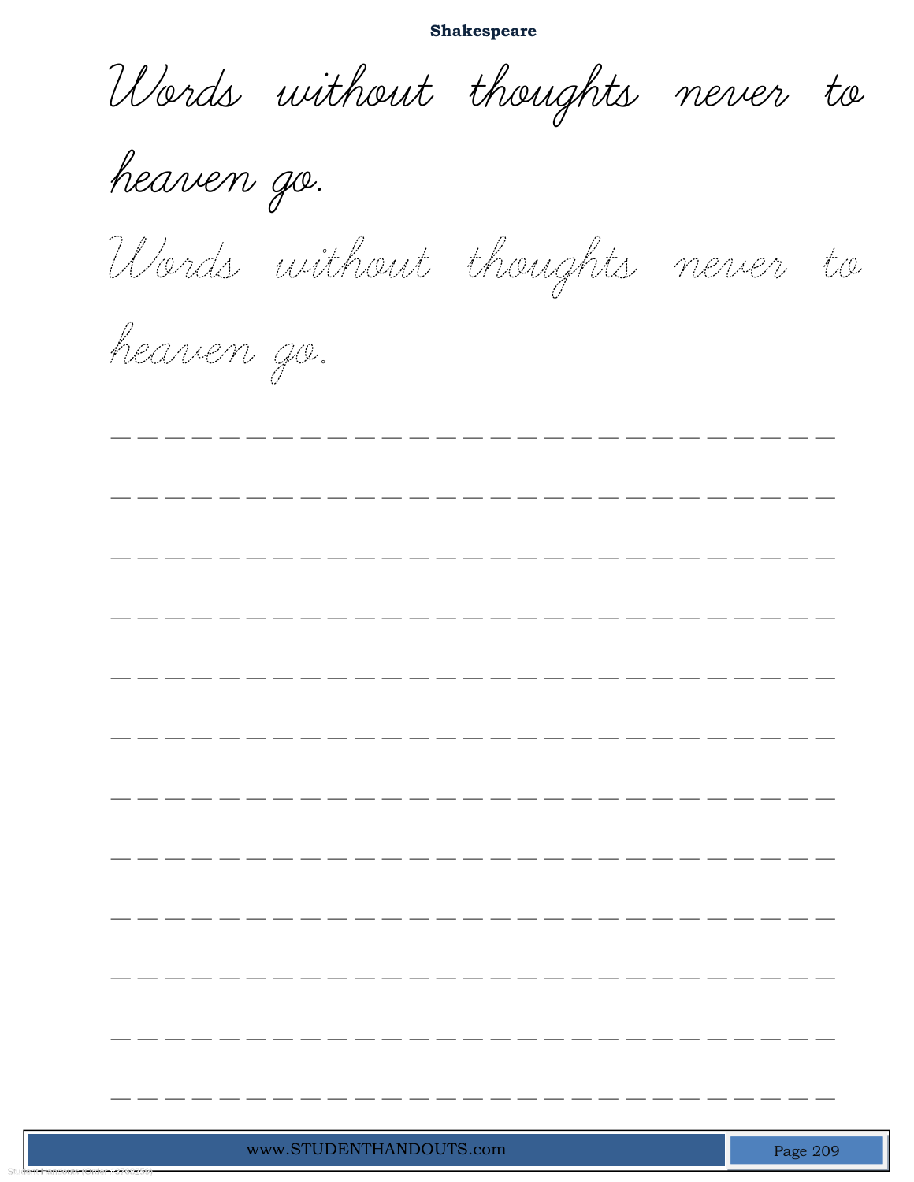**Shakespeare**

Words without thoughts never to heaven go.

Words without thoughts never to heaven go.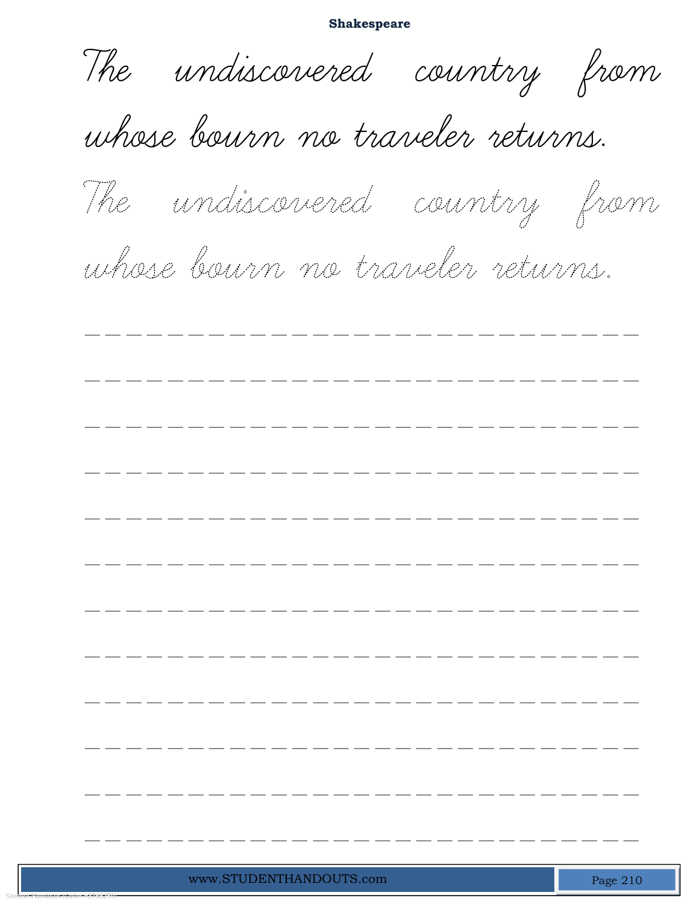**Shakespeare**

The undiscovered country from whose bourn no traveler returns.

The undiscovered country from whose bourn no traveler returns.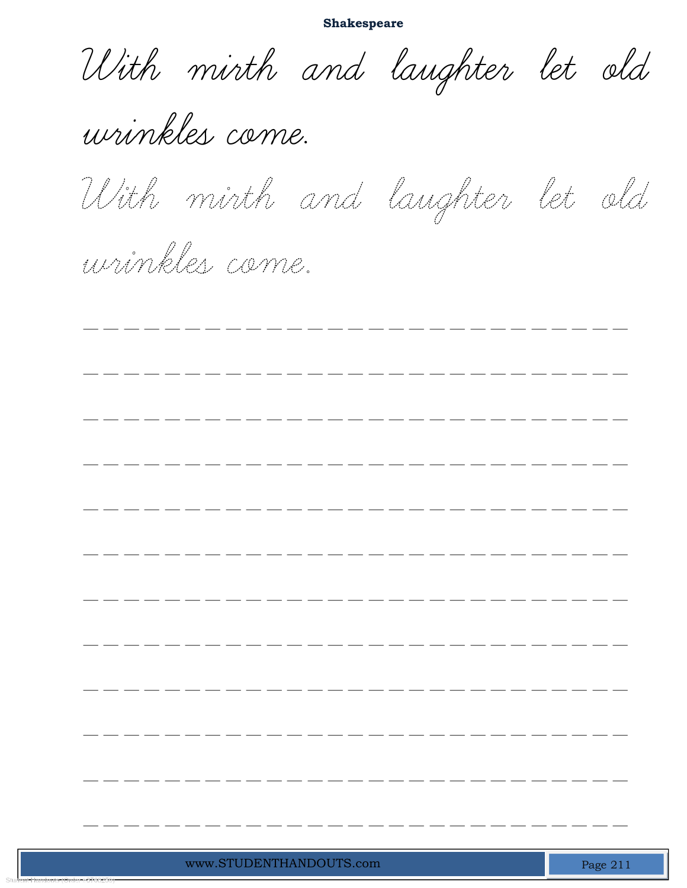**Shakespeare**

With mirth and laughter let old wrinkles come.

With mirth and laughter let old wrinkles come.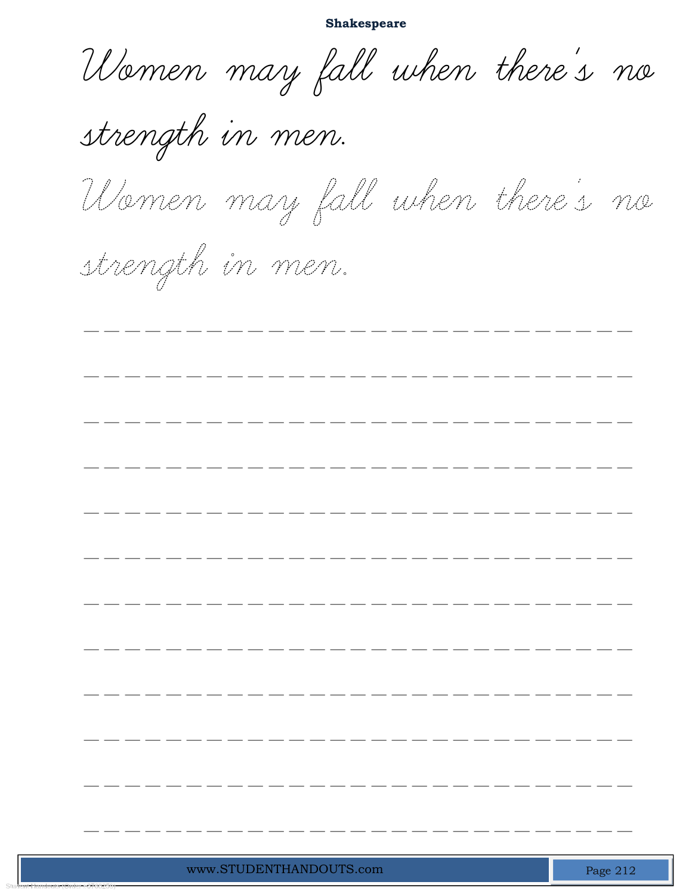**Shakespeare**

Women may fall when there's no strength in men.

Women may fall when there's no strength in men.